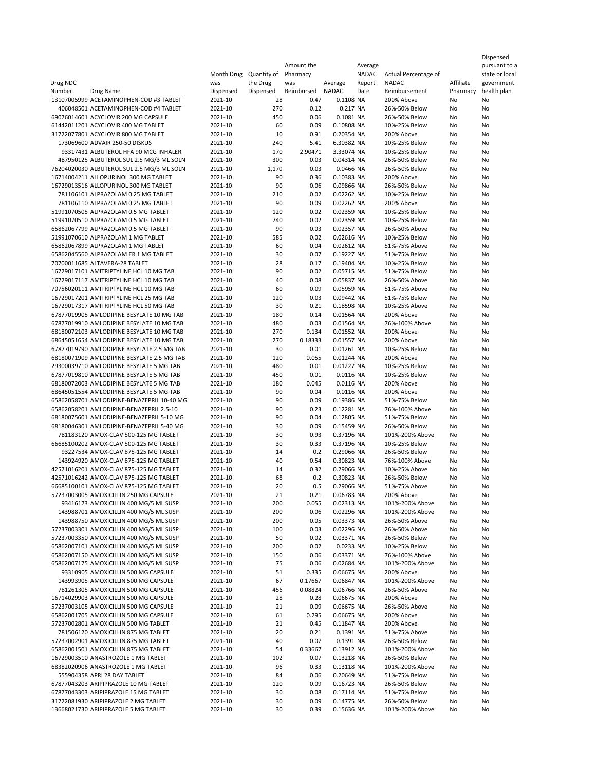| Drug NDC Number | Drug Name | Month Drug was Dispensed | Quantity of the Drug Dispensed | Amount the Pharmacy was Reimbursed | Average NADAC | Average NADAC Report Date | Actual Percentage of NADAC Reimbursement | Affiliate Pharmacy | Dispensed pursuant to a state or local government health plan |
|---|---|---|---|---|---|---|---|---|---|
| 13107005999 | ACETAMINOPHEN-COD #3 TABLET | 2021-10 | 28 | 0.47 | 0.1108 | NA | 200% Above | No | No |
| 406048501 | ACETAMINOPHEN-COD #4 TABLET | 2021-10 | 270 | 0.12 | 0.217 | NA | 26%-50% Below | No | No |
| 69076014601 | ACYCLOVIR 200 MG CAPSULE | 2021-10 | 450 | 0.06 | 0.1081 | NA | 26%-50% Below | No | No |
| 61442011201 | ACYCLOVIR 400 MG TABLET | 2021-10 | 60 | 0.09 | 0.10808 | NA | 10%-25% Below | No | No |
| 31722077801 | ACYCLOVIR 800 MG TABLET | 2021-10 | 10 | 0.91 | 0.20354 | NA | 200% Above | No | No |
| 173069600 | ADVAIR 250-50 DISKUS | 2021-10 | 240 | 5.41 | 6.30382 | NA | 10%-25% Below | No | No |
| 93317431 | ALBUTEROL HFA 90 MCG INHALER | 2021-10 | 170 | 2.90471 | 3.33074 | NA | 10%-25% Below | No | No |
| 487950125 | ALBUTEROL SUL 2.5 MG/3 ML SOLN | 2021-10 | 300 | 0.03 | 0.04314 | NA | 26%-50% Below | No | No |
| 76204020030 | ALBUTEROL SUL 2.5 MG/3 ML SOLN | 2021-10 | 1,170 | 0.03 | 0.0466 | NA | 26%-50% Below | No | No |
| 16714004211 | ALLOPURINOL 300 MG TABLET | 2021-10 | 90 | 0.36 | 0.10383 | NA | 200% Above | No | No |
| 16729013516 | ALLOPURINOL 300 MG TABLET | 2021-10 | 90 | 0.06 | 0.09866 | NA | 26%-50% Below | No | No |
| 781106101 | ALPRAZOLAM 0.25 MG TABLET | 2021-10 | 210 | 0.02 | 0.02262 | NA | 10%-25% Below | No | No |
| 781106110 | ALPRAZOLAM 0.25 MG TABLET | 2021-10 | 90 | 0.09 | 0.02262 | NA | 200% Above | No | No |
| 51991070505 | ALPRAZOLAM 0.5 MG TABLET | 2021-10 | 120 | 0.02 | 0.02359 | NA | 10%-25% Below | No | No |
| 51991070510 | ALPRAZOLAM 0.5 MG TABLET | 2021-10 | 740 | 0.02 | 0.02359 | NA | 10%-25% Below | No | No |
| 65862067799 | ALPRAZOLAM 0.5 MG TABLET | 2021-10 | 90 | 0.03 | 0.02357 | NA | 26%-50% Above | No | No |
| 51991070610 | ALPRAZOLAM 1 MG TABLET | 2021-10 | 585 | 0.02 | 0.02616 | NA | 10%-25% Below | No | No |
| 65862067899 | ALPRAZOLAM 1 MG TABLET | 2021-10 | 60 | 0.04 | 0.02612 | NA | 51%-75% Above | No | No |
| 65862045560 | ALPRAZOLAM ER 1 MG TABLET | 2021-10 | 30 | 0.07 | 0.19227 | NA | 51%-75% Below | No | No |
| 70700011685 | ALTAVERA-28 TABLET | 2021-10 | 28 | 0.17 | 0.19404 | NA | 10%-25% Below | No | No |
| 16729017101 | AMITRIPTYLINE HCL 10 MG TAB | 2021-10 | 90 | 0.02 | 0.05715 | NA | 51%-75% Below | No | No |
| 16729017117 | AMITRIPTYLINE HCL 10 MG TAB | 2021-10 | 40 | 0.08 | 0.05837 | NA | 26%-50% Above | No | No |
| 70756020111 | AMITRIPTYLINE HCL 10 MG TAB | 2021-10 | 60 | 0.09 | 0.05959 | NA | 51%-75% Above | No | No |
| 16729017201 | AMITRIPTYLINE HCL 25 MG TAB | 2021-10 | 120 | 0.03 | 0.09442 | NA | 51%-75% Below | No | No |
| 16729017317 | AMITRIPTYLINE HCL 50 MG TAB | 2021-10 | 30 | 0.21 | 0.18598 | NA | 10%-25% Above | No | No |
| 67877019905 | AMLODIPINE BESYLATE 10 MG TAB | 2021-10 | 180 | 0.14 | 0.01564 | NA | 200% Above | No | No |
| 67877019910 | AMLODIPINE BESYLATE 10 MG TAB | 2021-10 | 480 | 0.03 | 0.01564 | NA | 76%-100% Above | No | No |
| 68180072103 | AMLODIPINE BESYLATE 10 MG TAB | 2021-10 | 270 | 0.134 | 0.01552 | NA | 200% Above | No | No |
| 68645051654 | AMLODIPINE BESYLATE 10 MG TAB | 2021-10 | 270 | 0.18333 | 0.01557 | NA | 200% Above | No | No |
| 67877019790 | AMLODIPINE BESYLATE 2.5 MG TAB | 2021-10 | 30 | 0.01 | 0.01261 | NA | 10%-25% Below | No | No |
| 68180071909 | AMLODIPINE BESYLATE 2.5 MG TAB | 2021-10 | 120 | 0.055 | 0.01244 | NA | 200% Above | No | No |
| 29300039710 | AMLODIPINE BESYLATE 5 MG TAB | 2021-10 | 480 | 0.01 | 0.01227 | NA | 10%-25% Below | No | No |
| 67877019810 | AMLODIPINE BESYLATE 5 MG TAB | 2021-10 | 450 | 0.01 | 0.0116 | NA | 10%-25% Below | No | No |
| 68180072003 | AMLODIPINE BESYLATE 5 MG TAB | 2021-10 | 180 | 0.045 | 0.0116 | NA | 200% Above | No | No |
| 68645051554 | AMLODIPINE BESYLATE 5 MG TAB | 2021-10 | 90 | 0.04 | 0.0116 | NA | 200% Above | No | No |
| 65862058701 | AMLODIPINE-BENAZEPRIL 10-40 MG | 2021-10 | 90 | 0.09 | 0.19386 | NA | 51%-75% Below | No | No |
| 65862058201 | AMLODIPINE-BENAZEPRIL 2.5-10 | 2021-10 | 90 | 0.23 | 0.12281 | NA | 76%-100% Above | No | No |
| 68180075601 | AMLODIPINE-BENAZEPRIL 5-10 MG | 2021-10 | 90 | 0.04 | 0.12805 | NA | 51%-75% Below | No | No |
| 68180046301 | AMLODIPINE-BENAZEPRIL 5-40 MG | 2021-10 | 30 | 0.09 | 0.15459 | NA | 26%-50% Below | No | No |
| 781183120 | AMOX-CLAV 500-125 MG TABLET | 2021-10 | 30 | 0.93 | 0.37196 | NA | 101%-200% Above | No | No |
| 66685100202 | AMOX-CLAV 500-125 MG TABLET | 2021-10 | 30 | 0.33 | 0.37196 | NA | 10%-25% Below | No | No |
| 93227534 | AMOX-CLAV 875-125 MG TABLET | 2021-10 | 14 | 0.2 | 0.29066 | NA | 26%-50% Below | No | No |
| 143924920 | AMOX-CLAV 875-125 MG TABLET | 2021-10 | 40 | 0.54 | 0.30823 | NA | 76%-100% Above | No | No |
| 42571016201 | AMOX-CLAV 875-125 MG TABLET | 2021-10 | 14 | 0.32 | 0.29066 | NA | 10%-25% Above | No | No |
| 42571016242 | AMOX-CLAV 875-125 MG TABLET | 2021-10 | 68 | 0.2 | 0.30823 | NA | 26%-50% Below | No | No |
| 66685100101 | AMOX-CLAV 875-125 MG TABLET | 2021-10 | 20 | 0.5 | 0.29066 | NA | 51%-75% Above | No | No |
| 57237003005 | AMOXICILLIN 250 MG CAPSULE | 2021-10 | 21 | 0.21 | 0.06783 | NA | 200% Above | No | No |
| 93416173 | AMOXICILLIN 400 MG/5 ML SUSP | 2021-10 | 200 | 0.055 | 0.02313 | NA | 101%-200% Above | No | No |
| 143988701 | AMOXICILLIN 400 MG/5 ML SUSP | 2021-10 | 200 | 0.06 | 0.02296 | NA | 101%-200% Above | No | No |
| 143988750 | AMOXICILLIN 400 MG/5 ML SUSP | 2021-10 | 200 | 0.05 | 0.03373 | NA | 26%-50% Above | No | No |
| 57237003301 | AMOXICILLIN 400 MG/5 ML SUSP | 2021-10 | 100 | 0.03 | 0.02296 | NA | 26%-50% Above | No | No |
| 57237003350 | AMOXICILLIN 400 MG/5 ML SUSP | 2021-10 | 50 | 0.02 | 0.03371 | NA | 26%-50% Below | No | No |
| 65862007101 | AMOXICILLIN 400 MG/5 ML SUSP | 2021-10 | 200 | 0.02 | 0.0233 | NA | 10%-25% Below | No | No |
| 65862007150 | AMOXICILLIN 400 MG/5 ML SUSP | 2021-10 | 150 | 0.06 | 0.03371 | NA | 76%-100% Above | No | No |
| 65862007175 | AMOXICILLIN 400 MG/5 ML SUSP | 2021-10 | 75 | 0.06 | 0.02684 | NA | 101%-200% Above | No | No |
| 93310905 | AMOXICILLIN 500 MG CAPSULE | 2021-10 | 51 | 0.335 | 0.06675 | NA | 200% Above | No | No |
| 143993905 | AMOXICILLIN 500 MG CAPSULE | 2021-10 | 67 | 0.17667 | 0.06847 | NA | 101%-200% Above | No | No |
| 781261305 | AMOXICILLIN 500 MG CAPSULE | 2021-10 | 456 | 0.08824 | 0.06766 | NA | 26%-50% Above | No | No |
| 16714029903 | AMOXICILLIN 500 MG CAPSULE | 2021-10 | 28 | 0.28 | 0.06675 | NA | 200% Above | No | No |
| 57237003105 | AMOXICILLIN 500 MG CAPSULE | 2021-10 | 21 | 0.09 | 0.06675 | NA | 26%-50% Above | No | No |
| 65862001705 | AMOXICILLIN 500 MG CAPSULE | 2021-10 | 61 | 0.295 | 0.06675 | NA | 200% Above | No | No |
| 57237002801 | AMOXICILLIN 500 MG TABLET | 2021-10 | 21 | 0.45 | 0.11847 | NA | 200% Above | No | No |
| 781506120 | AMOXICILLIN 875 MG TABLET | 2021-10 | 20 | 0.21 | 0.1391 | NA | 51%-75% Above | No | No |
| 57237002901 | AMOXICILLIN 875 MG TABLET | 2021-10 | 40 | 0.07 | 0.1391 | NA | 26%-50% Below | No | No |
| 65862001501 | AMOXICILLIN 875 MG TABLET | 2021-10 | 54 | 0.33667 | 0.13912 | NA | 101%-200% Above | No | No |
| 16729003510 | ANASTROZOLE 1 MG TABLET | 2021-10 | 102 | 0.07 | 0.13218 | NA | 26%-50% Below | No | No |
| 68382020906 | ANASTROZOLE 1 MG TABLET | 2021-10 | 96 | 0.33 | 0.13118 | NA | 101%-200% Above | No | No |
| 555904358 | APRI 28 DAY TABLET | 2021-10 | 84 | 0.06 | 0.20649 | NA | 51%-75% Below | No | No |
| 67877043203 | ARIPIPRAZOLE 10 MG TABLET | 2021-10 | 120 | 0.09 | 0.16723 | NA | 26%-50% Below | No | No |
| 67877043303 | ARIPIPRAZOLE 15 MG TABLET | 2021-10 | 30 | 0.08 | 0.17114 | NA | 51%-75% Below | No | No |
| 31722081930 | ARIPIPRAZOLE 2 MG TABLET | 2021-10 | 30 | 0.09 | 0.14775 | NA | 26%-50% Below | No | No |
| 13668021730 | ARIPIPRAZOLE 5 MG TABLET | 2021-10 | 30 | 0.39 | 0.15636 | NA | 101%-200% Above | No | No |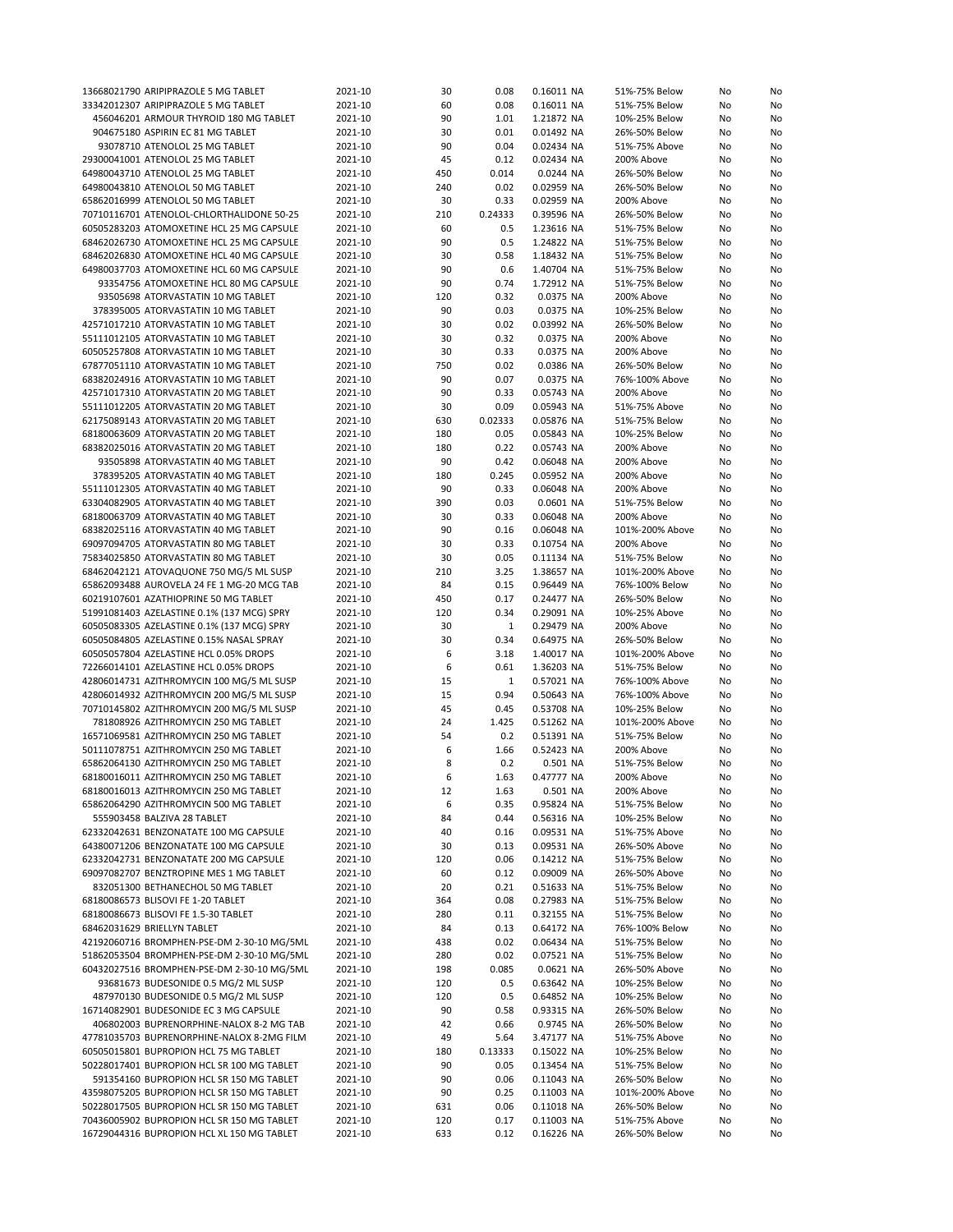| | | | | | | | | |
|---|---|---|---|---|---|---|---|---|
| 13668021790 | ARIPIPRAZOLE 5 MG TABLET | 2021-10 | 30 | 0.08 | 0.16011 NA | 51%-75% Below | No | No |
| 33342012307 | ARIPIPRAZOLE 5 MG TABLET | 2021-10 | 60 | 0.08 | 0.16011 NA | 51%-75% Below | No | No |
| 456046201 | ARMOUR THYROID 180 MG TABLET | 2021-10 | 90 | 1.01 | 1.21872 NA | 10%-25% Below | No | No |
| 904675180 | ASPIRIN EC 81 MG TABLET | 2021-10 | 30 | 0.01 | 0.01492 NA | 26%-50% Below | No | No |
| 93078710 | ATENOLOL 25 MG TABLET | 2021-10 | 90 | 0.04 | 0.02434 NA | 51%-75% Above | No | No |
| 29300041001 | ATENOLOL 25 MG TABLET | 2021-10 | 45 | 0.12 | 0.02434 NA | 200% Above | No | No |
| 64980043710 | ATENOLOL 25 MG TABLET | 2021-10 | 450 | 0.014 | 0.0244 NA | 26%-50% Below | No | No |
| 64980043810 | ATENOLOL 50 MG TABLET | 2021-10 | 240 | 0.02 | 0.02959 NA | 26%-50% Below | No | No |
| 65862016999 | ATENOLOL 50 MG TABLET | 2021-10 | 30 | 0.33 | 0.02959 NA | 200% Above | No | No |
| 70710116701 | ATENOLOL-CHLORTHALIDONE 50-25 | 2021-10 | 210 | 0.24333 | 0.39596 NA | 26%-50% Below | No | No |
| 60505283203 | ATOMOXETINE HCL 25 MG CAPSULE | 2021-10 | 60 | 0.5 | 1.23616 NA | 51%-75% Below | No | No |
| 68462026730 | ATOMOXETINE HCL 25 MG CAPSULE | 2021-10 | 90 | 0.5 | 1.24822 NA | 51%-75% Below | No | No |
| 68462026830 | ATOMOXETINE HCL 40 MG CAPSULE | 2021-10 | 30 | 0.58 | 1.18432 NA | 51%-75% Below | No | No |
| 64980037703 | ATOMOXETINE HCL 60 MG CAPSULE | 2021-10 | 90 | 0.6 | 1.40704 NA | 51%-75% Below | No | No |
| 93354756 | ATOMOXETINE HCL 80 MG CAPSULE | 2021-10 | 90 | 0.74 | 1.72912 NA | 51%-75% Below | No | No |
| 93505698 | ATORVASTATIN 10 MG TABLET | 2021-10 | 120 | 0.32 | 0.0375 NA | 200% Above | No | No |
| 378395005 | ATORVASTATIN 10 MG TABLET | 2021-10 | 90 | 0.03 | 0.0375 NA | 10%-25% Below | No | No |
| 42571017210 | ATORVASTATIN 10 MG TABLET | 2021-10 | 30 | 0.02 | 0.03992 NA | 26%-50% Below | No | No |
| 55111012105 | ATORVASTATIN 10 MG TABLET | 2021-10 | 30 | 0.32 | 0.0375 NA | 200% Above | No | No |
| 60505257808 | ATORVASTATIN 10 MG TABLET | 2021-10 | 30 | 0.33 | 0.0375 NA | 200% Above | No | No |
| 67877051110 | ATORVASTATIN 10 MG TABLET | 2021-10 | 750 | 0.02 | 0.0386 NA | 26%-50% Below | No | No |
| 68382024916 | ATORVASTATIN 10 MG TABLET | 2021-10 | 90 | 0.07 | 0.0375 NA | 76%-100% Above | No | No |
| 42571017310 | ATORVASTATIN 20 MG TABLET | 2021-10 | 90 | 0.33 | 0.05743 NA | 200% Above | No | No |
| 55111012205 | ATORVASTATIN 20 MG TABLET | 2021-10 | 30 | 0.09 | 0.05943 NA | 51%-75% Above | No | No |
| 62175089143 | ATORVASTATIN 20 MG TABLET | 2021-10 | 630 | 0.02333 | 0.05876 NA | 51%-75% Below | No | No |
| 68180063609 | ATORVASTATIN 20 MG TABLET | 2021-10 | 180 | 0.05 | 0.05843 NA | 10%-25% Below | No | No |
| 68382025016 | ATORVASTATIN 20 MG TABLET | 2021-10 | 180 | 0.22 | 0.05743 NA | 200% Above | No | No |
| 93505898 | ATORVASTATIN 40 MG TABLET | 2021-10 | 90 | 0.42 | 0.06048 NA | 200% Above | No | No |
| 378395205 | ATORVASTATIN 40 MG TABLET | 2021-10 | 180 | 0.245 | 0.05952 NA | 200% Above | No | No |
| 55111012305 | ATORVASTATIN 40 MG TABLET | 2021-10 | 90 | 0.33 | 0.06048 NA | 200% Above | No | No |
| 63304082905 | ATORVASTATIN 40 MG TABLET | 2021-10 | 390 | 0.03 | 0.0601 NA | 51%-75% Below | No | No |
| 68180063709 | ATORVASTATIN 40 MG TABLET | 2021-10 | 30 | 0.33 | 0.06048 NA | 200% Above | No | No |
| 68382025116 | ATORVASTATIN 40 MG TABLET | 2021-10 | 90 | 0.16 | 0.06048 NA | 101%-200% Above | No | No |
| 69097094705 | ATORVASTATIN 80 MG TABLET | 2021-10 | 30 | 0.33 | 0.10754 NA | 200% Above | No | No |
| 75834025850 | ATORVASTATIN 80 MG TABLET | 2021-10 | 30 | 0.05 | 0.11134 NA | 51%-75% Below | No | No |
| 68462042121 | ATOVAQUONE 750 MG/5 ML SUSP | 2021-10 | 210 | 3.25 | 1.38657 NA | 101%-200% Above | No | No |
| 65862093488 | AUROVELA 24 FE 1 MG-20 MCG TAB | 2021-10 | 84 | 0.15 | 0.96449 NA | 76%-100% Below | No | No |
| 60219107601 | AZATHIOPRINE 50 MG TABLET | 2021-10 | 450 | 0.17 | 0.24477 NA | 26%-50% Below | No | No |
| 51991081403 | AZELASTINE 0.1% (137 MCG) SPRY | 2021-10 | 120 | 0.34 | 0.29091 NA | 10%-25% Above | No | No |
| 60505083305 | AZELASTINE 0.1% (137 MCG) SPRY | 2021-10 | 30 | 1 | 0.29479 NA | 200% Above | No | No |
| 60505084805 | AZELASTINE 0.15% NASAL SPRAY | 2021-10 | 30 | 0.34 | 0.64975 NA | 26%-50% Below | No | No |
| 60505057804 | AZELASTINE HCL 0.05% DROPS | 2021-10 | 6 | 3.18 | 1.40017 NA | 101%-200% Above | No | No |
| 72266014101 | AZELASTINE HCL 0.05% DROPS | 2021-10 | 6 | 0.61 | 1.36203 NA | 51%-75% Below | No | No |
| 42806014731 | AZITHROMYCIN 100 MG/5 ML SUSP | 2021-10 | 15 | 1 | 0.57021 NA | 76%-100% Above | No | No |
| 42806014932 | AZITHROMYCIN 200 MG/5 ML SUSP | 2021-10 | 15 | 0.94 | 0.50643 NA | 76%-100% Above | No | No |
| 70710145802 | AZITHROMYCIN 200 MG/5 ML SUSP | 2021-10 | 45 | 0.45 | 0.53708 NA | 10%-25% Below | No | No |
| 781808926 | AZITHROMYCIN 250 MG TABLET | 2021-10 | 24 | 1.425 | 0.51262 NA | 101%-200% Above | No | No |
| 16571069581 | AZITHROMYCIN 250 MG TABLET | 2021-10 | 54 | 0.2 | 0.51391 NA | 51%-75% Below | No | No |
| 50111078751 | AZITHROMYCIN 250 MG TABLET | 2021-10 | 6 | 1.66 | 0.52423 NA | 200% Above | No | No |
| 65862064130 | AZITHROMYCIN 250 MG TABLET | 2021-10 | 8 | 0.2 | 0.501 NA | 51%-75% Below | No | No |
| 68180016011 | AZITHROMYCIN 250 MG TABLET | 2021-10 | 6 | 1.63 | 0.47777 NA | 200% Above | No | No |
| 68180016013 | AZITHROMYCIN 250 MG TABLET | 2021-10 | 12 | 1.63 | 0.501 NA | 200% Above | No | No |
| 65862064290 | AZITHROMYCIN 500 MG TABLET | 2021-10 | 6 | 0.35 | 0.95824 NA | 51%-75% Below | No | No |
| 555903458 | BALZIVA 28 TABLET | 2021-10 | 84 | 0.44 | 0.56316 NA | 10%-25% Below | No | No |
| 62332042631 | BENZONATATE 100 MG CAPSULE | 2021-10 | 40 | 0.16 | 0.09531 NA | 51%-75% Above | No | No |
| 64380071206 | BENZONATATE 100 MG CAPSULE | 2021-10 | 30 | 0.13 | 0.09531 NA | 26%-50% Above | No | No |
| 62332042731 | BENZONATATE 200 MG CAPSULE | 2021-10 | 120 | 0.06 | 0.14212 NA | 51%-75% Below | No | No |
| 69097082707 | BENZTROPINE MES 1 MG TABLET | 2021-10 | 60 | 0.12 | 0.09009 NA | 26%-50% Above | No | No |
| 832051300 | BETHANECHOL 50 MG TABLET | 2021-10 | 20 | 0.21 | 0.51633 NA | 51%-75% Below | No | No |
| 68180086573 | BLISOVI FE 1-20 TABLET | 2021-10 | 364 | 0.08 | 0.27983 NA | 51%-75% Below | No | No |
| 68180086673 | BLISOVI FE 1.5-30 TABLET | 2021-10 | 280 | 0.11 | 0.32155 NA | 51%-75% Below | No | No |
| 68462031629 | BRIELLYN TABLET | 2021-10 | 84 | 0.13 | 0.64172 NA | 76%-100% Below | No | No |
| 42192060716 | BROMPHEN-PSE-DM 2-30-10 MG/5ML | 2021-10 | 438 | 0.02 | 0.06434 NA | 51%-75% Below | No | No |
| 51862053504 | BROMPHEN-PSE-DM 2-30-10 MG/5ML | 2021-10 | 280 | 0.02 | 0.07521 NA | 51%-75% Below | No | No |
| 60432027516 | BROMPHEN-PSE-DM 2-30-10 MG/5ML | 2021-10 | 198 | 0.085 | 0.0621 NA | 26%-50% Above | No | No |
| 93681673 | BUDESONIDE 0.5 MG/2 ML SUSP | 2021-10 | 120 | 0.5 | 0.63642 NA | 10%-25% Below | No | No |
| 487970130 | BUDESONIDE 0.5 MG/2 ML SUSP | 2021-10 | 120 | 0.5 | 0.64852 NA | 10%-25% Below | No | No |
| 16714082901 | BUDESONIDE EC 3 MG CAPSULE | 2021-10 | 90 | 0.58 | 0.93315 NA | 26%-50% Below | No | No |
| 406802003 | BUPRENORPHINE-NALOX 8-2 MG TAB | 2021-10 | 42 | 0.66 | 0.9745 NA | 26%-50% Below | No | No |
| 47781035703 | BUPRENORPHINE-NALOX 8-2MG FILM | 2021-10 | 49 | 5.64 | 3.47177 NA | 51%-75% Above | No | No |
| 60505015801 | BUPROPION HCL 75 MG TABLET | 2021-10 | 180 | 0.13333 | 0.15022 NA | 10%-25% Below | No | No |
| 50228017401 | BUPROPION HCL SR 100 MG TABLET | 2021-10 | 90 | 0.05 | 0.13454 NA | 51%-75% Below | No | No |
| 591354160 | BUPROPION HCL SR 150 MG TABLET | 2021-10 | 90 | 0.06 | 0.11043 NA | 26%-50% Below | No | No |
| 43598075205 | BUPROPION HCL SR 150 MG TABLET | 2021-10 | 90 | 0.25 | 0.11003 NA | 101%-200% Above | No | No |
| 50228017505 | BUPROPION HCL SR 150 MG TABLET | 2021-10 | 631 | 0.06 | 0.11018 NA | 26%-50% Below | No | No |
| 70436005902 | BUPROPION HCL SR 150 MG TABLET | 2021-10 | 120 | 0.17 | 0.11003 NA | 51%-75% Above | No | No |
| 16729044316 | BUPROPION HCL XL 150 MG TABLET | 2021-10 | 633 | 0.12 | 0.16226 NA | 26%-50% Below | No | No |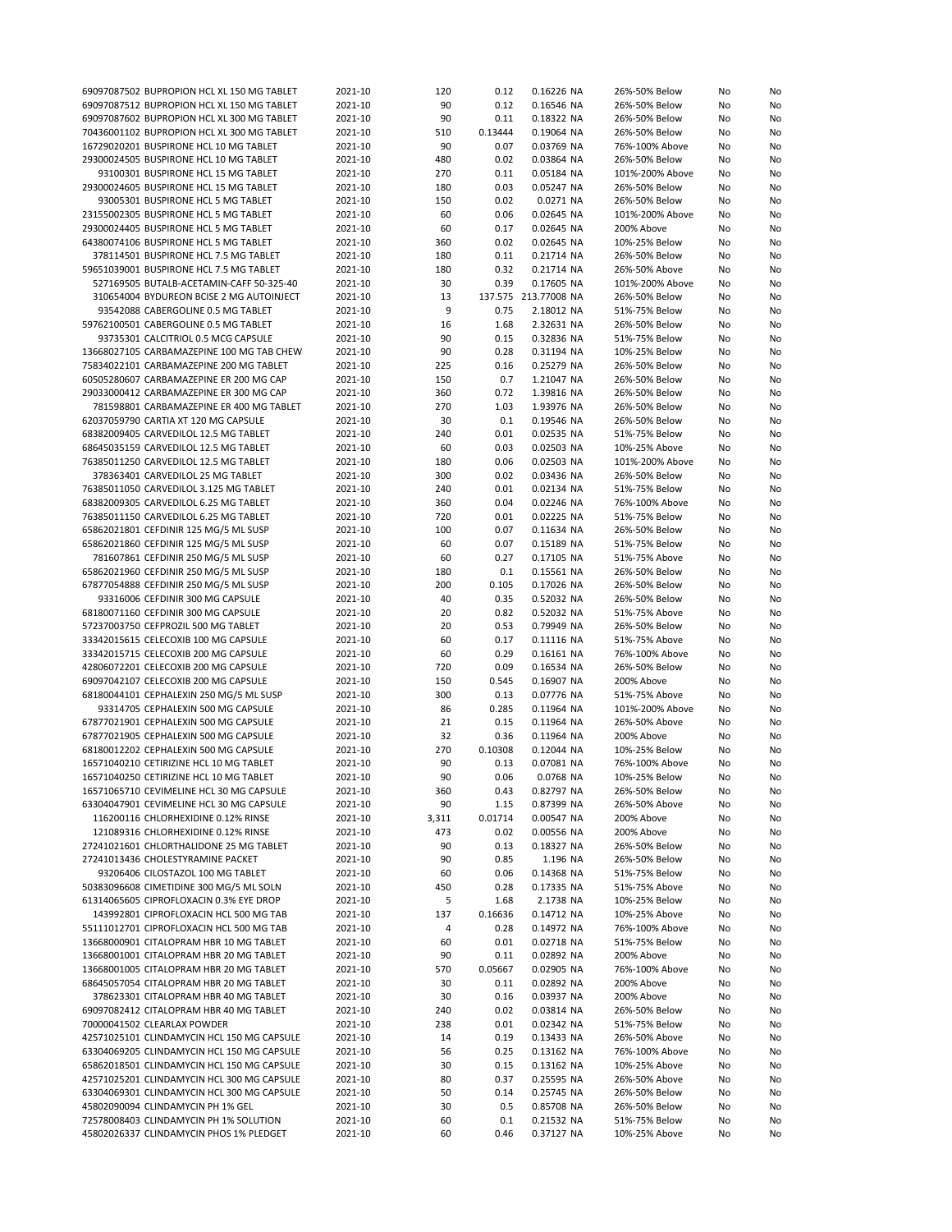| | | | | | | | | |
|---|---|---|---|---|---|---|---|---|
| 69097087502 BUPROPION HCL XL 150 MG TABLET | 2021-10 | 120 | 0.12 | 0.16226 | NA | 26%-50% Below | No | No |
| 69097087512 BUPROPION HCL XL 150 MG TABLET | 2021-10 | 90 | 0.12 | 0.16546 | NA | 26%-50% Below | No | No |
| 69097087602 BUPROPION HCL XL 300 MG TABLET | 2021-10 | 90 | 0.11 | 0.18322 | NA | 26%-50% Below | No | No |
| 70436001102 BUPROPION HCL XL 300 MG TABLET | 2021-10 | 510 | 0.13444 | 0.19064 | NA | 26%-50% Below | No | No |
| 16729020201 BUSPIRONE HCL 10 MG TABLET | 2021-10 | 90 | 0.07 | 0.03769 | NA | 76%-100% Above | No | No |
| 29300024505 BUSPIRONE HCL 10 MG TABLET | 2021-10 | 480 | 0.02 | 0.03864 | NA | 26%-50% Below | No | No |
| 93100301 BUSPIRONE HCL 15 MG TABLET | 2021-10 | 270 | 0.11 | 0.05184 | NA | 101%-200% Above | No | No |
| 29300024605 BUSPIRONE HCL 15 MG TABLET | 2021-10 | 180 | 0.03 | 0.05247 | NA | 26%-50% Below | No | No |
| 93005301 BUSPIRONE HCL 5 MG TABLET | 2021-10 | 150 | 0.02 | 0.0271 | NA | 26%-50% Below | No | No |
| 23155002305 BUSPIRONE HCL 5 MG TABLET | 2021-10 | 60 | 0.06 | 0.02645 | NA | 101%-200% Above | No | No |
| 29300024405 BUSPIRONE HCL 5 MG TABLET | 2021-10 | 60 | 0.17 | 0.02645 | NA | 200% Above | No | No |
| 64380074106 BUSPIRONE HCL 5 MG TABLET | 2021-10 | 360 | 0.02 | 0.02645 | NA | 10%-25% Below | No | No |
| 378114501 BUSPIRONE HCL 7.5 MG TABLET | 2021-10 | 180 | 0.11 | 0.21714 | NA | 26%-50% Below | No | No |
| 59651039001 BUSPIRONE HCL 7.5 MG TABLET | 2021-10 | 180 | 0.32 | 0.21714 | NA | 26%-50% Above | No | No |
| 527169505 BUTALB-ACETAMIN-CAFF 50-325-40 | 2021-10 | 30 | 0.39 | 0.17605 | NA | 101%-200% Above | No | No |
| 310654004 BYDUREON BCISE 2 MG AUTOINJECT | 2021-10 | 13 | 137.575 | 213.77008 | NA | 26%-50% Below | No | No |
| 93542088 CABERGOLINE 0.5 MG TABLET | 2021-10 | 9 | 0.75 | 2.18012 | NA | 51%-75% Below | No | No |
| 59762100501 CABERGOLINE 0.5 MG TABLET | 2021-10 | 16 | 1.68 | 2.32631 | NA | 26%-50% Below | No | No |
| 93735301 CALCITRIOL 0.5 MCG CAPSULE | 2021-10 | 90 | 0.15 | 0.32836 | NA | 51%-75% Below | No | No |
| 13668027105 CARBAMAZEPINE 100 MG TAB CHEW | 2021-10 | 90 | 0.28 | 0.31194 | NA | 10%-25% Below | No | No |
| 75834022101 CARBAMAZEPINE 200 MG TABLET | 2021-10 | 225 | 0.16 | 0.25279 | NA | 26%-50% Below | No | No |
| 60505280607 CARBAMAZEPINE ER 200 MG CAP | 2021-10 | 150 | 0.7 | 1.21047 | NA | 26%-50% Below | No | No |
| 29033000412 CARBAMAZEPINE ER 300 MG CAP | 2021-10 | 360 | 0.72 | 1.39816 | NA | 26%-50% Below | No | No |
| 781598801 CARBAMAZEPINE ER 400 MG TABLET | 2021-10 | 270 | 1.03 | 1.93976 | NA | 26%-50% Below | No | No |
| 62037059790 CARTIA XT 120 MG CAPSULE | 2021-10 | 30 | 0.1 | 0.19546 | NA | 26%-50% Below | No | No |
| 68382009405 CARVEDILOL 12.5 MG TABLET | 2021-10 | 240 | 0.01 | 0.02535 | NA | 51%-75% Below | No | No |
| 68645035159 CARVEDILOL 12.5 MG TABLET | 2021-10 | 60 | 0.03 | 0.02503 | NA | 10%-25% Above | No | No |
| 76385011250 CARVEDILOL 12.5 MG TABLET | 2021-10 | 180 | 0.06 | 0.02503 | NA | 101%-200% Above | No | No |
| 378363401 CARVEDILOL 25 MG TABLET | 2021-10 | 300 | 0.02 | 0.03436 | NA | 26%-50% Below | No | No |
| 76385011050 CARVEDILOL 3.125 MG TABLET | 2021-10 | 240 | 0.01 | 0.02134 | NA | 51%-75% Below | No | No |
| 68382009305 CARVEDILOL 6.25 MG TABLET | 2021-10 | 360 | 0.04 | 0.02246 | NA | 76%-100% Above | No | No |
| 76385011150 CARVEDILOL 6.25 MG TABLET | 2021-10 | 720 | 0.01 | 0.02225 | NA | 51%-75% Below | No | No |
| 65862021801 CEFDINIR 125 MG/5 ML SUSP | 2021-10 | 100 | 0.07 | 0.11634 | NA | 26%-50% Below | No | No |
| 65862021860 CEFDINIR 125 MG/5 ML SUSP | 2021-10 | 60 | 0.07 | 0.15189 | NA | 51%-75% Below | No | No |
| 781607861 CEFDINIR 250 MG/5 ML SUSP | 2021-10 | 60 | 0.27 | 0.17105 | NA | 51%-75% Above | No | No |
| 65862021960 CEFDINIR 250 MG/5 ML SUSP | 2021-10 | 180 | 0.1 | 0.15561 | NA | 26%-50% Below | No | No |
| 67877054888 CEFDINIR 250 MG/5 ML SUSP | 2021-10 | 200 | 0.105 | 0.17026 | NA | 26%-50% Below | No | No |
| 93316006 CEFDINIR 300 MG CAPSULE | 2021-10 | 40 | 0.35 | 0.52032 | NA | 26%-50% Below | No | No |
| 68180071160 CEFDINIR 300 MG CAPSULE | 2021-10 | 20 | 0.82 | 0.52032 | NA | 51%-75% Above | No | No |
| 57237003750 CEFPROZIL 500 MG TABLET | 2021-10 | 20 | 0.53 | 0.79949 | NA | 26%-50% Below | No | No |
| 33342015615 CELECOXIB 100 MG CAPSULE | 2021-10 | 60 | 0.17 | 0.11116 | NA | 51%-75% Above | No | No |
| 33342015715 CELECOXIB 200 MG CAPSULE | 2021-10 | 60 | 0.29 | 0.16161 | NA | 76%-100% Above | No | No |
| 42806072201 CELECOXIB 200 MG CAPSULE | 2021-10 | 720 | 0.09 | 0.16534 | NA | 26%-50% Below | No | No |
| 69097042107 CELECOXIB 200 MG CAPSULE | 2021-10 | 150 | 0.545 | 0.16907 | NA | 200% Above | No | No |
| 68180044101 CEPHALEXIN 250 MG/5 ML SUSP | 2021-10 | 300 | 0.13 | 0.07776 | NA | 51%-75% Above | No | No |
| 93314705 CEPHALEXIN 500 MG CAPSULE | 2021-10 | 86 | 0.285 | 0.11964 | NA | 101%-200% Above | No | No |
| 67877021901 CEPHALEXIN 500 MG CAPSULE | 2021-10 | 21 | 0.15 | 0.11964 | NA | 26%-50% Above | No | No |
| 67877021905 CEPHALEXIN 500 MG CAPSULE | 2021-10 | 32 | 0.36 | 0.11964 | NA | 200% Above | No | No |
| 68180012202 CEPHALEXIN 500 MG CAPSULE | 2021-10 | 270 | 0.10308 | 0.12044 | NA | 10%-25% Below | No | No |
| 16571040210 CETIRIZINE HCL 10 MG TABLET | 2021-10 | 90 | 0.13 | 0.07081 | NA | 76%-100% Above | No | No |
| 16571040250 CETIRIZINE HCL 10 MG TABLET | 2021-10 | 90 | 0.06 | 0.0768 | NA | 10%-25% Below | No | No |
| 16571065710 CEVIMELINE HCL 30 MG CAPSULE | 2021-10 | 360 | 0.43 | 0.82797 | NA | 26%-50% Below | No | No |
| 63304047901 CEVIMELINE HCL 30 MG CAPSULE | 2021-10 | 90 | 1.15 | 0.87399 | NA | 26%-50% Above | No | No |
| 116200116 CHLORHEXIDINE 0.12% RINSE | 2021-10 | 3,311 | 0.01714 | 0.00547 | NA | 200% Above | No | No |
| 121089316 CHLORHEXIDINE 0.12% RINSE | 2021-10 | 473 | 0.02 | 0.00556 | NA | 200% Above | No | No |
| 27241021601 CHLORTHALIDONE 25 MG TABLET | 2021-10 | 90 | 0.13 | 0.18327 | NA | 26%-50% Below | No | No |
| 27241013436 CHOLESTYRAMINE PACKET | 2021-10 | 90 | 0.85 | 1.196 | NA | 26%-50% Below | No | No |
| 93206406 CILOSTAZOL 100 MG TABLET | 2021-10 | 60 | 0.06 | 0.14368 | NA | 51%-75% Below | No | No |
| 50383096608 CIMETIDINE 300 MG/5 ML SOLN | 2021-10 | 450 | 0.28 | 0.17335 | NA | 51%-75% Above | No | No |
| 61314065605 CIPROFLOXACIN 0.3% EYE DROP | 2021-10 | 5 | 1.68 | 2.1738 | NA | 10%-25% Below | No | No |
| 143992801 CIPROFLOXACIN HCL 500 MG TAB | 2021-10 | 137 | 0.16636 | 0.14712 | NA | 10%-25% Above | No | No |
| 55111012701 CIPROFLOXACIN HCL 500 MG TAB | 2021-10 | 4 | 0.28 | 0.14972 | NA | 76%-100% Above | No | No |
| 13668000901 CITALOPRAM HBR 10 MG TABLET | 2021-10 | 60 | 0.01 | 0.02718 | NA | 51%-75% Below | No | No |
| 13668001001 CITALOPRAM HBR 20 MG TABLET | 2021-10 | 90 | 0.11 | 0.02892 | NA | 200% Above | No | No |
| 13668001005 CITALOPRAM HBR 20 MG TABLET | 2021-10 | 570 | 0.05667 | 0.02905 | NA | 76%-100% Above | No | No |
| 68645057054 CITALOPRAM HBR 20 MG TABLET | 2021-10 | 30 | 0.11 | 0.02892 | NA | 200% Above | No | No |
| 378623301 CITALOPRAM HBR 40 MG TABLET | 2021-10 | 30 | 0.16 | 0.03937 | NA | 200% Above | No | No |
| 69097082412 CITALOPRAM HBR 40 MG TABLET | 2021-10 | 240 | 0.02 | 0.03814 | NA | 26%-50% Below | No | No |
| 70000041502 CLEARLAX POWDER | 2021-10 | 238 | 0.01 | 0.02342 | NA | 51%-75% Below | No | No |
| 42571025101 CLINDAMYCIN HCL 150 MG CAPSULE | 2021-10 | 14 | 0.19 | 0.13433 | NA | 26%-50% Above | No | No |
| 63304069205 CLINDAMYCIN HCL 150 MG CAPSULE | 2021-10 | 56 | 0.25 | 0.13162 | NA | 76%-100% Above | No | No |
| 65862018501 CLINDAMYCIN HCL 150 MG CAPSULE | 2021-10 | 30 | 0.15 | 0.13162 | NA | 10%-25% Above | No | No |
| 42571025201 CLINDAMYCIN HCL 300 MG CAPSULE | 2021-10 | 80 | 0.37 | 0.25595 | NA | 26%-50% Above | No | No |
| 63304069301 CLINDAMYCIN HCL 300 MG CAPSULE | 2021-10 | 50 | 0.14 | 0.25745 | NA | 26%-50% Below | No | No |
| 45802090094 CLINDAMYCIN PH 1% GEL | 2021-10 | 30 | 0.5 | 0.85708 | NA | 26%-50% Below | No | No |
| 72578008403 CLINDAMYCIN PH 1% SOLUTION | 2021-10 | 60 | 0.1 | 0.21532 | NA | 51%-75% Below | No | No |
| 45802026337 CLINDAMYCIN PHOS 1% PLEDGET | 2021-10 | 60 | 0.46 | 0.37127 | NA | 10%-25% Above | No | No |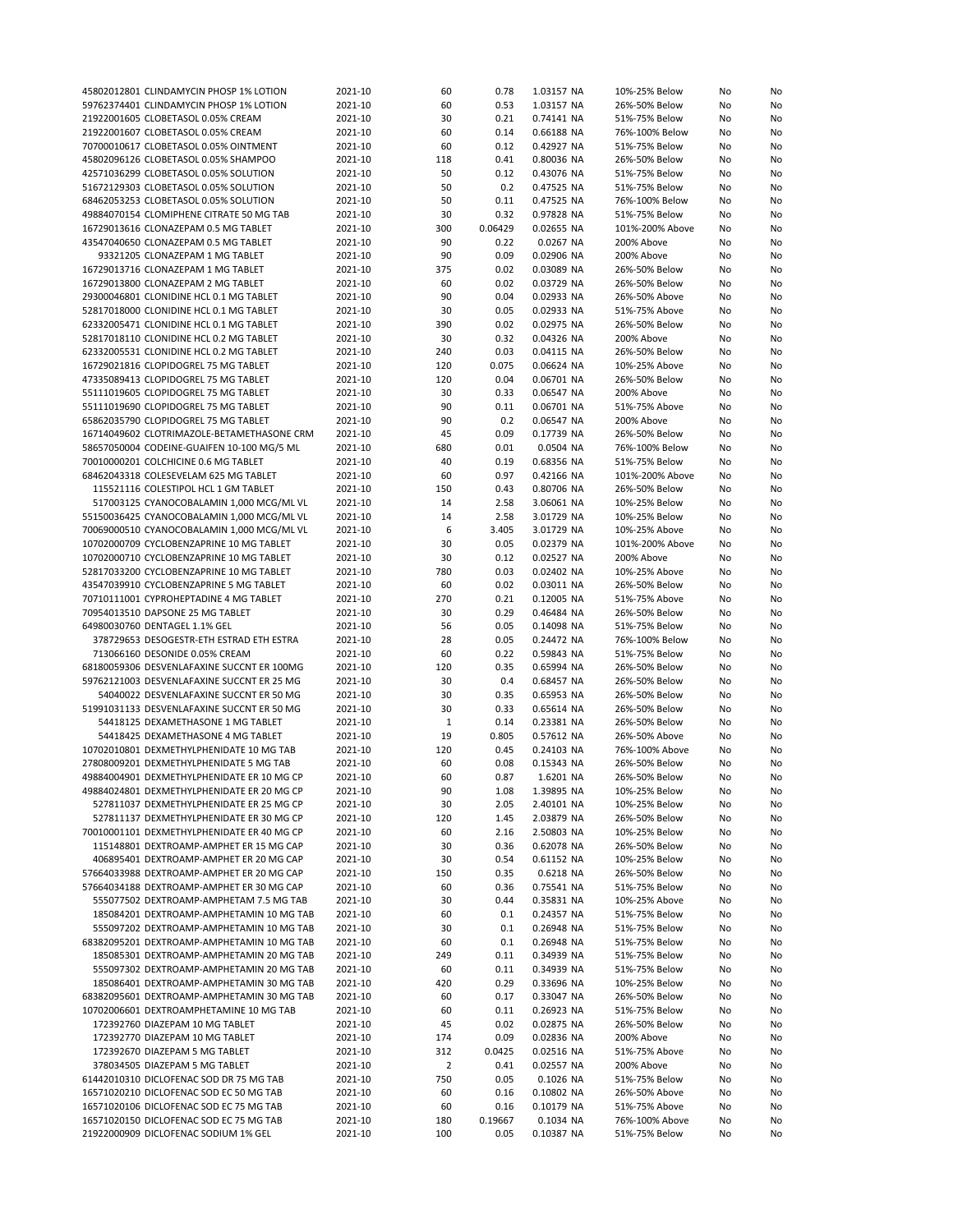| | | | | | | | | |
|---|---|---|---|---|---|---|---|---|
| 45802012801 | CLINDAMYCIN PHOSP 1% LOTION | 2021-10 | 60 | 0.78 | 1.03157 | NA | 10%-25% Below | No | No |
| 59762374401 | CLINDAMYCIN PHOSP 1% LOTION | 2021-10 | 60 | 0.53 | 1.03157 | NA | 26%-50% Below | No | No |
| 21922001605 | CLOBETASOL 0.05% CREAM | 2021-10 | 30 | 0.21 | 0.74141 | NA | 51%-75% Below | No | No |
| 21922001607 | CLOBETASOL 0.05% CREAM | 2021-10 | 60 | 0.14 | 0.66188 | NA | 76%-100% Below | No | No |
| 70700010617 | CLOBETASOL 0.05% OINTMENT | 2021-10 | 60 | 0.12 | 0.42927 | NA | 51%-75% Below | No | No |
| 45802096126 | CLOBETASOL 0.05% SHAMPOO | 2021-10 | 118 | 0.41 | 0.80036 | NA | 26%-50% Below | No | No |
| 42571036299 | CLOBETASOL 0.05% SOLUTION | 2021-10 | 50 | 0.12 | 0.43076 | NA | 51%-75% Below | No | No |
| 51672129303 | CLOBETASOL 0.05% SOLUTION | 2021-10 | 50 | 0.2 | 0.47525 | NA | 51%-75% Below | No | No |
| 68462053253 | CLOBETASOL 0.05% SOLUTION | 2021-10 | 50 | 0.11 | 0.47525 | NA | 76%-100% Below | No | No |
| 49884070154 | CLOMIPHENE CITRATE 50 MG TAB | 2021-10 | 30 | 0.32 | 0.97828 | NA | 51%-75% Below | No | No |
| 16729013616 | CLONAZEPAM 0.5 MG TABLET | 2021-10 | 300 | 0.06429 | 0.02655 | NA | 101%-200% Above | No | No |
| 43547040650 | CLONAZEPAM 0.5 MG TABLET | 2021-10 | 90 | 0.22 | 0.0267 | NA | 200% Above | No | No |
| 93321205 | CLONAZEPAM 1 MG TABLET | 2021-10 | 90 | 0.09 | 0.02906 | NA | 200% Above | No | No |
| 16729013716 | CLONAZEPAM 1 MG TABLET | 2021-10 | 375 | 0.02 | 0.03089 | NA | 26%-50% Below | No | No |
| 16729013800 | CLONAZEPAM 2 MG TABLET | 2021-10 | 60 | 0.02 | 0.03729 | NA | 26%-50% Below | No | No |
| 29300046801 | CLONIDINE HCL 0.1 MG TABLET | 2021-10 | 90 | 0.04 | 0.02933 | NA | 26%-50% Above | No | No |
| 52817018000 | CLONIDINE HCL 0.1 MG TABLET | 2021-10 | 30 | 0.05 | 0.02933 | NA | 51%-75% Above | No | No |
| 62332005471 | CLONIDINE HCL 0.1 MG TABLET | 2021-10 | 390 | 0.02 | 0.02975 | NA | 26%-50% Below | No | No |
| 52817018110 | CLONIDINE HCL 0.2 MG TABLET | 2021-10 | 30 | 0.32 | 0.04326 | NA | 200% Above | No | No |
| 62332005531 | CLONIDINE HCL 0.2 MG TABLET | 2021-10 | 240 | 0.03 | 0.04115 | NA | 26%-50% Below | No | No |
| 16729021816 | CLOPIDOGREL 75 MG TABLET | 2021-10 | 120 | 0.075 | 0.06624 | NA | 10%-25% Above | No | No |
| 47335089413 | CLOPIDOGREL 75 MG TABLET | 2021-10 | 120 | 0.04 | 0.06701 | NA | 26%-50% Below | No | No |
| 55111019605 | CLOPIDOGREL 75 MG TABLET | 2021-10 | 30 | 0.33 | 0.06547 | NA | 200% Above | No | No |
| 55111019690 | CLOPIDOGREL 75 MG TABLET | 2021-10 | 90 | 0.11 | 0.06701 | NA | 51%-75% Above | No | No |
| 65862035790 | CLOPIDOGREL 75 MG TABLET | 2021-10 | 90 | 0.2 | 0.06547 | NA | 200% Above | No | No |
| 16714049602 | CLOTRIMAZOLE-BETAMETHASONE CRM | 2021-10 | 45 | 0.09 | 0.17739 | NA | 26%-50% Below | No | No |
| 58657050004 | CODEINE-GUAIFEN 10-100 MG/5 ML | 2021-10 | 680 | 0.01 | 0.0504 | NA | 76%-100% Below | No | No |
| 70010000201 | COLCHICINE 0.6 MG TABLET | 2021-10 | 40 | 0.19 | 0.68356 | NA | 51%-75% Below | No | No |
| 68462043318 | COLESEVELAM 625 MG TABLET | 2021-10 | 60 | 0.97 | 0.42166 | NA | 101%-200% Above | No | No |
| 115521116 | COLESTIPOL HCL 1 GM TABLET | 2021-10 | 150 | 0.43 | 0.80706 | NA | 26%-50% Below | No | No |
| 517003125 | CYANOCOBALAMIN 1,000 MCG/ML VL | 2021-10 | 14 | 2.58 | 3.06061 | NA | 10%-25% Below | No | No |
| 55150036425 | CYANOCOBALAMIN 1,000 MCG/ML VL | 2021-10 | 14 | 2.58 | 3.01729 | NA | 10%-25% Below | No | No |
| 70069000510 | CYANOCOBALAMIN 1,000 MCG/ML VL | 2021-10 | 6 | 3.405 | 3.01729 | NA | 10%-25% Above | No | No |
| 10702000709 | CYCLOBENZAPRINE 10 MG TABLET | 2021-10 | 30 | 0.05 | 0.02379 | NA | 101%-200% Above | No | No |
| 10702000710 | CYCLOBENZAPRINE 10 MG TABLET | 2021-10 | 30 | 0.12 | 0.02527 | NA | 200% Above | No | No |
| 52817033200 | CYCLOBENZAPRINE 10 MG TABLET | 2021-10 | 780 | 0.03 | 0.02402 | NA | 10%-25% Above | No | No |
| 43547039910 | CYCLOBENZAPRINE 5 MG TABLET | 2021-10 | 60 | 0.02 | 0.03011 | NA | 26%-50% Below | No | No |
| 70710111001 | CYPROHEPTADINE 4 MG TABLET | 2021-10 | 270 | 0.21 | 0.12005 | NA | 51%-75% Above | No | No |
| 70954013510 | DAPSONE 25 MG TABLET | 2021-10 | 30 | 0.29 | 0.46484 | NA | 26%-50% Below | No | No |
| 64980030760 | DENTAGEL 1.1% GEL | 2021-10 | 56 | 0.05 | 0.14098 | NA | 51%-75% Below | No | No |
| 378729653 | DESOGESTR-ETH ESTRAD ETH ESTRA | 2021-10 | 28 | 0.05 | 0.24472 | NA | 76%-100% Below | No | No |
| 713066160 | DESONIDE 0.05% CREAM | 2021-10 | 60 | 0.22 | 0.59843 | NA | 51%-75% Below | No | No |
| 68180059306 | DESVENLAFAXINE SUCCNT ER 100MG | 2021-10 | 120 | 0.35 | 0.65994 | NA | 26%-50% Below | No | No |
| 59762121003 | DESVENLAFAXINE SUCCNT ER 25 MG | 2021-10 | 30 | 0.4 | 0.68457 | NA | 26%-50% Below | No | No |
| 54040022 | DESVENLAFAXINE SUCCNT ER 50 MG | 2021-10 | 30 | 0.35 | 0.65953 | NA | 26%-50% Below | No | No |
| 51991031133 | DESVENLAFAXINE SUCCNT ER 50 MG | 2021-10 | 30 | 0.33 | 0.65614 | NA | 26%-50% Below | No | No |
| 54418125 | DEXAMETHASONE 1 MG TABLET | 2021-10 | 1 | 0.14 | 0.23381 | NA | 26%-50% Below | No | No |
| 54418425 | DEXAMETHASONE 4 MG TABLET | 2021-10 | 19 | 0.805 | 0.57612 | NA | 26%-50% Above | No | No |
| 10702010801 | DEXMETHYLPHENIDATE 10 MG TAB | 2021-10 | 120 | 0.45 | 0.24103 | NA | 76%-100% Above | No | No |
| 27808009201 | DEXMETHYLPHENIDATE 5 MG TAB | 2021-10 | 60 | 0.08 | 0.15343 | NA | 26%-50% Below | No | No |
| 49884004901 | DEXMETHYLPHENIDATE ER 10 MG CP | 2021-10 | 60 | 0.87 | 1.6201 | NA | 26%-50% Below | No | No |
| 49884024801 | DEXMETHYLPHENIDATE ER 20 MG CP | 2021-10 | 90 | 1.08 | 1.39895 | NA | 10%-25% Below | No | No |
| 527811037 | DEXMETHYLPHENIDATE ER 25 MG CP | 2021-10 | 30 | 2.05 | 2.40101 | NA | 10%-25% Below | No | No |
| 527811137 | DEXMETHYLPHENIDATE ER 30 MG CP | 2021-10 | 120 | 1.45 | 2.03879 | NA | 26%-50% Below | No | No |
| 70010001101 | DEXMETHYLPHENIDATE ER 40 MG CP | 2021-10 | 60 | 2.16 | 2.50803 | NA | 10%-25% Below | No | No |
| 115148801 | DEXTROAMP-AMPHET ER 15 MG CAP | 2021-10 | 30 | 0.36 | 0.62078 | NA | 26%-50% Below | No | No |
| 406895401 | DEXTROAMP-AMPHET ER 20 MG CAP | 2021-10 | 30 | 0.54 | 0.61152 | NA | 10%-25% Below | No | No |
| 57664033988 | DEXTROAMP-AMPHET ER 20 MG CAP | 2021-10 | 150 | 0.35 | 0.6218 | NA | 26%-50% Below | No | No |
| 57664034188 | DEXTROAMP-AMPHET ER 30 MG CAP | 2021-10 | 60 | 0.36 | 0.75541 | NA | 51%-75% Below | No | No |
| 555077502 | DEXTROAMP-AMPHETAM 7.5 MG TAB | 2021-10 | 30 | 0.44 | 0.35831 | NA | 10%-25% Above | No | No |
| 185084201 | DEXTROAMP-AMPHETAMIN 10 MG TAB | 2021-10 | 60 | 0.1 | 0.24357 | NA | 51%-75% Below | No | No |
| 555097202 | DEXTROAMP-AMPHETAMIN 10 MG TAB | 2021-10 | 30 | 0.1 | 0.26948 | NA | 51%-75% Below | No | No |
| 68382095201 | DEXTROAMP-AMPHETAMIN 10 MG TAB | 2021-10 | 60 | 0.1 | 0.26948 | NA | 51%-75% Below | No | No |
| 185085301 | DEXTROAMP-AMPHETAMIN 20 MG TAB | 2021-10 | 249 | 0.11 | 0.34939 | NA | 51%-75% Below | No | No |
| 555097302 | DEXTROAMP-AMPHETAMIN 20 MG TAB | 2021-10 | 60 | 0.11 | 0.34939 | NA | 51%-75% Below | No | No |
| 185086401 | DEXTROAMP-AMPHETAMIN 30 MG TAB | 2021-10 | 420 | 0.29 | 0.33696 | NA | 10%-25% Below | No | No |
| 68382095601 | DEXTROAMP-AMPHETAMIN 30 MG TAB | 2021-10 | 60 | 0.17 | 0.33047 | NA | 26%-50% Below | No | No |
| 10702006601 | DEXTROAMPHETAMINE 10 MG TAB | 2021-10 | 60 | 0.11 | 0.26923 | NA | 51%-75% Below | No | No |
| 172392760 | DIAZEPAM 10 MG TABLET | 2021-10 | 45 | 0.02 | 0.02875 | NA | 26%-50% Below | No | No |
| 172392770 | DIAZEPAM 10 MG TABLET | 2021-10 | 174 | 0.09 | 0.02836 | NA | 200% Above | No | No |
| 172392670 | DIAZEPAM 5 MG TABLET | 2021-10 | 312 | 0.0425 | 0.02516 | NA | 51%-75% Above | No | No |
| 378034505 | DIAZEPAM 5 MG TABLET | 2021-10 | 2 | 0.41 | 0.02557 | NA | 200% Above | No | No |
| 61442010310 | DICLOFENAC SOD DR 75 MG TAB | 2021-10 | 750 | 0.05 | 0.1026 | NA | 51%-75% Below | No | No |
| 16571020210 | DICLOFENAC SOD EC 50 MG TAB | 2021-10 | 60 | 0.16 | 0.10802 | NA | 26%-50% Above | No | No |
| 16571020106 | DICLOFENAC SOD EC 75 MG TAB | 2021-10 | 60 | 0.16 | 0.10179 | NA | 51%-75% Above | No | No |
| 16571020150 | DICLOFENAC SOD EC 75 MG TAB | 2021-10 | 180 | 0.19667 | 0.1034 | NA | 76%-100% Above | No | No |
| 21922000909 | DICLOFENAC SODIUM 1% GEL | 2021-10 | 100 | 0.05 | 0.10387 | NA | 51%-75% Below | No | No |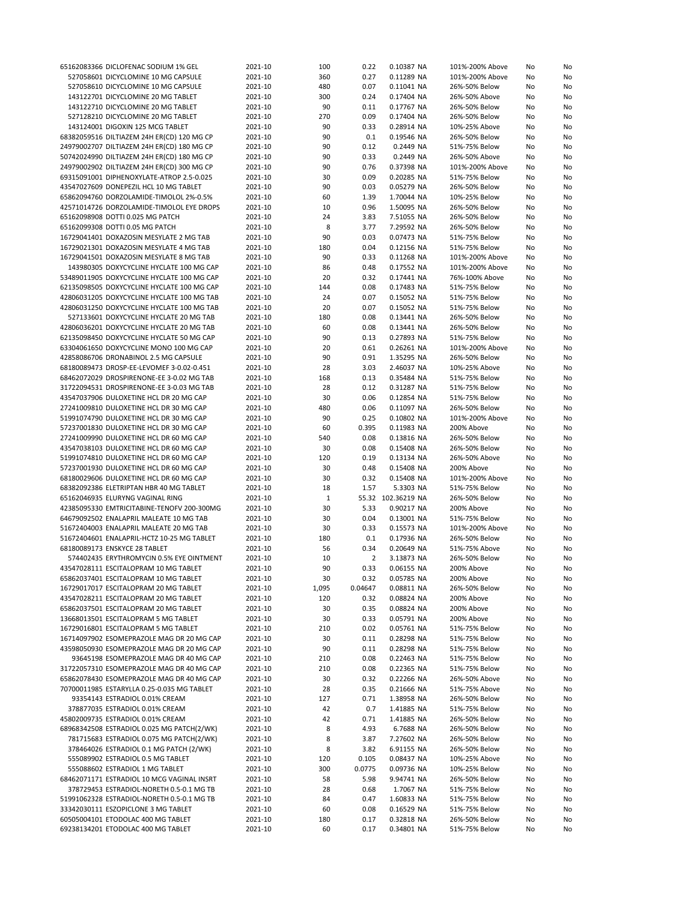| | | | | | | | | | |
|---|---|---|---|---|---|---|---|---|---|
| 65162083366 | DICLOFENAC SODIUM 1% GEL | 2021-10 | 100 | 0.22 | 0.10387 | NA | 101%-200% Above | No | No |
| 527058601 | DICYCLOMINE 10 MG CAPSULE | 2021-10 | 360 | 0.27 | 0.11289 | NA | 101%-200% Above | No | No |
| 527058610 | DICYCLOMINE 10 MG CAPSULE | 2021-10 | 480 | 0.07 | 0.11041 | NA | 26%-50% Below | No | No |
| 143122701 | DICYCLOMINE 20 MG TABLET | 2021-10 | 300 | 0.24 | 0.17404 | NA | 26%-50% Above | No | No |
| 143122710 | DICYCLOMINE 20 MG TABLET | 2021-10 | 90 | 0.11 | 0.17767 | NA | 26%-50% Below | No | No |
| 527128210 | DICYCLOMINE 20 MG TABLET | 2021-10 | 270 | 0.09 | 0.17404 | NA | 26%-50% Below | No | No |
| 143124001 | DIGOXIN 125 MCG TABLET | 2021-10 | 90 | 0.33 | 0.28914 | NA | 10%-25% Above | No | No |
| 68382059516 | DILTIAZEM 24H ER(CD) 120 MG CP | 2021-10 | 90 | 0.1 | 0.19546 | NA | 26%-50% Below | No | No |
| 24979002707 | DILTIAZEM 24H ER(CD) 180 MG CP | 2021-10 | 90 | 0.12 | 0.2449 | NA | 51%-75% Below | No | No |
| 50742024990 | DILTIAZEM 24H ER(CD) 180 MG CP | 2021-10 | 90 | 0.33 | 0.2449 | NA | 26%-50% Above | No | No |
| 24979002902 | DILTIAZEM 24H ER(CD) 300 MG CP | 2021-10 | 90 | 0.76 | 0.37398 | NA | 101%-200% Above | No | No |
| 69315091001 | DIPHENOXYLATE-ATROP 2.5-0.025 | 2021-10 | 30 | 0.09 | 0.20285 | NA | 51%-75% Below | No | No |
| 43547027609 | DONEPEZIL HCL 10 MG TABLET | 2021-10 | 90 | 0.03 | 0.05279 | NA | 26%-50% Below | No | No |
| 65862094760 | DORZOLAMIDE-TIMOLOL 2%-0.5% | 2021-10 | 60 | 1.39 | 1.70044 | NA | 10%-25% Below | No | No |
| 42571014726 | DORZOLAMIDE-TIMOLOL EYE DROPS | 2021-10 | 10 | 0.96 | 1.50095 | NA | 26%-50% Below | No | No |
| 65162098908 | DOTTI 0.025 MG PATCH | 2021-10 | 24 | 3.83 | 7.51055 | NA | 26%-50% Below | No | No |
| 65162099308 | DOTTI 0.05 MG PATCH | 2021-10 | 8 | 3.77 | 7.29592 | NA | 26%-50% Below | No | No |
| 16729041401 | DOXAZOSIN MESYLATE 2 MG TAB | 2021-10 | 90 | 0.03 | 0.07473 | NA | 51%-75% Below | No | No |
| 16729021301 | DOXAZOSIN MESYLATE 4 MG TAB | 2021-10 | 180 | 0.04 | 0.12156 | NA | 51%-75% Below | No | No |
| 16729041501 | DOXAZOSIN MESYLATE 8 MG TAB | 2021-10 | 90 | 0.33 | 0.11268 | NA | 101%-200% Above | No | No |
| 143980305 | DOXYCYCLINE HYCLATE 100 MG CAP | 2021-10 | 86 | 0.48 | 0.17552 | NA | 101%-200% Above | No | No |
| 53489011905 | DOXYCYCLINE HYCLATE 100 MG CAP | 2021-10 | 20 | 0.32 | 0.17441 | NA | 76%-100% Above | No | No |
| 62135098505 | DOXYCYCLINE HYCLATE 100 MG CAP | 2021-10 | 144 | 0.08 | 0.17483 | NA | 51%-75% Below | No | No |
| 42806031205 | DOXYCYCLINE HYCLATE 100 MG TAB | 2021-10 | 24 | 0.07 | 0.15052 | NA | 51%-75% Below | No | No |
| 42806031250 | DOXYCYCLINE HYCLATE 100 MG TAB | 2021-10 | 20 | 0.07 | 0.15052 | NA | 51%-75% Below | No | No |
| 527133601 | DOXYCYCLINE HYCLATE 20 MG TAB | 2021-10 | 180 | 0.08 | 0.13441 | NA | 26%-50% Below | No | No |
| 42806036201 | DOXYCYCLINE HYCLATE 20 MG TAB | 2021-10 | 60 | 0.08 | 0.13441 | NA | 26%-50% Below | No | No |
| 62135098450 | DOXYCYCLINE HYCLATE 50 MG CAP | 2021-10 | 90 | 0.13 | 0.27893 | NA | 51%-75% Below | No | No |
| 63304061650 | DOXYCYCLINE MONO 100 MG CAP | 2021-10 | 20 | 0.61 | 0.26261 | NA | 101%-200% Above | No | No |
| 42858086706 | DRONABINOL 2.5 MG CAPSULE | 2021-10 | 90 | 0.91 | 1.35295 | NA | 26%-50% Below | No | No |
| 68180089473 | DROSP-EE-LEVOMEF 3-0.02-0.451 | 2021-10 | 28 | 3.03 | 2.46037 | NA | 10%-25% Above | No | No |
| 68462072029 | DROSPIRENONE-EE 3-0.02 MG TAB | 2021-10 | 168 | 0.13 | 0.35484 | NA | 51%-75% Below | No | No |
| 31722094531 | DROSPIRENONE-EE 3-0.03 MG TAB | 2021-10 | 28 | 0.12 | 0.31287 | NA | 51%-75% Below | No | No |
| 43547037906 | DULOXETINE HCL DR 20 MG CAP | 2021-10 | 30 | 0.06 | 0.12854 | NA | 51%-75% Below | No | No |
| 27241009810 | DULOXETINE HCL DR 30 MG CAP | 2021-10 | 480 | 0.06 | 0.11097 | NA | 26%-50% Below | No | No |
| 51991074790 | DULOXETINE HCL DR 30 MG CAP | 2021-10 | 90 | 0.25 | 0.10802 | NA | 101%-200% Above | No | No |
| 57237001830 | DULOXETINE HCL DR 30 MG CAP | 2021-10 | 60 | 0.395 | 0.11983 | NA | 200% Above | No | No |
| 27241009990 | DULOXETINE HCL DR 60 MG CAP | 2021-10 | 540 | 0.08 | 0.13816 | NA | 26%-50% Below | No | No |
| 43547038103 | DULOXETINE HCL DR 60 MG CAP | 2021-10 | 30 | 0.08 | 0.15408 | NA | 26%-50% Below | No | No |
| 51991074810 | DULOXETINE HCL DR 60 MG CAP | 2021-10 | 120 | 0.19 | 0.13134 | NA | 26%-50% Above | No | No |
| 57237001930 | DULOXETINE HCL DR 60 MG CAP | 2021-10 | 30 | 0.48 | 0.15408 | NA | 200% Above | No | No |
| 68180029606 | DULOXETINE HCL DR 60 MG CAP | 2021-10 | 30 | 0.32 | 0.15408 | NA | 101%-200% Above | No | No |
| 68382092386 | ELETRIPTAN HBR 40 MG TABLET | 2021-10 | 18 | 1.57 | 5.3303 | NA | 51%-75% Below | No | No |
| 65162046935 | ELURYNG VAGINAL RING | 2021-10 | 1 | 55.32 | 102.36219 | NA | 26%-50% Below | No | No |
| 42385095330 | EMTRICITABINE-TENOFV 200-300MG | 2021-10 | 30 | 5.33 | 0.90217 | NA | 200% Above | No | No |
| 64679092502 | ENALAPRIL MALEATE 10 MG TAB | 2021-10 | 30 | 0.04 | 0.13001 | NA | 51%-75% Below | No | No |
| 51672404003 | ENALAPRIL MALEATE 20 MG TAB | 2021-10 | 30 | 0.33 | 0.15573 | NA | 101%-200% Above | No | No |
| 51672404601 | ENALAPRIL-HCTZ 10-25 MG TABLET | 2021-10 | 180 | 0.1 | 0.17936 | NA | 26%-50% Below | No | No |
| 68180089173 | ENSKYCE 28 TABLET | 2021-10 | 56 | 0.34 | 0.20649 | NA | 51%-75% Above | No | No |
| 574402435 | ERYTHROMYCIN 0.5% EYE OINTMENT | 2021-10 | 10 | 2 | 3.13873 | NA | 26%-50% Below | No | No |
| 43547028111 | ESCITALOPRAM 10 MG TABLET | 2021-10 | 90 | 0.33 | 0.06155 | NA | 200% Above | No | No |
| 65862037401 | ESCITALOPRAM 10 MG TABLET | 2021-10 | 30 | 0.32 | 0.05785 | NA | 200% Above | No | No |
| 16729017017 | ESCITALOPRAM 20 MG TABLET | 2021-10 | 1,095 | 0.04647 | 0.08811 | NA | 26%-50% Below | No | No |
| 43547028211 | ESCITALOPRAM 20 MG TABLET | 2021-10 | 120 | 0.32 | 0.08824 | NA | 200% Above | No | No |
| 65862037501 | ESCITALOPRAM 20 MG TABLET | 2021-10 | 30 | 0.35 | 0.08824 | NA | 200% Above | No | No |
| 13668013501 | ESCITALOPRAM 5 MG TABLET | 2021-10 | 30 | 0.33 | 0.05791 | NA | 200% Above | No | No |
| 16729016801 | ESCITALOPRAM 5 MG TABLET | 2021-10 | 210 | 0.02 | 0.05761 | NA | 51%-75% Below | No | No |
| 16714097902 | ESOMEPRAZOLE MAG DR 20 MG CAP | 2021-10 | 30 | 0.11 | 0.28298 | NA | 51%-75% Below | No | No |
| 43598050930 | ESOMEPRAZOLE MAG DR 20 MG CAP | 2021-10 | 90 | 0.11 | 0.28298 | NA | 51%-75% Below | No | No |
| 93645198 | ESOMEPRAZOLE MAG DR 40 MG CAP | 2021-10 | 210 | 0.08 | 0.22463 | NA | 51%-75% Below | No | No |
| 31722057310 | ESOMEPRAZOLE MAG DR 40 MG CAP | 2021-10 | 210 | 0.08 | 0.22365 | NA | 51%-75% Below | No | No |
| 65862078430 | ESOMEPRAZOLE MAG DR 40 MG CAP | 2021-10 | 30 | 0.32 | 0.22266 | NA | 26%-50% Above | No | No |
| 70700011985 | ESTARYLLA 0.25-0.035 MG TABLET | 2021-10 | 28 | 0.35 | 0.21666 | NA | 51%-75% Above | No | No |
| 93354143 | ESTRADIOL 0.01% CREAM | 2021-10 | 127 | 0.71 | 1.38958 | NA | 26%-50% Below | No | No |
| 378877035 | ESTRADIOL 0.01% CREAM | 2021-10 | 42 | 0.7 | 1.41885 | NA | 51%-75% Below | No | No |
| 45802009735 | ESTRADIOL 0.01% CREAM | 2021-10 | 42 | 0.71 | 1.41885 | NA | 26%-50% Below | No | No |
| 68968342508 | ESTRADIOL 0.025 MG PATCH(2/WK) | 2021-10 | 8 | 4.93 | 6.7688 | NA | 26%-50% Below | No | No |
| 781715683 | ESTRADIOL 0.075 MG PATCH(2/WK) | 2021-10 | 8 | 3.87 | 7.27602 | NA | 26%-50% Below | No | No |
| 378464026 | ESTRADIOL 0.1 MG PATCH (2/WK) | 2021-10 | 8 | 3.82 | 6.91155 | NA | 26%-50% Below | No | No |
| 555089902 | ESTRADIOL 0.5 MG TABLET | 2021-10 | 120 | 0.105 | 0.08437 | NA | 10%-25% Above | No | No |
| 555088602 | ESTRADIOL 1 MG TABLET | 2021-10 | 300 | 0.0775 | 0.09736 | NA | 10%-25% Below | No | No |
| 68462071171 | ESTRADIOL 10 MCG VAGINAL INSRT | 2021-10 | 58 | 5.98 | 9.94741 | NA | 26%-50% Below | No | No |
| 378729453 | ESTRADIOL-NORETH 0.5-0.1 MG TB | 2021-10 | 28 | 0.68 | 1.7067 | NA | 51%-75% Below | No | No |
| 51991062328 | ESTRADIOL-NORETH 0.5-0.1 MG TB | 2021-10 | 84 | 0.47 | 1.60833 | NA | 51%-75% Below | No | No |
| 33342030111 | ESZOPICLONE 3 MG TABLET | 2021-10 | 60 | 0.08 | 0.16529 | NA | 51%-75% Below | No | No |
| 60505004101 | ETODOLAC 400 MG TABLET | 2021-10 | 180 | 0.17 | 0.32818 | NA | 26%-50% Below | No | No |
| 69238134201 | ETODOLAC 400 MG TABLET | 2021-10 | 60 | 0.17 | 0.34801 | NA | 51%-75% Below | No | No |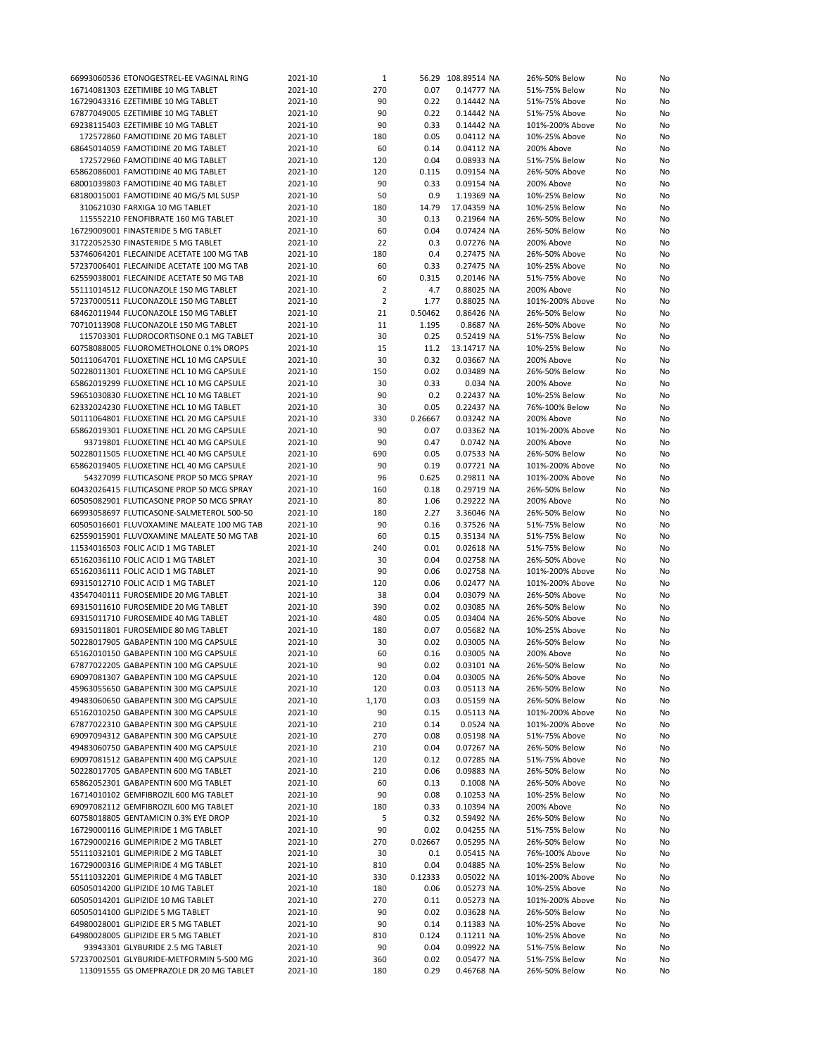| | | | | | | | | |
|---|---|---|---|---|---|---|---|---|
| 66993060536 ETONOGESTREL-EE VAGINAL RING | 2021-10 | 1 | 56.29 | 108.89514 NA | 26%-50% Below | No | No |
| 16714081303 EZETIMIBE 10 MG TABLET | 2021-10 | 270 | 0.07 | 0.14777 NA | 51%-75% Below | No | No |
| 16729043316 EZETIMIBE 10 MG TABLET | 2021-10 | 90 | 0.22 | 0.14442 NA | 51%-75% Above | No | No |
| 67877049005 EZETIMIBE 10 MG TABLET | 2021-10 | 90 | 0.22 | 0.14442 NA | 51%-75% Above | No | No |
| 69238115403 EZETIMIBE 10 MG TABLET | 2021-10 | 90 | 0.33 | 0.14442 NA | 101%-200% Above | No | No |
| 172572860 FAMOTIDINE 20 MG TABLET | 2021-10 | 180 | 0.05 | 0.04112 NA | 10%-25% Above | No | No |
| 68645014059 FAMOTIDINE 20 MG TABLET | 2021-10 | 60 | 0.14 | 0.04112 NA | 200% Above | No | No |
| 172572960 FAMOTIDINE 40 MG TABLET | 2021-10 | 120 | 0.04 | 0.08933 NA | 51%-75% Below | No | No |
| 65862086001 FAMOTIDINE 40 MG TABLET | 2021-10 | 120 | 0.115 | 0.09154 NA | 26%-50% Above | No | No |
| 68001039803 FAMOTIDINE 40 MG TABLET | 2021-10 | 90 | 0.33 | 0.09154 NA | 200% Above | No | No |
| 68180015001 FAMOTIDINE 40 MG/5 ML SUSP | 2021-10 | 50 | 0.9 | 1.19369 NA | 10%-25% Below | No | No |
| 310621030 FARXIGA 10 MG TABLET | 2021-10 | 180 | 14.79 | 17.04359 NA | 10%-25% Below | No | No |
| 115552210 FENOFIBRATE 160 MG TABLET | 2021-10 | 30 | 0.13 | 0.21964 NA | 26%-50% Below | No | No |
| 16729009001 FINASTERIDE 5 MG TABLET | 2021-10 | 60 | 0.04 | 0.07424 NA | 26%-50% Below | No | No |
| 31722052530 FINASTERIDE 5 MG TABLET | 2021-10 | 22 | 0.3 | 0.07276 NA | 200% Above | No | No |
| 53746064201 FLECAINIDE ACETATE 100 MG TAB | 2021-10 | 180 | 0.4 | 0.27475 NA | 26%-50% Above | No | No |
| 57237006401 FLECAINIDE ACETATE 100 MG TAB | 2021-10 | 60 | 0.33 | 0.27475 NA | 10%-25% Above | No | No |
| 62559038001 FLECAINIDE ACETATE 50 MG TAB | 2021-10 | 60 | 0.315 | 0.20146 NA | 51%-75% Above | No | No |
| 55111014512 FLUCONAZOLE 150 MG TABLET | 2021-10 | 2 | 4.7 | 0.88025 NA | 200% Above | No | No |
| 57237000511 FLUCONAZOLE 150 MG TABLET | 2021-10 | 2 | 1.77 | 0.88025 NA | 101%-200% Above | No | No |
| 68462011944 FLUCONAZOLE 150 MG TABLET | 2021-10 | 21 | 0.50462 | 0.86426 NA | 26%-50% Below | No | No |
| 70710113908 FLUCONAZOLE 150 MG TABLET | 2021-10 | 11 | 1.195 | 0.8687 NA | 26%-50% Above | No | No |
| 115703301 FLUDROCORTISONE 0.1 MG TABLET | 2021-10 | 30 | 0.25 | 0.52419 NA | 51%-75% Below | No | No |
| 60758088005 FLUOROMETHOLONE 0.1% DROPS | 2021-10 | 15 | 11.2 | 13.14717 NA | 10%-25% Below | No | No |
| 50111064701 FLUOXETINE HCL 10 MG CAPSULE | 2021-10 | 30 | 0.32 | 0.03667 NA | 200% Above | No | No |
| 50228011301 FLUOXETINE HCL 10 MG CAPSULE | 2021-10 | 150 | 0.02 | 0.03489 NA | 26%-50% Below | No | No |
| 65862019299 FLUOXETINE HCL 10 MG CAPSULE | 2021-10 | 30 | 0.33 | 0.034 NA | 200% Above | No | No |
| 59651030830 FLUOXETINE HCL 10 MG TABLET | 2021-10 | 90 | 0.2 | 0.22437 NA | 10%-25% Below | No | No |
| 62332024230 FLUOXETINE HCL 10 MG TABLET | 2021-10 | 30 | 0.05 | 0.22437 NA | 76%-100% Below | No | No |
| 50111064801 FLUOXETINE HCL 20 MG CAPSULE | 2021-10 | 330 | 0.26667 | 0.03242 NA | 200% Above | No | No |
| 65862019301 FLUOXETINE HCL 20 MG CAPSULE | 2021-10 | 90 | 0.07 | 0.03362 NA | 101%-200% Above | No | No |
| 93719801 FLUOXETINE HCL 40 MG CAPSULE | 2021-10 | 90 | 0.47 | 0.0742 NA | 200% Above | No | No |
| 50228011505 FLUOXETINE HCL 40 MG CAPSULE | 2021-10 | 690 | 0.05 | 0.07533 NA | 26%-50% Below | No | No |
| 65862019405 FLUOXETINE HCL 40 MG CAPSULE | 2021-10 | 90 | 0.19 | 0.07721 NA | 101%-200% Above | No | No |
| 54327099 FLUTICASONE PROP 50 MCG SPRAY | 2021-10 | 96 | 0.625 | 0.29811 NA | 101%-200% Above | No | No |
| 60432026415 FLUTICASONE PROP 50 MCG SPRAY | 2021-10 | 160 | 0.18 | 0.29719 NA | 26%-50% Below | No | No |
| 60505082901 FLUTICASONE PROP 50 MCG SPRAY | 2021-10 | 80 | 1.06 | 0.29222 NA | 200% Above | No | No |
| 66993058697 FLUTICASONE-SALMETEROL 500-50 | 2021-10 | 180 | 2.27 | 3.36046 NA | 26%-50% Below | No | No |
| 60505016601 FLUVOXAMINE MALEATE 100 MG TAB | 2021-10 | 90 | 0.16 | 0.37526 NA | 51%-75% Below | No | No |
| 62559015901 FLUVOXAMINE MALEATE 50 MG TAB | 2021-10 | 60 | 0.15 | 0.35134 NA | 51%-75% Below | No | No |
| 11534016503 FOLIC ACID 1 MG TABLET | 2021-10 | 240 | 0.01 | 0.02618 NA | 51%-75% Below | No | No |
| 65162036110 FOLIC ACID 1 MG TABLET | 2021-10 | 30 | 0.04 | 0.02758 NA | 26%-50% Above | No | No |
| 65162036111 FOLIC ACID 1 MG TABLET | 2021-10 | 90 | 0.06 | 0.02758 NA | 101%-200% Above | No | No |
| 69315012710 FOLIC ACID 1 MG TABLET | 2021-10 | 120 | 0.06 | 0.02477 NA | 101%-200% Above | No | No |
| 43547040111 FUROSEMIDE 20 MG TABLET | 2021-10 | 38 | 0.04 | 0.03079 NA | 26%-50% Above | No | No |
| 69315011610 FUROSEMIDE 20 MG TABLET | 2021-10 | 390 | 0.02 | 0.03085 NA | 26%-50% Below | No | No |
| 69315011710 FUROSEMIDE 40 MG TABLET | 2021-10 | 480 | 0.05 | 0.03404 NA | 26%-50% Above | No | No |
| 69315011801 FUROSEMIDE 80 MG TABLET | 2021-10 | 180 | 0.07 | 0.05682 NA | 10%-25% Above | No | No |
| 50228017905 GABAPENTIN 100 MG CAPSULE | 2021-10 | 30 | 0.02 | 0.03005 NA | 26%-50% Below | No | No |
| 65162010150 GABAPENTIN 100 MG CAPSULE | 2021-10 | 60 | 0.16 | 0.03005 NA | 200% Above | No | No |
| 67877022205 GABAPENTIN 100 MG CAPSULE | 2021-10 | 90 | 0.02 | 0.03101 NA | 26%-50% Below | No | No |
| 69097081307 GABAPENTIN 100 MG CAPSULE | 2021-10 | 120 | 0.04 | 0.03005 NA | 26%-50% Above | No | No |
| 45963055650 GABAPENTIN 300 MG CAPSULE | 2021-10 | 120 | 0.03 | 0.05113 NA | 26%-50% Below | No | No |
| 49483060650 GABAPENTIN 300 MG CAPSULE | 2021-10 | 1,170 | 0.03 | 0.05159 NA | 26%-50% Below | No | No |
| 65162010250 GABAPENTIN 300 MG CAPSULE | 2021-10 | 90 | 0.15 | 0.05113 NA | 101%-200% Above | No | No |
| 67877022310 GABAPENTIN 300 MG CAPSULE | 2021-10 | 210 | 0.14 | 0.0524 NA | 101%-200% Above | No | No |
| 69097094312 GABAPENTIN 300 MG CAPSULE | 2021-10 | 270 | 0.08 | 0.05198 NA | 51%-75% Above | No | No |
| 49483060750 GABAPENTIN 400 MG CAPSULE | 2021-10 | 210 | 0.04 | 0.07267 NA | 26%-50% Below | No | No |
| 69097081512 GABAPENTIN 400 MG CAPSULE | 2021-10 | 120 | 0.12 | 0.07285 NA | 51%-75% Above | No | No |
| 50228017705 GABAPENTIN 600 MG TABLET | 2021-10 | 210 | 0.06 | 0.09883 NA | 26%-50% Below | No | No |
| 65862052301 GABAPENTIN 600 MG TABLET | 2021-10 | 60 | 0.13 | 0.1008 NA | 26%-50% Above | No | No |
| 16714010102 GEMFIBROZIL 600 MG TABLET | 2021-10 | 90 | 0.08 | 0.10253 NA | 10%-25% Below | No | No |
| 69097082112 GEMFIBROZIL 600 MG TABLET | 2021-10 | 180 | 0.33 | 0.10394 NA | 200% Above | No | No |
| 60758018805 GENTAMICIN 0.3% EYE DROP | 2021-10 | 5 | 0.32 | 0.59492 NA | 26%-50% Below | No | No |
| 16729000116 GLIMEPIRIDE 1 MG TABLET | 2021-10 | 90 | 0.02 | 0.04255 NA | 51%-75% Below | No | No |
| 16729000216 GLIMEPIRIDE 2 MG TABLET | 2021-10 | 270 | 0.02667 | 0.05295 NA | 26%-50% Below | No | No |
| 55111032101 GLIMEPIRIDE 2 MG TABLET | 2021-10 | 30 | 0.1 | 0.05415 NA | 76%-100% Above | No | No |
| 16729000316 GLIMEPIRIDE 4 MG TABLET | 2021-10 | 810 | 0.04 | 0.04885 NA | 10%-25% Below | No | No |
| 55111032201 GLIMEPIRIDE 4 MG TABLET | 2021-10 | 330 | 0.12333 | 0.05022 NA | 101%-200% Above | No | No |
| 60505014200 GLIPIZIDE 10 MG TABLET | 2021-10 | 180 | 0.06 | 0.05273 NA | 10%-25% Above | No | No |
| 60505014201 GLIPIZIDE 10 MG TABLET | 2021-10 | 270 | 0.11 | 0.05273 NA | 101%-200% Above | No | No |
| 60505014100 GLIPIZIDE 5 MG TABLET | 2021-10 | 90 | 0.02 | 0.03628 NA | 26%-50% Below | No | No |
| 64980028001 GLIPIZIDE ER 5 MG TABLET | 2021-10 | 90 | 0.14 | 0.11383 NA | 10%-25% Above | No | No |
| 64980028005 GLIPIZIDE ER 5 MG TABLET | 2021-10 | 810 | 0.124 | 0.11211 NA | 10%-25% Above | No | No |
| 93943301 GLYBURIDE 2.5 MG TABLET | 2021-10 | 90 | 0.04 | 0.09922 NA | 51%-75% Below | No | No |
| 57237002501 GLYBURIDE-METFORMIN 5-500 MG | 2021-10 | 360 | 0.02 | 0.05477 NA | 51%-75% Below | No | No |
| 113091555 GS OMEPRAZOLE DR 20 MG TABLET | 2021-10 | 180 | 0.29 | 0.46768 NA | 26%-50% Below | No | No |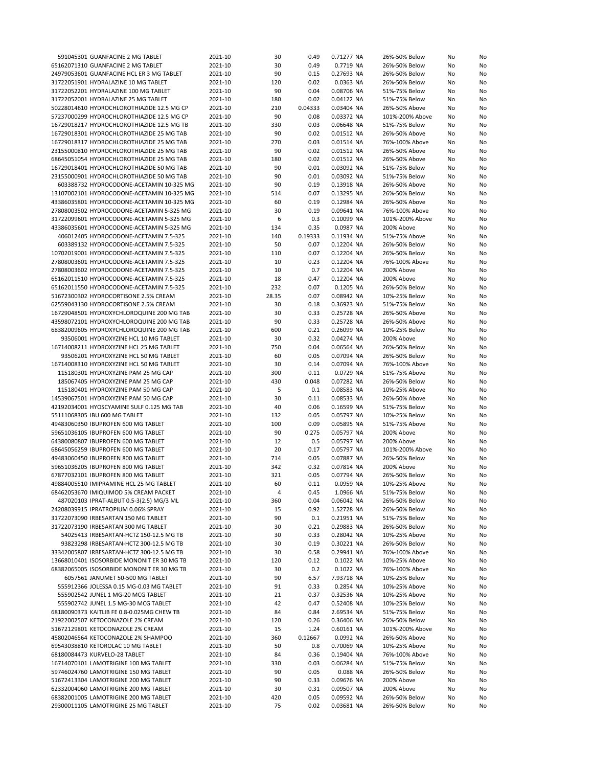| | | | | | | | | |
|---|---|---|---|---|---|---|---|---|
| 591045301 | GUANFACINE 2 MG TABLET | 2021-10 | 30 | 0.49 | 0.71277 NA | 26%-50% Below | No | No |
| 65162071310 | GUANFACINE 2 MG TABLET | 2021-10 | 30 | 0.49 | 0.7719 NA | 26%-50% Below | No | No |
| 24979053601 | GUANFACINE HCL ER 3 MG TABLET | 2021-10 | 90 | 0.15 | 0.27693 NA | 26%-50% Below | No | No |
| 31722051901 | HYDRALAZINE 10 MG TABLET | 2021-10 | 120 | 0.02 | 0.0363 NA | 26%-50% Below | No | No |
| 31722052201 | HYDRALAZINE 100 MG TABLET | 2021-10 | 90 | 0.04 | 0.08706 NA | 51%-75% Below | No | No |
| 31722052001 | HYDRALAZINE 25 MG TABLET | 2021-10 | 180 | 0.02 | 0.04122 NA | 51%-75% Below | No | No |
| 50228014610 | HYDROCHLOROTHIAZIDE 12.5 MG CP | 2021-10 | 210 | 0.04333 | 0.03404 NA | 26%-50% Above | No | No |
| 57237000299 | HYDROCHLOROTHIAZIDE 12.5 MG CP | 2021-10 | 90 | 0.08 | 0.03372 NA | 101%-200% Above | No | No |
| 16729018217 | HYDROCHLOROTHIAZIDE 12.5 MG TB | 2021-10 | 330 | 0.03 | 0.06648 NA | 51%-75% Below | No | No |
| 16729018301 | HYDROCHLOROTHIAZIDE 25 MG TAB | 2021-10 | 90 | 0.02 | 0.01512 NA | 26%-50% Above | No | No |
| 16729018317 | HYDROCHLOROTHIAZIDE 25 MG TAB | 2021-10 | 270 | 0.03 | 0.01514 NA | 76%-100% Above | No | No |
| 23155000810 | HYDROCHLOROTHIAZIDE 25 MG TAB | 2021-10 | 90 | 0.02 | 0.01512 NA | 26%-50% Above | No | No |
| 68645051054 | HYDROCHLOROTHIAZIDE 25 MG TAB | 2021-10 | 180 | 0.02 | 0.01512 NA | 26%-50% Above | No | No |
| 16729018401 | HYDROCHLOROTHIAZIDE 50 MG TAB | 2021-10 | 90 | 0.01 | 0.03092 NA | 51%-75% Below | No | No |
| 23155000901 | HYDROCHLOROTHIAZIDE 50 MG TAB | 2021-10 | 90 | 0.01 | 0.03092 NA | 51%-75% Below | No | No |
| 603388732 | HYDROCODONE-ACETAMIN 10-325 MG | 2021-10 | 90 | 0.19 | 0.13918 NA | 26%-50% Above | No | No |
| 13107002101 | HYDROCODONE-ACETAMIN 10-325 MG | 2021-10 | 514 | 0.07 | 0.13295 NA | 26%-50% Below | No | No |
| 43386035801 | HYDROCODONE-ACETAMIN 10-325 MG | 2021-10 | 60 | 0.19 | 0.12984 NA | 26%-50% Above | No | No |
| 27808003502 | HYDROCODONE-ACETAMIN 5-325 MG | 2021-10 | 30 | 0.19 | 0.09641 NA | 76%-100% Above | No | No |
| 31722099601 | HYDROCODONE-ACETAMIN 5-325 MG | 2021-10 | 6 | 0.3 | 0.10099 NA | 101%-200% Above | No | No |
| 43386035601 | HYDROCODONE-ACETAMIN 5-325 MG | 2021-10 | 134 | 0.35 | 0.0987 NA | 200% Above | No | No |
| 406012405 | HYDROCODONE-ACETAMIN 7.5-325 | 2021-10 | 140 | 0.19333 | 0.11934 NA | 51%-75% Above | No | No |
| 603389132 | HYDROCODONE-ACETAMIN 7.5-325 | 2021-10 | 50 | 0.07 | 0.12204 NA | 26%-50% Below | No | No |
| 10702019001 | HYDROCODONE-ACETAMIN 7.5-325 | 2021-10 | 110 | 0.07 | 0.12204 NA | 26%-50% Below | No | No |
| 27808003601 | HYDROCODONE-ACETAMIN 7.5-325 | 2021-10 | 10 | 0.23 | 0.12204 NA | 76%-100% Above | No | No |
| 27808003602 | HYDROCODONE-ACETAMIN 7.5-325 | 2021-10 | 10 | 0.7 | 0.12204 NA | 200% Above | No | No |
| 65162011510 | HYDROCODONE-ACETAMIN 7.5-325 | 2021-10 | 18 | 0.47 | 0.12204 NA | 200% Above | No | No |
| 65162011550 | HYDROCODONE-ACETAMIN 7.5-325 | 2021-10 | 232 | 0.07 | 0.1205 NA | 26%-50% Below | No | No |
| 51672300302 | HYDROCORTISONE 2.5% CREAM | 2021-10 | 28.35 | 0.07 | 0.08942 NA | 10%-25% Below | No | No |
| 62559043130 | HYDROCORTISONE 2.5% CREAM | 2021-10 | 30 | 0.18 | 0.36923 NA | 51%-75% Below | No | No |
| 16729048501 | HYDROXYCHLOROQUINE 200 MG TAB | 2021-10 | 30 | 0.33 | 0.25728 NA | 26%-50% Above | No | No |
| 43598072101 | HYDROXYCHLOROQUINE 200 MG TAB | 2021-10 | 90 | 0.33 | 0.25728 NA | 26%-50% Above | No | No |
| 68382009605 | HYDROXYCHLOROQUINE 200 MG TAB | 2021-10 | 600 | 0.21 | 0.26099 NA | 10%-25% Below | No | No |
| 93506001 | HYDROXYZINE HCL 10 MG TABLET | 2021-10 | 30 | 0.32 | 0.04274 NA | 200% Above | No | No |
| 16714008211 | HYDROXYZINE HCL 25 MG TABLET | 2021-10 | 750 | 0.04 | 0.06564 NA | 26%-50% Below | No | No |
| 93506201 | HYDROXYZINE HCL 50 MG TABLET | 2021-10 | 60 | 0.05 | 0.07094 NA | 26%-50% Below | No | No |
| 16714008310 | HYDROXYZINE HCL 50 MG TABLET | 2021-10 | 30 | 0.14 | 0.07094 NA | 76%-100% Above | No | No |
| 115180301 | HYDROXYZINE PAM 25 MG CAP | 2021-10 | 300 | 0.11 | 0.0729 NA | 51%-75% Above | No | No |
| 185067405 | HYDROXYZINE PAM 25 MG CAP | 2021-10 | 430 | 0.048 | 0.07282 NA | 26%-50% Below | No | No |
| 115180401 | HYDROXYZINE PAM 50 MG CAP | 2021-10 | 5 | 0.1 | 0.08583 NA | 10%-25% Above | No | No |
| 14539067501 | HYDROXYZINE PAM 50 MG CAP | 2021-10 | 30 | 0.11 | 0.08533 NA | 26%-50% Above | No | No |
| 42192034001 | HYOSCYAMINE SULF 0.125 MG TAB | 2021-10 | 40 | 0.06 | 0.16599 NA | 51%-75% Below | No | No |
| 55111068305 | IBU 600 MG TABLET | 2021-10 | 132 | 0.05 | 0.05797 NA | 10%-25% Below | No | No |
| 49483060350 | IBUPROFEN 600 MG TABLET | 2021-10 | 100 | 0.09 | 0.05895 NA | 51%-75% Above | No | No |
| 59651036105 | IBUPROFEN 600 MG TABLET | 2021-10 | 90 | 0.275 | 0.05797 NA | 200% Above | No | No |
| 64380080807 | IBUPROFEN 600 MG TABLET | 2021-10 | 12 | 0.5 | 0.05797 NA | 200% Above | No | No |
| 68645056259 | IBUPROFEN 600 MG TABLET | 2021-10 | 20 | 0.17 | 0.05797 NA | 101%-200% Above | No | No |
| 49483060450 | IBUPROFEN 800 MG TABLET | 2021-10 | 714 | 0.05 | 0.07887 NA | 26%-50% Below | No | No |
| 59651036205 | IBUPROFEN 800 MG TABLET | 2021-10 | 342 | 0.32 | 0.07814 NA | 200% Above | No | No |
| 67877032101 | IBUPROFEN 800 MG TABLET | 2021-10 | 321 | 0.05 | 0.07794 NA | 26%-50% Below | No | No |
| 49884005510 | IMIPRAMINE HCL 25 MG TABLET | 2021-10 | 60 | 0.11 | 0.0959 NA | 10%-25% Above | No | No |
| 68462053670 | IMIQUIMOD 5% CREAM PACKET | 2021-10 | 4 | 0.45 | 1.0966 NA | 51%-75% Below | No | No |
| 487020103 | IPRAT-ALBUT 0.5-3(2.5) MG/3 ML | 2021-10 | 360 | 0.04 | 0.06042 NA | 26%-50% Below | No | No |
| 24208039915 | IPRATROPIUM 0.06% SPRAY | 2021-10 | 15 | 0.92 | 1.52728 NA | 26%-50% Below | No | No |
| 31722073090 | IRBESARTAN 150 MG TABLET | 2021-10 | 90 | 0.1 | 0.21951 NA | 51%-75% Below | No | No |
| 31722073190 | IRBESARTAN 300 MG TABLET | 2021-10 | 30 | 0.21 | 0.29883 NA | 26%-50% Below | No | No |
| 54025413 | IRBESARTAN-HCTZ 150-12.5 MG TB | 2021-10 | 30 | 0.33 | 0.28042 NA | 10%-25% Above | No | No |
| 93823298 | IRBESARTAN-HCTZ 300-12.5 MG TB | 2021-10 | 30 | 0.19 | 0.30221 NA | 26%-50% Below | No | No |
| 33342005807 | IRBESARTAN-HCTZ 300-12.5 MG TB | 2021-10 | 30 | 0.58 | 0.29941 NA | 76%-100% Above | No | No |
| 13668010401 | ISOSORBIDE MONONIT ER 30 MG TB | 2021-10 | 120 | 0.12 | 0.1022 NA | 10%-25% Above | No | No |
| 68382065005 | ISOSORBIDE MONONIT ER 30 MG TB | 2021-10 | 30 | 0.2 | 0.1022 NA | 76%-100% Above | No | No |
| 6057561 | JANUMET 50-500 MG TABLET | 2021-10 | 90 | 6.57 | 7.93718 NA | 10%-25% Below | No | No |
| 555912366 | JOLESSA 0.15 MG-0.03 MG TABLET | 2021-10 | 91 | 0.33 | 0.2854 NA | 10%-25% Above | No | No |
| 555902542 | JUNEL 1 MG-20 MCG TABLET | 2021-10 | 21 | 0.37 | 0.32536 NA | 10%-25% Above | No | No |
| 555902742 | JUNEL 1.5 MG-30 MCG TABLET | 2021-10 | 42 | 0.47 | 0.52408 NA | 10%-25% Below | No | No |
| 68180090373 | KAITLIB FE 0.8-0.025MG CHEW TB | 2021-10 | 84 | 0.84 | 2.69534 NA | 51%-75% Below | No | No |
| 21922002507 | KETOCONAZOLE 2% CREAM | 2021-10 | 120 | 0.26 | 0.36406 NA | 26%-50% Below | No | No |
| 51672129801 | KETOCONAZOLE 2% CREAM | 2021-10 | 15 | 1.24 | 0.60161 NA | 101%-200% Above | No | No |
| 45802046564 | KETOCONAZOLE 2% SHAMPOO | 2021-10 | 360 | 0.12667 | 0.0992 NA | 26%-50% Above | No | No |
| 69543038810 | KETOROLAC 10 MG TABLET | 2021-10 | 50 | 0.8 | 0.70069 NA | 10%-25% Above | No | No |
| 68180084473 | KURVELO-28 TABLET | 2021-10 | 84 | 0.36 | 0.19404 NA | 76%-100% Above | No | No |
| 16714070101 | LAMOTRIGINE 100 MG TABLET | 2021-10 | 330 | 0.03 | 0.06284 NA | 51%-75% Below | No | No |
| 59746024760 | LAMOTRIGINE 150 MG TABLET | 2021-10 | 90 | 0.05 | 0.088 NA | 26%-50% Below | No | No |
| 51672413304 | LAMOTRIGINE 200 MG TABLET | 2021-10 | 90 | 0.33 | 0.09676 NA | 200% Above | No | No |
| 62332004060 | LAMOTRIGINE 200 MG TABLET | 2021-10 | 30 | 0.31 | 0.09507 NA | 200% Above | No | No |
| 68382001005 | LAMOTRIGINE 200 MG TABLET | 2021-10 | 420 | 0.05 | 0.09592 NA | 26%-50% Below | No | No |
| 29300011105 | LAMOTRIGINE 25 MG TABLET | 2021-10 | 75 | 0.02 | 0.03681 NA | 26%-50% Below | No | No |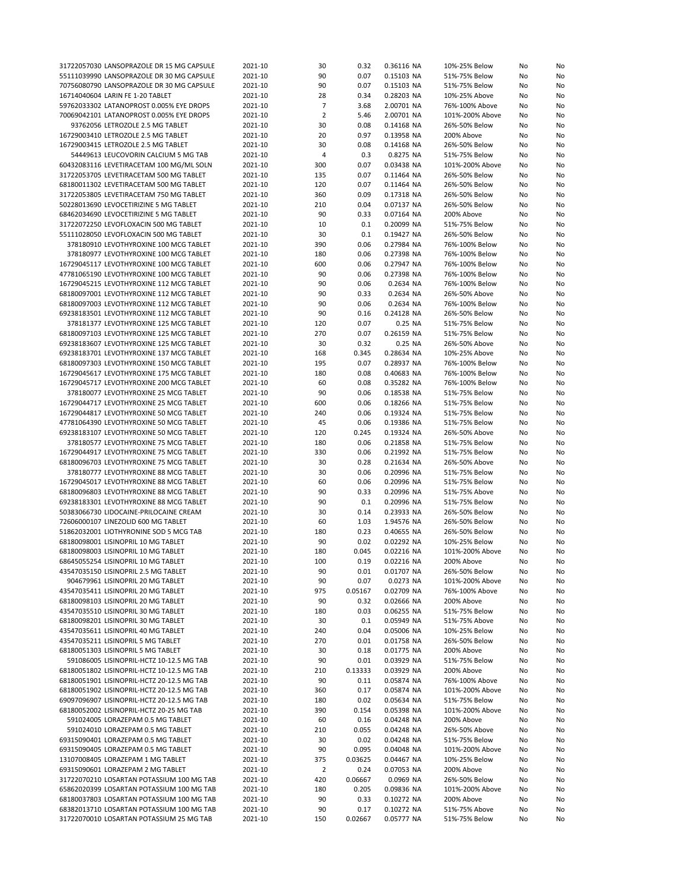| | | | | | | | |
|---|---|---|---|---|---|---|---|
| 31722057030 LANSOPRAZOLE DR 15 MG CAPSULE | 2021-10 | 30 | 0.32 | 0.36116 NA | 10%-25% Below | No | No |
| 55111039990 LANSOPRAZOLE DR 30 MG CAPSULE | 2021-10 | 90 | 0.07 | 0.15103 NA | 51%-75% Below | No | No |
| 70756080790 LANSOPRAZOLE DR 30 MG CAPSULE | 2021-10 | 90 | 0.07 | 0.15103 NA | 51%-75% Below | No | No |
| 16714040604 LARIN FE 1-20 TABLET | 2021-10 | 28 | 0.34 | 0.28203 NA | 10%-25% Above | No | No |
| 59762033302 LATANOPROST 0.005% EYE DROPS | 2021-10 | 7 | 3.68 | 2.00701 NA | 76%-100% Above | No | No |
| 70069042101 LATANOPROST 0.005% EYE DROPS | 2021-10 | 2 | 5.46 | 2.00701 NA | 101%-200% Above | No | No |
| 93762056 LETROZOLE 2.5 MG TABLET | 2021-10 | 30 | 0.08 | 0.14168 NA | 26%-50% Below | No | No |
| 16729003410 LETROZOLE 2.5 MG TABLET | 2021-10 | 20 | 0.97 | 0.13958 NA | 200% Above | No | No |
| 16729003415 LETROZOLE 2.5 MG TABLET | 2021-10 | 30 | 0.08 | 0.14168 NA | 26%-50% Below | No | No |
| 54449613 LEUCOVORIN CALCIUM 5 MG TAB | 2021-10 | 4 | 0.3 | 0.8275 NA | 51%-75% Below | No | No |
| 60432083116 LEVETIRACETAM 100 MG/ML SOLN | 2021-10 | 300 | 0.07 | 0.03438 NA | 101%-200% Above | No | No |
| 31722053705 LEVETIRACETAM 500 MG TABLET | 2021-10 | 135 | 0.07 | 0.11464 NA | 26%-50% Below | No | No |
| 68180011302 LEVETIRACETAM 500 MG TABLET | 2021-10 | 120 | 0.07 | 0.11464 NA | 26%-50% Below | No | No |
| 31722053805 LEVETIRACETAM 750 MG TABLET | 2021-10 | 360 | 0.09 | 0.17318 NA | 26%-50% Below | No | No |
| 50228013690 LEVOCETIRIZINE 5 MG TABLET | 2021-10 | 210 | 0.04 | 0.07137 NA | 26%-50% Below | No | No |
| 68462034690 LEVOCETIRIZINE 5 MG TABLET | 2021-10 | 90 | 0.33 | 0.07164 NA | 200% Above | No | No |
| 31722072250 LEVOFLOXACIN 500 MG TABLET | 2021-10 | 10 | 0.1 | 0.20099 NA | 51%-75% Below | No | No |
| 55111028050 LEVOFLOXACIN 500 MG TABLET | 2021-10 | 30 | 0.1 | 0.19427 NA | 26%-50% Below | No | No |
| 378180910 LEVOTHYROXINE 100 MCG TABLET | 2021-10 | 390 | 0.06 | 0.27984 NA | 76%-100% Below | No | No |
| 378180977 LEVOTHYROXINE 100 MCG TABLET | 2021-10 | 180 | 0.06 | 0.27398 NA | 76%-100% Below | No | No |
| 16729045117 LEVOTHYROXINE 100 MCG TABLET | 2021-10 | 600 | 0.06 | 0.27947 NA | 76%-100% Below | No | No |
| 47781065190 LEVOTHYROXINE 100 MCG TABLET | 2021-10 | 90 | 0.06 | 0.27398 NA | 76%-100% Below | No | No |
| 16729045215 LEVOTHYROXINE 112 MCG TABLET | 2021-10 | 90 | 0.06 | 0.2634 NA | 76%-100% Below | No | No |
| 68180097001 LEVOTHYROXINE 112 MCG TABLET | 2021-10 | 90 | 0.33 | 0.2634 NA | 26%-50% Above | No | No |
| 68180097003 LEVOTHYROXINE 112 MCG TABLET | 2021-10 | 90 | 0.06 | 0.2634 NA | 76%-100% Below | No | No |
| 69238183501 LEVOTHYROXINE 112 MCG TABLET | 2021-10 | 90 | 0.16 | 0.24128 NA | 26%-50% Below | No | No |
| 378181377 LEVOTHYROXINE 125 MCG TABLET | 2021-10 | 120 | 0.07 | 0.25 NA | 51%-75% Below | No | No |
| 68180097103 LEVOTHYROXINE 125 MCG TABLET | 2021-10 | 270 | 0.07 | 0.26159 NA | 51%-75% Below | No | No |
| 69238183607 LEVOTHYROXINE 125 MCG TABLET | 2021-10 | 30 | 0.32 | 0.25 NA | 26%-50% Above | No | No |
| 69238183701 LEVOTHYROXINE 137 MCG TABLET | 2021-10 | 168 | 0.345 | 0.28634 NA | 10%-25% Above | No | No |
| 68180097303 LEVOTHYROXINE 150 MCG TABLET | 2021-10 | 195 | 0.07 | 0.28937 NA | 76%-100% Below | No | No |
| 16729045617 LEVOTHYROXINE 175 MCG TABLET | 2021-10 | 180 | 0.08 | 0.40683 NA | 76%-100% Below | No | No |
| 16729045717 LEVOTHYROXINE 200 MCG TABLET | 2021-10 | 60 | 0.08 | 0.35282 NA | 76%-100% Below | No | No |
| 378180077 LEVOTHYROXINE 25 MCG TABLET | 2021-10 | 90 | 0.06 | 0.18538 NA | 51%-75% Below | No | No |
| 16729044717 LEVOTHYROXINE 25 MCG TABLET | 2021-10 | 600 | 0.06 | 0.18266 NA | 51%-75% Below | No | No |
| 16729044817 LEVOTHYROXINE 50 MCG TABLET | 2021-10 | 240 | 0.06 | 0.19324 NA | 51%-75% Below | No | No |
| 47781064390 LEVOTHYROXINE 50 MCG TABLET | 2021-10 | 45 | 0.06 | 0.19386 NA | 51%-75% Below | No | No |
| 69238183107 LEVOTHYROXINE 50 MCG TABLET | 2021-10 | 120 | 0.245 | 0.19324 NA | 26%-50% Above | No | No |
| 378180577 LEVOTHYROXINE 75 MCG TABLET | 2021-10 | 180 | 0.06 | 0.21858 NA | 51%-75% Below | No | No |
| 16729044917 LEVOTHYROXINE 75 MCG TABLET | 2021-10 | 330 | 0.06 | 0.21992 NA | 51%-75% Below | No | No |
| 68180096703 LEVOTHYROXINE 75 MCG TABLET | 2021-10 | 30 | 0.28 | 0.21634 NA | 26%-50% Above | No | No |
| 378180777 LEVOTHYROXINE 88 MCG TABLET | 2021-10 | 30 | 0.06 | 0.20996 NA | 51%-75% Below | No | No |
| 16729045017 LEVOTHYROXINE 88 MCG TABLET | 2021-10 | 60 | 0.06 | 0.20996 NA | 51%-75% Below | No | No |
| 68180096803 LEVOTHYROXINE 88 MCG TABLET | 2021-10 | 90 | 0.33 | 0.20996 NA | 51%-75% Above | No | No |
| 69238183301 LEVOTHYROXINE 88 MCG TABLET | 2021-10 | 90 | 0.1 | 0.20996 NA | 51%-75% Below | No | No |
| 50383066730 LIDOCAINE-PRILOCAINE CREAM | 2021-10 | 30 | 0.14 | 0.23933 NA | 26%-50% Below | No | No |
| 72606000107 LINEZOLID 600 MG TABLET | 2021-10 | 60 | 1.03 | 1.94576 NA | 26%-50% Below | No | No |
| 51862032001 LIOTHYRONINE SOD 5 MCG TAB | 2021-10 | 180 | 0.23 | 0.40655 NA | 26%-50% Below | No | No |
| 68180098001 LISINOPRIL 10 MG TABLET | 2021-10 | 90 | 0.02 | 0.02292 NA | 10%-25% Below | No | No |
| 68180098003 LISINOPRIL 10 MG TABLET | 2021-10 | 180 | 0.045 | 0.02216 NA | 101%-200% Above | No | No |
| 68645055254 LISINOPRIL 10 MG TABLET | 2021-10 | 100 | 0.19 | 0.02216 NA | 200% Above | No | No |
| 43547035150 LISINOPRIL 2.5 MG TABLET | 2021-10 | 90 | 0.01 | 0.01707 NA | 26%-50% Below | No | No |
| 904679961 LISINOPRIL 20 MG TABLET | 2021-10 | 90 | 0.07 | 0.0273 NA | 101%-200% Above | No | No |
| 43547035411 LISINOPRIL 20 MG TABLET | 2021-10 | 975 | 0.05167 | 0.02709 NA | 76%-100% Above | No | No |
| 68180098103 LISINOPRIL 20 MG TABLET | 2021-10 | 90 | 0.32 | 0.02666 NA | 200% Above | No | No |
| 43547035510 LISINOPRIL 30 MG TABLET | 2021-10 | 180 | 0.03 | 0.06255 NA | 51%-75% Below | No | No |
| 68180098201 LISINOPRIL 30 MG TABLET | 2021-10 | 30 | 0.1 | 0.05949 NA | 51%-75% Above | No | No |
| 43547035611 LISINOPRIL 40 MG TABLET | 2021-10 | 240 | 0.04 | 0.05006 NA | 10%-25% Below | No | No |
| 43547035211 LISINOPRIL 5 MG TABLET | 2021-10 | 270 | 0.01 | 0.01758 NA | 26%-50% Below | No | No |
| 68180051303 LISINOPRIL 5 MG TABLET | 2021-10 | 30 | 0.18 | 0.01775 NA | 200% Above | No | No |
| 591086005 LISINOPRIL-HCTZ 10-12.5 MG TAB | 2021-10 | 90 | 0.01 | 0.03929 NA | 51%-75% Below | No | No |
| 68180051802 LISINOPRIL-HCTZ 10-12.5 MG TAB | 2021-10 | 210 | 0.13333 | 0.03929 NA | 200% Above | No | No |
| 68180051901 LISINOPRIL-HCTZ 20-12.5 MG TAB | 2021-10 | 90 | 0.11 | 0.05874 NA | 76%-100% Above | No | No |
| 68180051902 LISINOPRIL-HCTZ 20-12.5 MG TAB | 2021-10 | 360 | 0.17 | 0.05874 NA | 101%-200% Above | No | No |
| 69097096907 LISINOPRIL-HCTZ 20-12.5 MG TAB | 2021-10 | 180 | 0.02 | 0.05634 NA | 51%-75% Below | No | No |
| 68180052002 LISINOPRIL-HCTZ 20-25 MG TAB | 2021-10 | 390 | 0.154 | 0.05398 NA | 101%-200% Above | No | No |
| 591024005 LORAZEPAM 0.5 MG TABLET | 2021-10 | 60 | 0.16 | 0.04248 NA | 200% Above | No | No |
| 591024010 LORAZEPAM 0.5 MG TABLET | 2021-10 | 210 | 0.055 | 0.04248 NA | 26%-50% Above | No | No |
| 69315090401 LORAZEPAM 0.5 MG TABLET | 2021-10 | 30 | 0.02 | 0.04248 NA | 51%-75% Below | No | No |
| 69315090405 LORAZEPAM 0.5 MG TABLET | 2021-10 | 90 | 0.095 | 0.04048 NA | 101%-200% Above | No | No |
| 13107008405 LORAZEPAM 1 MG TABLET | 2021-10 | 375 | 0.03625 | 0.04467 NA | 10%-25% Below | No | No |
| 69315090601 LORAZEPAM 2 MG TABLET | 2021-10 | 2 | 0.24 | 0.07053 NA | 200% Above | No | No |
| 31722070210 LOSARTAN POTASSIUM 100 MG TAB | 2021-10 | 420 | 0.06667 | 0.0969 NA | 26%-50% Below | No | No |
| 65862020399 LOSARTAN POTASSIUM 100 MG TAB | 2021-10 | 180 | 0.205 | 0.09836 NA | 101%-200% Above | No | No |
| 68180037803 LOSARTAN POTASSIUM 100 MG TAB | 2021-10 | 90 | 0.33 | 0.10272 NA | 200% Above | No | No |
| 68382013710 LOSARTAN POTASSIUM 100 MG TAB | 2021-10 | 90 | 0.17 | 0.10272 NA | 51%-75% Above | No | No |
| 31722070010 LOSARTAN POTASSIUM 25 MG TAB | 2021-10 | 150 | 0.02667 | 0.05777 NA | 51%-75% Below | No | No |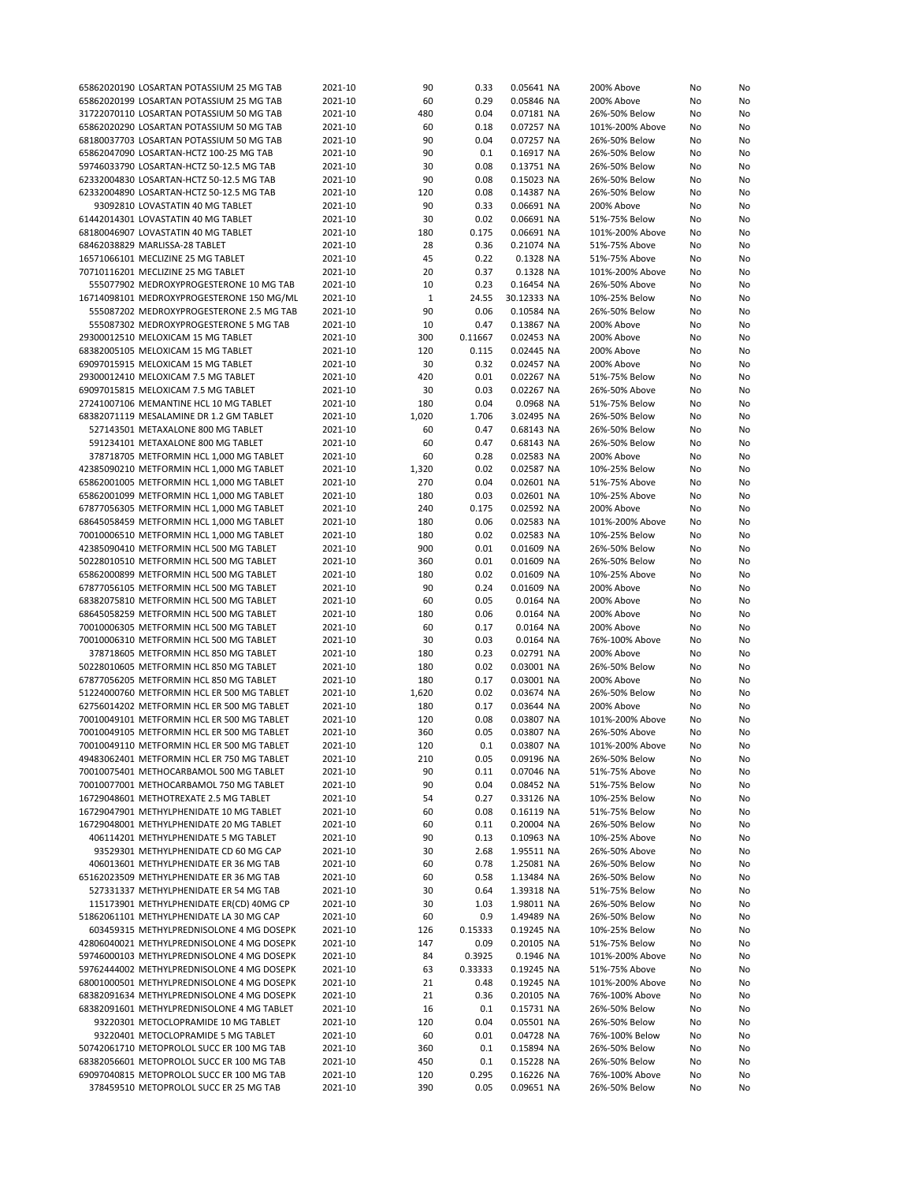| | | | | | | | |
|---|---|---|---|---|---|---|---|
| 65862020190 LOSARTAN POTASSIUM 25 MG TAB | 2021-10 | 90 | 0.33 | 0.05641 NA | 200% Above | No | No |
| 65862020199 LOSARTAN POTASSIUM 25 MG TAB | 2021-10 | 60 | 0.29 | 0.05846 NA | 200% Above | No | No |
| 31722070110 LOSARTAN POTASSIUM 50 MG TAB | 2021-10 | 480 | 0.04 | 0.07181 NA | 26%-50% Below | No | No |
| 65862020290 LOSARTAN POTASSIUM 50 MG TAB | 2021-10 | 60 | 0.18 | 0.07257 NA | 101%-200% Above | No | No |
| 68180037703 LOSARTAN POTASSIUM 50 MG TAB | 2021-10 | 90 | 0.04 | 0.07257 NA | 26%-50% Below | No | No |
| 65862047090 LOSARTAN-HCTZ 100-25 MG TAB | 2021-10 | 90 | 0.1 | 0.16917 NA | 26%-50% Below | No | No |
| 59746033790 LOSARTAN-HCTZ 50-12.5 MG TAB | 2021-10 | 30 | 0.08 | 0.13751 NA | 26%-50% Below | No | No |
| 62332004830 LOSARTAN-HCTZ 50-12.5 MG TAB | 2021-10 | 90 | 0.08 | 0.15023 NA | 26%-50% Below | No | No |
| 62332004890 LOSARTAN-HCTZ 50-12.5 MG TAB | 2021-10 | 120 | 0.08 | 0.14387 NA | 26%-50% Below | No | No |
| 93092810 LOVASTATIN 40 MG TABLET | 2021-10 | 90 | 0.33 | 0.06691 NA | 200% Above | No | No |
| 61442014301 LOVASTATIN 40 MG TABLET | 2021-10 | 30 | 0.02 | 0.06691 NA | 51%-75% Below | No | No |
| 68180046907 LOVASTATIN 40 MG TABLET | 2021-10 | 180 | 0.175 | 0.06691 NA | 101%-200% Above | No | No |
| 68462038829 MARLISSA-28 TABLET | 2021-10 | 28 | 0.36 | 0.21074 NA | 51%-75% Above | No | No |
| 16571066101 MECLIZINE 25 MG TABLET | 2021-10 | 45 | 0.22 | 0.1328 NA | 51%-75% Above | No | No |
| 70710116201 MECLIZINE 25 MG TABLET | 2021-10 | 20 | 0.37 | 0.1328 NA | 101%-200% Above | No | No |
| 555077902 MEDROXYPROGESTERONE 10 MG TAB | 2021-10 | 10 | 0.23 | 0.16454 NA | 26%-50% Above | No | No |
| 16714098101 MEDROXYPROGESTERONE 150 MG/ML | 2021-10 | 1 | 24.55 | 30.12333 NA | 10%-25% Below | No | No |
| 555087202 MEDROXYPROGESTERONE 2.5 MG TAB | 2021-10 | 90 | 0.06 | 0.10584 NA | 26%-50% Below | No | No |
| 555087302 MEDROXYPROGESTERONE 5 MG TAB | 2021-10 | 10 | 0.47 | 0.13867 NA | 200% Above | No | No |
| 29300012510 MELOXICAM 15 MG TABLET | 2021-10 | 300 | 0.11667 | 0.02453 NA | 200% Above | No | No |
| 68382005105 MELOXICAM 15 MG TABLET | 2021-10 | 120 | 0.115 | 0.02445 NA | 200% Above | No | No |
| 69097015915 MELOXICAM 15 MG TABLET | 2021-10 | 30 | 0.32 | 0.02457 NA | 200% Above | No | No |
| 29300012410 MELOXICAM 7.5 MG TABLET | 2021-10 | 420 | 0.01 | 0.02267 NA | 51%-75% Below | No | No |
| 69097015815 MELOXICAM 7.5 MG TABLET | 2021-10 | 30 | 0.03 | 0.02267 NA | 26%-50% Above | No | No |
| 27241007106 MEMANTINE HCL 10 MG TABLET | 2021-10 | 180 | 0.04 | 0.0968 NA | 51%-75% Below | No | No |
| 68382071119 MESALAMINE DR 1.2 GM TABLET | 2021-10 | 1,020 | 1.706 | 3.02495 NA | 26%-50% Below | No | No |
| 527143501 METAXALONE 800 MG TABLET | 2021-10 | 60 | 0.47 | 0.68143 NA | 26%-50% Below | No | No |
| 591234101 METAXALONE 800 MG TABLET | 2021-10 | 60 | 0.47 | 0.68143 NA | 26%-50% Below | No | No |
| 378718705 METFORMIN HCL 1,000 MG TABLET | 2021-10 | 60 | 0.28 | 0.02583 NA | 200% Above | No | No |
| 42385090210 METFORMIN HCL 1,000 MG TABLET | 2021-10 | 1,320 | 0.02 | 0.02587 NA | 10%-25% Below | No | No |
| 65862001005 METFORMIN HCL 1,000 MG TABLET | 2021-10 | 270 | 0.04 | 0.02601 NA | 51%-75% Above | No | No |
| 65862001099 METFORMIN HCL 1,000 MG TABLET | 2021-10 | 180 | 0.03 | 0.02601 NA | 10%-25% Above | No | No |
| 67877056305 METFORMIN HCL 1,000 MG TABLET | 2021-10 | 240 | 0.175 | 0.02592 NA | 200% Above | No | No |
| 68645058459 METFORMIN HCL 1,000 MG TABLET | 2021-10 | 180 | 0.06 | 0.02583 NA | 101%-200% Above | No | No |
| 70010006510 METFORMIN HCL 1,000 MG TABLET | 2021-10 | 180 | 0.02 | 0.02583 NA | 10%-25% Below | No | No |
| 42385090410 METFORMIN HCL 500 MG TABLET | 2021-10 | 900 | 0.01 | 0.01609 NA | 26%-50% Below | No | No |
| 50228010510 METFORMIN HCL 500 MG TABLET | 2021-10 | 360 | 0.01 | 0.01609 NA | 26%-50% Below | No | No |
| 65862000899 METFORMIN HCL 500 MG TABLET | 2021-10 | 180 | 0.02 | 0.01609 NA | 10%-25% Above | No | No |
| 67877056105 METFORMIN HCL 500 MG TABLET | 2021-10 | 90 | 0.24 | 0.01609 NA | 200% Above | No | No |
| 68382075810 METFORMIN HCL 500 MG TABLET | 2021-10 | 60 | 0.05 | 0.0164 NA | 200% Above | No | No |
| 68645058259 METFORMIN HCL 500 MG TABLET | 2021-10 | 180 | 0.06 | 0.0164 NA | 200% Above | No | No |
| 70010006305 METFORMIN HCL 500 MG TABLET | 2021-10 | 60 | 0.17 | 0.0164 NA | 200% Above | No | No |
| 70010006310 METFORMIN HCL 500 MG TABLET | 2021-10 | 30 | 0.03 | 0.0164 NA | 76%-100% Above | No | No |
| 378718605 METFORMIN HCL 850 MG TABLET | 2021-10 | 180 | 0.23 | 0.02791 NA | 200% Above | No | No |
| 50228010605 METFORMIN HCL 850 MG TABLET | 2021-10 | 180 | 0.02 | 0.03001 NA | 26%-50% Below | No | No |
| 67877056205 METFORMIN HCL 850 MG TABLET | 2021-10 | 180 | 0.17 | 0.03001 NA | 200% Above | No | No |
| 51224000760 METFORMIN HCL ER 500 MG TABLET | 2021-10 | 1,620 | 0.02 | 0.03674 NA | 26%-50% Below | No | No |
| 62756014202 METFORMIN HCL ER 500 MG TABLET | 2021-10 | 180 | 0.17 | 0.03644 NA | 200% Above | No | No |
| 70010049101 METFORMIN HCL ER 500 MG TABLET | 2021-10 | 120 | 0.08 | 0.03807 NA | 101%-200% Above | No | No |
| 70010049105 METFORMIN HCL ER 500 MG TABLET | 2021-10 | 360 | 0.05 | 0.03807 NA | 26%-50% Above | No | No |
| 70010049110 METFORMIN HCL ER 500 MG TABLET | 2021-10 | 120 | 0.1 | 0.03807 NA | 101%-200% Above | No | No |
| 49483062401 METFORMIN HCL ER 750 MG TABLET | 2021-10 | 210 | 0.05 | 0.09196 NA | 26%-50% Below | No | No |
| 70010075401 METHOCARBAMOL 500 MG TABLET | 2021-10 | 90 | 0.11 | 0.07046 NA | 51%-75% Above | No | No |
| 70010077001 METHOCARBAMOL 750 MG TABLET | 2021-10 | 90 | 0.04 | 0.08452 NA | 51%-75% Below | No | No |
| 16729048601 METHOTREXATE 2.5 MG TABLET | 2021-10 | 54 | 0.27 | 0.33126 NA | 10%-25% Below | No | No |
| 16729047901 METHYLPHENIDATE 10 MG TABLET | 2021-10 | 60 | 0.08 | 0.16119 NA | 51%-75% Below | No | No |
| 16729048001 METHYLPHENIDATE 20 MG TABLET | 2021-10 | 60 | 0.11 | 0.20004 NA | 26%-50% Below | No | No |
| 406114201 METHYLPHENIDATE 5 MG TABLET | 2021-10 | 90 | 0.13 | 0.10963 NA | 10%-25% Above | No | No |
| 93529301 METHYLPHENIDATE CD 60 MG CAP | 2021-10 | 30 | 2.68 | 1.95511 NA | 26%-50% Above | No | No |
| 406013601 METHYLPHENIDATE ER 36 MG TAB | 2021-10 | 60 | 0.78 | 1.25081 NA | 26%-50% Below | No | No |
| 65162023509 METHYLPHENIDATE ER 36 MG TAB | 2021-10 | 60 | 0.58 | 1.13484 NA | 26%-50% Below | No | No |
| 527331337 METHYLPHENIDATE ER 54 MG TAB | 2021-10 | 30 | 0.64 | 1.39318 NA | 51%-75% Below | No | No |
| 115173901 METHYLPHENIDATE ER(CD) 40MG CP | 2021-10 | 30 | 1.03 | 1.98011 NA | 26%-50% Below | No | No |
| 51862061101 METHYLPHENIDATE LA 30 MG CAP | 2021-10 | 60 | 0.9 | 1.49489 NA | 26%-50% Below | No | No |
| 603459315 METHYLPREDNISOLONE 4 MG DOSEPK | 2021-10 | 126 | 0.15333 | 0.19245 NA | 10%-25% Below | No | No |
| 42806040021 METHYLPREDNISOLONE 4 MG DOSEPK | 2021-10 | 147 | 0.09 | 0.20105 NA | 51%-75% Below | No | No |
| 59746000103 METHYLPREDNISOLONE 4 MG DOSEPK | 2021-10 | 84 | 0.3925 | 0.1946 NA | 101%-200% Above | No | No |
| 59762444002 METHYLPREDNISOLONE 4 MG DOSEPK | 2021-10 | 63 | 0.33333 | 0.19245 NA | 51%-75% Above | No | No |
| 68001000501 METHYLPREDNISOLONE 4 MG DOSEPK | 2021-10 | 21 | 0.48 | 0.19245 NA | 101%-200% Above | No | No |
| 68382091634 METHYLPREDNISOLONE 4 MG DOSEPK | 2021-10 | 21 | 0.36 | 0.20105 NA | 76%-100% Above | No | No |
| 68382091601 METHYLPREDNISOLONE 4 MG TABLET | 2021-10 | 16 | 0.1 | 0.15731 NA | 26%-50% Below | No | No |
| 93220301 METOCLOPRAMIDE 10 MG TABLET | 2021-10 | 120 | 0.04 | 0.05501 NA | 26%-50% Below | No | No |
| 93220401 METOCLOPRAMIDE 5 MG TABLET | 2021-10 | 60 | 0.01 | 0.04728 NA | 76%-100% Below | No | No |
| 50742061710 METOPROLOL SUCC ER 100 MG TAB | 2021-10 | 360 | 0.1 | 0.15894 NA | 26%-50% Below | No | No |
| 68382056601 METOPROLOL SUCC ER 100 MG TAB | 2021-10 | 450 | 0.1 | 0.15228 NA | 26%-50% Below | No | No |
| 69097040815 METOPROLOL SUCC ER 100 MG TAB | 2021-10 | 120 | 0.295 | 0.16226 NA | 76%-100% Above | No | No |
| 378459510 METOPROLOL SUCC ER 25 MG TAB | 2021-10 | 390 | 0.05 | 0.09651 NA | 26%-50% Below | No | No |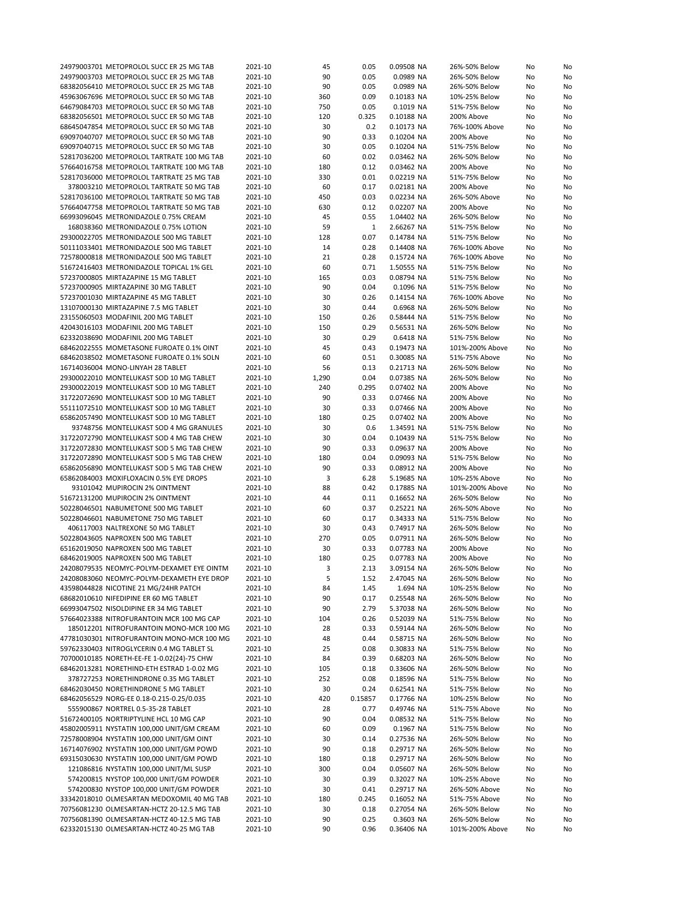| | | | | | | | |
|---|---|---|---|---|---|---|---|
| 24979003701 METOPROLOL SUCC ER 25 MG TAB | 2021-10 | 45 | 0.05 | 0.09508 NA | 26%-50% Below | No | No |
| 24979003703 METOPROLOL SUCC ER 25 MG TAB | 2021-10 | 90 | 0.05 | 0.0989 NA | 26%-50% Below | No | No |
| 68382056410 METOPROLOL SUCC ER 25 MG TAB | 2021-10 | 90 | 0.05 | 0.0989 NA | 26%-50% Below | No | No |
| 45963067696 METOPROLOL SUCC ER 50 MG TAB | 2021-10 | 360 | 0.09 | 0.10183 NA | 10%-25% Below | No | No |
| 64679084703 METOPROLOL SUCC ER 50 MG TAB | 2021-10 | 750 | 0.05 | 0.1019 NA | 51%-75% Below | No | No |
| 68382056501 METOPROLOL SUCC ER 50 MG TAB | 2021-10 | 120 | 0.325 | 0.10188 NA | 200% Above | No | No |
| 68645047854 METOPROLOL SUCC ER 50 MG TAB | 2021-10 | 30 | 0.2 | 0.10173 NA | 76%-100% Above | No | No |
| 69097040707 METOPROLOL SUCC ER 50 MG TAB | 2021-10 | 90 | 0.33 | 0.10204 NA | 200% Above | No | No |
| 69097040715 METOPROLOL SUCC ER 50 MG TAB | 2021-10 | 30 | 0.05 | 0.10204 NA | 51%-75% Below | No | No |
| 52817036200 METOPROLOL TARTRATE 100 MG TAB | 2021-10 | 60 | 0.02 | 0.03462 NA | 26%-50% Below | No | No |
| 57664016758 METOPROLOL TARTRATE 100 MG TAB | 2021-10 | 180 | 0.12 | 0.03462 NA | 200% Above | No | No |
| 52817036000 METOPROLOL TARTRATE 25 MG TAB | 2021-10 | 330 | 0.01 | 0.02219 NA | 51%-75% Below | No | No |
| 378003210 METOPROLOL TARTRATE 50 MG TAB | 2021-10 | 60 | 0.17 | 0.02181 NA | 200% Above | No | No |
| 52817036100 METOPROLOL TARTRATE 50 MG TAB | 2021-10 | 450 | 0.03 | 0.02234 NA | 26%-50% Above | No | No |
| 57664047758 METOPROLOL TARTRATE 50 MG TAB | 2021-10 | 630 | 0.12 | 0.02207 NA | 200% Above | No | No |
| 66993096045 METRONIDAZOLE 0.75% CREAM | 2021-10 | 45 | 0.55 | 1.04402 NA | 26%-50% Below | No | No |
| 168038360 METRONIDAZOLE 0.75% LOTION | 2021-10 | 59 | 1 | 2.66267 NA | 51%-75% Below | No | No |
| 29300022705 METRONIDAZOLE 500 MG TABLET | 2021-10 | 128 | 0.07 | 0.14784 NA | 51%-75% Below | No | No |
| 50111033401 METRONIDAZOLE 500 MG TABLET | 2021-10 | 14 | 0.28 | 0.14408 NA | 76%-100% Above | No | No |
| 72578000818 METRONIDAZOLE 500 MG TABLET | 2021-10 | 21 | 0.28 | 0.15724 NA | 76%-100% Above | No | No |
| 51672416403 METRONIDAZOLE TOPICAL 1% GEL | 2021-10 | 60 | 0.71 | 1.50555 NA | 51%-75% Below | No | No |
| 57237000805 MIRTAZAPINE 15 MG TABLET | 2021-10 | 165 | 0.03 | 0.08794 NA | 51%-75% Below | No | No |
| 57237000905 MIRTAZAPINE 30 MG TABLET | 2021-10 | 90 | 0.04 | 0.1096 NA | 51%-75% Below | No | No |
| 57237001030 MIRTAZAPINE 45 MG TABLET | 2021-10 | 30 | 0.26 | 0.14154 NA | 76%-100% Above | No | No |
| 13107000130 MIRTAZAPINE 7.5 MG TABLET | 2021-10 | 30 | 0.44 | 0.6968 NA | 26%-50% Below | No | No |
| 23155060503 MODAFINIL 200 MG TABLET | 2021-10 | 150 | 0.26 | 0.58444 NA | 51%-75% Below | No | No |
| 42043016103 MODAFINIL 200 MG TABLET | 2021-10 | 150 | 0.29 | 0.56531 NA | 26%-50% Below | No | No |
| 62332038690 MODAFINIL 200 MG TABLET | 2021-10 | 30 | 0.29 | 0.6418 NA | 51%-75% Below | No | No |
| 68462022555 MOMETASONE FUROATE 0.1% OINT | 2021-10 | 45 | 0.43 | 0.19473 NA | 101%-200% Above | No | No |
| 68462038502 MOMETASONE FUROATE 0.1% SOLN | 2021-10 | 60 | 0.51 | 0.30085 NA | 51%-75% Above | No | No |
| 16714036004 MONO-LINYAH 28 TABLET | 2021-10 | 56 | 0.13 | 0.21713 NA | 26%-50% Below | No | No |
| 29300022010 MONTELUKAST SOD 10 MG TABLET | 2021-10 | 1,290 | 0.04 | 0.07385 NA | 26%-50% Below | No | No |
| 29300022019 MONTELUKAST SOD 10 MG TABLET | 2021-10 | 240 | 0.295 | 0.07402 NA | 200% Above | No | No |
| 31722072690 MONTELUKAST SOD 10 MG TABLET | 2021-10 | 90 | 0.33 | 0.07466 NA | 200% Above | No | No |
| 55111072510 MONTELUKAST SOD 10 MG TABLET | 2021-10 | 30 | 0.33 | 0.07466 NA | 200% Above | No | No |
| 65862057490 MONTELUKAST SOD 10 MG TABLET | 2021-10 | 180 | 0.25 | 0.07402 NA | 200% Above | No | No |
| 93748756 MONTELUKAST SOD 4 MG GRANULES | 2021-10 | 30 | 0.6 | 1.34591 NA | 51%-75% Below | No | No |
| 31722072790 MONTELUKAST SOD 4 MG TAB CHEW | 2021-10 | 30 | 0.04 | 0.10439 NA | 51%-75% Below | No | No |
| 31722072830 MONTELUKAST SOD 5 MG TAB CHEW | 2021-10 | 90 | 0.33 | 0.09637 NA | 200% Above | No | No |
| 31722072890 MONTELUKAST SOD 5 MG TAB CHEW | 2021-10 | 180 | 0.04 | 0.09093 NA | 51%-75% Below | No | No |
| 65862056890 MONTELUKAST SOD 5 MG TAB CHEW | 2021-10 | 90 | 0.33 | 0.08912 NA | 200% Above | No | No |
| 65862084003 MOXIFLOXACIN 0.5% EYE DROPS | 2021-10 | 3 | 6.28 | 5.19685 NA | 10%-25% Above | No | No |
| 93101042 MUPIROCIN 2% OINTMENT | 2021-10 | 88 | 0.42 | 0.17885 NA | 101%-200% Above | No | No |
| 51672131200 MUPIROCIN 2% OINTMENT | 2021-10 | 44 | 0.11 | 0.16652 NA | 26%-50% Below | No | No |
| 50228046501 NABUMETONE 500 MG TABLET | 2021-10 | 60 | 0.37 | 0.25221 NA | 26%-50% Above | No | No |
| 50228046601 NABUMETONE 750 MG TABLET | 2021-10 | 60 | 0.17 | 0.34333 NA | 51%-75% Below | No | No |
| 406117003 NALTREXONE 50 MG TABLET | 2021-10 | 30 | 0.43 | 0.74917 NA | 26%-50% Below | No | No |
| 50228043605 NAPROXEN 500 MG TABLET | 2021-10 | 270 | 0.05 | 0.07911 NA | 26%-50% Below | No | No |
| 65162019050 NAPROXEN 500 MG TABLET | 2021-10 | 30 | 0.33 | 0.07783 NA | 200% Above | No | No |
| 68462019005 NAPROXEN 500 MG TABLET | 2021-10 | 180 | 0.25 | 0.07783 NA | 200% Above | No | No |
| 24208079535 NEOMYC-POLYM-DEXAMET EYE OINTM | 2021-10 | 3 | 2.13 | 3.09154 NA | 26%-50% Below | No | No |
| 24208083060 NEOMYC-POLYM-DEXAMETH EYE DROP | 2021-10 | 5 | 1.52 | 2.47045 NA | 26%-50% Below | No | No |
| 43598044828 NICOTINE 21 MG/24HR PATCH | 2021-10 | 84 | 1.45 | 1.694 NA | 10%-25% Below | No | No |
| 68682010610 NIFEDIPINE ER 60 MG TABLET | 2021-10 | 90 | 0.17 | 0.25548 NA | 26%-50% Below | No | No |
| 66993047502 NISOLDIPINE ER 34 MG TABLET | 2021-10 | 90 | 2.79 | 5.37038 NA | 26%-50% Below | No | No |
| 57664023388 NITROFURANTOIN MCR 100 MG CAP | 2021-10 | 104 | 0.26 | 0.52039 NA | 51%-75% Below | No | No |
| 185012201 NITROFURANTOIN MONO-MCR 100 MG | 2021-10 | 28 | 0.33 | 0.59144 NA | 26%-50% Below | No | No |
| 47781030301 NITROFURANTOIN MONO-MCR 100 MG | 2021-10 | 48 | 0.44 | 0.58715 NA | 26%-50% Below | No | No |
| 59762330403 NITROGLYCERIN 0.4 MG TABLET SL | 2021-10 | 25 | 0.08 | 0.30833 NA | 51%-75% Below | No | No |
| 70700010185 NORETH-EE-FE 1-0.02(24)-75 CHW | 2021-10 | 84 | 0.39 | 0.68203 NA | 26%-50% Below | No | No |
| 68462013281 NORETHIND-ETH ESTRAD 1-0.02 MG | 2021-10 | 105 | 0.18 | 0.33606 NA | 26%-50% Below | No | No |
| 378727253 NORETHINDRONE 0.35 MG TABLET | 2021-10 | 252 | 0.08 | 0.18596 NA | 51%-75% Below | No | No |
| 68462030450 NORETHINDRONE 5 MG TABLET | 2021-10 | 30 | 0.24 | 0.62541 NA | 51%-75% Below | No | No |
| 68462056529 NORG-EE 0.18-0.215-0.25/0.035 | 2021-10 | 420 | 0.15857 | 0.17766 NA | 10%-25% Below | No | No |
| 555900867 NORTREL 0.5-35-28 TABLET | 2021-10 | 28 | 0.77 | 0.49746 NA | 51%-75% Above | No | No |
| 51672400105 NORTRIPTYLINE HCL 10 MG CAP | 2021-10 | 90 | 0.04 | 0.08532 NA | 51%-75% Below | No | No |
| 45802005911 NYSTATIN 100,000 UNIT/GM CREAM | 2021-10 | 60 | 0.09 | 0.1967 NA | 51%-75% Below | No | No |
| 72578008904 NYSTATIN 100,000 UNIT/GM OINT | 2021-10 | 30 | 0.14 | 0.27536 NA | 26%-50% Below | No | No |
| 16714076902 NYSTATIN 100,000 UNIT/GM POWD | 2021-10 | 90 | 0.18 | 0.29717 NA | 26%-50% Below | No | No |
| 69315030630 NYSTATIN 100,000 UNIT/GM POWD | 2021-10 | 180 | 0.18 | 0.29717 NA | 26%-50% Below | No | No |
| 121086816 NYSTATIN 100,000 UNIT/ML SUSP | 2021-10 | 300 | 0.04 | 0.05607 NA | 26%-50% Below | No | No |
| 574200815 NYSTOP 100,000 UNIT/GM POWDER | 2021-10 | 30 | 0.39 | 0.32027 NA | 10%-25% Above | No | No |
| 574200830 NYSTOP 100,000 UNIT/GM POWDER | 2021-10 | 30 | 0.41 | 0.29717 NA | 26%-50% Above | No | No |
| 33342018010 OLMESARTAN MEDOXOMIL 40 MG TAB | 2021-10 | 180 | 0.245 | 0.16052 NA | 51%-75% Above | No | No |
| 70756081230 OLMESARTAN-HCTZ 20-12.5 MG TAB | 2021-10 | 30 | 0.18 | 0.27054 NA | 26%-50% Below | No | No |
| 70756081390 OLMESARTAN-HCTZ 40-12.5 MG TAB | 2021-10 | 90 | 0.25 | 0.3603 NA | 26%-50% Below | No | No |
| 62332015130 OLMESARTAN-HCTZ 40-25 MG TAB | 2021-10 | 90 | 0.96 | 0.36406 NA | 101%-200% Above | No | No |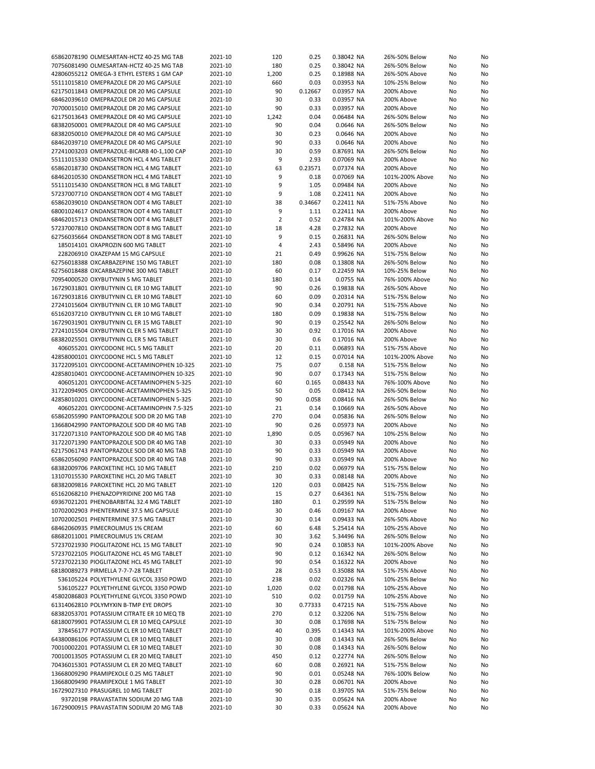| | | | | | | | |
|---|---|---|---|---|---|---|---|
| 65862078190 OLMESARTAN-HCTZ 40-25 MG TAB | 2021-10 | 120 | 0.25 | 0.38042 NA | 26%-50% Below | No | No |
| 70756081490 OLMESARTAN-HCTZ 40-25 MG TAB | 2021-10 | 180 | 0.25 | 0.38042 NA | 26%-50% Below | No | No |
| 42806055212 OMEGA-3 ETHYL ESTERS 1 GM CAP | 2021-10 | 1,200 | 0.25 | 0.18988 NA | 26%-50% Above | No | No |
| 55111015810 OMEPRAZOLE DR 20 MG CAPSULE | 2021-10 | 660 | 0.03 | 0.03953 NA | 10%-25% Below | No | No |
| 62175011843 OMEPRAZOLE DR 20 MG CAPSULE | 2021-10 | 90 | 0.12667 | 0.03957 NA | 200% Above | No | No |
| 68462039610 OMEPRAZOLE DR 20 MG CAPSULE | 2021-10 | 30 | 0.33 | 0.03957 NA | 200% Above | No | No |
| 70700015010 OMEPRAZOLE DR 20 MG CAPSULE | 2021-10 | 90 | 0.33 | 0.03957 NA | 200% Above | No | No |
| 62175013643 OMEPRAZOLE DR 40 MG CAPSULE | 2021-10 | 1,242 | 0.04 | 0.06484 NA | 26%-50% Below | No | No |
| 68382050001 OMEPRAZOLE DR 40 MG CAPSULE | 2021-10 | 90 | 0.04 | 0.0646 NA | 26%-50% Below | No | No |
| 68382050010 OMEPRAZOLE DR 40 MG CAPSULE | 2021-10 | 30 | 0.23 | 0.0646 NA | 200% Above | No | No |
| 68462039710 OMEPRAZOLE DR 40 MG CAPSULE | 2021-10 | 90 | 0.33 | 0.0646 NA | 200% Above | No | No |
| 27241003203 OMEPRAZOLE-BICARB 40-1,100 CAP | 2021-10 | 30 | 0.59 | 0.87691 NA | 26%-50% Below | No | No |
| 55111015330 ONDANSETRON HCL 4 MG TABLET | 2021-10 | 9 | 2.93 | 0.07069 NA | 200% Above | No | No |
| 65862018730 ONDANSETRON HCL 4 MG TABLET | 2021-10 | 63 | 0.23571 | 0.07374 NA | 200% Above | No | No |
| 68462010530 ONDANSETRON HCL 4 MG TABLET | 2021-10 | 9 | 0.18 | 0.07069 NA | 101%-200% Above | No | No |
| 55111015430 ONDANSETRON HCL 8 MG TABLET | 2021-10 | 9 | 1.05 | 0.09484 NA | 200% Above | No | No |
| 57237007710 ONDANSETRON ODT 4 MG TABLET | 2021-10 | 9 | 1.08 | 0.22411 NA | 200% Above | No | No |
| 65862039010 ONDANSETRON ODT 4 MG TABLET | 2021-10 | 38 | 0.34667 | 0.22411 NA | 51%-75% Above | No | No |
| 68001024617 ONDANSETRON ODT 4 MG TABLET | 2021-10 | 9 | 1.11 | 0.22411 NA | 200% Above | No | No |
| 68462015713 ONDANSETRON ODT 4 MG TABLET | 2021-10 | 2 | 0.52 | 0.24784 NA | 101%-200% Above | No | No |
| 57237007810 ONDANSETRON ODT 8 MG TABLET | 2021-10 | 18 | 4.28 | 0.27832 NA | 200% Above | No | No |
| 62756035664 ONDANSETRON ODT 8 MG TABLET | 2021-10 | 9 | 0.15 | 0.26831 NA | 26%-50% Below | No | No |
| 185014101 OXAPROZIN 600 MG TABLET | 2021-10 | 4 | 2.43 | 0.58496 NA | 200% Above | No | No |
| 228206910 OXAZEPAM 15 MG CAPSULE | 2021-10 | 21 | 0.49 | 0.99626 NA | 51%-75% Below | No | No |
| 62756018388 OXCARBAZEPINE 150 MG TABLET | 2021-10 | 180 | 0.08 | 0.13808 NA | 26%-50% Below | No | No |
| 62756018488 OXCARBAZEPINE 300 MG TABLET | 2021-10 | 60 | 0.17 | 0.22459 NA | 10%-25% Below | No | No |
| 70954000520 OXYBUTYNIN 5 MG TABLET | 2021-10 | 180 | 0.14 | 0.0755 NA | 76%-100% Above | No | No |
| 16729031801 OXYBUTYNIN CL ER 10 MG TABLET | 2021-10 | 90 | 0.26 | 0.19838 NA | 26%-50% Above | No | No |
| 16729031816 OXYBUTYNIN CL ER 10 MG TABLET | 2021-10 | 60 | 0.09 | 0.20314 NA | 51%-75% Below | No | No |
| 27241015604 OXYBUTYNIN CL ER 10 MG TABLET | 2021-10 | 90 | 0.34 | 0.20791 NA | 51%-75% Above | No | No |
| 65162037210 OXYBUTYNIN CL ER 10 MG TABLET | 2021-10 | 180 | 0.09 | 0.19838 NA | 51%-75% Below | No | No |
| 16729031901 OXYBUTYNIN CL ER 15 MG TABLET | 2021-10 | 90 | 0.19 | 0.25542 NA | 26%-50% Below | No | No |
| 27241015504 OXYBUTYNIN CL ER 5 MG TABLET | 2021-10 | 30 | 0.92 | 0.17016 NA | 200% Above | No | No |
| 68382025501 OXYBUTYNIN CL ER 5 MG TABLET | 2021-10 | 30 | 0.6 | 0.17016 NA | 200% Above | No | No |
| 406055201 OXYCODONE HCL 5 MG TABLET | 2021-10 | 20 | 0.11 | 0.06893 NA | 51%-75% Above | No | No |
| 42858000101 OXYCODONE HCL 5 MG TABLET | 2021-10 | 12 | 0.15 | 0.07014 NA | 101%-200% Above | No | No |
| 31722095101 OXYCODONE-ACETAMINOPHEN 10-325 | 2021-10 | 75 | 0.07 | 0.158 NA | 51%-75% Below | No | No |
| 42858010401 OXYCODONE-ACETAMINOPHEN 10-325 | 2021-10 | 90 | 0.07 | 0.17343 NA | 51%-75% Below | No | No |
| 406051201 OXYCODONE-ACETAMINOPHEN 5-325 | 2021-10 | 60 | 0.165 | 0.08433 NA | 76%-100% Above | No | No |
| 31722094905 OXYCODONE-ACETAMINOPHEN 5-325 | 2021-10 | 50 | 0.05 | 0.08412 NA | 26%-50% Below | No | No |
| 42858010201 OXYCODONE-ACETAMINOPHEN 5-325 | 2021-10 | 90 | 0.058 | 0.08416 NA | 26%-50% Below | No | No |
| 406052201 OXYCODONE-ACETAMINOPHN 7.5-325 | 2021-10 | 21 | 0.14 | 0.10669 NA | 26%-50% Above | No | No |
| 65862055990 PANTOPRAZOLE SOD DR 20 MG TAB | 2021-10 | 270 | 0.04 | 0.05836 NA | 26%-50% Below | No | No |
| 13668042990 PANTOPRAZOLE SOD DR 40 MG TAB | 2021-10 | 90 | 0.26 | 0.05973 NA | 200% Above | No | No |
| 31722071310 PANTOPRAZOLE SOD DR 40 MG TAB | 2021-10 | 1,890 | 0.05 | 0.05967 NA | 10%-25% Below | No | No |
| 31722071390 PANTOPRAZOLE SOD DR 40 MG TAB | 2021-10 | 30 | 0.33 | 0.05949 NA | 200% Above | No | No |
| 62175061743 PANTOPRAZOLE SOD DR 40 MG TAB | 2021-10 | 90 | 0.33 | 0.05949 NA | 200% Above | No | No |
| 65862056090 PANTOPRAZOLE SOD DR 40 MG TAB | 2021-10 | 90 | 0.33 | 0.05949 NA | 200% Above | No | No |
| 68382009706 PAROXETINE HCL 10 MG TABLET | 2021-10 | 210 | 0.02 | 0.06979 NA | 51%-75% Below | No | No |
| 13107015530 PAROXETINE HCL 20 MG TABLET | 2021-10 | 30 | 0.33 | 0.08148 NA | 200% Above | No | No |
| 68382009816 PAROXETINE HCL 20 MG TABLET | 2021-10 | 120 | 0.03 | 0.08425 NA | 51%-75% Below | No | No |
| 65162068210 PHENAZOPYRIDINE 200 MG TAB | 2021-10 | 15 | 0.27 | 0.64361 NA | 51%-75% Below | No | No |
| 69367021201 PHENOBARBITAL 32.4 MG TABLET | 2021-10 | 180 | 0.1 | 0.29599 NA | 51%-75% Below | No | No |
| 10702002903 PHENTERMINE 37.5 MG CAPSULE | 2021-10 | 30 | 0.46 | 0.09167 NA | 200% Above | No | No |
| 10702002501 PHENTERMINE 37.5 MG TABLET | 2021-10 | 30 | 0.14 | 0.09433 NA | 26%-50% Above | No | No |
| 68462060935 PIMECROLIMUS 1% CREAM | 2021-10 | 60 | 6.48 | 5.25414 NA | 10%-25% Above | No | No |
| 68682011001 PIMECROLIMUS 1% CREAM | 2021-10 | 30 | 3.62 | 5.34496 NA | 26%-50% Below | No | No |
| 57237021930 PIOGLITAZONE HCL 15 MG TABLET | 2021-10 | 90 | 0.24 | 0.10853 NA | 101%-200% Above | No | No |
| 57237022105 PIOGLITAZONE HCL 45 MG TABLET | 2021-10 | 90 | 0.12 | 0.16342 NA | 26%-50% Below | No | No |
| 57237022130 PIOGLITAZONE HCL 45 MG TABLET | 2021-10 | 90 | 0.54 | 0.16322 NA | 200% Above | No | No |
| 68180089273 PIRMELLA 7-7-7-28 TABLET | 2021-10 | 28 | 0.53 | 0.35088 NA | 51%-75% Above | No | No |
| 536105224 POLYETHYLENE GLYCOL 3350 POWD | 2021-10 | 238 | 0.02 | 0.02326 NA | 10%-25% Below | No | No |
| 536105227 POLYETHYLENE GLYCOL 3350 POWD | 2021-10 | 1,020 | 0.02 | 0.01798 NA | 10%-25% Above | No | No |
| 45802086803 POLYETHYLENE GLYCOL 3350 POWD | 2021-10 | 510 | 0.02 | 0.01759 NA | 10%-25% Above | No | No |
| 61314062810 POLYMYXIN B-TMP EYE DROPS | 2021-10 | 30 | 0.77333 | 0.47215 NA | 51%-75% Above | No | No |
| 68382053701 POTASSIUM CITRATE ER 10 MEQ TB | 2021-10 | 270 | 0.12 | 0.32206 NA | 51%-75% Below | No | No |
| 68180079901 POTASSIUM CL ER 10 MEQ CAPSULE | 2021-10 | 30 | 0.08 | 0.17698 NA | 51%-75% Below | No | No |
| 378456177 POTASSIUM CL ER 10 MEQ TABLET | 2021-10 | 40 | 0.395 | 0.14343 NA | 101%-200% Above | No | No |
| 64380086106 POTASSIUM CL ER 10 MEQ TABLET | 2021-10 | 30 | 0.08 | 0.14343 NA | 26%-50% Below | No | No |
| 70010002201 POTASSIUM CL ER 10 MEQ TABLET | 2021-10 | 30 | 0.08 | 0.14343 NA | 26%-50% Below | No | No |
| 70010013505 POTASSIUM CL ER 20 MEQ TABLET | 2021-10 | 450 | 0.12 | 0.22774 NA | 26%-50% Below | No | No |
| 70436015301 POTASSIUM CL ER 20 MEQ TABLET | 2021-10 | 60 | 0.08 | 0.26921 NA | 51%-75% Below | No | No |
| 13668009290 PRAMIPEXOLE 0.25 MG TABLET | 2021-10 | 90 | 0.01 | 0.05248 NA | 76%-100% Below | No | No |
| 13668009490 PRAMIPEXOLE 1 MG TABLET | 2021-10 | 30 | 0.28 | 0.06701 NA | 200% Above | No | No |
| 16729027310 PRASUGREL 10 MG TABLET | 2021-10 | 90 | 0.18 | 0.39705 NA | 51%-75% Below | No | No |
| 93720198 PRAVASTATIN SODIUM 20 MG TAB | 2021-10 | 30 | 0.35 | 0.05624 NA | 200% Above | No | No |
| 16729000915 PRAVASTATIN SODIUM 20 MG TAB | 2021-10 | 30 | 0.33 | 0.05624 NA | 200% Above | No | No |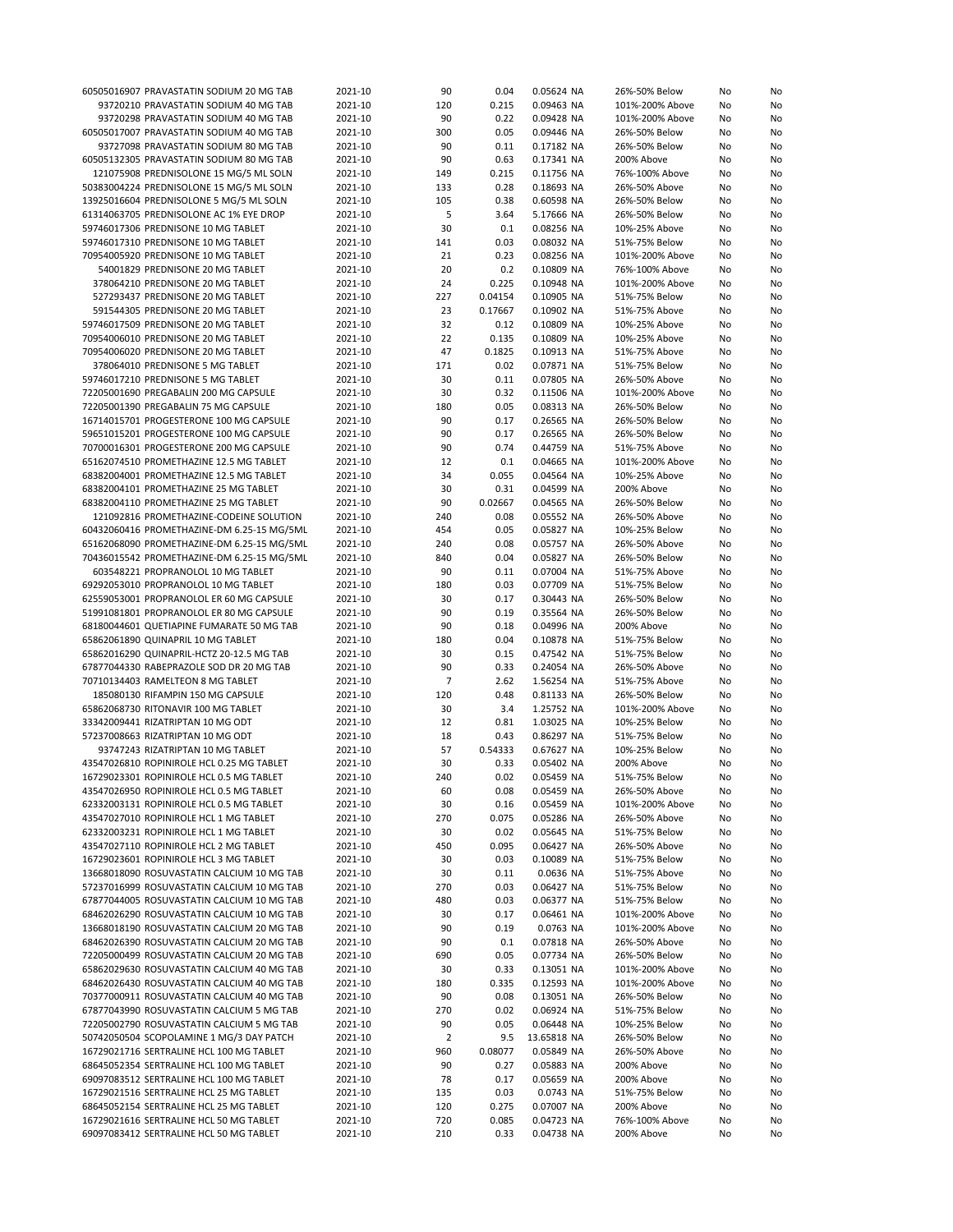| | | | | | | | | | |
|---|---|---|---|---|---|---|---|---|---|
| 60505016907 | PRAVASTATIN SODIUM 20 MG TAB | 2021-10 | 90 | 0.04 | 0.05624 | NA | 26%-50% Below | No | No |
| 93720210 | PRAVASTATIN SODIUM 40 MG TAB | 2021-10 | 120 | 0.215 | 0.09463 | NA | 101%-200% Above | No | No |
| 93720298 | PRAVASTATIN SODIUM 40 MG TAB | 2021-10 | 90 | 0.22 | 0.09428 | NA | 101%-200% Above | No | No |
| 60505017007 | PRAVASTATIN SODIUM 40 MG TAB | 2021-10 | 300 | 0.05 | 0.09446 | NA | 26%-50% Below | No | No |
| 93727098 | PRAVASTATIN SODIUM 80 MG TAB | 2021-10 | 90 | 0.11 | 0.17182 | NA | 26%-50% Below | No | No |
| 60505132305 | PRAVASTATIN SODIUM 80 MG TAB | 2021-10 | 90 | 0.63 | 0.17341 | NA | 200% Above | No | No |
| 121075908 | PREDNISOLONE 15 MG/5 ML SOLN | 2021-10 | 149 | 0.215 | 0.11756 | NA | 76%-100% Above | No | No |
| 50383004224 | PREDNISOLONE 15 MG/5 ML SOLN | 2021-10 | 133 | 0.28 | 0.18693 | NA | 26%-50% Above | No | No |
| 13925016604 | PREDNISOLONE 5 MG/5 ML SOLN | 2021-10 | 105 | 0.38 | 0.60598 | NA | 26%-50% Below | No | No |
| 61314063705 | PREDNISOLONE AC 1% EYE DROP | 2021-10 | 5 | 3.64 | 5.17666 | NA | 26%-50% Below | No | No |
| 59746017306 | PREDNISONE 10 MG TABLET | 2021-10 | 30 | 0.1 | 0.08256 | NA | 10%-25% Above | No | No |
| 59746017310 | PREDNISONE 10 MG TABLET | 2021-10 | 141 | 0.03 | 0.08032 | NA | 51%-75% Below | No | No |
| 70954005920 | PREDNISONE 10 MG TABLET | 2021-10 | 21 | 0.23 | 0.08256 | NA | 101%-200% Above | No | No |
| 54001829 | PREDNISONE 20 MG TABLET | 2021-10 | 20 | 0.2 | 0.10809 | NA | 76%-100% Above | No | No |
| 378064210 | PREDNISONE 20 MG TABLET | 2021-10 | 24 | 0.225 | 0.10948 | NA | 101%-200% Above | No | No |
| 527293437 | PREDNISONE 20 MG TABLET | 2021-10 | 227 | 0.04154 | 0.10905 | NA | 51%-75% Below | No | No |
| 591544305 | PREDNISONE 20 MG TABLET | 2021-10 | 23 | 0.17667 | 0.10902 | NA | 51%-75% Above | No | No |
| 59746017509 | PREDNISONE 20 MG TABLET | 2021-10 | 32 | 0.12 | 0.10809 | NA | 10%-25% Above | No | No |
| 70954006010 | PREDNISONE 20 MG TABLET | 2021-10 | 22 | 0.135 | 0.10809 | NA | 10%-25% Above | No | No |
| 70954006020 | PREDNISONE 20 MG TABLET | 2021-10 | 47 | 0.1825 | 0.10913 | NA | 51%-75% Above | No | No |
| 378064010 | PREDNISONE 5 MG TABLET | 2021-10 | 171 | 0.02 | 0.07871 | NA | 51%-75% Below | No | No |
| 59746017210 | PREDNISONE 5 MG TABLET | 2021-10 | 30 | 0.11 | 0.07805 | NA | 26%-50% Above | No | No |
| 72205001690 | PREGABALIN 200 MG CAPSULE | 2021-10 | 30 | 0.32 | 0.11506 | NA | 101%-200% Above | No | No |
| 72205001390 | PREGABALIN 75 MG CAPSULE | 2021-10 | 180 | 0.05 | 0.08313 | NA | 26%-50% Below | No | No |
| 16714015701 | PROGESTERONE 100 MG CAPSULE | 2021-10 | 90 | 0.17 | 0.26565 | NA | 26%-50% Below | No | No |
| 59651015201 | PROGESTERONE 100 MG CAPSULE | 2021-10 | 90 | 0.17 | 0.26565 | NA | 26%-50% Below | No | No |
| 70700016301 | PROGESTERONE 200 MG CAPSULE | 2021-10 | 90 | 0.74 | 0.44759 | NA | 51%-75% Above | No | No |
| 65162074510 | PROMETHAZINE 12.5 MG TABLET | 2021-10 | 12 | 0.1 | 0.04665 | NA | 101%-200% Above | No | No |
| 68382004001 | PROMETHAZINE 12.5 MG TABLET | 2021-10 | 34 | 0.055 | 0.04564 | NA | 10%-25% Above | No | No |
| 68382004101 | PROMETHAZINE 25 MG TABLET | 2021-10 | 30 | 0.31 | 0.04599 | NA | 200% Above | No | No |
| 68382004110 | PROMETHAZINE 25 MG TABLET | 2021-10 | 90 | 0.02667 | 0.04565 | NA | 26%-50% Below | No | No |
| 121092816 | PROMETHAZINE-CODEINE SOLUTION | 2021-10 | 240 | 0.08 | 0.05552 | NA | 26%-50% Above | No | No |
| 60432060416 | PROMETHAZINE-DM 6.25-15 MG/5ML | 2021-10 | 454 | 0.05 | 0.05827 | NA | 10%-25% Below | No | No |
| 65162068090 | PROMETHAZINE-DM 6.25-15 MG/5ML | 2021-10 | 240 | 0.08 | 0.05757 | NA | 26%-50% Above | No | No |
| 70436015542 | PROMETHAZINE-DM 6.25-15 MG/5ML | 2021-10 | 840 | 0.04 | 0.05827 | NA | 26%-50% Below | No | No |
| 603548221 | PROPRANOLOL 10 MG TABLET | 2021-10 | 90 | 0.11 | 0.07004 | NA | 51%-75% Above | No | No |
| 69292053010 | PROPRANOLOL 10 MG TABLET | 2021-10 | 180 | 0.03 | 0.07709 | NA | 51%-75% Below | No | No |
| 62559053001 | PROPRANOLOL ER 60 MG CAPSULE | 2021-10 | 30 | 0.17 | 0.30443 | NA | 26%-50% Below | No | No |
| 51991081801 | PROPRANOLOL ER 80 MG CAPSULE | 2021-10 | 90 | 0.19 | 0.35564 | NA | 26%-50% Below | No | No |
| 68180044601 | QUETIAPINE FUMARATE 50 MG TAB | 2021-10 | 90 | 0.18 | 0.04996 | NA | 200% Above | No | No |
| 65862061890 | QUINAPRIL 10 MG TABLET | 2021-10 | 180 | 0.04 | 0.10878 | NA | 51%-75% Below | No | No |
| 65862016290 | QUINAPRIL-HCTZ 20-12.5 MG TAB | 2021-10 | 30 | 0.15 | 0.47542 | NA | 51%-75% Below | No | No |
| 67877044330 | RABEPRAZOLE SOD DR 20 MG TAB | 2021-10 | 90 | 0.33 | 0.24054 | NA | 26%-50% Above | No | No |
| 70710134403 | RAMELTEON 8 MG TABLET | 2021-10 | 7 | 2.62 | 1.56254 | NA | 51%-75% Above | No | No |
| 185080130 | RIFAMPIN 150 MG CAPSULE | 2021-10 | 120 | 0.48 | 0.81133 | NA | 26%-50% Below | No | No |
| 65862068730 | RITONAVIR 100 MG TABLET | 2021-10 | 30 | 3.4 | 1.25752 | NA | 101%-200% Above | No | No |
| 33342009441 | RIZATRIPTAN 10 MG ODT | 2021-10 | 12 | 0.81 | 1.03025 | NA | 10%-25% Below | No | No |
| 57237008663 | RIZATRIPTAN 10 MG ODT | 2021-10 | 18 | 0.43 | 0.86297 | NA | 51%-75% Below | No | No |
| 93747243 | RIZATRIPTAN 10 MG TABLET | 2021-10 | 57 | 0.54333 | 0.67627 | NA | 10%-25% Below | No | No |
| 43547026810 | ROPINIROLE HCL 0.25 MG TABLET | 2021-10 | 30 | 0.33 | 0.05402 | NA | 200% Above | No | No |
| 16729023301 | ROPINIROLE HCL 0.5 MG TABLET | 2021-10 | 240 | 0.02 | 0.05459 | NA | 51%-75% Below | No | No |
| 43547026950 | ROPINIROLE HCL 0.5 MG TABLET | 2021-10 | 60 | 0.08 | 0.05459 | NA | 26%-50% Above | No | No |
| 62332003131 | ROPINIROLE HCL 0.5 MG TABLET | 2021-10 | 30 | 0.16 | 0.05459 | NA | 101%-200% Above | No | No |
| 43547027010 | ROPINIROLE HCL 1 MG TABLET | 2021-10 | 270 | 0.075 | 0.05286 | NA | 26%-50% Above | No | No |
| 62332003231 | ROPINIROLE HCL 1 MG TABLET | 2021-10 | 30 | 0.02 | 0.05645 | NA | 51%-75% Below | No | No |
| 43547027110 | ROPINIROLE HCL 2 MG TABLET | 2021-10 | 450 | 0.095 | 0.06427 | NA | 26%-50% Above | No | No |
| 16729023601 | ROPINIROLE HCL 3 MG TABLET | 2021-10 | 30 | 0.03 | 0.10089 | NA | 51%-75% Below | No | No |
| 13668018090 | ROSUVASTATIN CALCIUM 10 MG TAB | 2021-10 | 30 | 0.11 | 0.0636 | NA | 51%-75% Above | No | No |
| 57237016999 | ROSUVASTATIN CALCIUM 10 MG TAB | 2021-10 | 270 | 0.03 | 0.06427 | NA | 51%-75% Below | No | No |
| 67877044005 | ROSUVASTATIN CALCIUM 10 MG TAB | 2021-10 | 480 | 0.03 | 0.06377 | NA | 51%-75% Below | No | No |
| 68462026290 | ROSUVASTATIN CALCIUM 10 MG TAB | 2021-10 | 30 | 0.17 | 0.06461 | NA | 101%-200% Above | No | No |
| 13668018190 | ROSUVASTATIN CALCIUM 20 MG TAB | 2021-10 | 90 | 0.19 | 0.0763 | NA | 101%-200% Above | No | No |
| 68462026390 | ROSUVASTATIN CALCIUM 20 MG TAB | 2021-10 | 90 | 0.1 | 0.07818 | NA | 26%-50% Above | No | No |
| 72205000499 | ROSUVASTATIN CALCIUM 20 MG TAB | 2021-10 | 690 | 0.05 | 0.07734 | NA | 26%-50% Below | No | No |
| 65862029630 | ROSUVASTATIN CALCIUM 40 MG TAB | 2021-10 | 30 | 0.33 | 0.13051 | NA | 101%-200% Above | No | No |
| 68462026430 | ROSUVASTATIN CALCIUM 40 MG TAB | 2021-10 | 180 | 0.335 | 0.12593 | NA | 101%-200% Above | No | No |
| 70377000911 | ROSUVASTATIN CALCIUM 40 MG TAB | 2021-10 | 90 | 0.08 | 0.13051 | NA | 26%-50% Below | No | No |
| 67877043990 | ROSUVASTATIN CALCIUM 5 MG TAB | 2021-10 | 270 | 0.02 | 0.06924 | NA | 51%-75% Below | No | No |
| 72205002790 | ROSUVASTATIN CALCIUM 5 MG TAB | 2021-10 | 90 | 0.05 | 0.06448 | NA | 10%-25% Below | No | No |
| 50742050504 | SCOPOLAMINE 1 MG/3 DAY PATCH | 2021-10 | 2 | 9.5 | 13.65818 | NA | 26%-50% Below | No | No |
| 16729021716 | SERTRALINE HCL 100 MG TABLET | 2021-10 | 960 | 0.08077 | 0.05849 | NA | 26%-50% Above | No | No |
| 68645052354 | SERTRALINE HCL 100 MG TABLET | 2021-10 | 90 | 0.27 | 0.05883 | NA | 200% Above | No | No |
| 69097083512 | SERTRALINE HCL 100 MG TABLET | 2021-10 | 78 | 0.17 | 0.05659 | NA | 200% Above | No | No |
| 16729021516 | SERTRALINE HCL 25 MG TABLET | 2021-10 | 135 | 0.03 | 0.0743 | NA | 51%-75% Below | No | No |
| 68645052154 | SERTRALINE HCL 25 MG TABLET | 2021-10 | 120 | 0.275 | 0.07007 | NA | 200% Above | No | No |
| 16729021616 | SERTRALINE HCL 50 MG TABLET | 2021-10 | 720 | 0.085 | 0.04723 | NA | 76%-100% Above | No | No |
| 69097083412 | SERTRALINE HCL 50 MG TABLET | 2021-10 | 210 | 0.33 | 0.04738 | NA | 200% Above | No | No |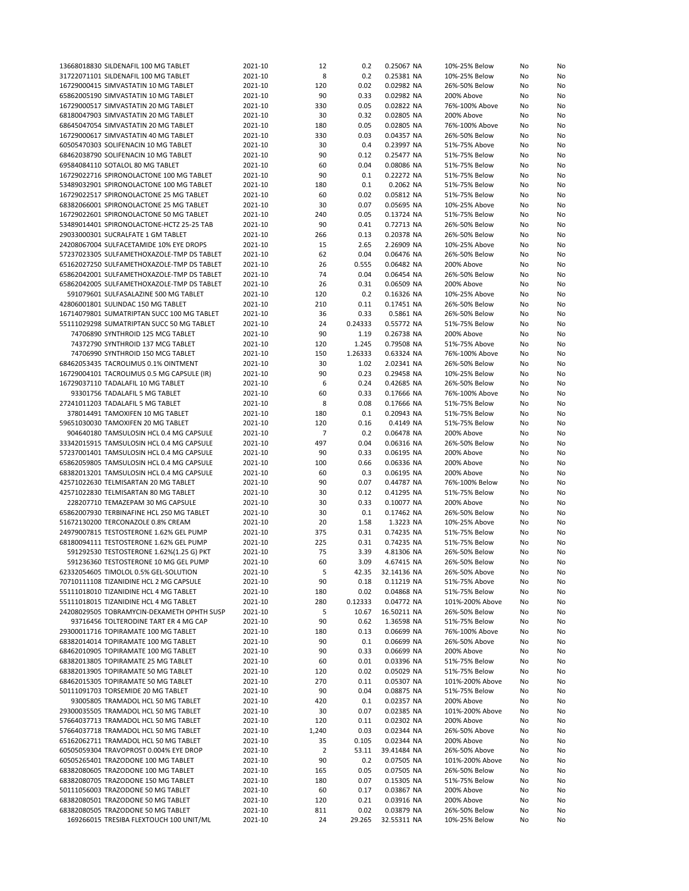| | | | | | | | |
|---|---|---|---|---|---|---|---|
| 13668018830 SILDENAFIL 100 MG TABLET | 2021-10 | 12 | 0.2 | 0.25067 NA | 10%-25% Below | No | No |
| 31722071101 SILDENAFIL 100 MG TABLET | 2021-10 | 8 | 0.2 | 0.25381 NA | 10%-25% Below | No | No |
| 16729000415 SIMVASTATIN 10 MG TABLET | 2021-10 | 120 | 0.02 | 0.02982 NA | 26%-50% Below | No | No |
| 65862005190 SIMVASTATIN 10 MG TABLET | 2021-10 | 90 | 0.33 | 0.02982 NA | 200% Above | No | No |
| 16729000517 SIMVASTATIN 20 MG TABLET | 2021-10 | 330 | 0.05 | 0.02822 NA | 76%-100% Above | No | No |
| 68180047903 SIMVASTATIN 20 MG TABLET | 2021-10 | 30 | 0.32 | 0.02805 NA | 200% Above | No | No |
| 68645047054 SIMVASTATIN 20 MG TABLET | 2021-10 | 180 | 0.05 | 0.02805 NA | 76%-100% Above | No | No |
| 16729000617 SIMVASTATIN 40 MG TABLET | 2021-10 | 330 | 0.03 | 0.04357 NA | 26%-50% Below | No | No |
| 60505470303 SOLIFENACIN 10 MG TABLET | 2021-10 | 30 | 0.4 | 0.23997 NA | 51%-75% Above | No | No |
| 68462038790 SOLIFENACIN 10 MG TABLET | 2021-10 | 90 | 0.12 | 0.25477 NA | 51%-75% Below | No | No |
| 69584084110 SOTALOL 80 MG TABLET | 2021-10 | 60 | 0.04 | 0.08086 NA | 51%-75% Below | No | No |
| 16729022716 SPIRONOLACTONE 100 MG TABLET | 2021-10 | 90 | 0.1 | 0.22272 NA | 51%-75% Below | No | No |
| 53489032901 SPIRONOLACTONE 100 MG TABLET | 2021-10 | 180 | 0.1 | 0.2062 NA | 51%-75% Below | No | No |
| 16729022517 SPIRONOLACTONE 25 MG TABLET | 2021-10 | 60 | 0.02 | 0.05812 NA | 51%-75% Below | No | No |
| 68382066001 SPIRONOLACTONE 25 MG TABLET | 2021-10 | 30 | 0.07 | 0.05695 NA | 10%-25% Above | No | No |
| 16729022601 SPIRONOLACTONE 50 MG TABLET | 2021-10 | 240 | 0.05 | 0.13724 NA | 51%-75% Below | No | No |
| 53489014401 SPIRONOLACTONE-HCTZ 25-25 TAB | 2021-10 | 90 | 0.41 | 0.72713 NA | 26%-50% Below | No | No |
| 29033000301 SUCRALFATE 1 GM TABLET | 2021-10 | 266 | 0.13 | 0.20378 NA | 26%-50% Below | No | No |
| 24208067004 SULFACETAMIDE 10% EYE DROPS | 2021-10 | 15 | 2.65 | 2.26909 NA | 10%-25% Above | No | No |
| 57237023305 SULFAMETHOXAZOLE-TMP DS TABLET | 2021-10 | 62 | 0.04 | 0.06476 NA | 26%-50% Below | No | No |
| 65162027250 SULFAMETHOXAZOLE-TMP DS TABLET | 2021-10 | 26 | 0.555 | 0.06482 NA | 200% Above | No | No |
| 65862042001 SULFAMETHOXAZOLE-TMP DS TABLET | 2021-10 | 74 | 0.04 | 0.06454 NA | 26%-50% Below | No | No |
| 65862042005 SULFAMETHOXAZOLE-TMP DS TABLET | 2021-10 | 26 | 0.31 | 0.06509 NA | 200% Above | No | No |
| 591079601 SULFASALAZINE 500 MG TABLET | 2021-10 | 120 | 0.2 | 0.16326 NA | 10%-25% Above | No | No |
| 42806001801 SULINDAC 150 MG TABLET | 2021-10 | 210 | 0.11 | 0.17451 NA | 26%-50% Below | No | No |
| 16714079801 SUMATRIPTAN SUCC 100 MG TABLET | 2021-10 | 36 | 0.33 | 0.5861 NA | 26%-50% Below | No | No |
| 55111029298 SUMATRIPTAN SUCC 50 MG TABLET | 2021-10 | 24 | 0.24333 | 0.55772 NA | 51%-75% Below | No | No |
| 74706890 SYNTHROID 125 MCG TABLET | 2021-10 | 90 | 1.19 | 0.26738 NA | 200% Above | No | No |
| 74372790 SYNTHROID 137 MCG TABLET | 2021-10 | 120 | 1.245 | 0.79508 NA | 51%-75% Above | No | No |
| 74706990 SYNTHROID 150 MCG TABLET | 2021-10 | 150 | 1.26333 | 0.63324 NA | 76%-100% Above | No | No |
| 68462053435 TACROLIMUS 0.1% OINTMENT | 2021-10 | 30 | 1.02 | 2.02341 NA | 26%-50% Below | No | No |
| 16729004101 TACROLIMUS 0.5 MG CAPSULE (IR) | 2021-10 | 90 | 0.23 | 0.29458 NA | 10%-25% Below | No | No |
| 16729037110 TADALAFIL 10 MG TABLET | 2021-10 | 6 | 0.24 | 0.42685 NA | 26%-50% Below | No | No |
| 93301756 TADALAFIL 5 MG TABLET | 2021-10 | 60 | 0.33 | 0.17666 NA | 76%-100% Above | No | No |
| 27241011203 TADALAFIL 5 MG TABLET | 2021-10 | 8 | 0.08 | 0.17666 NA | 51%-75% Below | No | No |
| 378014491 TAMOXIFEN 10 MG TABLET | 2021-10 | 180 | 0.1 | 0.20943 NA | 51%-75% Below | No | No |
| 59651030030 TAMOXIFEN 20 MG TABLET | 2021-10 | 120 | 0.16 | 0.4149 NA | 51%-75% Below | No | No |
| 904640180 TAMSULOSIN HCL 0.4 MG CAPSULE | 2021-10 | 7 | 0.2 | 0.06478 NA | 200% Above | No | No |
| 33342015915 TAMSULOSIN HCL 0.4 MG CAPSULE | 2021-10 | 497 | 0.04 | 0.06316 NA | 26%-50% Below | No | No |
| 57237001401 TAMSULOSIN HCL 0.4 MG CAPSULE | 2021-10 | 90 | 0.33 | 0.06195 NA | 200% Above | No | No |
| 65862059805 TAMSULOSIN HCL 0.4 MG CAPSULE | 2021-10 | 100 | 0.66 | 0.06336 NA | 200% Above | No | No |
| 68382013201 TAMSULOSIN HCL 0.4 MG CAPSULE | 2021-10 | 60 | 0.3 | 0.06195 NA | 200% Above | No | No |
| 42571022630 TELMISARTAN 20 MG TABLET | 2021-10 | 90 | 0.07 | 0.44787 NA | 76%-100% Below | No | No |
| 42571022830 TELMISARTAN 80 MG TABLET | 2021-10 | 30 | 0.12 | 0.41295 NA | 51%-75% Below | No | No |
| 228207710 TEMAZEPAM 30 MG CAPSULE | 2021-10 | 30 | 0.33 | 0.10077 NA | 200% Above | No | No |
| 65862007930 TERBINAFINE HCL 250 MG TABLET | 2021-10 | 30 | 0.1 | 0.17462 NA | 26%-50% Below | No | No |
| 51672130200 TERCONAZOLE 0.8% CREAM | 2021-10 | 20 | 1.58 | 1.3223 NA | 10%-25% Above | No | No |
| 24979007815 TESTOSTERONE 1.62% GEL PUMP | 2021-10 | 375 | 0.31 | 0.74235 NA | 51%-75% Below | No | No |
| 68180094111 TESTOSTERONE 1.62% GEL PUMP | 2021-10 | 225 | 0.31 | 0.74235 NA | 51%-75% Below | No | No |
| 591292530 TESTOSTERONE 1.62%(1.25 G) PKT | 2021-10 | 75 | 3.39 | 4.81306 NA | 26%-50% Below | No | No |
| 591236360 TESTOSTERONE 10 MG GEL PUMP | 2021-10 | 60 | 3.09 | 4.67415 NA | 26%-50% Below | No | No |
| 62332054605 TIMOLOL 0.5% GEL-SOLUTION | 2021-10 | 5 | 42.35 | 32.14136 NA | 26%-50% Above | No | No |
| 70710111108 TIZANIDINE HCL 2 MG CAPSULE | 2021-10 | 90 | 0.18 | 0.11219 NA | 51%-75% Above | No | No |
| 55111018010 TIZANIDINE HCL 4 MG TABLET | 2021-10 | 180 | 0.02 | 0.04868 NA | 51%-75% Below | No | No |
| 55111018015 TIZANIDINE HCL 4 MG TABLET | 2021-10 | 280 | 0.12333 | 0.04772 NA | 101%-200% Above | No | No |
| 24208029505 TOBRAMYCIN-DEXAMETH OPHTH SUSP | 2021-10 | 5 | 10.67 | 16.50211 NA | 26%-50% Below | No | No |
| 93716456 TOLTERODINE TART ER 4 MG CAP | 2021-10 | 90 | 0.62 | 1.36598 NA | 51%-75% Below | No | No |
| 29300011716 TOPIRAMATE 100 MG TABLET | 2021-10 | 180 | 0.13 | 0.06699 NA | 76%-100% Above | No | No |
| 68382014014 TOPIRAMATE 100 MG TABLET | 2021-10 | 90 | 0.1 | 0.06699 NA | 26%-50% Above | No | No |
| 68462010905 TOPIRAMATE 100 MG TABLET | 2021-10 | 90 | 0.33 | 0.06699 NA | 200% Above | No | No |
| 68382013805 TOPIRAMATE 25 MG TABLET | 2021-10 | 60 | 0.01 | 0.03396 NA | 51%-75% Below | No | No |
| 68382013905 TOPIRAMATE 50 MG TABLET | 2021-10 | 120 | 0.02 | 0.05029 NA | 51%-75% Below | No | No |
| 68462015305 TOPIRAMATE 50 MG TABLET | 2021-10 | 270 | 0.11 | 0.05307 NA | 101%-200% Above | No | No |
| 50111091703 TORSEMIDE 20 MG TABLET | 2021-10 | 90 | 0.04 | 0.08875 NA | 51%-75% Below | No | No |
| 93005805 TRAMADOL HCL 50 MG TABLET | 2021-10 | 420 | 0.1 | 0.02357 NA | 200% Above | No | No |
| 29300035505 TRAMADOL HCL 50 MG TABLET | 2021-10 | 30 | 0.07 | 0.02385 NA | 101%-200% Above | No | No |
| 57664037713 TRAMADOL HCL 50 MG TABLET | 2021-10 | 120 | 0.11 | 0.02302 NA | 200% Above | No | No |
| 57664037718 TRAMADOL HCL 50 MG TABLET | 2021-10 | 1,240 | 0.03 | 0.02344 NA | 26%-50% Above | No | No |
| 65162062711 TRAMADOL HCL 50 MG TABLET | 2021-10 | 35 | 0.105 | 0.02344 NA | 200% Above | No | No |
| 60505059304 TRAVOPROST 0.004% EYE DROP | 2021-10 | 2 | 53.11 | 39.41484 NA | 26%-50% Above | No | No |
| 60505265401 TRAZODONE 100 MG TABLET | 2021-10 | 90 | 0.2 | 0.07505 NA | 101%-200% Above | No | No |
| 68382080605 TRAZODONE 100 MG TABLET | 2021-10 | 165 | 0.05 | 0.07505 NA | 26%-50% Below | No | No |
| 68382080705 TRAZODONE 150 MG TABLET | 2021-10 | 180 | 0.07 | 0.15305 NA | 51%-75% Below | No | No |
| 50111056003 TRAZODONE 50 MG TABLET | 2021-10 | 60 | 0.17 | 0.03867 NA | 200% Above | No | No |
| 68382080501 TRAZODONE 50 MG TABLET | 2021-10 | 120 | 0.21 | 0.03916 NA | 200% Above | No | No |
| 68382080505 TRAZODONE 50 MG TABLET | 2021-10 | 811 | 0.02 | 0.03879 NA | 26%-50% Below | No | No |
| 169266015 TRESIBA FLEXTOUCH 100 UNIT/ML | 2021-10 | 24 | 29.265 | 32.55311 NA | 10%-25% Below | No | No |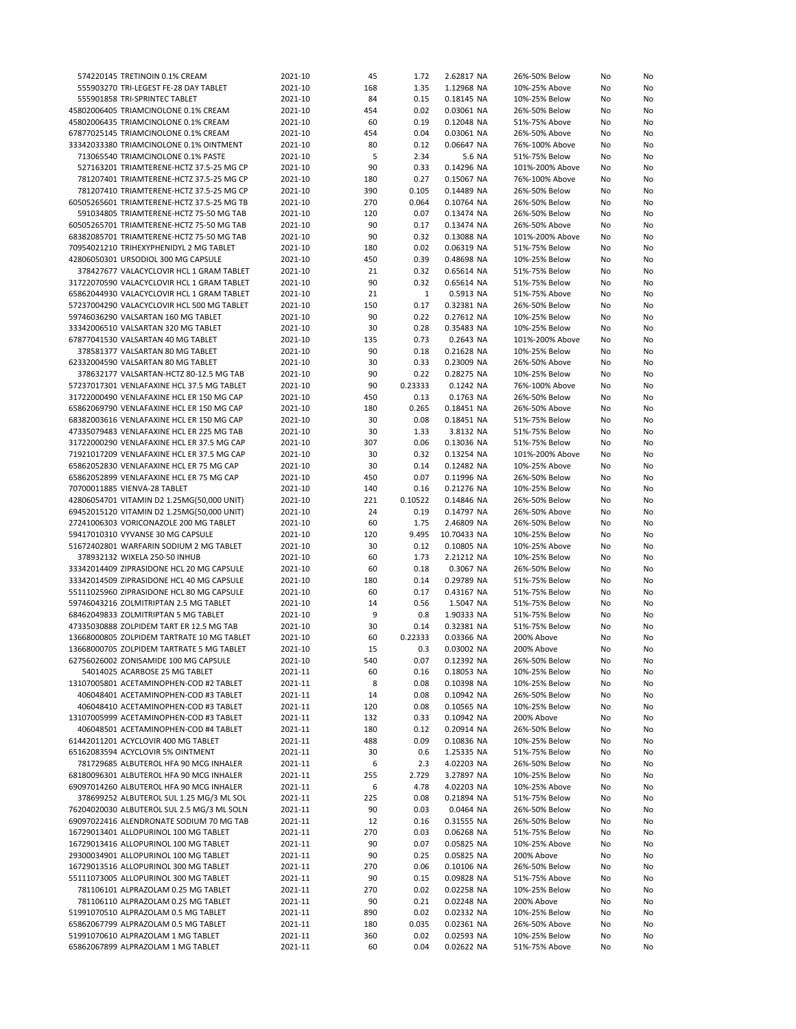| | | | | | | | | |
|---|---|---|---|---|---|---|---|---|
| 574220145 | TRETINOIN 0.1% CREAM | 2021-10 | 45 | 1.72 | 2.62817 NA | 26%-50% Below | No | No |
| 555903270 | TRI-LEGEST FE-28 DAY TABLET | 2021-10 | 168 | 1.35 | 1.12968 NA | 10%-25% Above | No | No |
| 555901858 | TRI-SPRINTEC TABLET | 2021-10 | 84 | 0.15 | 0.18145 NA | 10%-25% Below | No | No |
| 45802006405 | TRIAMCINOLONE 0.1% CREAM | 2021-10 | 454 | 0.02 | 0.03061 NA | 26%-50% Below | No | No |
| 45802006435 | TRIAMCINOLONE 0.1% CREAM | 2021-10 | 60 | 0.19 | 0.12048 NA | 51%-75% Above | No | No |
| 67877025145 | TRIAMCINOLONE 0.1% CREAM | 2021-10 | 454 | 0.04 | 0.03061 NA | 26%-50% Above | No | No |
| 33342033380 | TRIAMCINOLONE 0.1% OINTMENT | 2021-10 | 80 | 0.12 | 0.06647 NA | 76%-100% Above | No | No |
| 713065540 | TRIAMCINOLONE 0.1% PASTE | 2021-10 | 5 | 2.34 | 5.6 NA | 51%-75% Below | No | No |
| 527163201 | TRIAMTERENE-HCTZ 37.5-25 MG CP | 2021-10 | 90 | 0.33 | 0.14296 NA | 101%-200% Above | No | No |
| 781207401 | TRIAMTERENE-HCTZ 37.5-25 MG CP | 2021-10 | 180 | 0.27 | 0.15067 NA | 76%-100% Above | No | No |
| 781207410 | TRIAMTERENE-HCTZ 37.5-25 MG CP | 2021-10 | 390 | 0.105 | 0.14489 NA | 26%-50% Below | No | No |
| 60505265601 | TRIAMTERENE-HCTZ 37.5-25 MG TB | 2021-10 | 270 | 0.064 | 0.10764 NA | 26%-50% Below | No | No |
| 591034805 | TRIAMTERENE-HCTZ 75-50 MG TAB | 2021-10 | 120 | 0.07 | 0.13474 NA | 26%-50% Below | No | No |
| 60505265701 | TRIAMTERENE-HCTZ 75-50 MG TAB | 2021-10 | 90 | 0.17 | 0.13474 NA | 26%-50% Above | No | No |
| 68382085701 | TRIAMTERENE-HCTZ 75-50 MG TAB | 2021-10 | 90 | 0.32 | 0.13088 NA | 101%-200% Above | No | No |
| 70954021210 | TRIHEXYPHENIDYL 2 MG TABLET | 2021-10 | 180 | 0.02 | 0.06319 NA | 51%-75% Below | No | No |
| 42806050301 | URSODIOL 300 MG CAPSULE | 2021-10 | 450 | 0.39 | 0.48698 NA | 10%-25% Below | No | No |
| 378427677 | VALACYCLOVIR HCL 1 GRAM TABLET | 2021-10 | 21 | 0.32 | 0.65614 NA | 51%-75% Below | No | No |
| 31722070590 | VALACYCLOVIR HCL 1 GRAM TABLET | 2021-10 | 90 | 0.32 | 0.65614 NA | 51%-75% Below | No | No |
| 65862044930 | VALACYCLOVIR HCL 1 GRAM TABLET | 2021-10 | 21 | 1 | 0.5913 NA | 51%-75% Above | No | No |
| 57237004290 | VALACYCLOVIR HCL 500 MG TABLET | 2021-10 | 150 | 0.17 | 0.32381 NA | 26%-50% Below | No | No |
| 59746036290 | VALSARTAN 160 MG TABLET | 2021-10 | 90 | 0.22 | 0.27612 NA | 10%-25% Below | No | No |
| 33342006510 | VALSARTAN 320 MG TABLET | 2021-10 | 30 | 0.28 | 0.35483 NA | 10%-25% Below | No | No |
| 67877041530 | VALSARTAN 40 MG TABLET | 2021-10 | 135 | 0.73 | 0.2643 NA | 101%-200% Above | No | No |
| 378581377 | VALSARTAN 80 MG TABLET | 2021-10 | 90 | 0.18 | 0.21628 NA | 10%-25% Below | No | No |
| 62332004590 | VALSARTAN 80 MG TABLET | 2021-10 | 30 | 0.33 | 0.23009 NA | 26%-50% Above | No | No |
| 378632177 | VALSARTAN-HCTZ 80-12.5 MG TAB | 2021-10 | 90 | 0.22 | 0.28275 NA | 10%-25% Below | No | No |
| 57237017301 | VENLAFAXINE HCL 37.5 MG TABLET | 2021-10 | 90 | 0.23333 | 0.1242 NA | 76%-100% Above | No | No |
| 31722000490 | VENLAFAXINE HCL ER 150 MG CAP | 2021-10 | 450 | 0.13 | 0.1763 NA | 26%-50% Below | No | No |
| 65862069790 | VENLAFAXINE HCL ER 150 MG CAP | 2021-10 | 180 | 0.265 | 0.18451 NA | 26%-50% Above | No | No |
| 68382003616 | VENLAFAXINE HCL ER 150 MG CAP | 2021-10 | 30 | 0.08 | 0.18451 NA | 51%-75% Below | No | No |
| 47335079483 | VENLAFAXINE HCL ER 225 MG TAB | 2021-10 | 30 | 1.33 | 3.8132 NA | 51%-75% Below | No | No |
| 31722000290 | VENLAFAXINE HCL ER 37.5 MG CAP | 2021-10 | 307 | 0.06 | 0.13036 NA | 51%-75% Below | No | No |
| 71921017209 | VENLAFAXINE HCL ER 37.5 MG CAP | 2021-10 | 30 | 0.32 | 0.13254 NA | 101%-200% Above | No | No |
| 65862052830 | VENLAFAXINE HCL ER 75 MG CAP | 2021-10 | 30 | 0.14 | 0.12482 NA | 10%-25% Above | No | No |
| 65862052899 | VENLAFAXINE HCL ER 75 MG CAP | 2021-10 | 450 | 0.07 | 0.11996 NA | 26%-50% Below | No | No |
| 70700011885 | VIENVA-28 TABLET | 2021-10 | 140 | 0.16 | 0.21276 NA | 10%-25% Below | No | No |
| 42806054701 | VITAMIN D2 1.25MG(50,000 UNIT) | 2021-10 | 221 | 0.10522 | 0.14846 NA | 26%-50% Below | No | No |
| 69452015120 | VITAMIN D2 1.25MG(50,000 UNIT) | 2021-10 | 24 | 0.19 | 0.14797 NA | 26%-50% Above | No | No |
| 27241006303 | VORICONAZOLE 200 MG TABLET | 2021-10 | 60 | 1.75 | 2.46809 NA | 26%-50% Below | No | No |
| 59417010310 | VYVANSE 30 MG CAPSULE | 2021-10 | 120 | 9.495 | 10.70433 NA | 10%-25% Below | No | No |
| 51672402801 | WARFARIN SODIUM 2 MG TABLET | 2021-10 | 30 | 0.12 | 0.10805 NA | 10%-25% Above | No | No |
| 378932132 | WIXELA 250-50 INHUB | 2021-10 | 60 | 1.73 | 2.21212 NA | 10%-25% Below | No | No |
| 33342014409 | ZIPRASIDONE HCL 20 MG CAPSULE | 2021-10 | 60 | 0.18 | 0.3067 NA | 26%-50% Below | No | No |
| 33342014509 | ZIPRASIDONE HCL 40 MG CAPSULE | 2021-10 | 180 | 0.14 | 0.29789 NA | 51%-75% Below | No | No |
| 55111025960 | ZIPRASIDONE HCL 80 MG CAPSULE | 2021-10 | 60 | 0.17 | 0.43167 NA | 51%-75% Below | No | No |
| 59746043216 | ZOLMITRIPTAN 2.5 MG TABLET | 2021-10 | 14 | 0.56 | 1.5047 NA | 51%-75% Below | No | No |
| 68462049833 | ZOLMITRIPTAN 5 MG TABLET | 2021-10 | 9 | 0.8 | 1.90333 NA | 51%-75% Below | No | No |
| 47335030888 | ZOLPIDEM TART ER 12.5 MG TAB | 2021-10 | 30 | 0.14 | 0.32381 NA | 51%-75% Below | No | No |
| 13668000805 | ZOLPIDEM TARTRATE 10 MG TABLET | 2021-10 | 60 | 0.22333 | 0.03366 NA | 200% Above | No | No |
| 13668000705 | ZOLPIDEM TARTRATE 5 MG TABLET | 2021-10 | 15 | 0.3 | 0.03002 NA | 200% Above | No | No |
| 62756026002 | ZONISAMIDE 100 MG CAPSULE | 2021-10 | 540 | 0.07 | 0.12392 NA | 26%-50% Below | No | No |
| 54014025 | ACARBOSE 25 MG TABLET | 2021-11 | 60 | 0.16 | 0.18053 NA | 10%-25% Below | No | No |
| 13107005801 | ACETAMINOPHEN-COD #2 TABLET | 2021-11 | 8 | 0.08 | 0.10398 NA | 10%-25% Below | No | No |
| 406048401 | ACETAMINOPHEN-COD #3 TABLET | 2021-11 | 14 | 0.08 | 0.10942 NA | 26%-50% Below | No | No |
| 406048410 | ACETAMINOPHEN-COD #3 TABLET | 2021-11 | 120 | 0.08 | 0.10565 NA | 10%-25% Below | No | No |
| 13107005999 | ACETAMINOPHEN-COD #3 TABLET | 2021-11 | 132 | 0.33 | 0.10942 NA | 200% Above | No | No |
| 406048501 | ACETAMINOPHEN-COD #4 TABLET | 2021-11 | 180 | 0.12 | 0.20914 NA | 26%-50% Below | No | No |
| 61442011201 | ACYCLOVIR 400 MG TABLET | 2021-11 | 488 | 0.09 | 0.10836 NA | 10%-25% Below | No | No |
| 65162083594 | ACYCLOVIR 5% OINTMENT | 2021-11 | 30 | 0.6 | 1.25335 NA | 51%-75% Below | No | No |
| 781729685 | ALBUTEROL HFA 90 MCG INHALER | 2021-11 | 6 | 2.3 | 4.02203 NA | 26%-50% Below | No | No |
| 68180096301 | ALBUTEROL HFA 90 MCG INHALER | 2021-11 | 255 | 2.729 | 3.27897 NA | 10%-25% Below | No | No |
| 69097014260 | ALBUTEROL HFA 90 MCG INHALER | 2021-11 | 6 | 4.78 | 4.02203 NA | 10%-25% Above | No | No |
| 378699252 | ALBUTEROL SUL 1.25 MG/3 ML SOL | 2021-11 | 225 | 0.08 | 0.21894 NA | 51%-75% Below | No | No |
| 76204020030 | ALBUTEROL SUL 2.5 MG/3 ML SOLN | 2021-11 | 90 | 0.03 | 0.0464 NA | 26%-50% Below | No | No |
| 69097022416 | ALENDRONATE SODIUM 70 MG TAB | 2021-11 | 12 | 0.16 | 0.31555 NA | 26%-50% Below | No | No |
| 16729013401 | ALLOPURINOL 100 MG TABLET | 2021-11 | 270 | 0.03 | 0.06268 NA | 51%-75% Below | No | No |
| 16729013416 | ALLOPURINOL 100 MG TABLET | 2021-11 | 90 | 0.07 | 0.05825 NA | 10%-25% Above | No | No |
| 29300034901 | ALLOPURINOL 100 MG TABLET | 2021-11 | 90 | 0.25 | 0.05825 NA | 200% Above | No | No |
| 16729013516 | ALLOPURINOL 300 MG TABLET | 2021-11 | 270 | 0.06 | 0.10106 NA | 26%-50% Below | No | No |
| 55111073005 | ALLOPURINOL 300 MG TABLET | 2021-11 | 90 | 0.15 | 0.09828 NA | 51%-75% Above | No | No |
| 781106101 | ALPRAZOLAM 0.25 MG TABLET | 2021-11 | 270 | 0.02 | 0.02258 NA | 10%-25% Below | No | No |
| 781106110 | ALPRAZOLAM 0.25 MG TABLET | 2021-11 | 90 | 0.21 | 0.02248 NA | 200% Above | No | No |
| 51991070510 | ALPRAZOLAM 0.5 MG TABLET | 2021-11 | 890 | 0.02 | 0.02332 NA | 10%-25% Below | No | No |
| 65862067799 | ALPRAZOLAM 0.5 MG TABLET | 2021-11 | 180 | 0.035 | 0.02361 NA | 26%-50% Above | No | No |
| 51991070610 | ALPRAZOLAM 1 MG TABLET | 2021-11 | 360 | 0.02 | 0.02593 NA | 10%-25% Below | No | No |
| 65862067899 | ALPRAZOLAM 1 MG TABLET | 2021-11 | 60 | 0.04 | 0.02622 NA | 51%-75% Above | No | No |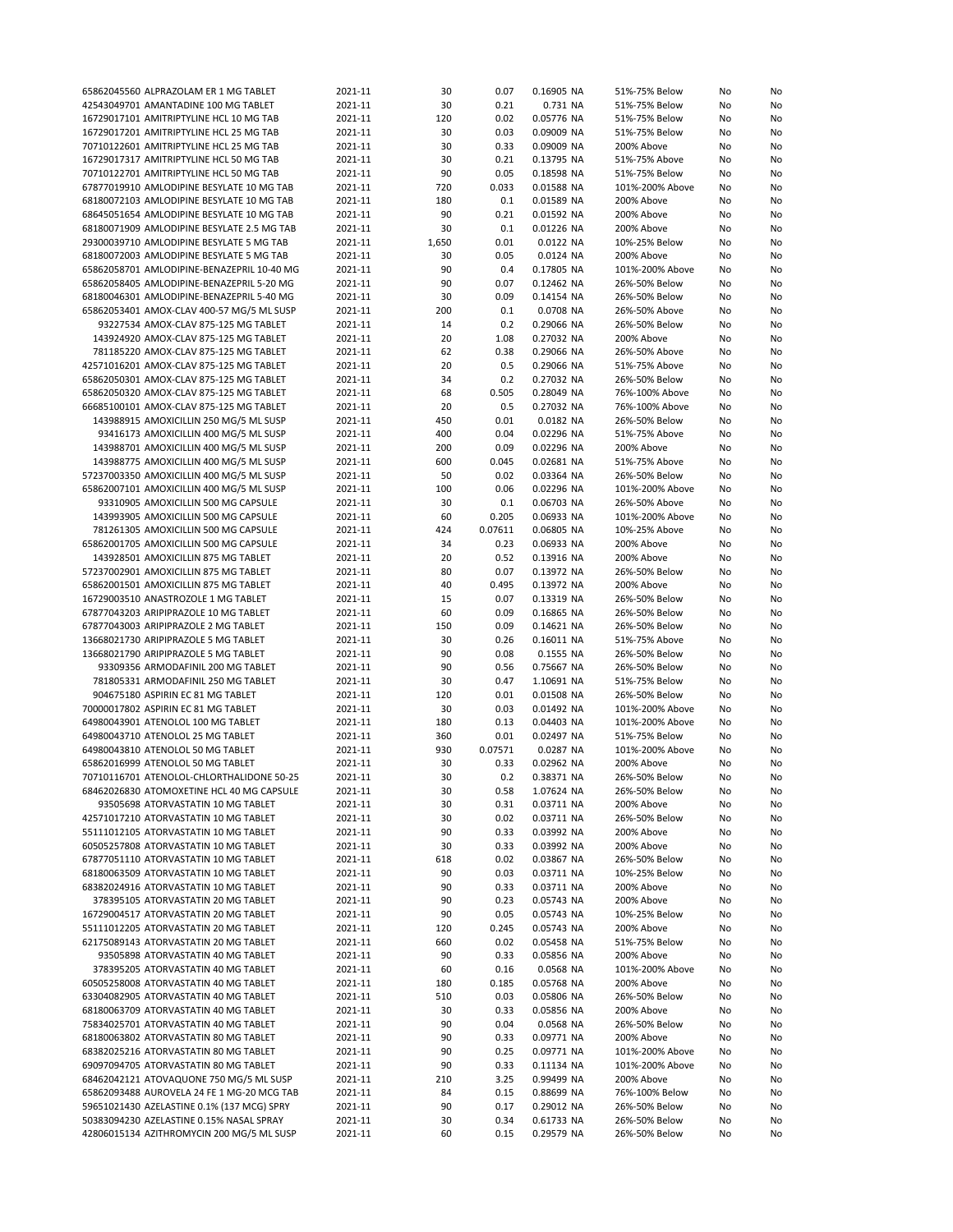| | | | | | | | | |
|---|---|---|---|---|---|---|---|---|
| 65862045560 | ALPRAZOLAM ER 1 MG TABLET | 2021-11 | 30 | 0.07 | 0.16905 NA | 51%-75% Below | No | No |
| 42543049701 | AMANTADINE 100 MG TABLET | 2021-11 | 30 | 0.21 | 0.731 NA | 51%-75% Below | No | No |
| 16729017101 | AMITRIPTYLINE HCL 10 MG TAB | 2021-11 | 120 | 0.02 | 0.05776 NA | 51%-75% Below | No | No |
| 16729017201 | AMITRIPTYLINE HCL 25 MG TAB | 2021-11 | 30 | 0.03 | 0.09009 NA | 51%-75% Below | No | No |
| 70710122601 | AMITRIPTYLINE HCL 25 MG TAB | 2021-11 | 30 | 0.33 | 0.09009 NA | 200% Above | No | No |
| 16729017317 | AMITRIPTYLINE HCL 50 MG TAB | 2021-11 | 30 | 0.21 | 0.13795 NA | 51%-75% Above | No | No |
| 70710122701 | AMITRIPTYLINE HCL 50 MG TAB | 2021-11 | 90 | 0.05 | 0.18598 NA | 51%-75% Below | No | No |
| 67877019910 | AMLODIPINE BESYLATE 10 MG TAB | 2021-11 | 720 | 0.033 | 0.01588 NA | 101%-200% Above | No | No |
| 68180072103 | AMLODIPINE BESYLATE 10 MG TAB | 2021-11 | 180 | 0.1 | 0.01589 NA | 200% Above | No | No |
| 68645051654 | AMLODIPINE BESYLATE 10 MG TAB | 2021-11 | 90 | 0.21 | 0.01592 NA | 200% Above | No | No |
| 68180071909 | AMLODIPINE BESYLATE 2.5 MG TAB | 2021-11 | 30 | 0.1 | 0.01226 NA | 200% Above | No | No |
| 29300039710 | AMLODIPINE BESYLATE 5 MG TAB | 2021-11 | 1,650 | 0.01 | 0.0122 NA | 10%-25% Below | No | No |
| 68180072003 | AMLODIPINE BESYLATE 5 MG TAB | 2021-11 | 30 | 0.05 | 0.0124 NA | 200% Above | No | No |
| 65862058701 | AMLODIPINE-BENAZEPRIL 10-40 MG | 2021-11 | 90 | 0.4 | 0.17805 NA | 101%-200% Above | No | No |
| 65862058405 | AMLODIPINE-BENAZEPRIL 5-20 MG | 2021-11 | 90 | 0.07 | 0.12462 NA | 26%-50% Below | No | No |
| 68180046301 | AMLODIPINE-BENAZEPRIL 5-40 MG | 2021-11 | 30 | 0.09 | 0.14154 NA | 26%-50% Below | No | No |
| 65862053401 | AMOX-CLAV 400-57 MG/5 ML SUSP | 2021-11 | 200 | 0.1 | 0.0708 NA | 26%-50% Above | No | No |
| 93227534 | AMOX-CLAV 875-125 MG TABLET | 2021-11 | 14 | 0.2 | 0.29066 NA | 26%-50% Below | No | No |
| 143924920 | AMOX-CLAV 875-125 MG TABLET | 2021-11 | 20 | 1.08 | 0.27032 NA | 200% Above | No | No |
| 781185220 | AMOX-CLAV 875-125 MG TABLET | 2021-11 | 62 | 0.38 | 0.29066 NA | 26%-50% Above | No | No |
| 42571016201 | AMOX-CLAV 875-125 MG TABLET | 2021-11 | 20 | 0.5 | 0.29066 NA | 51%-75% Above | No | No |
| 65862050301 | AMOX-CLAV 875-125 MG TABLET | 2021-11 | 34 | 0.2 | 0.27032 NA | 26%-50% Below | No | No |
| 65862050320 | AMOX-CLAV 875-125 MG TABLET | 2021-11 | 68 | 0.505 | 0.28049 NA | 76%-100% Above | No | No |
| 66685100101 | AMOX-CLAV 875-125 MG TABLET | 2021-11 | 20 | 0.5 | 0.27032 NA | 76%-100% Above | No | No |
| 143988915 | AMOXICILLIN 250 MG/5 ML SUSP | 2021-11 | 450 | 0.01 | 0.0182 NA | 26%-50% Below | No | No |
| 93416173 | AMOXICILLIN 400 MG/5 ML SUSP | 2021-11 | 400 | 0.04 | 0.02296 NA | 51%-75% Above | No | No |
| 143988701 | AMOXICILLIN 400 MG/5 ML SUSP | 2021-11 | 200 | 0.09 | 0.02296 NA | 200% Above | No | No |
| 143988775 | AMOXICILLIN 400 MG/5 ML SUSP | 2021-11 | 600 | 0.045 | 0.02681 NA | 51%-75% Above | No | No |
| 57237003350 | AMOXICILLIN 400 MG/5 ML SUSP | 2021-11 | 50 | 0.02 | 0.03364 NA | 26%-50% Below | No | No |
| 65862007101 | AMOXICILLIN 400 MG/5 ML SUSP | 2021-11 | 100 | 0.06 | 0.02296 NA | 101%-200% Above | No | No |
| 93310905 | AMOXICILLIN 500 MG CAPSULE | 2021-11 | 30 | 0.1 | 0.06703 NA | 26%-50% Above | No | No |
| 143993905 | AMOXICILLIN 500 MG CAPSULE | 2021-11 | 60 | 0.205 | 0.06933 NA | 101%-200% Above | No | No |
| 781261305 | AMOXICILLIN 500 MG CAPSULE | 2021-11 | 424 | 0.07611 | 0.06805 NA | 10%-25% Above | No | No |
| 65862001705 | AMOXICILLIN 500 MG CAPSULE | 2021-11 | 34 | 0.23 | 0.06933 NA | 200% Above | No | No |
| 143928501 | AMOXICILLIN 875 MG TABLET | 2021-11 | 20 | 0.52 | 0.13916 NA | 200% Above | No | No |
| 57237002901 | AMOXICILLIN 875 MG TABLET | 2021-11 | 80 | 0.07 | 0.13972 NA | 26%-50% Below | No | No |
| 65862001501 | AMOXICILLIN 875 MG TABLET | 2021-11 | 40 | 0.495 | 0.13972 NA | 200% Above | No | No |
| 16729003510 | ANASTROZOLE 1 MG TABLET | 2021-11 | 15 | 0.07 | 0.13319 NA | 26%-50% Below | No | No |
| 67877043203 | ARIPIPRAZOLE 10 MG TABLET | 2021-11 | 60 | 0.09 | 0.16865 NA | 26%-50% Below | No | No |
| 67877043003 | ARIPIPRAZOLE 2 MG TABLET | 2021-11 | 150 | 0.09 | 0.14621 NA | 26%-50% Below | No | No |
| 13668021730 | ARIPIPRAZOLE 5 MG TABLET | 2021-11 | 30 | 0.26 | 0.16011 NA | 51%-75% Above | No | No |
| 13668021790 | ARIPIPRAZOLE 5 MG TABLET | 2021-11 | 90 | 0.08 | 0.1555 NA | 26%-50% Below | No | No |
| 93309356 | ARMODAFINIL 200 MG TABLET | 2021-11 | 90 | 0.56 | 0.75667 NA | 26%-50% Below | No | No |
| 781805331 | ARMODAFINIL 250 MG TABLET | 2021-11 | 30 | 0.47 | 1.10691 NA | 51%-75% Below | No | No |
| 904675180 | ASPIRIN EC 81 MG TABLET | 2021-11 | 120 | 0.01 | 0.01508 NA | 26%-50% Below | No | No |
| 70000017802 | ASPIRIN EC 81 MG TABLET | 2021-11 | 30 | 0.03 | 0.01492 NA | 101%-200% Above | No | No |
| 64980043901 | ATENOLOL 100 MG TABLET | 2021-11 | 180 | 0.13 | 0.04403 NA | 101%-200% Above | No | No |
| 64980043710 | ATENOLOL 25 MG TABLET | 2021-11 | 360 | 0.01 | 0.02497 NA | 51%-75% Below | No | No |
| 64980043810 | ATENOLOL 50 MG TABLET | 2021-11 | 930 | 0.07571 | 0.0287 NA | 101%-200% Above | No | No |
| 65862016999 | ATENOLOL 50 MG TABLET | 2021-11 | 30 | 0.33 | 0.02962 NA | 200% Above | No | No |
| 70710116701 | ATENOLOL-CHLORTHALIDONE 50-25 | 2021-11 | 30 | 0.2 | 0.38371 NA | 26%-50% Below | No | No |
| 68462026830 | ATOMOXETINE HCL 40 MG CAPSULE | 2021-11 | 30 | 0.58 | 1.07624 NA | 26%-50% Below | No | No |
| 93505698 | ATORVASTATIN 10 MG TABLET | 2021-11 | 30 | 0.31 | 0.03711 NA | 200% Above | No | No |
| 42571017210 | ATORVASTATIN 10 MG TABLET | 2021-11 | 30 | 0.02 | 0.03711 NA | 26%-50% Below | No | No |
| 55111012105 | ATORVASTATIN 10 MG TABLET | 2021-11 | 90 | 0.33 | 0.03992 NA | 200% Above | No | No |
| 60505257808 | ATORVASTATIN 10 MG TABLET | 2021-11 | 30 | 0.33 | 0.03992 NA | 200% Above | No | No |
| 67877051110 | ATORVASTATIN 10 MG TABLET | 2021-11 | 618 | 0.02 | 0.03867 NA | 26%-50% Below | No | No |
| 68180063509 | ATORVASTATIN 10 MG TABLET | 2021-11 | 90 | 0.03 | 0.03711 NA | 10%-25% Below | No | No |
| 68382024916 | ATORVASTATIN 10 MG TABLET | 2021-11 | 90 | 0.33 | 0.03711 NA | 200% Above | No | No |
| 378395105 | ATORVASTATIN 20 MG TABLET | 2021-11 | 90 | 0.23 | 0.05743 NA | 200% Above | No | No |
| 16729004517 | ATORVASTATIN 20 MG TABLET | 2021-11 | 90 | 0.05 | 0.05743 NA | 10%-25% Below | No | No |
| 55111012205 | ATORVASTATIN 20 MG TABLET | 2021-11 | 120 | 0.245 | 0.05743 NA | 200% Above | No | No |
| 62175089143 | ATORVASTATIN 20 MG TABLET | 2021-11 | 660 | 0.02 | 0.05458 NA | 51%-75% Below | No | No |
| 93505898 | ATORVASTATIN 40 MG TABLET | 2021-11 | 90 | 0.33 | 0.05856 NA | 200% Above | No | No |
| 378395205 | ATORVASTATIN 40 MG TABLET | 2021-11 | 60 | 0.16 | 0.0568 NA | 101%-200% Above | No | No |
| 60505258008 | ATORVASTATIN 40 MG TABLET | 2021-11 | 180 | 0.185 | 0.05768 NA | 200% Above | No | No |
| 63304082905 | ATORVASTATIN 40 MG TABLET | 2021-11 | 510 | 0.03 | 0.05806 NA | 26%-50% Below | No | No |
| 68180063709 | ATORVASTATIN 40 MG TABLET | 2021-11 | 30 | 0.33 | 0.05856 NA | 200% Above | No | No |
| 75834025701 | ATORVASTATIN 40 MG TABLET | 2021-11 | 90 | 0.04 | 0.0568 NA | 26%-50% Below | No | No |
| 68180063802 | ATORVASTATIN 80 MG TABLET | 2021-11 | 90 | 0.33 | 0.09771 NA | 200% Above | No | No |
| 68382025216 | ATORVASTATIN 80 MG TABLET | 2021-11 | 90 | 0.25 | 0.09771 NA | 101%-200% Above | No | No |
| 69097094705 | ATORVASTATIN 80 MG TABLET | 2021-11 | 90 | 0.33 | 0.11134 NA | 101%-200% Above | No | No |
| 68462042121 | ATOVAQUONE 750 MG/5 ML SUSP | 2021-11 | 210 | 3.25 | 0.99499 NA | 200% Above | No | No |
| 65862093488 | AUROVELA 24 FE 1 MG-20 MCG TAB | 2021-11 | 84 | 0.15 | 0.88699 NA | 76%-100% Below | No | No |
| 59651021430 | AZELASTINE 0.1% (137 MCG) SPRY | 2021-11 | 90 | 0.17 | 0.29012 NA | 26%-50% Below | No | No |
| 50383094230 | AZELASTINE 0.15% NASAL SPRAY | 2021-11 | 30 | 0.34 | 0.61733 NA | 26%-50% Below | No | No |
| 42806015134 | AZITHROMYCIN 200 MG/5 ML SUSP | 2021-11 | 60 | 0.15 | 0.29579 NA | 26%-50% Below | No | No |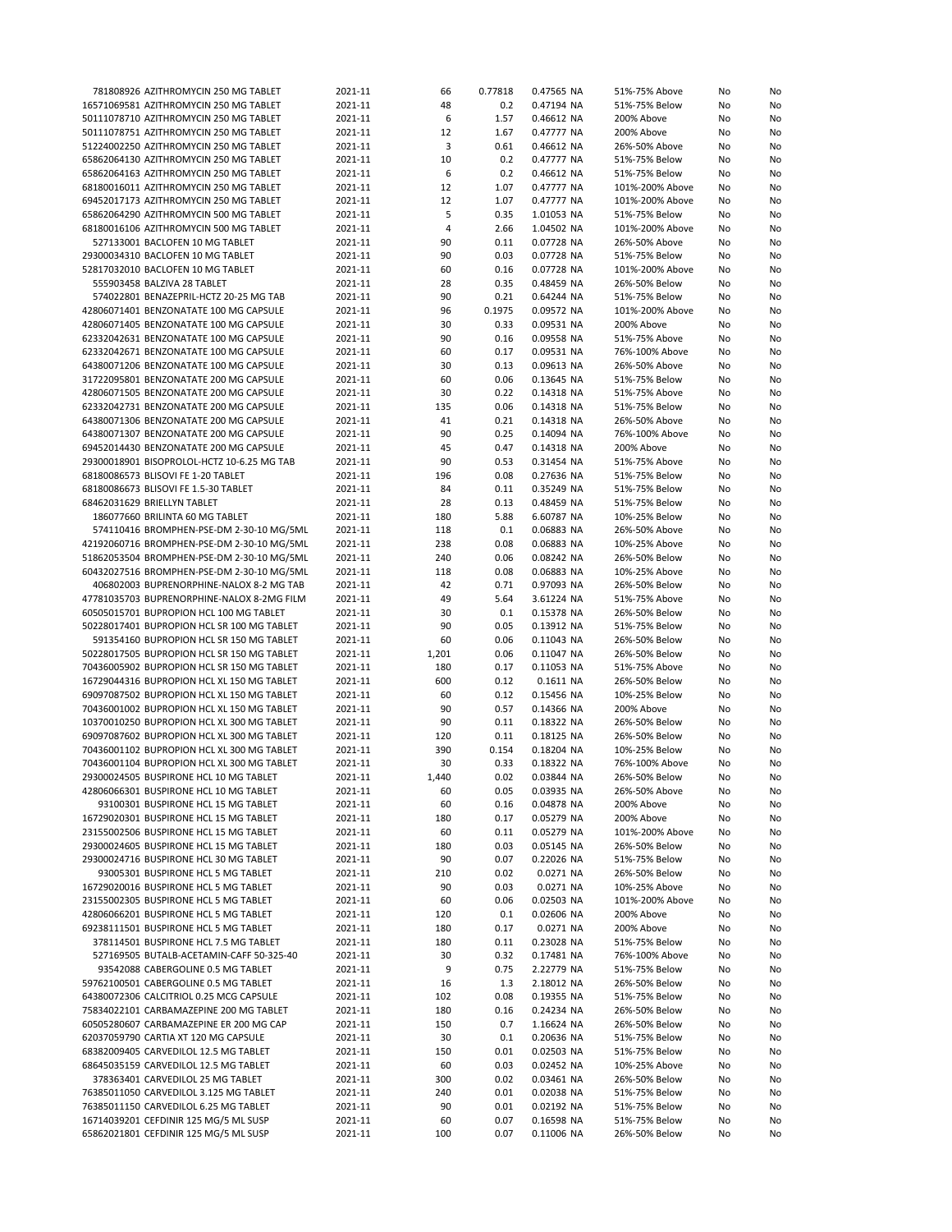| | | | | | | | |
|---|---|---|---|---|---|---|---|
| 781808926 AZITHROMYCIN 250 MG TABLET | 2021-11 | 66 | 0.77818 | 0.47565 NA | 51%-75% Above | No | No |
| 16571069581 AZITHROMYCIN 250 MG TABLET | 2021-11 | 48 | 0.2 | 0.47194 NA | 51%-75% Below | No | No |
| 50111078710 AZITHROMYCIN 250 MG TABLET | 2021-11 | 6 | 1.57 | 0.46612 NA | 200% Above | No | No |
| 50111078751 AZITHROMYCIN 250 MG TABLET | 2021-11 | 12 | 1.67 | 0.47777 NA | 200% Above | No | No |
| 51224002250 AZITHROMYCIN 250 MG TABLET | 2021-11 | 3 | 0.61 | 0.46612 NA | 26%-50% Above | No | No |
| 65862064130 AZITHROMYCIN 250 MG TABLET | 2021-11 | 10 | 0.2 | 0.47777 NA | 51%-75% Below | No | No |
| 65862064163 AZITHROMYCIN 250 MG TABLET | 2021-11 | 6 | 0.2 | 0.46612 NA | 51%-75% Below | No | No |
| 68180016011 AZITHROMYCIN 250 MG TABLET | 2021-11 | 12 | 1.07 | 0.47777 NA | 101%-200% Above | No | No |
| 69452017173 AZITHROMYCIN 250 MG TABLET | 2021-11 | 12 | 1.07 | 0.47777 NA | 101%-200% Above | No | No |
| 65862064290 AZITHROMYCIN 500 MG TABLET | 2021-11 | 5 | 0.35 | 1.01053 NA | 51%-75% Below | No | No |
| 68180016106 AZITHROMYCIN 500 MG TABLET | 2021-11 | 4 | 2.66 | 1.04502 NA | 101%-200% Above | No | No |
| 527133001 BACLOFEN 10 MG TABLET | 2021-11 | 90 | 0.11 | 0.07728 NA | 26%-50% Above | No | No |
| 29300034310 BACLOFEN 10 MG TABLET | 2021-11 | 90 | 0.03 | 0.07728 NA | 51%-75% Below | No | No |
| 52817032010 BACLOFEN 10 MG TABLET | 2021-11 | 60 | 0.16 | 0.07728 NA | 101%-200% Above | No | No |
| 555903458 BALZIVA 28 TABLET | 2021-11 | 28 | 0.35 | 0.48459 NA | 26%-50% Below | No | No |
| 574022801 BENAZEPRIL-HCTZ 20-25 MG TAB | 2021-11 | 90 | 0.21 | 0.64244 NA | 51%-75% Below | No | No |
| 42806071401 BENZONATATE 100 MG CAPSULE | 2021-11 | 96 | 0.1975 | 0.09572 NA | 101%-200% Above | No | No |
| 42806071405 BENZONATATE 100 MG CAPSULE | 2021-11 | 30 | 0.33 | 0.09531 NA | 200% Above | No | No |
| 62332042631 BENZONATATE 100 MG CAPSULE | 2021-11 | 90 | 0.16 | 0.09558 NA | 51%-75% Above | No | No |
| 62332042671 BENZONATATE 100 MG CAPSULE | 2021-11 | 60 | 0.17 | 0.09531 NA | 76%-100% Above | No | No |
| 64380071206 BENZONATATE 100 MG CAPSULE | 2021-11 | 30 | 0.13 | 0.09613 NA | 26%-50% Above | No | No |
| 31722095801 BENZONATATE 200 MG CAPSULE | 2021-11 | 60 | 0.06 | 0.13645 NA | 51%-75% Below | No | No |
| 42806071505 BENZONATATE 200 MG CAPSULE | 2021-11 | 30 | 0.22 | 0.14318 NA | 51%-75% Above | No | No |
| 62332042731 BENZONATATE 200 MG CAPSULE | 2021-11 | 135 | 0.06 | 0.14318 NA | 51%-75% Below | No | No |
| 64380071306 BENZONATATE 200 MG CAPSULE | 2021-11 | 41 | 0.21 | 0.14318 NA | 26%-50% Above | No | No |
| 64380071307 BENZONATATE 200 MG CAPSULE | 2021-11 | 90 | 0.25 | 0.14094 NA | 76%-100% Above | No | No |
| 69452014430 BENZONATATE 200 MG CAPSULE | 2021-11 | 45 | 0.47 | 0.14318 NA | 200% Above | No | No |
| 29300018901 BISOPROLOL-HCTZ 10-6.25 MG TAB | 2021-11 | 90 | 0.53 | 0.31454 NA | 51%-75% Above | No | No |
| 68180086573 BLISOVI FE 1-20 TABLET | 2021-11 | 196 | 0.08 | 0.27636 NA | 51%-75% Below | No | No |
| 68180086673 BLISOVI FE 1.5-30 TABLET | 2021-11 | 84 | 0.11 | 0.35249 NA | 51%-75% Below | No | No |
| 68462031629 BRIELLYN TABLET | 2021-11 | 28 | 0.13 | 0.48459 NA | 51%-75% Below | No | No |
| 186077660 BRILINTA 60 MG TABLET | 2021-11 | 180 | 5.88 | 6.60787 NA | 10%-25% Below | No | No |
| 574110416 BROMPHEN-PSE-DM 2-30-10 MG/5ML | 2021-11 | 118 | 0.1 | 0.06883 NA | 26%-50% Above | No | No |
| 42192060716 BROMPHEN-PSE-DM 2-30-10 MG/5ML | 2021-11 | 238 | 0.08 | 0.06883 NA | 10%-25% Above | No | No |
| 51862053504 BROMPHEN-PSE-DM 2-30-10 MG/5ML | 2021-11 | 240 | 0.06 | 0.08242 NA | 26%-50% Below | No | No |
| 60432027516 BROMPHEN-PSE-DM 2-30-10 MG/5ML | 2021-11 | 118 | 0.08 | 0.06883 NA | 10%-25% Above | No | No |
| 406802003 BUPRENORPHINE-NALOX 8-2 MG TAB | 2021-11 | 42 | 0.71 | 0.97093 NA | 26%-50% Below | No | No |
| 47781035703 BUPRENORPHINE-NALOX 8-2MG FILM | 2021-11 | 49 | 5.64 | 3.61224 NA | 51%-75% Above | No | No |
| 60505015701 BUPROPION HCL 100 MG TABLET | 2021-11 | 30 | 0.1 | 0.15378 NA | 26%-50% Below | No | No |
| 50228017401 BUPROPION HCL SR 100 MG TABLET | 2021-11 | 90 | 0.05 | 0.13912 NA | 51%-75% Below | No | No |
| 591354160 BUPROPION HCL SR 150 MG TABLET | 2021-11 | 60 | 0.06 | 0.11043 NA | 26%-50% Below | No | No |
| 50228017505 BUPROPION HCL SR 150 MG TABLET | 2021-11 | 1,201 | 0.06 | 0.11047 NA | 26%-50% Below | No | No |
| 70436005902 BUPROPION HCL SR 150 MG TABLET | 2021-11 | 180 | 0.17 | 0.11053 NA | 51%-75% Above | No | No |
| 16729044316 BUPROPION HCL XL 150 MG TABLET | 2021-11 | 600 | 0.12 | 0.1611 NA | 26%-50% Below | No | No |
| 69097087502 BUPROPION HCL XL 150 MG TABLET | 2021-11 | 60 | 0.12 | 0.15456 NA | 10%-25% Below | No | No |
| 70436001002 BUPROPION HCL XL 150 MG TABLET | 2021-11 | 90 | 0.57 | 0.14366 NA | 200% Above | No | No |
| 10370010250 BUPROPION HCL XL 300 MG TABLET | 2021-11 | 90 | 0.11 | 0.18322 NA | 26%-50% Below | No | No |
| 69097087602 BUPROPION HCL XL 300 MG TABLET | 2021-11 | 120 | 0.11 | 0.18125 NA | 26%-50% Below | No | No |
| 70436001102 BUPROPION HCL XL 300 MG TABLET | 2021-11 | 390 | 0.154 | 0.18204 NA | 10%-25% Below | No | No |
| 70436001104 BUPROPION HCL XL 300 MG TABLET | 2021-11 | 30 | 0.33 | 0.18322 NA | 76%-100% Above | No | No |
| 29300024505 BUSPIRONE HCL 10 MG TABLET | 2021-11 | 1,440 | 0.02 | 0.03844 NA | 26%-50% Below | No | No |
| 42806066301 BUSPIRONE HCL 10 MG TABLET | 2021-11 | 60 | 0.05 | 0.03935 NA | 26%-50% Above | No | No |
| 93100301 BUSPIRONE HCL 15 MG TABLET | 2021-11 | 60 | 0.16 | 0.04878 NA | 200% Above | No | No |
| 16729020301 BUSPIRONE HCL 15 MG TABLET | 2021-11 | 180 | 0.17 | 0.05279 NA | 200% Above | No | No |
| 23155002506 BUSPIRONE HCL 15 MG TABLET | 2021-11 | 60 | 0.11 | 0.05279 NA | 101%-200% Above | No | No |
| 29300024605 BUSPIRONE HCL 15 MG TABLET | 2021-11 | 180 | 0.03 | 0.05145 NA | 26%-50% Below | No | No |
| 29300024716 BUSPIRONE HCL 30 MG TABLET | 2021-11 | 90 | 0.07 | 0.22026 NA | 51%-75% Below | No | No |
| 93005301 BUSPIRONE HCL 5 MG TABLET | 2021-11 | 210 | 0.02 | 0.0271 NA | 26%-50% Below | No | No |
| 16729020016 BUSPIRONE HCL 5 MG TABLET | 2021-11 | 90 | 0.03 | 0.0271 NA | 10%-25% Above | No | No |
| 23155002305 BUSPIRONE HCL 5 MG TABLET | 2021-11 | 60 | 0.06 | 0.02503 NA | 101%-200% Above | No | No |
| 42806066201 BUSPIRONE HCL 5 MG TABLET | 2021-11 | 120 | 0.1 | 0.02606 NA | 200% Above | No | No |
| 69238111501 BUSPIRONE HCL 5 MG TABLET | 2021-11 | 180 | 0.17 | 0.0271 NA | 200% Above | No | No |
| 378114501 BUSPIRONE HCL 7.5 MG TABLET | 2021-11 | 180 | 0.11 | 0.23028 NA | 51%-75% Below | No | No |
| 527169505 BUTALB-ACETAMIN-CAFF 50-325-40 | 2021-11 | 30 | 0.32 | 0.17481 NA | 76%-100% Above | No | No |
| 93542088 CABERGOLINE 0.5 MG TABLET | 2021-11 | 9 | 0.75 | 2.22779 NA | 51%-75% Below | No | No |
| 59762100501 CABERGOLINE 0.5 MG TABLET | 2021-11 | 16 | 1.3 | 2.18012 NA | 26%-50% Below | No | No |
| 64380072306 CALCITRIOL 0.25 MCG CAPSULE | 2021-11 | 102 | 0.08 | 0.19355 NA | 51%-75% Below | No | No |
| 75834022101 CARBAMAZEPINE 200 MG TABLET | 2021-11 | 180 | 0.16 | 0.24234 NA | 26%-50% Below | No | No |
| 60505280607 CARBAMAZEPINE ER 200 MG CAP | 2021-11 | 150 | 0.7 | 1.16624 NA | 26%-50% Below | No | No |
| 62037059790 CARTIA XT 120 MG CAPSULE | 2021-11 | 30 | 0.1 | 0.20636 NA | 51%-75% Below | No | No |
| 68382009405 CARVEDILOL 12.5 MG TABLET | 2021-11 | 150 | 0.01 | 0.02503 NA | 51%-75% Below | No | No |
| 68645035159 CARVEDILOL 12.5 MG TABLET | 2021-11 | 60 | 0.03 | 0.02452 NA | 10%-25% Above | No | No |
| 378363401 CARVEDILOL 25 MG TABLET | 2021-11 | 300 | 0.02 | 0.03461 NA | 26%-50% Below | No | No |
| 76385011050 CARVEDILOL 3.125 MG TABLET | 2021-11 | 240 | 0.01 | 0.02038 NA | 51%-75% Below | No | No |
| 76385011150 CARVEDILOL 6.25 MG TABLET | 2021-11 | 90 | 0.01 | 0.02192 NA | 51%-75% Below | No | No |
| 16714039201 CEFDINIR 125 MG/5 ML SUSP | 2021-11 | 60 | 0.07 | 0.16598 NA | 51%-75% Below | No | No |
| 65862021801 CEFDINIR 125 MG/5 ML SUSP | 2021-11 | 100 | 0.07 | 0.11006 NA | 26%-50% Below | No | No |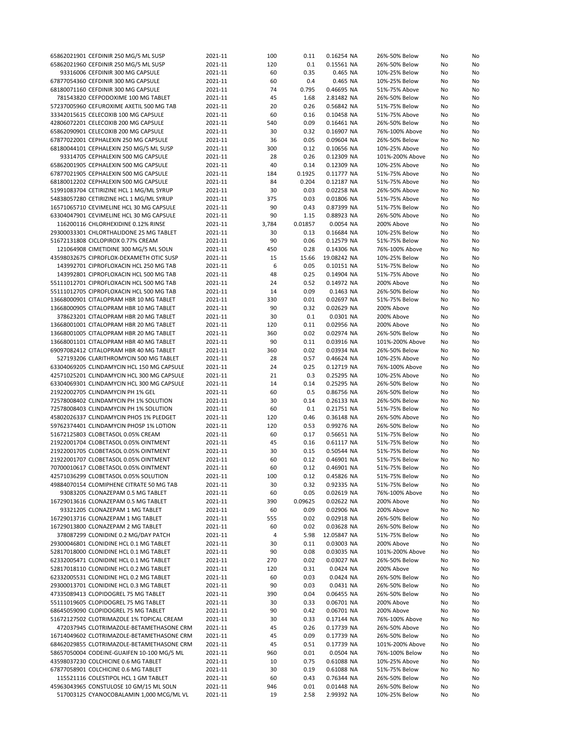| | | | | | | | | |
|---|---|---|---|---|---|---|---|---|
| 65862021901 | CEFDINIR 250 MG/5 ML SUSP | 2021-11 | 100 | 0.11 | 0.16254 NA | 26%-50% Below | No | No |
| 65862021960 | CEFDINIR 250 MG/5 ML SUSP | 2021-11 | 120 | 0.1 | 0.15561 NA | 26%-50% Below | No | No |
| 93316006 | CEFDINIR 300 MG CAPSULE | 2021-11 | 60 | 0.35 | 0.465 NA | 10%-25% Below | No | No |
| 67877054360 | CEFDINIR 300 MG CAPSULE | 2021-11 | 60 | 0.4 | 0.465 NA | 10%-25% Below | No | No |
| 68180071160 | CEFDINIR 300 MG CAPSULE | 2021-11 | 74 | 0.795 | 0.46695 NA | 51%-75% Above | No | No |
| 781543820 | CEFPODOXIME 100 MG TABLET | 2021-11 | 45 | 1.68 | 2.81482 NA | 26%-50% Below | No | No |
| 57237005960 | CEFUROXIME AXETIL 500 MG TAB | 2021-11 | 20 | 0.26 | 0.56842 NA | 51%-75% Below | No | No |
| 33342015615 | CELECOXIB 100 MG CAPSULE | 2021-11 | 60 | 0.16 | 0.10458 NA | 51%-75% Above | No | No |
| 42806072201 | CELECOXIB 200 MG CAPSULE | 2021-11 | 540 | 0.09 | 0.16461 NA | 26%-50% Below | No | No |
| 65862090901 | CELECOXIB 200 MG CAPSULE | 2021-11 | 30 | 0.32 | 0.16907 NA | 76%-100% Above | No | No |
| 67877022001 | CEPHALEXIN 250 MG CAPSULE | 2021-11 | 36 | 0.05 | 0.09604 NA | 26%-50% Below | No | No |
| 68180044101 | CEPHALEXIN 250 MG/5 ML SUSP | 2021-11 | 300 | 0.12 | 0.10656 NA | 10%-25% Above | No | No |
| 93314705 | CEPHALEXIN 500 MG CAPSULE | 2021-11 | 28 | 0.26 | 0.12309 NA | 101%-200% Above | No | No |
| 65862001905 | CEPHALEXIN 500 MG CAPSULE | 2021-11 | 40 | 0.14 | 0.12309 NA | 10%-25% Above | No | No |
| 67877021905 | CEPHALEXIN 500 MG CAPSULE | 2021-11 | 184 | 0.1925 | 0.11777 NA | 51%-75% Above | No | No |
| 68180012202 | CEPHALEXIN 500 MG CAPSULE | 2021-11 | 84 | 0.204 | 0.12187 NA | 51%-75% Above | No | No |
| 51991083704 | CETIRIZINE HCL 1 MG/ML SYRUP | 2021-11 | 30 | 0.03 | 0.02258 NA | 26%-50% Above | No | No |
| 54838057280 | CETIRIZINE HCL 1 MG/ML SYRUP | 2021-11 | 375 | 0.03 | 0.01806 NA | 51%-75% Above | No | No |
| 16571065710 | CEVIMELINE HCL 30 MG CAPSULE | 2021-11 | 90 | 0.43 | 0.87399 NA | 51%-75% Below | No | No |
| 63304047901 | CEVIMELINE HCL 30 MG CAPSULE | 2021-11 | 90 | 1.15 | 0.88923 NA | 26%-50% Above | No | No |
| 116200116 | CHLORHEXIDINE 0.12% RINSE | 2021-11 | 3,784 | 0.01857 | 0.0054 NA | 200% Above | No | No |
| 29300033301 | CHLORTHALIDONE 25 MG TABLET | 2021-11 | 30 | 0.13 | 0.16684 NA | 10%-25% Below | No | No |
| 51672131808 | CICLOPIROX 0.77% CREAM | 2021-11 | 90 | 0.06 | 0.12579 NA | 51%-75% Below | No | No |
| 121064908 | CIMETIDINE 300 MG/5 ML SOLN | 2021-11 | 450 | 0.28 | 0.14306 NA | 76%-100% Above | No | No |
| 43598032675 | CIPROFLOX-DEXAMETH OTIC SUSP | 2021-11 | 15 | 15.66 | 19.08242 NA | 10%-25% Below | No | No |
| 143992701 | CIPROFLOXACIN HCL 250 MG TAB | 2021-11 | 6 | 0.05 | 0.10151 NA | 51%-75% Below | No | No |
| 143992801 | CIPROFLOXACIN HCL 500 MG TAB | 2021-11 | 48 | 0.25 | 0.14904 NA | 51%-75% Above | No | No |
| 55111012701 | CIPROFLOXACIN HCL 500 MG TAB | 2021-11 | 24 | 0.52 | 0.14972 NA | 200% Above | No | No |
| 55111012705 | CIPROFLOXACIN HCL 500 MG TAB | 2021-11 | 14 | 0.09 | 0.1463 NA | 26%-50% Below | No | No |
| 13668000901 | CITALOPRAM HBR 10 MG TABLET | 2021-11 | 330 | 0.01 | 0.02697 NA | 51%-75% Below | No | No |
| 13668000905 | CITALOPRAM HBR 10 MG TABLET | 2021-11 | 90 | 0.32 | 0.02629 NA | 200% Above | No | No |
| 378623201 | CITALOPRAM HBR 20 MG TABLET | 2021-11 | 30 | 0.1 | 0.0301 NA | 200% Above | No | No |
| 13668001001 | CITALOPRAM HBR 20 MG TABLET | 2021-11 | 120 | 0.11 | 0.02956 NA | 200% Above | No | No |
| 13668001005 | CITALOPRAM HBR 20 MG TABLET | 2021-11 | 360 | 0.02 | 0.02974 NA | 26%-50% Below | No | No |
| 13668001101 | CITALOPRAM HBR 40 MG TABLET | 2021-11 | 90 | 0.11 | 0.03916 NA | 101%-200% Above | No | No |
| 69097082412 | CITALOPRAM HBR 40 MG TABLET | 2021-11 | 360 | 0.02 | 0.03934 NA | 26%-50% Below | No | No |
| 527193206 | CLARITHROMYCIN 500 MG TABLET | 2021-11 | 28 | 0.57 | 0.46624 NA | 10%-25% Above | No | No |
| 63304069205 | CLINDAMYCIN HCL 150 MG CAPSULE | 2021-11 | 24 | 0.25 | 0.12719 NA | 76%-100% Above | No | No |
| 42571025201 | CLINDAMYCIN HCL 300 MG CAPSULE | 2021-11 | 21 | 0.3 | 0.25295 NA | 10%-25% Above | No | No |
| 63304069301 | CLINDAMYCIN HCL 300 MG CAPSULE | 2021-11 | 14 | 0.14 | 0.25295 NA | 26%-50% Below | No | No |
| 21922002705 | CLINDAMYCIN PH 1% GEL | 2021-11 | 60 | 0.5 | 0.86756 NA | 26%-50% Below | No | No |
| 72578008402 | CLINDAMYCIN PH 1% SOLUTION | 2021-11 | 30 | 0.14 | 0.26133 NA | 26%-50% Below | No | No |
| 72578008403 | CLINDAMYCIN PH 1% SOLUTION | 2021-11 | 60 | 0.1 | 0.21751 NA | 51%-75% Below | No | No |
| 45802026337 | CLINDAMYCIN PHOS 1% PLEDGET | 2021-11 | 120 | 0.46 | 0.36148 NA | 26%-50% Above | No | No |
| 59762374401 | CLINDAMYCIN PHOSP 1% LOTION | 2021-11 | 120 | 0.53 | 0.99276 NA | 26%-50% Below | No | No |
| 51672125803 | CLOBETASOL 0.05% CREAM | 2021-11 | 60 | 0.17 | 0.56651 NA | 51%-75% Below | No | No |
| 21922001704 | CLOBETASOL 0.05% OINTMENT | 2021-11 | 45 | 0.16 | 0.61117 NA | 51%-75% Below | No | No |
| 21922001705 | CLOBETASOL 0.05% OINTMENT | 2021-11 | 30 | 0.15 | 0.50544 NA | 51%-75% Below | No | No |
| 21922001707 | CLOBETASOL 0.05% OINTMENT | 2021-11 | 60 | 0.12 | 0.46901 NA | 51%-75% Below | No | No |
| 70700010617 | CLOBETASOL 0.05% OINTMENT | 2021-11 | 60 | 0.12 | 0.46901 NA | 51%-75% Below | No | No |
| 42571036299 | CLOBETASOL 0.05% SOLUTION | 2021-11 | 100 | 0.12 | 0.45826 NA | 51%-75% Below | No | No |
| 49884070154 | CLOMIPHENE CITRATE 50 MG TAB | 2021-11 | 30 | 0.32 | 0.92335 NA | 51%-75% Below | No | No |
| 93083205 | CLONAZEPAM 0.5 MG TABLET | 2021-11 | 60 | 0.05 | 0.02619 NA | 76%-100% Above | No | No |
| 16729013616 | CLONAZEPAM 0.5 MG TABLET | 2021-11 | 390 | 0.09625 | 0.02622 NA | 200% Above | No | No |
| 93321205 | CLONAZEPAM 1 MG TABLET | 2021-11 | 60 | 0.09 | 0.02906 NA | 200% Above | No | No |
| 16729013716 | CLONAZEPAM 1 MG TABLET | 2021-11 | 555 | 0.02 | 0.02918 NA | 26%-50% Below | No | No |
| 16729013800 | CLONAZEPAM 2 MG TABLET | 2021-11 | 60 | 0.02 | 0.03628 NA | 26%-50% Below | No | No |
| 378087299 | CLONIDINE 0.2 MG/DAY PATCH | 2021-11 | 4 | 5.98 | 12.05847 NA | 51%-75% Below | No | No |
| 29300046801 | CLONIDINE HCL 0.1 MG TABLET | 2021-11 | 30 | 0.11 | 0.03003 NA | 200% Above | No | No |
| 52817018000 | CLONIDINE HCL 0.1 MG TABLET | 2021-11 | 90 | 0.08 | 0.03035 NA | 101%-200% Above | No | No |
| 62332005471 | CLONIDINE HCL 0.1 MG TABLET | 2021-11 | 270 | 0.02 | 0.03027 NA | 26%-50% Below | No | No |
| 52817018110 | CLONIDINE HCL 0.2 MG TABLET | 2021-11 | 120 | 0.31 | 0.0424 NA | 200% Above | No | No |
| 62332005531 | CLONIDINE HCL 0.2 MG TABLET | 2021-11 | 60 | 0.03 | 0.0424 NA | 26%-50% Below | No | No |
| 29300013701 | CLONIDINE HCL 0.3 MG TABLET | 2021-11 | 90 | 0.03 | 0.0431 NA | 26%-50% Below | No | No |
| 47335089413 | CLOPIDOGREL 75 MG TABLET | 2021-11 | 390 | 0.04 | 0.06455 NA | 26%-50% Below | No | No |
| 55111019605 | CLOPIDOGREL 75 MG TABLET | 2021-11 | 30 | 0.33 | 0.06701 NA | 200% Above | No | No |
| 68645059090 | CLOPIDOGREL 75 MG TABLET | 2021-11 | 90 | 0.42 | 0.06701 NA | 200% Above | No | No |
| 51672127502 | CLOTRIMAZOLE 1% TOPICAL CREAM | 2021-11 | 30 | 0.33 | 0.17144 NA | 76%-100% Above | No | No |
| 472037945 | CLOTRIMAZOLE-BETAMETHASONE CRM | 2021-11 | 45 | 0.26 | 0.17739 NA | 26%-50% Above | No | No |
| 16714049602 | CLOTRIMAZOLE-BETAMETHASONE CRM | 2021-11 | 45 | 0.09 | 0.17739 NA | 26%-50% Below | No | No |
| 68462029855 | CLOTRIMAZOLE-BETAMETHASONE CRM | 2021-11 | 45 | 0.51 | 0.17739 NA | 101%-200% Above | No | No |
| 58657050004 | CODEINE-GUAIFEN 10-100 MG/5 ML | 2021-11 | 960 | 0.01 | 0.0504 NA | 76%-100% Below | No | No |
| 43598037230 | COLCHICINE 0.6 MG TABLET | 2021-11 | 10 | 0.75 | 0.61088 NA | 10%-25% Above | No | No |
| 67877058901 | COLCHICINE 0.6 MG TABLET | 2021-11 | 30 | 0.19 | 0.61088 NA | 51%-75% Below | No | No |
| 115521116 | COLESTIPOL HCL 1 GM TABLET | 2021-11 | 60 | 0.43 | 0.76344 NA | 26%-50% Below | No | No |
| 45963043965 | CONSTULOSE 10 GM/15 ML SOLN | 2021-11 | 946 | 0.01 | 0.01448 NA | 26%-50% Below | No | No |
| 517003125 | CYANOCOBALAMIN 1,000 MCG/ML VL | 2021-11 | 19 | 2.58 | 2.99392 NA | 10%-25% Below | No | No |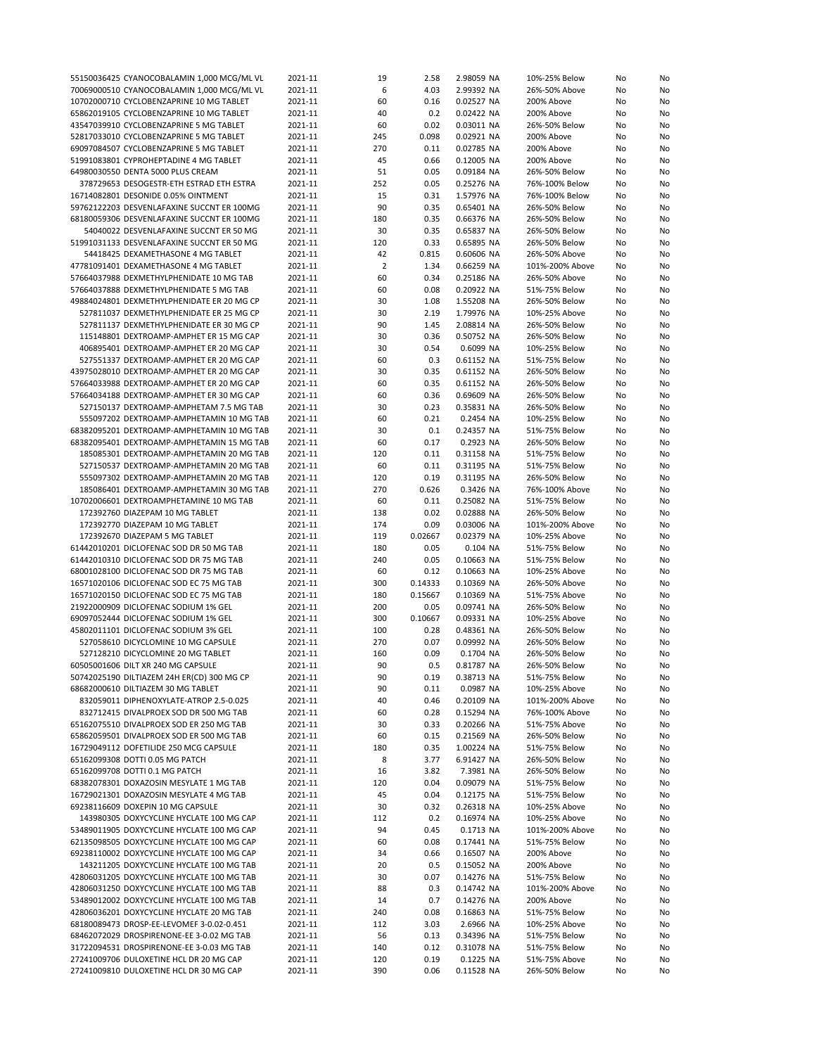| | | | | | | | |
|---|---|---|---|---|---|---|---|
| 55150036425 CYANOCOBALAMIN 1,000 MCG/ML VL | 2021-11 | 19 | 2.58 | 2.98059 NA | 10%-25% Below | No | No |
| 70069000510 CYANOCOBALAMIN 1,000 MCG/ML VL | 2021-11 | 6 | 4.03 | 2.99392 NA | 26%-50% Above | No | No |
| 10702000710 CYCLOBENZAPRINE 10 MG TABLET | 2021-11 | 60 | 0.16 | 0.02527 NA | 200% Above | No | No |
| 65862019105 CYCLOBENZAPRINE 10 MG TABLET | 2021-11 | 40 | 0.2 | 0.02422 NA | 200% Above | No | No |
| 43547039910 CYCLOBENZAPRINE 5 MG TABLET | 2021-11 | 60 | 0.02 | 0.03011 NA | 26%-50% Below | No | No |
| 52817033010 CYCLOBENZAPRINE 5 MG TABLET | 2021-11 | 245 | 0.098 | 0.02921 NA | 200% Above | No | No |
| 69097084507 CYCLOBENZAPRINE 5 MG TABLET | 2021-11 | 270 | 0.11 | 0.02785 NA | 200% Above | No | No |
| 51991083801 CYPROHEPTADINE 4 MG TABLET | 2021-11 | 45 | 0.66 | 0.12005 NA | 200% Above | No | No |
| 64980030550 DENTA 5000 PLUS CREAM | 2021-11 | 51 | 0.05 | 0.09184 NA | 26%-50% Below | No | No |
| 378729653 DESOGESTR-ETH ESTRAD ETH ESTRA | 2021-11 | 252 | 0.05 | 0.25276 NA | 76%-100% Below | No | No |
| 16714082801 DESONIDE 0.05% OINTMENT | 2021-11 | 15 | 0.31 | 1.57976 NA | 76%-100% Below | No | No |
| 59762122203 DESVENLAFAXINE SUCCNT ER 100MG | 2021-11 | 90 | 0.35 | 0.65401 NA | 26%-50% Below | No | No |
| 68180059306 DESVENLAFAXINE SUCCNT ER 100MG | 2021-11 | 180 | 0.35 | 0.66376 NA | 26%-50% Below | No | No |
| 54040022 DESVENLAFAXINE SUCCNT ER 50 MG | 2021-11 | 30 | 0.35 | 0.65837 NA | 26%-50% Below | No | No |
| 51991031133 DESVENLAFAXINE SUCCNT ER 50 MG | 2021-11 | 120 | 0.33 | 0.65895 NA | 26%-50% Below | No | No |
| 54418425 DEXAMETHASONE 4 MG TABLET | 2021-11 | 42 | 0.815 | 0.60606 NA | 26%-50% Above | No | No |
| 47781091401 DEXAMETHASONE 4 MG TABLET | 2021-11 | 2 | 1.34 | 0.66259 NA | 101%-200% Above | No | No |
| 57664037988 DEXMETHYLPHENIDATE 10 MG TAB | 2021-11 | 60 | 0.34 | 0.25186 NA | 26%-50% Above | No | No |
| 57664037888 DEXMETHYLPHENIDATE 5 MG TAB | 2021-11 | 60 | 0.08 | 0.20922 NA | 51%-75% Below | No | No |
| 49884024801 DEXMETHYLPHENIDATE ER 20 MG CP | 2021-11 | 30 | 1.08 | 1.55208 NA | 26%-50% Below | No | No |
| 527811037 DEXMETHYLPHENIDATE ER 25 MG CP | 2021-11 | 30 | 2.19 | 1.79976 NA | 10%-25% Above | No | No |
| 527811137 DEXMETHYLPHENIDATE ER 30 MG CP | 2021-11 | 90 | 1.45 | 2.08814 NA | 26%-50% Below | No | No |
| 115148801 DEXTROAMP-AMPHET ER 15 MG CAP | 2021-11 | 30 | 0.36 | 0.50752 NA | 26%-50% Below | No | No |
| 406895401 DEXTROAMP-AMPHET ER 20 MG CAP | 2021-11 | 30 | 0.54 | 0.6099 NA | 10%-25% Below | No | No |
| 527551337 DEXTROAMP-AMPHET ER 20 MG CAP | 2021-11 | 60 | 0.3 | 0.61152 NA | 51%-75% Below | No | No |
| 43975028010 DEXTROAMP-AMPHET ER 20 MG CAP | 2021-11 | 30 | 0.35 | 0.61152 NA | 26%-50% Below | No | No |
| 57664033988 DEXTROAMP-AMPHET ER 20 MG CAP | 2021-11 | 60 | 0.35 | 0.61152 NA | 26%-50% Below | No | No |
| 57664034188 DEXTROAMP-AMPHET ER 30 MG CAP | 2021-11 | 60 | 0.36 | 0.69609 NA | 26%-50% Below | No | No |
| 527150137 DEXTROAMP-AMPHETAM 7.5 MG TAB | 2021-11 | 30 | 0.23 | 0.35831 NA | 26%-50% Below | No | No |
| 555097202 DEXTROAMP-AMPHETAMIN 10 MG TAB | 2021-11 | 60 | 0.21 | 0.2454 NA | 10%-25% Below | No | No |
| 68382095201 DEXTROAMP-AMPHETAMIN 10 MG TAB | 2021-11 | 30 | 0.1 | 0.24357 NA | 51%-75% Below | No | No |
| 68382095401 DEXTROAMP-AMPHETAMIN 15 MG TAB | 2021-11 | 60 | 0.17 | 0.2923 NA | 26%-50% Below | No | No |
| 185085301 DEXTROAMP-AMPHETAMIN 20 MG TAB | 2021-11 | 120 | 0.11 | 0.31158 NA | 51%-75% Below | No | No |
| 527150537 DEXTROAMP-AMPHETAMIN 20 MG TAB | 2021-11 | 60 | 0.11 | 0.31195 NA | 51%-75% Below | No | No |
| 555097302 DEXTROAMP-AMPHETAMIN 20 MG TAB | 2021-11 | 120 | 0.19 | 0.31195 NA | 26%-50% Below | No | No |
| 185086401 DEXTROAMP-AMPHETAMIN 30 MG TAB | 2021-11 | 270 | 0.626 | 0.3426 NA | 76%-100% Above | No | No |
| 10702006601 DEXTROAMPHETAMINE 10 MG TAB | 2021-11 | 60 | 0.11 | 0.25082 NA | 51%-75% Below | No | No |
| 172392760 DIAZEPAM 10 MG TABLET | 2021-11 | 138 | 0.02 | 0.02888 NA | 26%-50% Below | No | No |
| 172392770 DIAZEPAM 10 MG TABLET | 2021-11 | 174 | 0.09 | 0.03006 NA | 101%-200% Above | No | No |
| 172392670 DIAZEPAM 5 MG TABLET | 2021-11 | 119 | 0.02667 | 0.02379 NA | 10%-25% Above | No | No |
| 61442010201 DICLOFENAC SOD DR 50 MG TAB | 2021-11 | 180 | 0.05 | 0.104 NA | 51%-75% Below | No | No |
| 61442010310 DICLOFENAC SOD DR 75 MG TAB | 2021-11 | 240 | 0.05 | 0.10663 NA | 51%-75% Below | No | No |
| 68001028100 DICLOFENAC SOD DR 75 MG TAB | 2021-11 | 60 | 0.12 | 0.10663 NA | 10%-25% Above | No | No |
| 16571020106 DICLOFENAC SOD EC 75 MG TAB | 2021-11 | 300 | 0.14333 | 0.10369 NA | 26%-50% Above | No | No |
| 16571020150 DICLOFENAC SOD EC 75 MG TAB | 2021-11 | 180 | 0.15667 | 0.10369 NA | 51%-75% Above | No | No |
| 21922000909 DICLOFENAC SODIUM 1% GEL | 2021-11 | 200 | 0.05 | 0.09741 NA | 26%-50% Below | No | No |
| 69097052444 DICLOFENAC SODIUM 1% GEL | 2021-11 | 300 | 0.10667 | 0.09331 NA | 10%-25% Above | No | No |
| 45802011101 DICLOFENAC SODIUM 3% GEL | 2021-11 | 100 | 0.28 | 0.48361 NA | 26%-50% Below | No | No |
| 527058610 DICYCLOMINE 10 MG CAPSULE | 2021-11 | 270 | 0.07 | 0.09992 NA | 26%-50% Below | No | No |
| 527128210 DICYCLOMINE 20 MG TABLET | 2021-11 | 160 | 0.09 | 0.1704 NA | 26%-50% Below | No | No |
| 60505001606 DILT XR 240 MG CAPSULE | 2021-11 | 90 | 0.5 | 0.81787 NA | 26%-50% Below | No | No |
| 50742025190 DILTIAZEM 24H ER(CD) 300 MG CP | 2021-11 | 90 | 0.19 | 0.38713 NA | 51%-75% Below | No | No |
| 68682000610 DILTIAZEM 30 MG TABLET | 2021-11 | 90 | 0.11 | 0.0987 NA | 10%-25% Above | No | No |
| 832059011 DIPHENOXYLATE-ATROP 2.5-0.025 | 2021-11 | 40 | 0.46 | 0.20109 NA | 101%-200% Above | No | No |
| 832712415 DIVALPROEX SOD DR 500 MG TAB | 2021-11 | 60 | 0.28 | 0.15294 NA | 76%-100% Above | No | No |
| 65162075510 DIVALPROEX SOD ER 250 MG TAB | 2021-11 | 30 | 0.33 | 0.20266 NA | 51%-75% Above | No | No |
| 65862059501 DIVALPROEX SOD ER 500 MG TAB | 2021-11 | 60 | 0.15 | 0.21569 NA | 26%-50% Below | No | No |
| 16729049112 DOFETILIDE 250 MCG CAPSULE | 2021-11 | 180 | 0.35 | 1.00224 NA | 51%-75% Below | No | No |
| 65162099308 DOTTI 0.05 MG PATCH | 2021-11 | 8 | 3.77 | 6.91427 NA | 26%-50% Below | No | No |
| 65162099708 DOTTI 0.1 MG PATCH | 2021-11 | 16 | 3.82 | 7.3981 NA | 26%-50% Below | No | No |
| 68382078301 DOXAZOSIN MESYLATE 1 MG TAB | 2021-11 | 120 | 0.04 | 0.09079 NA | 51%-75% Below | No | No |
| 16729021301 DOXAZOSIN MESYLATE 4 MG TAB | 2021-11 | 45 | 0.04 | 0.12175 NA | 51%-75% Below | No | No |
| 69238116609 DOXEPIN 10 MG CAPSULE | 2021-11 | 30 | 0.32 | 0.26318 NA | 10%-25% Above | No | No |
| 143980305 DOXYCYCLINE HYCLATE 100 MG CAP | 2021-11 | 112 | 0.2 | 0.16974 NA | 10%-25% Above | No | No |
| 53489011905 DOXYCYCLINE HYCLATE 100 MG CAP | 2021-11 | 94 | 0.45 | 0.1713 NA | 101%-200% Above | No | No |
| 62135098505 DOXYCYCLINE HYCLATE 100 MG CAP | 2021-11 | 60 | 0.08 | 0.17441 NA | 51%-75% Below | No | No |
| 69238110002 DOXYCYCLINE HYCLATE 100 MG CAP | 2021-11 | 34 | 0.66 | 0.16507 NA | 200% Above | No | No |
| 143211205 DOXYCYCLINE HYCLATE 100 MG TAB | 2021-11 | 20 | 0.5 | 0.15052 NA | 200% Above | No | No |
| 42806031205 DOXYCYCLINE HYCLATE 100 MG TAB | 2021-11 | 30 | 0.07 | 0.14276 NA | 51%-75% Below | No | No |
| 42806031250 DOXYCYCLINE HYCLATE 100 MG TAB | 2021-11 | 88 | 0.3 | 0.14742 NA | 101%-200% Above | No | No |
| 53489012002 DOXYCYCLINE HYCLATE 100 MG TAB | 2021-11 | 14 | 0.7 | 0.14276 NA | 200% Above | No | No |
| 42806036201 DOXYCYCLINE HYCLATE 20 MG TAB | 2021-11 | 240 | 0.08 | 0.16863 NA | 51%-75% Below | No | No |
| 68180089473 DROSP-EE-LEVOMEF 3-0.02-0.451 | 2021-11 | 112 | 3.03 | 2.6966 NA | 10%-25% Above | No | No |
| 68462072029 DROSPIRENONE-EE 3-0.02 MG TAB | 2021-11 | 56 | 0.13 | 0.34396 NA | 51%-75% Below | No | No |
| 31722094531 DROSPIRENONE-EE 3-0.03 MG TAB | 2021-11 | 140 | 0.12 | 0.31078 NA | 51%-75% Below | No | No |
| 27241009706 DULOXETINE HCL DR 20 MG CAP | 2021-11 | 120 | 0.19 | 0.1225 NA | 51%-75% Above | No | No |
| 27241009810 DULOXETINE HCL DR 30 MG CAP | 2021-11 | 390 | 0.06 | 0.11528 NA | 26%-50% Below | No | No |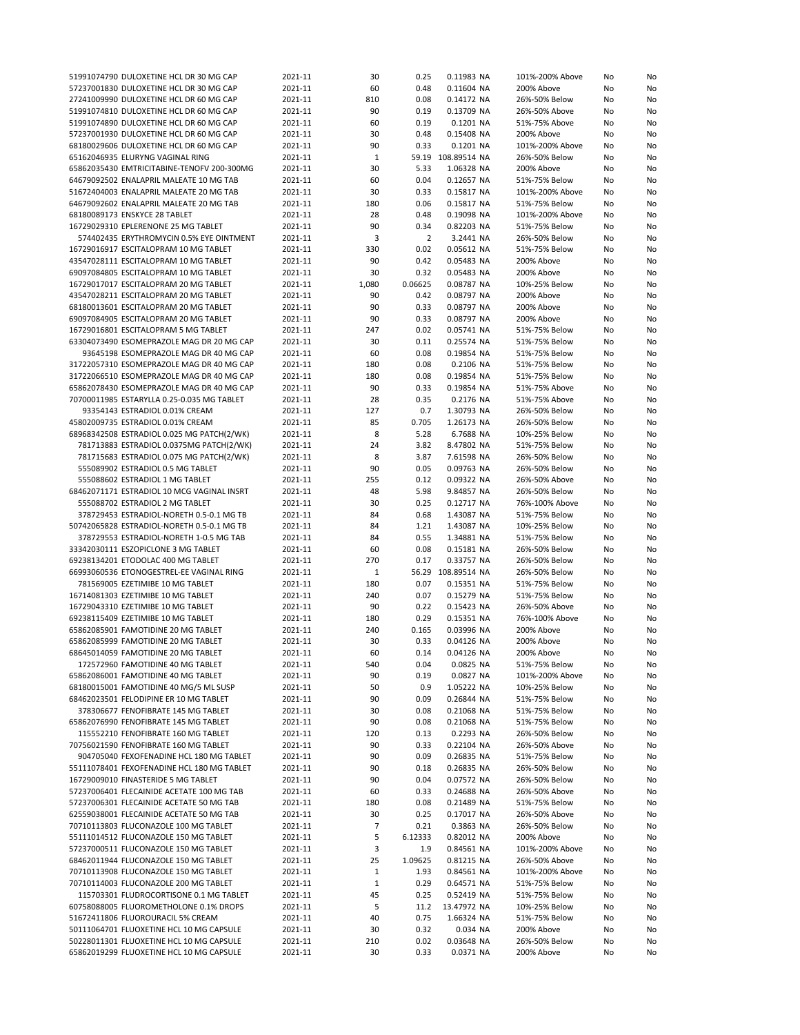| | | | | | | | | |
|---|---|---|---|---|---|---|---|---|
| 51991074790 DULOXETINE HCL DR 30 MG CAP | 2021-11 | 30 | 0.25 | 0.11983 | NA | 101%-200% Above | No | No |
| 57237001830 DULOXETINE HCL DR 30 MG CAP | 2021-11 | 60 | 0.48 | 0.11604 | NA | 200% Above | No | No |
| 27241009990 DULOXETINE HCL DR 60 MG CAP | 2021-11 | 810 | 0.08 | 0.14172 | NA | 26%-50% Below | No | No |
| 51991074810 DULOXETINE HCL DR 60 MG CAP | 2021-11 | 90 | 0.19 | 0.13709 | NA | 26%-50% Above | No | No |
| 51991074890 DULOXETINE HCL DR 60 MG CAP | 2021-11 | 60 | 0.19 | 0.1201 | NA | 51%-75% Above | No | No |
| 57237001930 DULOXETINE HCL DR 60 MG CAP | 2021-11 | 30 | 0.48 | 0.15408 | NA | 200% Above | No | No |
| 68180029606 DULOXETINE HCL DR 60 MG CAP | 2021-11 | 90 | 0.33 | 0.1201 | NA | 101%-200% Above | No | No |
| 65162046935 ELURYNG VAGINAL RING | 2021-11 | 1 | 59.19 | 108.89514 | NA | 26%-50% Below | No | No |
| 65862035430 EMTRICITABINE-TENOFV 200-300MG | 2021-11 | 30 | 5.33 | 1.06328 | NA | 200% Above | No | No |
| 64679092502 ENALAPRIL MALEATE 10 MG TAB | 2021-11 | 60 | 0.04 | 0.12657 | NA | 51%-75% Below | No | No |
| 51672404003 ENALAPRIL MALEATE 20 MG TAB | 2021-11 | 30 | 0.33 | 0.15817 | NA | 101%-200% Above | No | No |
| 64679092602 ENALAPRIL MALEATE 20 MG TAB | 2021-11 | 180 | 0.06 | 0.15817 | NA | 51%-75% Below | No | No |
| 68180089173 ENSKYCE 28 TABLET | 2021-11 | 28 | 0.48 | 0.19098 | NA | 101%-200% Above | No | No |
| 16729029310 EPLERENONE 25 MG TABLET | 2021-11 | 90 | 0.34 | 0.82203 | NA | 51%-75% Below | No | No |
| 574402435 ERYTHROMYCIN 0.5% EYE OINTMENT | 2021-11 | 3 | 2 | 3.2441 | NA | 26%-50% Below | No | No |
| 16729016917 ESCITALOPRAM 10 MG TABLET | 2021-11 | 330 | 0.02 | 0.05612 | NA | 51%-75% Below | No | No |
| 43547028111 ESCITALOPRAM 10 MG TABLET | 2021-11 | 90 | 0.42 | 0.05483 | NA | 200% Above | No | No |
| 69097084805 ESCITALOPRAM 10 MG TABLET | 2021-11 | 30 | 0.32 | 0.05483 | NA | 200% Above | No | No |
| 16729017017 ESCITALOPRAM 20 MG TABLET | 2021-11 | 1,080 | 0.06625 | 0.08787 | NA | 10%-25% Below | No | No |
| 43547028211 ESCITALOPRAM 20 MG TABLET | 2021-11 | 90 | 0.42 | 0.08797 | NA | 200% Above | No | No |
| 68180013601 ESCITALOPRAM 20 MG TABLET | 2021-11 | 90 | 0.33 | 0.08797 | NA | 200% Above | No | No |
| 69097084905 ESCITALOPRAM 20 MG TABLET | 2021-11 | 90 | 0.33 | 0.08797 | NA | 200% Above | No | No |
| 16729016801 ESCITALOPRAM 5 MG TABLET | 2021-11 | 247 | 0.02 | 0.05741 | NA | 51%-75% Below | No | No |
| 63304073490 ESOMEPRAZOLE MAG DR 20 MG CAP | 2021-11 | 30 | 0.11 | 0.25574 | NA | 51%-75% Below | No | No |
| 93645198 ESOMEPRAZOLE MAG DR 40 MG CAP | 2021-11 | 60 | 0.08 | 0.19854 | NA | 51%-75% Below | No | No |
| 31722057310 ESOMEPRAZOLE MAG DR 40 MG CAP | 2021-11 | 180 | 0.08 | 0.2106 | NA | 51%-75% Below | No | No |
| 31722066510 ESOMEPRAZOLE MAG DR 40 MG CAP | 2021-11 | 180 | 0.08 | 0.19854 | NA | 51%-75% Below | No | No |
| 65862078430 ESOMEPRAZOLE MAG DR 40 MG CAP | 2021-11 | 90 | 0.33 | 0.19854 | NA | 51%-75% Above | No | No |
| 70700011985 ESTARYLLA 0.25-0.035 MG TABLET | 2021-11 | 28 | 0.35 | 0.2176 | NA | 51%-75% Above | No | No |
| 93354143 ESTRADIOL 0.01% CREAM | 2021-11 | 127 | 0.7 | 1.30793 | NA | 26%-50% Below | No | No |
| 45802009735 ESTRADIOL 0.01% CREAM | 2021-11 | 85 | 0.705 | 1.26173 | NA | 26%-50% Below | No | No |
| 68968342508 ESTRADIOL 0.025 MG PATCH(2/WK) | 2021-11 | 8 | 5.28 | 6.7688 | NA | 10%-25% Below | No | No |
| 781713883 ESTRADIOL 0.0375MG PATCH(2/WK) | 2021-11 | 24 | 3.82 | 8.47802 | NA | 51%-75% Below | No | No |
| 781715683 ESTRADIOL 0.075 MG PATCH(2/WK) | 2021-11 | 8 | 3.87 | 7.61598 | NA | 26%-50% Below | No | No |
| 555089902 ESTRADIOL 0.5 MG TABLET | 2021-11 | 90 | 0.05 | 0.09763 | NA | 26%-50% Below | No | No |
| 555088602 ESTRADIOL 1 MG TABLET | 2021-11 | 255 | 0.12 | 0.09322 | NA | 26%-50% Above | No | No |
| 68462071171 ESTRADIOL 10 MCG VAGINAL INSRT | 2021-11 | 48 | 5.98 | 9.84857 | NA | 26%-50% Below | No | No |
| 555088702 ESTRADIOL 2 MG TABLET | 2021-11 | 30 | 0.25 | 0.12717 | NA | 76%-100% Above | No | No |
| 378729453 ESTRADIOL-NORETH 0.5-0.1 MG TB | 2021-11 | 84 | 0.68 | 1.43087 | NA | 51%-75% Below | No | No |
| 50742065828 ESTRADIOL-NORETH 0.5-0.1 MG TB | 2021-11 | 84 | 1.21 | 1.43087 | NA | 10%-25% Below | No | No |
| 378729553 ESTRADIOL-NORETH 1-0.5 MG TAB | 2021-11 | 84 | 0.55 | 1.34881 | NA | 51%-75% Below | No | No |
| 33342030111 ESZOPICLONE 3 MG TABLET | 2021-11 | 60 | 0.08 | 0.15181 | NA | 26%-50% Below | No | No |
| 69238134201 ETODOLAC 400 MG TABLET | 2021-11 | 270 | 0.17 | 0.33757 | NA | 26%-50% Below | No | No |
| 66993060536 ETONOGESTREL-EE VAGINAL RING | 2021-11 | 1 | 56.29 | 108.89514 | NA | 26%-50% Below | No | No |
| 781569005 EZETIMIBE 10 MG TABLET | 2021-11 | 180 | 0.07 | 0.15351 | NA | 51%-75% Below | No | No |
| 16714081303 EZETIMIBE 10 MG TABLET | 2021-11 | 240 | 0.07 | 0.15279 | NA | 51%-75% Below | No | No |
| 16729043310 EZETIMIBE 10 MG TABLET | 2021-11 | 90 | 0.22 | 0.15423 | NA | 26%-50% Above | No | No |
| 69238115409 EZETIMIBE 10 MG TABLET | 2021-11 | 180 | 0.29 | 0.15351 | NA | 76%-100% Above | No | No |
| 65862085901 FAMOTIDINE 20 MG TABLET | 2021-11 | 240 | 0.165 | 0.03996 | NA | 200% Above | No | No |
| 65862085999 FAMOTIDINE 20 MG TABLET | 2021-11 | 30 | 0.33 | 0.04126 | NA | 200% Above | No | No |
| 68645014059 FAMOTIDINE 20 MG TABLET | 2021-11 | 60 | 0.14 | 0.04126 | NA | 200% Above | No | No |
| 172572960 FAMOTIDINE 40 MG TABLET | 2021-11 | 540 | 0.04 | 0.0825 | NA | 51%-75% Below | No | No |
| 65862086001 FAMOTIDINE 40 MG TABLET | 2021-11 | 90 | 0.19 | 0.0827 | NA | 101%-200% Above | No | No |
| 68180015001 FAMOTIDINE 40 MG/5 ML SUSP | 2021-11 | 50 | 0.9 | 1.05222 | NA | 10%-25% Below | No | No |
| 68462023501 FELODIPINE ER 10 MG TABLET | 2021-11 | 90 | 0.09 | 0.26844 | NA | 51%-75% Below | No | No |
| 378306677 FENOFIBRATE 145 MG TABLET | 2021-11 | 30 | 0.08 | 0.21068 | NA | 51%-75% Below | No | No |
| 65862076990 FENOFIBRATE 145 MG TABLET | 2021-11 | 90 | 0.08 | 0.21068 | NA | 51%-75% Below | No | No |
| 115552210 FENOFIBRATE 160 MG TABLET | 2021-11 | 120 | 0.13 | 0.2293 | NA | 26%-50% Below | No | No |
| 70756021590 FENOFIBRATE 160 MG TABLET | 2021-11 | 90 | 0.33 | 0.22104 | NA | 26%-50% Above | No | No |
| 904705040 FEXOFENADINE HCL 180 MG TABLET | 2021-11 | 90 | 0.09 | 0.26835 | NA | 51%-75% Below | No | No |
| 55111078401 FEXOFENADINE HCL 180 MG TABLET | 2021-11 | 90 | 0.18 | 0.26835 | NA | 26%-50% Below | No | No |
| 16729009010 FINASTERIDE 5 MG TABLET | 2021-11 | 90 | 0.04 | 0.07572 | NA | 26%-50% Below | No | No |
| 57237006401 FLECAINIDE ACETATE 100 MG TAB | 2021-11 | 60 | 0.33 | 0.24688 | NA | 26%-50% Above | No | No |
| 57237006301 FLECAINIDE ACETATE 50 MG TAB | 2021-11 | 180 | 0.08 | 0.21489 | NA | 51%-75% Below | No | No |
| 62559038001 FLECAINIDE ACETATE 50 MG TAB | 2021-11 | 30 | 0.25 | 0.17017 | NA | 26%-50% Above | No | No |
| 70710113803 FLUCONAZOLE 100 MG TABLET | 2021-11 | 7 | 0.21 | 0.3863 | NA | 26%-50% Below | No | No |
| 55111014512 FLUCONAZOLE 150 MG TABLET | 2021-11 | 5 | 6.12333 | 0.82012 | NA | 200% Above | No | No |
| 57237000511 FLUCONAZOLE 150 MG TABLET | 2021-11 | 3 | 1.9 | 0.84561 | NA | 101%-200% Above | No | No |
| 68462011944 FLUCONAZOLE 150 MG TABLET | 2021-11 | 25 | 1.09625 | 0.81215 | NA | 26%-50% Above | No | No |
| 70710113908 FLUCONAZOLE 150 MG TABLET | 2021-11 | 1 | 1.93 | 0.84561 | NA | 101%-200% Above | No | No |
| 70710114003 FLUCONAZOLE 200 MG TABLET | 2021-11 | 1 | 0.29 | 0.64571 | NA | 51%-75% Below | No | No |
| 115703301 FLUDROCORTISONE 0.1 MG TABLET | 2021-11 | 45 | 0.25 | 0.52419 | NA | 51%-75% Below | No | No |
| 60758088005 FLUOROMETHOLONE 0.1% DROPS | 2021-11 | 5 | 11.2 | 13.47972 | NA | 10%-25% Below | No | No |
| 51672411806 FLUOROURACIL 5% CREAM | 2021-11 | 40 | 0.75 | 1.66324 | NA | 51%-75% Below | No | No |
| 50111064701 FLUOXETINE HCL 10 MG CAPSULE | 2021-11 | 30 | 0.32 | 0.034 | NA | 200% Above | No | No |
| 50228011301 FLUOXETINE HCL 10 MG CAPSULE | 2021-11 | 210 | 0.02 | 0.03648 | NA | 26%-50% Below | No | No |
| 65862019299 FLUOXETINE HCL 10 MG CAPSULE | 2021-11 | 30 | 0.33 | 0.0371 | NA | 200% Above | No | No |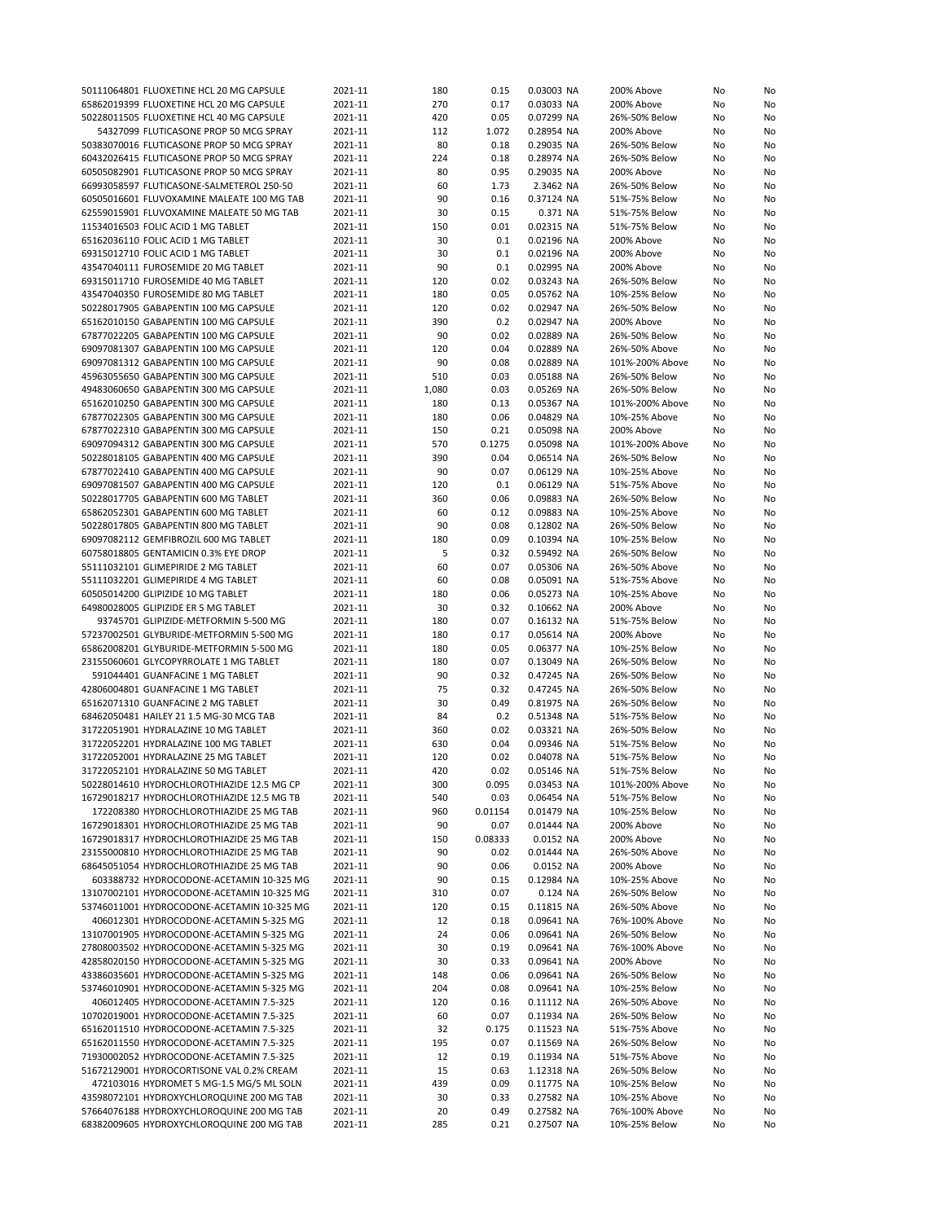| | | | | | | | | |
|---|---|---|---|---|---|---|---|---|
| 50111064801 FLUOXETINE HCL 20 MG CAPSULE | 2021-11 | 180 | 0.15 | 0.03003 | NA | 200% Above | No | No |
| 65862019399 FLUOXETINE HCL 20 MG CAPSULE | 2021-11 | 270 | 0.17 | 0.03033 | NA | 200% Above | No | No |
| 50228011505 FLUOXETINE HCL 40 MG CAPSULE | 2021-11 | 420 | 0.05 | 0.07299 | NA | 26%-50% Below | No | No |
| 54327099 FLUTICASONE PROP 50 MCG SPRAY | 2021-11 | 112 | 1.072 | 0.28954 | NA | 200% Above | No | No |
| 50383070016 FLUTICASONE PROP 50 MCG SPRAY | 2021-11 | 80 | 0.18 | 0.29035 | NA | 26%-50% Below | No | No |
| 60432026415 FLUTICASONE PROP 50 MCG SPRAY | 2021-11 | 224 | 0.18 | 0.28974 | NA | 26%-50% Below | No | No |
| 60505082901 FLUTICASONE PROP 50 MCG SPRAY | 2021-11 | 80 | 0.95 | 0.29035 | NA | 200% Above | No | No |
| 66993058597 FLUTICASONE-SALMETEROL 250-50 | 2021-11 | 60 | 1.73 | 2.3462 | NA | 26%-50% Below | No | No |
| 60505016601 FLUVOXAMINE MALEATE 100 MG TAB | 2021-11 | 90 | 0.16 | 0.37124 | NA | 51%-75% Below | No | No |
| 62559015901 FLUVOXAMINE MALEATE 50 MG TAB | 2021-11 | 30 | 0.15 | 0.371 | NA | 51%-75% Below | No | No |
| 11534016503 FOLIC ACID 1 MG TABLET | 2021-11 | 150 | 0.01 | 0.02315 | NA | 51%-75% Below | No | No |
| 65162036110 FOLIC ACID 1 MG TABLET | 2021-11 | 30 | 0.1 | 0.02196 | NA | 200% Above | No | No |
| 69315012710 FOLIC ACID 1 MG TABLET | 2021-11 | 30 | 0.1 | 0.02196 | NA | 200% Above | No | No |
| 43547040111 FUROSEMIDE 20 MG TABLET | 2021-11 | 90 | 0.1 | 0.02995 | NA | 200% Above | No | No |
| 69315011710 FUROSEMIDE 40 MG TABLET | 2021-11 | 120 | 0.02 | 0.03243 | NA | 26%-50% Below | No | No |
| 43547040350 FUROSEMIDE 80 MG TABLET | 2021-11 | 180 | 0.05 | 0.05762 | NA | 10%-25% Below | No | No |
| 50228017905 GABAPENTIN 100 MG CAPSULE | 2021-11 | 120 | 0.02 | 0.02947 | NA | 26%-50% Below | No | No |
| 65162010150 GABAPENTIN 100 MG CAPSULE | 2021-11 | 390 | 0.2 | 0.02947 | NA | 200% Above | No | No |
| 67877022205 GABAPENTIN 100 MG CAPSULE | 2021-11 | 90 | 0.02 | 0.02889 | NA | 26%-50% Below | No | No |
| 69097081307 GABAPENTIN 100 MG CAPSULE | 2021-11 | 120 | 0.04 | 0.02889 | NA | 26%-50% Above | No | No |
| 69097081312 GABAPENTIN 100 MG CAPSULE | 2021-11 | 90 | 0.08 | 0.02889 | NA | 101%-200% Above | No | No |
| 45963055650 GABAPENTIN 300 MG CAPSULE | 2021-11 | 510 | 0.03 | 0.05188 | NA | 26%-50% Below | No | No |
| 49483060650 GABAPENTIN 300 MG CAPSULE | 2021-11 | 1,080 | 0.03 | 0.05269 | NA | 26%-50% Below | No | No |
| 65162010250 GABAPENTIN 300 MG CAPSULE | 2021-11 | 180 | 0.13 | 0.05367 | NA | 101%-200% Above | No | No |
| 67877022305 GABAPENTIN 300 MG CAPSULE | 2021-11 | 180 | 0.06 | 0.04829 | NA | 10%-25% Above | No | No |
| 67877022310 GABAPENTIN 300 MG CAPSULE | 2021-11 | 150 | 0.21 | 0.05098 | NA | 200% Above | No | No |
| 69097094312 GABAPENTIN 300 MG CAPSULE | 2021-11 | 570 | 0.1275 | 0.05098 | NA | 101%-200% Above | No | No |
| 50228018105 GABAPENTIN 400 MG CAPSULE | 2021-11 | 390 | 0.04 | 0.06514 | NA | 26%-50% Below | No | No |
| 67877022410 GABAPENTIN 400 MG CAPSULE | 2021-11 | 90 | 0.07 | 0.06129 | NA | 10%-25% Above | No | No |
| 69097081507 GABAPENTIN 400 MG CAPSULE | 2021-11 | 120 | 0.1 | 0.06129 | NA | 51%-75% Above | No | No |
| 50228017705 GABAPENTIN 600 MG TABLET | 2021-11 | 360 | 0.06 | 0.09883 | NA | 26%-50% Below | No | No |
| 65862052301 GABAPENTIN 600 MG TABLET | 2021-11 | 60 | 0.12 | 0.09883 | NA | 10%-25% Above | No | No |
| 50228017805 GABAPENTIN 800 MG TABLET | 2021-11 | 90 | 0.08 | 0.12802 | NA | 26%-50% Below | No | No |
| 69097082112 GEMFIBROZIL 600 MG TABLET | 2021-11 | 180 | 0.09 | 0.10394 | NA | 10%-25% Below | No | No |
| 60758018805 GENTAMICIN 0.3% EYE DROP | 2021-11 | 5 | 0.32 | 0.59492 | NA | 26%-50% Below | No | No |
| 55111032101 GLIMEPIRIDE 2 MG TABLET | 2021-11 | 60 | 0.07 | 0.05306 | NA | 26%-50% Above | No | No |
| 55111032201 GLIMEPIRIDE 4 MG TABLET | 2021-11 | 60 | 0.08 | 0.05091 | NA | 51%-75% Above | No | No |
| 60505014200 GLIPIZIDE 10 MG TABLET | 2021-11 | 180 | 0.06 | 0.05273 | NA | 10%-25% Above | No | No |
| 64980028005 GLIPIZIDE ER 5 MG TABLET | 2021-11 | 30 | 0.32 | 0.10662 | NA | 200% Above | No | No |
| 93745701 GLIPIZIDE-METFORMIN 5-500 MG | 2021-11 | 180 | 0.07 | 0.16132 | NA | 51%-75% Below | No | No |
| 57237002501 GLYBURIDE-METFORMIN 5-500 MG | 2021-11 | 180 | 0.17 | 0.05614 | NA | 200% Above | No | No |
| 65862008201 GLYBURIDE-METFORMIN 5-500 MG | 2021-11 | 180 | 0.05 | 0.06377 | NA | 10%-25% Below | No | No |
| 23155060601 GLYCOPYRROLATE 1 MG TABLET | 2021-11 | 180 | 0.07 | 0.13049 | NA | 26%-50% Below | No | No |
| 591044401 GUANFACINE 1 MG TABLET | 2021-11 | 90 | 0.32 | 0.47245 | NA | 26%-50% Below | No | No |
| 42806004801 GUANFACINE 1 MG TABLET | 2021-11 | 75 | 0.32 | 0.47245 | NA | 26%-50% Below | No | No |
| 65162071310 GUANFACINE 2 MG TABLET | 2021-11 | 30 | 0.49 | 0.81975 | NA | 26%-50% Below | No | No |
| 68462050481 HAILEY 21 1.5 MG-30 MCG TAB | 2021-11 | 84 | 0.2 | 0.51348 | NA | 51%-75% Below | No | No |
| 31722051901 HYDRALAZINE 10 MG TABLET | 2021-11 | 360 | 0.02 | 0.03321 | NA | 26%-50% Below | No | No |
| 31722052201 HYDRALAZINE 100 MG TABLET | 2021-11 | 630 | 0.04 | 0.09346 | NA | 51%-75% Below | No | No |
| 31722052001 HYDRALAZINE 25 MG TABLET | 2021-11 | 120 | 0.02 | 0.04078 | NA | 51%-75% Below | No | No |
| 31722052101 HYDRALAZINE 50 MG TABLET | 2021-11 | 420 | 0.02 | 0.05146 | NA | 51%-75% Below | No | No |
| 50228014610 HYDROCHLOROTHIAZIDE 12.5 MG CP | 2021-11 | 300 | 0.095 | 0.03453 | NA | 101%-200% Above | No | No |
| 16729018217 HYDROCHLOROTHIAZIDE 12.5 MG TB | 2021-11 | 540 | 0.03 | 0.06454 | NA | 51%-75% Below | No | No |
| 172208380 HYDROCHLOROTHIAZIDE 25 MG TAB | 2021-11 | 960 | 0.01154 | 0.01479 | NA | 10%-25% Below | No | No |
| 16729018301 HYDROCHLOROTHIAZIDE 25 MG TAB | 2021-11 | 90 | 0.07 | 0.01444 | NA | 200% Above | No | No |
| 16729018317 HYDROCHLOROTHIAZIDE 25 MG TAB | 2021-11 | 150 | 0.08333 | 0.0152 | NA | 200% Above | No | No |
| 23155000810 HYDROCHLOROTHIAZIDE 25 MG TAB | 2021-11 | 90 | 0.02 | 0.01444 | NA | 26%-50% Above | No | No |
| 68645051054 HYDROCHLOROTHIAZIDE 25 MG TAB | 2021-11 | 90 | 0.06 | 0.0152 | NA | 200% Above | No | No |
| 603388732 HYDROCODONE-ACETAMIN 10-325 MG | 2021-11 | 90 | 0.15 | 0.12984 | NA | 10%-25% Above | No | No |
| 13107002101 HYDROCODONE-ACETAMIN 10-325 MG | 2021-11 | 310 | 0.07 | 0.124 | NA | 26%-50% Below | No | No |
| 53746011001 HYDROCODONE-ACETAMIN 10-325 MG | 2021-11 | 120 | 0.15 | 0.11815 | NA | 26%-50% Above | No | No |
| 406012301 HYDROCODONE-ACETAMIN 5-325 MG | 2021-11 | 12 | 0.18 | 0.09641 | NA | 76%-100% Above | No | No |
| 13107001905 HYDROCODONE-ACETAMIN 5-325 MG | 2021-11 | 24 | 0.06 | 0.09641 | NA | 26%-50% Below | No | No |
| 27808003502 HYDROCODONE-ACETAMIN 5-325 MG | 2021-11 | 30 | 0.19 | 0.09641 | NA | 76%-100% Above | No | No |
| 42858020150 HYDROCODONE-ACETAMIN 5-325 MG | 2021-11 | 30 | 0.33 | 0.09641 | NA | 200% Above | No | No |
| 43386035601 HYDROCODONE-ACETAMIN 5-325 MG | 2021-11 | 148 | 0.06 | 0.09641 | NA | 26%-50% Below | No | No |
| 53746010901 HYDROCODONE-ACETAMIN 5-325 MG | 2021-11 | 204 | 0.08 | 0.09641 | NA | 10%-25% Below | No | No |
| 406012405 HYDROCODONE-ACETAMIN 7.5-325 | 2021-11 | 120 | 0.16 | 0.11112 | NA | 26%-50% Above | No | No |
| 10702019001 HYDROCODONE-ACETAMIN 7.5-325 | 2021-11 | 60 | 0.07 | 0.11934 | NA | 26%-50% Below | No | No |
| 65162011510 HYDROCODONE-ACETAMIN 7.5-325 | 2021-11 | 32 | 0.175 | 0.11523 | NA | 51%-75% Above | No | No |
| 65162011550 HYDROCODONE-ACETAMIN 7.5-325 | 2021-11 | 195 | 0.07 | 0.11569 | NA | 26%-50% Below | No | No |
| 71930002052 HYDROCODONE-ACETAMIN 7.5-325 | 2021-11 | 12 | 0.19 | 0.11934 | NA | 51%-75% Above | No | No |
| 51672129001 HYDROCORTISONE VAL 0.2% CREAM | 2021-11 | 15 | 0.63 | 1.12318 | NA | 26%-50% Below | No | No |
| 472103016 HYDROMET 5 MG-1.5 MG/5 ML SOLN | 2021-11 | 439 | 0.09 | 0.11775 | NA | 10%-25% Below | No | No |
| 43598072101 HYDROXYCHLOROQUINE 200 MG TAB | 2021-11 | 30 | 0.33 | 0.27582 | NA | 10%-25% Above | No | No |
| 57664076188 HYDROXYCHLOROQUINE 200 MG TAB | 2021-11 | 20 | 0.49 | 0.27582 | NA | 76%-100% Above | No | No |
| 68382009605 HYDROXYCHLOROQUINE 200 MG TAB | 2021-11 | 285 | 0.21 | 0.27507 | NA | 10%-25% Below | No | No |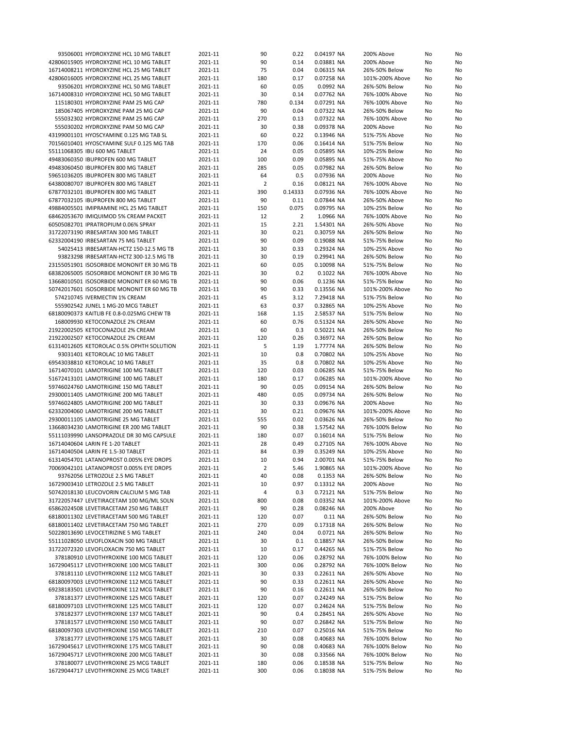| | | | | | | | | |
|---|---|---|---|---|---|---|---|---|
| 93506001 | HYDROXYZINE HCL 10 MG TABLET | 2021-11 | 90 | 0.22 | 0.04197 NA | 200% Above | No | No |
| 42806015905 | HYDROXYZINE HCL 10 MG TABLET | 2021-11 | 90 | 0.14 | 0.03881 NA | 200% Above | No | No |
| 16714008211 | HYDROXYZINE HCL 25 MG TABLET | 2021-11 | 75 | 0.04 | 0.06315 NA | 26%-50% Below | No | No |
| 42806016005 | HYDROXYZINE HCL 25 MG TABLET | 2021-11 | 180 | 0.17 | 0.07258 NA | 101%-200% Above | No | No |
| 93506201 | HYDROXYZINE HCL 50 MG TABLET | 2021-11 | 60 | 0.05 | 0.0992 NA | 26%-50% Below | No | No |
| 16714008310 | HYDROXYZINE HCL 50 MG TABLET | 2021-11 | 30 | 0.14 | 0.07762 NA | 76%-100% Above | No | No |
| 115180301 | HYDROXYZINE PAM 25 MG CAP | 2021-11 | 780 | 0.134 | 0.07291 NA | 76%-100% Above | No | No |
| 185067405 | HYDROXYZINE PAM 25 MG CAP | 2021-11 | 90 | 0.04 | 0.07322 NA | 26%-50% Below | No | No |
| 555032302 | HYDROXYZINE PAM 25 MG CAP | 2021-11 | 270 | 0.13 | 0.07322 NA | 76%-100% Above | No | No |
| 555030202 | HYDROXYZINE PAM 50 MG CAP | 2021-11 | 30 | 0.38 | 0.09378 NA | 200% Above | No | No |
| 43199001101 | HYOSCYAMINE 0.125 MG TAB SL | 2021-11 | 60 | 0.22 | 0.13946 NA | 51%-75% Above | No | No |
| 70156010401 | HYOSCYAMINE SULF 0.125 MG TAB | 2021-11 | 170 | 0.06 | 0.16414 NA | 51%-75% Below | No | No |
| 55111068305 | IBU 600 MG TABLET | 2021-11 | 24 | 0.05 | 0.05895 NA | 10%-25% Below | No | No |
| 49483060350 | IBUPROFEN 600 MG TABLET | 2021-11 | 100 | 0.09 | 0.05895 NA | 51%-75% Above | No | No |
| 49483060450 | IBUPROFEN 800 MG TABLET | 2021-11 | 285 | 0.05 | 0.07982 NA | 26%-50% Below | No | No |
| 59651036205 | IBUPROFEN 800 MG TABLET | 2021-11 | 64 | 0.5 | 0.07936 NA | 200% Above | No | No |
| 64380080707 | IBUPROFEN 800 MG TABLET | 2021-11 | 2 | 0.16 | 0.08121 NA | 76%-100% Above | No | No |
| 67877032101 | IBUPROFEN 800 MG TABLET | 2021-11 | 390 | 0.14333 | 0.07936 NA | 76%-100% Above | No | No |
| 67877032105 | IBUPROFEN 800 MG TABLET | 2021-11 | 90 | 0.11 | 0.07844 NA | 26%-50% Above | No | No |
| 49884005501 | IMIPRAMINE HCL 25 MG TABLET | 2021-11 | 150 | 0.075 | 0.09795 NA | 10%-25% Below | No | No |
| 68462053670 | IMIQUIMOD 5% CREAM PACKET | 2021-11 | 12 | 2 | 1.0966 NA | 76%-100% Above | No | No |
| 60505082701 | IPRATROPIUM 0.06% SPRAY | 2021-11 | 15 | 2.21 | 1.54301 NA | 26%-50% Above | No | No |
| 31722073190 | IRBESARTAN 300 MG TABLET | 2021-11 | 30 | 0.21 | 0.30759 NA | 26%-50% Below | No | No |
| 62332004190 | IRBESARTAN 75 MG TABLET | 2021-11 | 90 | 0.09 | 0.19088 NA | 51%-75% Below | No | No |
| 54025413 | IRBESARTAN-HCTZ 150-12.5 MG TB | 2021-11 | 30 | 0.33 | 0.29324 NA | 10%-25% Above | No | No |
| 93823298 | IRBESARTAN-HCTZ 300-12.5 MG TB | 2021-11 | 30 | 0.19 | 0.29941 NA | 26%-50% Below | No | No |
| 23155051901 | ISOSORBIDE MONONIT ER 30 MG TB | 2021-11 | 60 | 0.05 | 0.10098 NA | 51%-75% Below | No | No |
| 68382065005 | ISOSORBIDE MONONIT ER 30 MG TB | 2021-11 | 30 | 0.2 | 0.1022 NA | 76%-100% Above | No | No |
| 13668010501 | ISOSORBIDE MONONIT ER 60 MG TB | 2021-11 | 90 | 0.06 | 0.1236 NA | 51%-75% Below | No | No |
| 50742017601 | ISOSORBIDE MONONIT ER 60 MG TB | 2021-11 | 90 | 0.33 | 0.13556 NA | 101%-200% Above | No | No |
| 574210745 | IVERMECTIN 1% CREAM | 2021-11 | 45 | 3.12 | 7.29418 NA | 51%-75% Below | No | No |
| 555902542 | JUNEL 1 MG-20 MCG TABLET | 2021-11 | 63 | 0.37 | 0.32865 NA | 10%-25% Above | No | No |
| 68180090373 | KAITLIB FE 0.8-0.025MG CHEW TB | 2021-11 | 168 | 1.15 | 2.58537 NA | 51%-75% Below | No | No |
| 168009930 | KETOCONAZOLE 2% CREAM | 2021-11 | 60 | 0.76 | 0.51324 NA | 26%-50% Above | No | No |
| 21922002505 | KETOCONAZOLE 2% CREAM | 2021-11 | 60 | 0.3 | 0.50221 NA | 26%-50% Below | No | No |
| 21922002507 | KETOCONAZOLE 2% CREAM | 2021-11 | 120 | 0.26 | 0.36972 NA | 26%-50% Below | No | No |
| 61314012605 | KETOROLAC 0.5% OPHTH SOLUTION | 2021-11 | 5 | 1.19 | 1.77774 NA | 26%-50% Below | No | No |
| 93031401 | KETOROLAC 10 MG TABLET | 2021-11 | 10 | 0.8 | 0.70802 NA | 10%-25% Above | No | No |
| 69543038810 | KETOROLAC 10 MG TABLET | 2021-11 | 35 | 0.8 | 0.70802 NA | 10%-25% Above | No | No |
| 16714070101 | LAMOTRIGINE 100 MG TABLET | 2021-11 | 120 | 0.03 | 0.06285 NA | 51%-75% Below | No | No |
| 51672413101 | LAMOTRIGINE 100 MG TABLET | 2021-11 | 180 | 0.17 | 0.06285 NA | 101%-200% Above | No | No |
| 59746024760 | LAMOTRIGINE 150 MG TABLET | 2021-11 | 90 | 0.05 | 0.09154 NA | 26%-50% Below | No | No |
| 29300011405 | LAMOTRIGINE 200 MG TABLET | 2021-11 | 480 | 0.05 | 0.09734 NA | 26%-50% Below | No | No |
| 59746024805 | LAMOTRIGINE 200 MG TABLET | 2021-11 | 30 | 0.33 | 0.09676 NA | 200% Above | No | No |
| 62332004060 | LAMOTRIGINE 200 MG TABLET | 2021-11 | 30 | 0.21 | 0.09676 NA | 101%-200% Above | No | No |
| 29300011105 | LAMOTRIGINE 25 MG TABLET | 2021-11 | 555 | 0.02 | 0.03626 NA | 26%-50% Below | No | No |
| 13668034230 | LAMOTRIGINE ER 200 MG TABLET | 2021-11 | 90 | 0.38 | 1.57542 NA | 76%-100% Below | No | No |
| 55111039990 | LANSOPRAZOLE DR 30 MG CAPSULE | 2021-11 | 180 | 0.07 | 0.16014 NA | 51%-75% Below | No | No |
| 16714040604 | LARIN FE 1-20 TABLET | 2021-11 | 28 | 0.49 | 0.27105 NA | 76%-100% Above | No | No |
| 16714040504 | LARIN FE 1.5-30 TABLET | 2021-11 | 84 | 0.39 | 0.35249 NA | 10%-25% Above | No | No |
| 61314054701 | LATANOPROST 0.005% EYE DROPS | 2021-11 | 10 | 0.94 | 2.00701 NA | 51%-75% Below | No | No |
| 70069042101 | LATANOPROST 0.005% EYE DROPS | 2021-11 | 2 | 5.46 | 1.90865 NA | 101%-200% Above | No | No |
| 93762056 | LETROZOLE 2.5 MG TABLET | 2021-11 | 40 | 0.08 | 0.1353 NA | 26%-50% Below | No | No |
| 16729003410 | LETROZOLE 2.5 MG TABLET | 2021-11 | 10 | 0.97 | 0.13312 NA | 200% Above | No | No |
| 50742018130 | LEUCOVORIN CALCIUM 5 MG TAB | 2021-11 | 4 | 0.3 | 0.72121 NA | 51%-75% Below | No | No |
| 31722057447 | LEVETIRACETAM 100 MG/ML SOLN | 2021-11 | 800 | 0.08 | 0.03352 NA | 101%-200% Above | No | No |
| 65862024508 | LEVETIRACETAM 250 MG TABLET | 2021-11 | 90 | 0.28 | 0.08246 NA | 200% Above | No | No |
| 68180011302 | LEVETIRACETAM 500 MG TABLET | 2021-11 | 120 | 0.07 | 0.11 NA | 26%-50% Below | No | No |
| 68180011402 | LEVETIRACETAM 750 MG TABLET | 2021-11 | 270 | 0.09 | 0.17318 NA | 26%-50% Below | No | No |
| 50228013690 | LEVOCETIRIZINE 5 MG TABLET | 2021-11 | 240 | 0.04 | 0.0721 NA | 26%-50% Below | No | No |
| 55111028050 | LEVOFLOXACIN 500 MG TABLET | 2021-11 | 30 | 0.1 | 0.18857 NA | 26%-50% Below | No | No |
| 31722072320 | LEVOFLOXACIN 750 MG TABLET | 2021-11 | 10 | 0.17 | 0.44265 NA | 51%-75% Below | No | No |
| 378180910 | LEVOTHYROXINE 100 MCG TABLET | 2021-11 | 120 | 0.06 | 0.28792 NA | 76%-100% Below | No | No |
| 16729045117 | LEVOTHYROXINE 100 MCG TABLET | 2021-11 | 300 | 0.06 | 0.28792 NA | 76%-100% Below | No | No |
| 378181110 | LEVOTHYROXINE 112 MCG TABLET | 2021-11 | 30 | 0.33 | 0.22611 NA | 26%-50% Above | No | No |
| 68180097003 | LEVOTHYROXINE 112 MCG TABLET | 2021-11 | 90 | 0.33 | 0.22611 NA | 26%-50% Above | No | No |
| 69238183501 | LEVOTHYROXINE 112 MCG TABLET | 2021-11 | 90 | 0.16 | 0.22611 NA | 26%-50% Below | No | No |
| 378181377 | LEVOTHYROXINE 125 MCG TABLET | 2021-11 | 120 | 0.07 | 0.24249 NA | 51%-75% Below | No | No |
| 68180097103 | LEVOTHYROXINE 125 MCG TABLET | 2021-11 | 120 | 0.07 | 0.24624 NA | 51%-75% Below | No | No |
| 378182377 | LEVOTHYROXINE 137 MCG TABLET | 2021-11 | 90 | 0.4 | 0.28451 NA | 26%-50% Above | No | No |
| 378181577 | LEVOTHYROXINE 150 MCG TABLET | 2021-11 | 90 | 0.07 | 0.26842 NA | 51%-75% Below | No | No |
| 68180097303 | LEVOTHYROXINE 150 MCG TABLET | 2021-11 | 210 | 0.07 | 0.25016 NA | 51%-75% Below | No | No |
| 378181777 | LEVOTHYROXINE 175 MCG TABLET | 2021-11 | 30 | 0.08 | 0.40683 NA | 76%-100% Below | No | No |
| 16729045617 | LEVOTHYROXINE 175 MCG TABLET | 2021-11 | 90 | 0.08 | 0.40683 NA | 76%-100% Below | No | No |
| 16729045717 | LEVOTHYROXINE 200 MCG TABLET | 2021-11 | 30 | 0.08 | 0.33566 NA | 76%-100% Below | No | No |
| 378180077 | LEVOTHYROXINE 25 MCG TABLET | 2021-11 | 180 | 0.06 | 0.18538 NA | 51%-75% Below | No | No |
| 16729044717 | LEVOTHYROXINE 25 MCG TABLET | 2021-11 | 300 | 0.06 | 0.18038 NA | 51%-75% Below | No | No |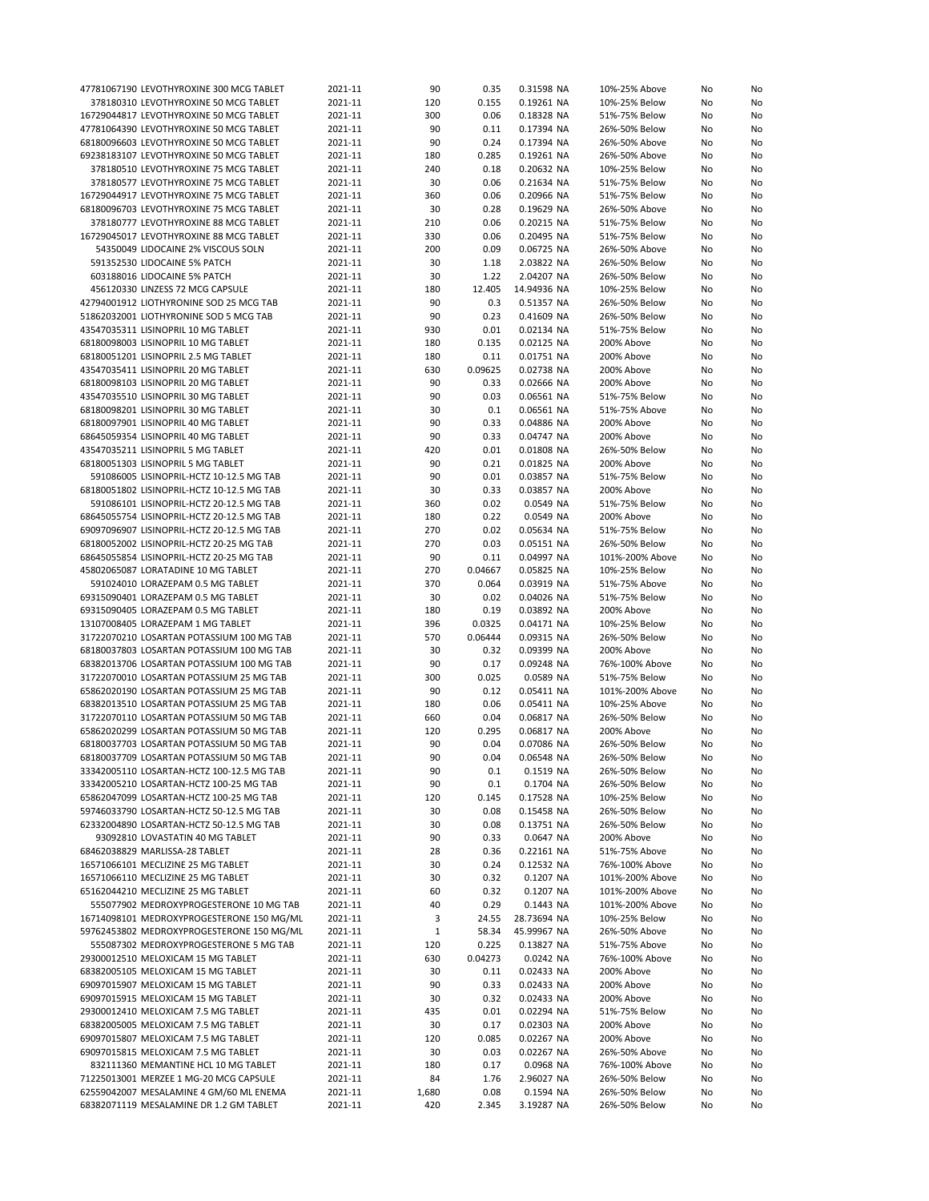| | | | | | | | | |
|---|---|---|---|---|---|---|---|---|
| 47781067190 LEVOTHYROXINE 300 MCG TABLET | 2021-11 | 90 | 0.35 | 0.31598 | NA | 10%-25% Above | No | No |
| 378180310 LEVOTHYROXINE 50 MCG TABLET | 2021-11 | 120 | 0.155 | 0.19261 | NA | 10%-25% Below | No | No |
| 16729044817 LEVOTHYROXINE 50 MCG TABLET | 2021-11 | 300 | 0.06 | 0.18328 | NA | 51%-75% Below | No | No |
| 47781064390 LEVOTHYROXINE 50 MCG TABLET | 2021-11 | 90 | 0.11 | 0.17394 | NA | 26%-50% Below | No | No |
| 68180096603 LEVOTHYROXINE 50 MCG TABLET | 2021-11 | 90 | 0.24 | 0.17394 | NA | 26%-50% Above | No | No |
| 69238183107 LEVOTHYROXINE 50 MCG TABLET | 2021-11 | 180 | 0.285 | 0.19261 | NA | 26%-50% Above | No | No |
| 378180510 LEVOTHYROXINE 75 MCG TABLET | 2021-11 | 240 | 0.18 | 0.20632 | NA | 10%-25% Below | No | No |
| 378180577 LEVOTHYROXINE 75 MCG TABLET | 2021-11 | 30 | 0.06 | 0.21634 | NA | 51%-75% Below | No | No |
| 16729044917 LEVOTHYROXINE 75 MCG TABLET | 2021-11 | 360 | 0.06 | 0.20966 | NA | 51%-75% Below | No | No |
| 68180096703 LEVOTHYROXINE 75 MCG TABLET | 2021-11 | 30 | 0.28 | 0.19629 | NA | 26%-50% Above | No | No |
| 378180777 LEVOTHYROXINE 88 MCG TABLET | 2021-11 | 210 | 0.06 | 0.20215 | NA | 51%-75% Below | No | No |
| 16729045017 LEVOTHYROXINE 88 MCG TABLET | 2021-11 | 330 | 0.06 | 0.20495 | NA | 51%-75% Below | No | No |
| 54350049 LIDOCAINE 2% VISCOUS SOLN | 2021-11 | 200 | 0.09 | 0.06725 | NA | 26%-50% Above | No | No |
| 591352530 LIDOCAINE 5% PATCH | 2021-11 | 30 | 1.18 | 2.03822 | NA | 26%-50% Below | No | No |
| 603188016 LIDOCAINE 5% PATCH | 2021-11 | 30 | 1.22 | 2.04207 | NA | 26%-50% Below | No | No |
| 456120330 LINZESS 72 MCG CAPSULE | 2021-11 | 180 | 12.405 | 14.94936 | NA | 10%-25% Below | No | No |
| 42794001912 LIOTHYRONINE SOD 25 MCG TAB | 2021-11 | 90 | 0.3 | 0.51357 | NA | 26%-50% Below | No | No |
| 51862032001 LIOTHYRONINE SOD 5 MCG TAB | 2021-11 | 90 | 0.23 | 0.41609 | NA | 26%-50% Below | No | No |
| 43547035311 LISINOPRIL 10 MG TABLET | 2021-11 | 930 | 0.01 | 0.02134 | NA | 51%-75% Below | No | No |
| 68180098003 LISINOPRIL 10 MG TABLET | 2021-11 | 180 | 0.135 | 0.02125 | NA | 200% Above | No | No |
| 68180051201 LISINOPRIL 2.5 MG TABLET | 2021-11 | 180 | 0.11 | 0.01751 | NA | 200% Above | No | No |
| 43547035411 LISINOPRIL 20 MG TABLET | 2021-11 | 630 | 0.09625 | 0.02738 | NA | 200% Above | No | No |
| 68180098103 LISINOPRIL 20 MG TABLET | 2021-11 | 90 | 0.33 | 0.02666 | NA | 200% Above | No | No |
| 43547035510 LISINOPRIL 30 MG TABLET | 2021-11 | 90 | 0.03 | 0.06561 | NA | 51%-75% Below | No | No |
| 68180098201 LISINOPRIL 30 MG TABLET | 2021-11 | 30 | 0.1 | 0.06561 | NA | 51%-75% Above | No | No |
| 68180097901 LISINOPRIL 40 MG TABLET | 2021-11 | 90 | 0.33 | 0.04886 | NA | 200% Above | No | No |
| 68645059354 LISINOPRIL 40 MG TABLET | 2021-11 | 90 | 0.33 | 0.04747 | NA | 200% Above | No | No |
| 43547035211 LISINOPRIL 5 MG TABLET | 2021-11 | 420 | 0.01 | 0.01808 | NA | 26%-50% Below | No | No |
| 68180051303 LISINOPRIL 5 MG TABLET | 2021-11 | 90 | 0.21 | 0.01825 | NA | 200% Above | No | No |
| 591086005 LISINOPRIL-HCTZ 10-12.5 MG TAB | 2021-11 | 90 | 0.01 | 0.03857 | NA | 51%-75% Below | No | No |
| 68180051802 LISINOPRIL-HCTZ 10-12.5 MG TAB | 2021-11 | 30 | 0.33 | 0.03857 | NA | 200% Above | No | No |
| 591086101 LISINOPRIL-HCTZ 20-12.5 MG TAB | 2021-11 | 360 | 0.02 | 0.0549 | NA | 51%-75% Below | No | No |
| 68645055754 LISINOPRIL-HCTZ 20-12.5 MG TAB | 2021-11 | 180 | 0.22 | 0.0549 | NA | 200% Above | No | No |
| 69097096907 LISINOPRIL-HCTZ 20-12.5 MG TAB | 2021-11 | 270 | 0.02 | 0.05634 | NA | 51%-75% Below | No | No |
| 68180052002 LISINOPRIL-HCTZ 20-25 MG TAB | 2021-11 | 270 | 0.03 | 0.05151 | NA | 26%-50% Below | No | No |
| 68645055854 LISINOPRIL-HCTZ 20-25 MG TAB | 2021-11 | 90 | 0.11 | 0.04997 | NA | 101%-200% Above | No | No |
| 45802065087 LORATADINE 10 MG TABLET | 2021-11 | 270 | 0.04667 | 0.05825 | NA | 10%-25% Below | No | No |
| 591024010 LORAZEPAM 0.5 MG TABLET | 2021-11 | 370 | 0.064 | 0.03919 | NA | 51%-75% Above | No | No |
| 69315090401 LORAZEPAM 0.5 MG TABLET | 2021-11 | 30 | 0.02 | 0.04026 | NA | 51%-75% Below | No | No |
| 69315090405 LORAZEPAM 0.5 MG TABLET | 2021-11 | 180 | 0.19 | 0.03892 | NA | 200% Above | No | No |
| 13107008405 LORAZEPAM 1 MG TABLET | 2021-11 | 396 | 0.0325 | 0.04171 | NA | 10%-25% Below | No | No |
| 31722070210 LOSARTAN POTASSIUM 100 MG TAB | 2021-11 | 570 | 0.06444 | 0.09315 | NA | 26%-50% Below | No | No |
| 68180037803 LOSARTAN POTASSIUM 100 MG TAB | 2021-11 | 30 | 0.32 | 0.09399 | NA | 200% Above | No | No |
| 68382013706 LOSARTAN POTASSIUM 100 MG TAB | 2021-11 | 90 | 0.17 | 0.09248 | NA | 76%-100% Above | No | No |
| 31722070010 LOSARTAN POTASSIUM 25 MG TAB | 2021-11 | 300 | 0.025 | 0.0589 | NA | 51%-75% Below | No | No |
| 65862020190 LOSARTAN POTASSIUM 25 MG TAB | 2021-11 | 90 | 0.12 | 0.05411 | NA | 101%-200% Above | No | No |
| 68382013510 LOSARTAN POTASSIUM 25 MG TAB | 2021-11 | 180 | 0.06 | 0.05411 | NA | 10%-25% Above | No | No |
| 31722070110 LOSARTAN POTASSIUM 50 MG TAB | 2021-11 | 660 | 0.04 | 0.06817 | NA | 26%-50% Below | No | No |
| 65862020299 LOSARTAN POTASSIUM 50 MG TAB | 2021-11 | 120 | 0.295 | 0.06817 | NA | 200% Above | No | No |
| 68180037703 LOSARTAN POTASSIUM 50 MG TAB | 2021-11 | 90 | 0.04 | 0.07086 | NA | 26%-50% Below | No | No |
| 68180037709 LOSARTAN POTASSIUM 50 MG TAB | 2021-11 | 90 | 0.04 | 0.06548 | NA | 26%-50% Below | No | No |
| 33342005110 LOSARTAN-HCTZ 100-12.5 MG TAB | 2021-11 | 90 | 0.1 | 0.1519 | NA | 26%-50% Below | No | No |
| 33342005210 LOSARTAN-HCTZ 100-25 MG TAB | 2021-11 | 90 | 0.1 | 0.1704 | NA | 26%-50% Below | No | No |
| 65862047099 LOSARTAN-HCTZ 100-25 MG TAB | 2021-11 | 120 | 0.145 | 0.17528 | NA | 10%-25% Below | No | No |
| 59746033790 LOSARTAN-HCTZ 50-12.5 MG TAB | 2021-11 | 30 | 0.08 | 0.15458 | NA | 26%-50% Below | No | No |
| 62332004890 LOSARTAN-HCTZ 50-12.5 MG TAB | 2021-11 | 30 | 0.08 | 0.13751 | NA | 26%-50% Below | No | No |
| 93092810 LOVASTATIN 40 MG TABLET | 2021-11 | 90 | 0.33 | 0.0647 | NA | 200% Above | No | No |
| 68462038829 MARLISSA-28 TABLET | 2021-11 | 28 | 0.36 | 0.22161 | NA | 51%-75% Above | No | No |
| 16571066101 MECLIZINE 25 MG TABLET | 2021-11 | 30 | 0.24 | 0.12532 | NA | 76%-100% Above | No | No |
| 16571066110 MECLIZINE 25 MG TABLET | 2021-11 | 30 | 0.32 | 0.1207 | NA | 101%-200% Above | No | No |
| 65162044210 MECLIZINE 25 MG TABLET | 2021-11 | 60 | 0.32 | 0.1207 | NA | 101%-200% Above | No | No |
| 555077902 MEDROXYPROGESTERONE 10 MG TAB | 2021-11 | 40 | 0.29 | 0.1443 | NA | 101%-200% Above | No | No |
| 16714098101 MEDROXYPROGESTERONE 150 MG/ML | 2021-11 | 3 | 24.55 | 28.73694 | NA | 10%-25% Below | No | No |
| 59762453802 MEDROXYPROGESTERONE 150 MG/ML | 2021-11 | 1 | 58.34 | 45.99967 | NA | 26%-50% Above | No | No |
| 555087302 MEDROXYPROGESTERONE 5 MG TAB | 2021-11 | 120 | 0.225 | 0.13827 | NA | 51%-75% Above | No | No |
| 29300012510 MELOXICAM 15 MG TABLET | 2021-11 | 630 | 0.04273 | 0.0242 | NA | 76%-100% Above | No | No |
| 68382005105 MELOXICAM 15 MG TABLET | 2021-11 | 30 | 0.11 | 0.02433 | NA | 200% Above | No | No |
| 69097015907 MELOXICAM 15 MG TABLET | 2021-11 | 90 | 0.33 | 0.02433 | NA | 200% Above | No | No |
| 69097015915 MELOXICAM 15 MG TABLET | 2021-11 | 30 | 0.32 | 0.02433 | NA | 200% Above | No | No |
| 29300012410 MELOXICAM 7.5 MG TABLET | 2021-11 | 435 | 0.01 | 0.02294 | NA | 51%-75% Below | No | No |
| 68382005005 MELOXICAM 7.5 MG TABLET | 2021-11 | 30 | 0.17 | 0.02303 | NA | 200% Above | No | No |
| 69097015807 MELOXICAM 7.5 MG TABLET | 2021-11 | 120 | 0.085 | 0.02267 | NA | 200% Above | No | No |
| 69097015815 MELOXICAM 7.5 MG TABLET | 2021-11 | 30 | 0.03 | 0.02267 | NA | 26%-50% Above | No | No |
| 832111360 MEMANTINE HCL 10 MG TABLET | 2021-11 | 180 | 0.17 | 0.0968 | NA | 76%-100% Above | No | No |
| 71225013001 MERZEE 1 MG-20 MCG CAPSULE | 2021-11 | 84 | 1.76 | 2.96027 | NA | 26%-50% Below | No | No |
| 62559042007 MESALAMINE 4 GM/60 ML ENEMA | 2021-11 | 1,680 | 0.08 | 0.1594 | NA | 26%-50% Below | No | No |
| 68382071119 MESALAMINE DR 1.2 GM TABLET | 2021-11 | 420 | 2.345 | 3.19287 | NA | 26%-50% Below | No | No |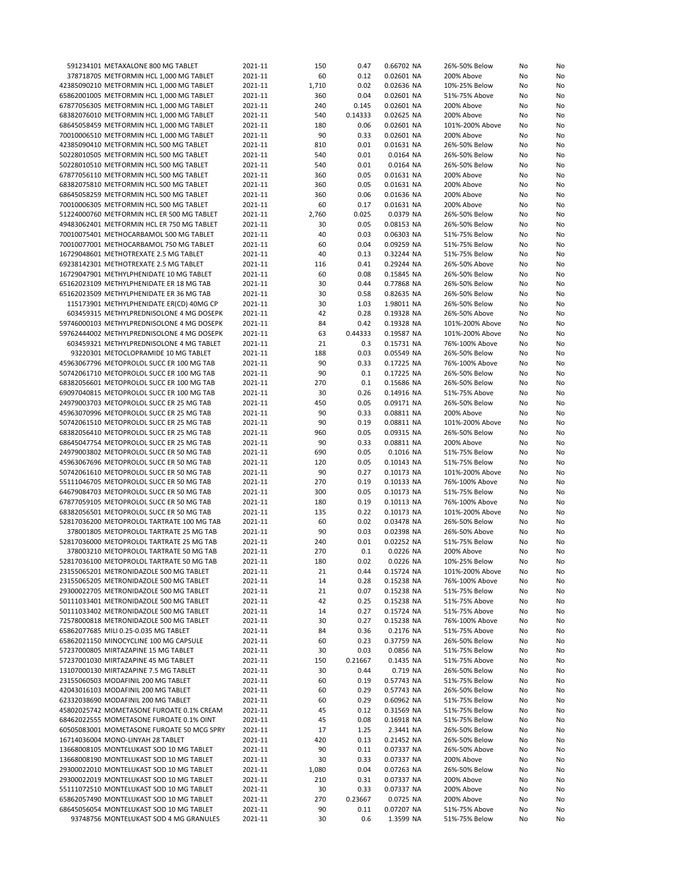| | | | | | | | | | |
|---|---|---|---|---|---|---|---|---|---|
| 591234101 | METAXALONE 800 MG TABLET | 2021-11 | 150 | 0.47 | 0.66702 | NA | 26%-50% Below | No | No |
| 378718705 | METFORMIN HCL 1,000 MG TABLET | 2021-11 | 60 | 0.12 | 0.02601 | NA | 200% Above | No | No |
| 42385090210 | METFORMIN HCL 1,000 MG TABLET | 2021-11 | 1,710 | 0.02 | 0.02636 | NA | 10%-25% Below | No | No |
| 65862001005 | METFORMIN HCL 1,000 MG TABLET | 2021-11 | 360 | 0.04 | 0.02601 | NA | 51%-75% Above | No | No |
| 67877056305 | METFORMIN HCL 1,000 MG TABLET | 2021-11 | 240 | 0.145 | 0.02601 | NA | 200% Above | No | No |
| 68382076010 | METFORMIN HCL 1,000 MG TABLET | 2021-11 | 540 | 0.14333 | 0.02625 | NA | 200% Above | No | No |
| 68645058459 | METFORMIN HCL 1,000 MG TABLET | 2021-11 | 180 | 0.06 | 0.02601 | NA | 101%-200% Above | No | No |
| 70010006510 | METFORMIN HCL 1,000 MG TABLET | 2021-11 | 90 | 0.33 | 0.02601 | NA | 200% Above | No | No |
| 42385090410 | METFORMIN HCL 500 MG TABLET | 2021-11 | 810 | 0.01 | 0.01631 | NA | 26%-50% Below | No | No |
| 50228010505 | METFORMIN HCL 500 MG TABLET | 2021-11 | 540 | 0.01 | 0.0164 | NA | 26%-50% Below | No | No |
| 50228010510 | METFORMIN HCL 500 MG TABLET | 2021-11 | 540 | 0.01 | 0.0164 | NA | 26%-50% Below | No | No |
| 67877056110 | METFORMIN HCL 500 MG TABLET | 2021-11 | 360 | 0.05 | 0.01631 | NA | 200% Above | No | No |
| 68382075810 | METFORMIN HCL 500 MG TABLET | 2021-11 | 360 | 0.05 | 0.01631 | NA | 200% Above | No | No |
| 68645058259 | METFORMIN HCL 500 MG TABLET | 2021-11 | 360 | 0.06 | 0.01636 | NA | 200% Above | No | No |
| 70010006305 | METFORMIN HCL 500 MG TABLET | 2021-11 | 60 | 0.17 | 0.01631 | NA | 200% Above | No | No |
| 51224000760 | METFORMIN HCL ER 500 MG TABLET | 2021-11 | 2,760 | 0.025 | 0.0379 | NA | 26%-50% Below | No | No |
| 49483062401 | METFORMIN HCL ER 750 MG TABLET | 2021-11 | 30 | 0.05 | 0.08153 | NA | 26%-50% Below | No | No |
| 70010075401 | METHOCARBAMOL 500 MG TABLET | 2021-11 | 40 | 0.03 | 0.06303 | NA | 51%-75% Below | No | No |
| 70010077001 | METHOCARBAMOL 750 MG TABLET | 2021-11 | 60 | 0.04 | 0.09259 | NA | 51%-75% Below | No | No |
| 16729048601 | METHOTREXATE 2.5 MG TABLET | 2021-11 | 40 | 0.13 | 0.32244 | NA | 51%-75% Below | No | No |
| 69238142301 | METHOTREXATE 2.5 MG TABLET | 2021-11 | 116 | 0.41 | 0.29244 | NA | 26%-50% Above | No | No |
| 16729047901 | METHYLPHENIDATE 10 MG TABLET | 2021-11 | 60 | 0.08 | 0.15845 | NA | 26%-50% Below | No | No |
| 65162023109 | METHYLPHENIDATE ER 18 MG TAB | 2021-11 | 30 | 0.44 | 0.77868 | NA | 26%-50% Below | No | No |
| 65162023509 | METHYLPHENIDATE ER 36 MG TAB | 2021-11 | 30 | 0.58 | 0.82635 | NA | 26%-50% Below | No | No |
| 115173901 | METHYLPHENIDATE ER(CD) 40MG CP | 2021-11 | 30 | 1.03 | 1.98011 | NA | 26%-50% Below | No | No |
| 603459315 | METHYLPREDNISOLONE 4 MG DOSEPK | 2021-11 | 42 | 0.28 | 0.19328 | NA | 26%-50% Above | No | No |
| 59746000103 | METHYLPREDNISOLONE 4 MG DOSEPK | 2021-11 | 84 | 0.42 | 0.19328 | NA | 101%-200% Above | No | No |
| 59762444002 | METHYLPREDNISOLONE 4 MG DOSEPK | 2021-11 | 63 | 0.44333 | 0.19587 | NA | 101%-200% Above | No | No |
| 603459321 | METHYLPREDNISOLONE 4 MG TABLET | 2021-11 | 21 | 0.3 | 0.15731 | NA | 76%-100% Above | No | No |
| 93220301 | METOCLOPRAMIDE 10 MG TABLET | 2021-11 | 188 | 0.03 | 0.05549 | NA | 26%-50% Below | No | No |
| 45963067796 | METOPROLOL SUCC ER 100 MG TAB | 2021-11 | 90 | 0.33 | 0.17225 | NA | 76%-100% Above | No | No |
| 50742061710 | METOPROLOL SUCC ER 100 MG TAB | 2021-11 | 90 | 0.1 | 0.17225 | NA | 26%-50% Below | No | No |
| 68382056601 | METOPROLOL SUCC ER 100 MG TAB | 2021-11 | 270 | 0.1 | 0.15686 | NA | 26%-50% Below | No | No |
| 69097040815 | METOPROLOL SUCC ER 100 MG TAB | 2021-11 | 30 | 0.26 | 0.14916 | NA | 51%-75% Above | No | No |
| 24979003703 | METOPROLOL SUCC ER 25 MG TAB | 2021-11 | 450 | 0.05 | 0.09171 | NA | 26%-50% Below | No | No |
| 45963070996 | METOPROLOL SUCC ER 25 MG TAB | 2021-11 | 90 | 0.33 | 0.08811 | NA | 200% Above | No | No |
| 50742061510 | METOPROLOL SUCC ER 25 MG TAB | 2021-11 | 90 | 0.19 | 0.08811 | NA | 101%-200% Above | No | No |
| 68382056410 | METOPROLOL SUCC ER 25 MG TAB | 2021-11 | 960 | 0.05 | 0.09315 | NA | 26%-50% Below | No | No |
| 68645047754 | METOPROLOL SUCC ER 25 MG TAB | 2021-11 | 90 | 0.33 | 0.08811 | NA | 200% Above | No | No |
| 24979003802 | METOPROLOL SUCC ER 50 MG TAB | 2021-11 | 690 | 0.05 | 0.1016 | NA | 51%-75% Below | No | No |
| 45963067696 | METOPROLOL SUCC ER 50 MG TAB | 2021-11 | 120 | 0.05 | 0.10143 | NA | 51%-75% Below | No | No |
| 50742061610 | METOPROLOL SUCC ER 50 MG TAB | 2021-11 | 90 | 0.27 | 0.10173 | NA | 101%-200% Above | No | No |
| 55111046705 | METOPROLOL SUCC ER 50 MG TAB | 2021-11 | 270 | 0.19 | 0.10133 | NA | 76%-100% Above | No | No |
| 64679084703 | METOPROLOL SUCC ER 50 MG TAB | 2021-11 | 300 | 0.05 | 0.10173 | NA | 51%-75% Below | No | No |
| 67877059105 | METOPROLOL SUCC ER 50 MG TAB | 2021-11 | 180 | 0.19 | 0.10113 | NA | 76%-100% Above | No | No |
| 68382056501 | METOPROLOL SUCC ER 50 MG TAB | 2021-11 | 135 | 0.22 | 0.10173 | NA | 101%-200% Above | No | No |
| 52817036200 | METOPROLOL TARTRATE 100 MG TAB | 2021-11 | 60 | 0.02 | 0.03478 | NA | 26%-50% Below | No | No |
| 378001805 | METOPROLOL TARTRATE 25 MG TAB | 2021-11 | 90 | 0.03 | 0.02398 | NA | 26%-50% Above | No | No |
| 52817036000 | METOPROLOL TARTRATE 25 MG TAB | 2021-11 | 240 | 0.01 | 0.02252 | NA | 51%-75% Below | No | No |
| 378003210 | METOPROLOL TARTRATE 50 MG TAB | 2021-11 | 270 | 0.1 | 0.0226 | NA | 200% Above | No | No |
| 52817036100 | METOPROLOL TARTRATE 50 MG TAB | 2021-11 | 180 | 0.02 | 0.0226 | NA | 10%-25% Below | No | No |
| 23155065201 | METRONIDAZOLE 500 MG TABLET | 2021-11 | 21 | 0.44 | 0.15724 | NA | 101%-200% Above | No | No |
| 23155065205 | METRONIDAZOLE 500 MG TABLET | 2021-11 | 14 | 0.28 | 0.15238 | NA | 76%-100% Above | No | No |
| 29300022705 | METRONIDAZOLE 500 MG TABLET | 2021-11 | 21 | 0.07 | 0.15238 | NA | 51%-75% Below | No | No |
| 50111033401 | METRONIDAZOLE 500 MG TABLET | 2021-11 | 42 | 0.25 | 0.15238 | NA | 51%-75% Above | No | No |
| 50111033402 | METRONIDAZOLE 500 MG TABLET | 2021-11 | 14 | 0.27 | 0.15724 | NA | 51%-75% Above | No | No |
| 72578000818 | METRONIDAZOLE 500 MG TABLET | 2021-11 | 30 | 0.27 | 0.15238 | NA | 76%-100% Above | No | No |
| 65862077685 | MILI 0.25-0.035 MG TABLET | 2021-11 | 84 | 0.36 | 0.2176 | NA | 51%-75% Above | No | No |
| 65862021150 | MINOCYCLINE 100 MG CAPSULE | 2021-11 | 60 | 0.23 | 0.37759 | NA | 26%-50% Below | No | No |
| 57237000805 | MIRTAZAPINE 15 MG TABLET | 2021-11 | 30 | 0.03 | 0.0856 | NA | 51%-75% Below | No | No |
| 57237001030 | MIRTAZAPINE 45 MG TABLET | 2021-11 | 150 | 0.21667 | 0.1435 | NA | 51%-75% Above | No | No |
| 13107000130 | MIRTAZAPINE 7.5 MG TABLET | 2021-11 | 30 | 0.44 | 0.719 | NA | 26%-50% Below | No | No |
| 23155060503 | MODAFINIL 200 MG TABLET | 2021-11 | 60 | 0.19 | 0.57743 | NA | 51%-75% Below | No | No |
| 42043016103 | MODAFINIL 200 MG TABLET | 2021-11 | 60 | 0.29 | 0.57743 | NA | 26%-50% Below | No | No |
| 62332038690 | MODAFINIL 200 MG TABLET | 2021-11 | 60 | 0.29 | 0.60962 | NA | 51%-75% Below | No | No |
| 45802025742 | MOMETASONE FUROATE 0.1% CREAM | 2021-11 | 45 | 0.12 | 0.31569 | NA | 51%-75% Below | No | No |
| 68462022555 | MOMETASONE FUROATE 0.1% OINT | 2021-11 | 45 | 0.08 | 0.16918 | NA | 51%-75% Below | No | No |
| 60505083001 | MOMETASONE FUROATE 50 MCG SPRY | 2021-11 | 17 | 1.25 | 2.3441 | NA | 26%-50% Below | No | No |
| 16714036004 | MONO-LINYAH 28 TABLET | 2021-11 | 420 | 0.13 | 0.21452 | NA | 26%-50% Below | No | No |
| 13668008105 | MONTELUKAST SOD 10 MG TABLET | 2021-11 | 90 | 0.11 | 0.07337 | NA | 26%-50% Above | No | No |
| 13668008190 | MONTELUKAST SOD 10 MG TABLET | 2021-11 | 30 | 0.33 | 0.07337 | NA | 200% Above | No | No |
| 29300022010 | MONTELUKAST SOD 10 MG TABLET | 2021-11 | 1,080 | 0.04 | 0.07263 | NA | 26%-50% Below | No | No |
| 29300022019 | MONTELUKAST SOD 10 MG TABLET | 2021-11 | 210 | 0.31 | 0.07337 | NA | 200% Above | No | No |
| 55111072510 | MONTELUKAST SOD 10 MG TABLET | 2021-11 | 30 | 0.33 | 0.07337 | NA | 200% Above | No | No |
| 65862057490 | MONTELUKAST SOD 10 MG TABLET | 2021-11 | 270 | 0.23667 | 0.0725 | NA | 200% Above | No | No |
| 68645056054 | MONTELUKAST SOD 10 MG TABLET | 2021-11 | 90 | 0.11 | 0.07207 | NA | 51%-75% Above | No | No |
| 93748756 | MONTELUKAST SOD 4 MG GRANULES | 2021-11 | 30 | 0.6 | 1.3599 | NA | 51%-75% Below | No | No |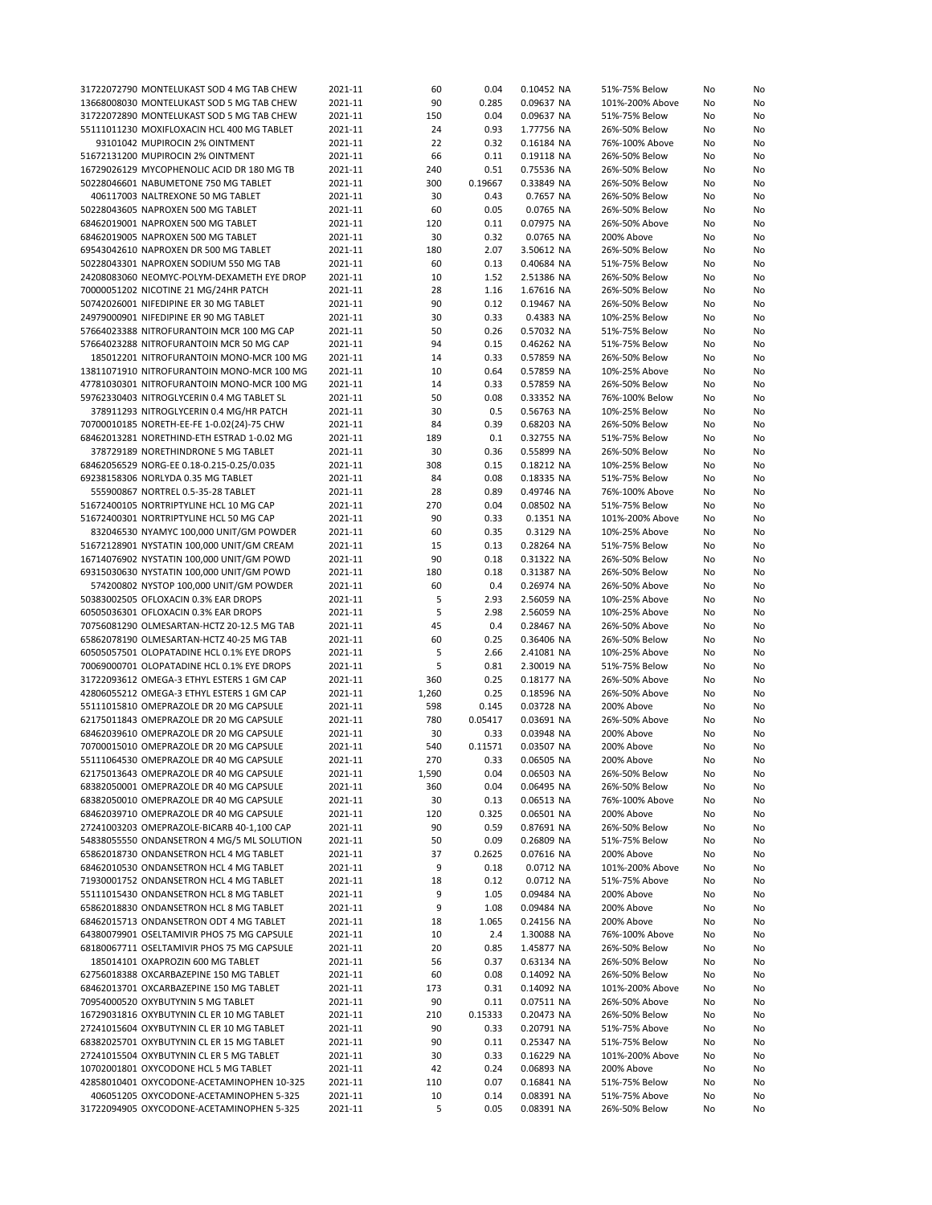| | | | | | | | | |
|---|---|---|---|---|---|---|---|---|
| 31722072790 MONTELUKAST SOD 4 MG TAB CHEW | 2021-11 | 60 | 0.04 | 0.10452 | NA | 51%-75% Below | No | No |
| 13668008030 MONTELUKAST SOD 5 MG TAB CHEW | 2021-11 | 90 | 0.285 | 0.09637 | NA | 101%-200% Above | No | No |
| 31722072890 MONTELUKAST SOD 5 MG TAB CHEW | 2021-11 | 150 | 0.04 | 0.09637 | NA | 51%-75% Below | No | No |
| 55111011230 MOXIFLOXACIN HCL 400 MG TABLET | 2021-11 | 24 | 0.93 | 1.77756 | NA | 26%-50% Below | No | No |
| 93101042 MUPIROCIN 2% OINTMENT | 2021-11 | 22 | 0.32 | 0.16184 | NA | 76%-100% Above | No | No |
| 51672131200 MUPIROCIN 2% OINTMENT | 2021-11 | 66 | 0.11 | 0.19118 | NA | 26%-50% Below | No | No |
| 16729026129 MYCOPHENOLIC ACID DR 180 MG TB | 2021-11 | 240 | 0.51 | 0.75536 | NA | 26%-50% Below | No | No |
| 50228046601 NABUMETONE 750 MG TABLET | 2021-11 | 300 | 0.19667 | 0.33849 | NA | 26%-50% Below | No | No |
| 406117003 NALTREXONE 50 MG TABLET | 2021-11 | 30 | 0.43 | 0.7657 | NA | 26%-50% Below | No | No |
| 50228043605 NAPROXEN 500 MG TABLET | 2021-11 | 60 | 0.05 | 0.0765 | NA | 26%-50% Below | No | No |
| 68462019001 NAPROXEN 500 MG TABLET | 2021-11 | 120 | 0.11 | 0.07975 | NA | 26%-50% Above | No | No |
| 68462019005 NAPROXEN 500 MG TABLET | 2021-11 | 30 | 0.32 | 0.0765 | NA | 200% Above | No | No |
| 69543042610 NAPROXEN DR 500 MG TABLET | 2021-11 | 180 | 2.07 | 3.50612 | NA | 26%-50% Below | No | No |
| 50228043301 NAPROXEN SODIUM 550 MG TAB | 2021-11 | 60 | 0.13 | 0.40684 | NA | 51%-75% Below | No | No |
| 24208083060 NEOMYC-POLYM-DEXAMETH EYE DROP | 2021-11 | 10 | 1.52 | 2.51386 | NA | 26%-50% Below | No | No |
| 70000051202 NICOTINE 21 MG/24HR PATCH | 2021-11 | 28 | 1.16 | 1.67616 | NA | 26%-50% Below | No | No |
| 50742026001 NIFEDIPINE ER 30 MG TABLET | 2021-11 | 90 | 0.12 | 0.19467 | NA | 26%-50% Below | No | No |
| 24979000901 NIFEDIPINE ER 90 MG TABLET | 2021-11 | 30 | 0.33 | 0.4383 | NA | 10%-25% Below | No | No |
| 57664023388 NITROFURANTOIN MCR 100 MG CAP | 2021-11 | 50 | 0.26 | 0.57032 | NA | 51%-75% Below | No | No |
| 57664023288 NITROFURANTOIN MCR 50 MG CAP | 2021-11 | 94 | 0.15 | 0.46262 | NA | 51%-75% Below | No | No |
| 185012201 NITROFURANTOIN MONO-MCR 100 MG | 2021-11 | 14 | 0.33 | 0.57859 | NA | 26%-50% Below | No | No |
| 13811071910 NITROFURANTOIN MONO-MCR 100 MG | 2021-11 | 10 | 0.64 | 0.57859 | NA | 10%-25% Above | No | No |
| 47781030301 NITROFURANTOIN MONO-MCR 100 MG | 2021-11 | 14 | 0.33 | 0.57859 | NA | 26%-50% Below | No | No |
| 59762330403 NITROGLYCERIN 0.4 MG TABLET SL | 2021-11 | 50 | 0.08 | 0.33352 | NA | 76%-100% Below | No | No |
| 378911293 NITROGLYCERIN 0.4 MG/HR PATCH | 2021-11 | 30 | 0.5 | 0.56763 | NA | 10%-25% Below | No | No |
| 70700010185 NORETH-EE-FE 1-0.02(24)-75 CHW | 2021-11 | 84 | 0.39 | 0.68203 | NA | 26%-50% Below | No | No |
| 68462013281 NORETHIND-ETH ESTRAD 1-0.02 MG | 2021-11 | 189 | 0.1 | 0.32755 | NA | 51%-75% Below | No | No |
| 378729189 NORETHINDRONE 5 MG TABLET | 2021-11 | 30 | 0.36 | 0.55899 | NA | 26%-50% Below | No | No |
| 68462056529 NORG-EE 0.18-0.215-0.25/0.035 | 2021-11 | 308 | 0.15 | 0.18212 | NA | 10%-25% Below | No | No |
| 69238158306 NORLYDA 0.35 MG TABLET | 2021-11 | 84 | 0.08 | 0.18335 | NA | 51%-75% Below | No | No |
| 555900867 NORTREL 0.5-35-28 TABLET | 2021-11 | 28 | 0.89 | 0.49746 | NA | 76%-100% Above | No | No |
| 51672400105 NORTRIPTYLINE HCL 10 MG CAP | 2021-11 | 270 | 0.04 | 0.08502 | NA | 51%-75% Below | No | No |
| 51672400301 NORTRIPTYLINE HCL 50 MG CAP | 2021-11 | 90 | 0.33 | 0.1351 | NA | 101%-200% Above | No | No |
| 832046530 NYAMYC 100,000 UNIT/GM POWDER | 2021-11 | 60 | 0.35 | 0.3129 | NA | 10%-25% Above | No | No |
| 51672128901 NYSTATIN 100,000 UNIT/GM CREAM | 2021-11 | 15 | 0.13 | 0.28264 | NA | 51%-75% Below | No | No |
| 16714076902 NYSTATIN 100,000 UNIT/GM POWD | 2021-11 | 90 | 0.18 | 0.31322 | NA | 26%-50% Below | No | No |
| 69315030630 NYSTATIN 100,000 UNIT/GM POWD | 2021-11 | 180 | 0.18 | 0.31387 | NA | 26%-50% Below | No | No |
| 574200802 NYSTOP 100,000 UNIT/GM POWDER | 2021-11 | 60 | 0.4 | 0.26974 | NA | 26%-50% Above | No | No |
| 50383002505 OFLOXACIN 0.3% EAR DROPS | 2021-11 | 5 | 2.93 | 2.56059 | NA | 10%-25% Above | No | No |
| 60505036301 OFLOXACIN 0.3% EAR DROPS | 2021-11 | 5 | 2.98 | 2.56059 | NA | 10%-25% Above | No | No |
| 70756081290 OLMESARTAN-HCTZ 20-12.5 MG TAB | 2021-11 | 45 | 0.4 | 0.28467 | NA | 26%-50% Above | No | No |
| 65862078190 OLMESARTAN-HCTZ 40-25 MG TAB | 2021-11 | 60 | 0.25 | 0.36406 | NA | 26%-50% Below | No | No |
| 60505057501 OLOPATADINE HCL 0.1% EYE DROPS | 2021-11 | 5 | 2.66 | 2.41081 | NA | 10%-25% Above | No | No |
| 70069000701 OLOPATADINE HCL 0.1% EYE DROPS | 2021-11 | 5 | 0.81 | 2.30019 | NA | 51%-75% Below | No | No |
| 31722093612 OMEGA-3 ETHYL ESTERS 1 GM CAP | 2021-11 | 360 | 0.25 | 0.18177 | NA | 26%-50% Above | No | No |
| 42806055212 OMEGA-3 ETHYL ESTERS 1 GM CAP | 2021-11 | 1,260 | 0.25 | 0.18596 | NA | 26%-50% Above | No | No |
| 55111015810 OMEPRAZOLE DR 20 MG CAPSULE | 2021-11 | 598 | 0.145 | 0.03728 | NA | 200% Above | No | No |
| 62175011843 OMEPRAZOLE DR 20 MG CAPSULE | 2021-11 | 780 | 0.05417 | 0.03691 | NA | 26%-50% Above | No | No |
| 68462039610 OMEPRAZOLE DR 20 MG CAPSULE | 2021-11 | 30 | 0.33 | 0.03948 | NA | 200% Above | No | No |
| 70700015010 OMEPRAZOLE DR 20 MG CAPSULE | 2021-11 | 540 | 0.11571 | 0.03507 | NA | 200% Above | No | No |
| 55111064530 OMEPRAZOLE DR 40 MG CAPSULE | 2021-11 | 270 | 0.33 | 0.06505 | NA | 200% Above | No | No |
| 62175013643 OMEPRAZOLE DR 40 MG CAPSULE | 2021-11 | 1,590 | 0.04 | 0.06503 | NA | 26%-50% Below | No | No |
| 68382050001 OMEPRAZOLE DR 40 MG CAPSULE | 2021-11 | 360 | 0.04 | 0.06495 | NA | 26%-50% Below | No | No |
| 68382050010 OMEPRAZOLE DR 40 MG CAPSULE | 2021-11 | 30 | 0.13 | 0.06513 | NA | 76%-100% Above | No | No |
| 68462039710 OMEPRAZOLE DR 40 MG CAPSULE | 2021-11 | 120 | 0.325 | 0.06501 | NA | 200% Above | No | No |
| 27241003203 OMEPRAZOLE-BICARB 40-1,100 CAP | 2021-11 | 90 | 0.59 | 0.87691 | NA | 26%-50% Below | No | No |
| 54838055550 ONDANSETRON 4 MG/5 ML SOLUTION | 2021-11 | 50 | 0.09 | 0.26809 | NA | 51%-75% Below | No | No |
| 65862018730 ONDANSETRON HCL 4 MG TABLET | 2021-11 | 37 | 0.2625 | 0.07616 | NA | 200% Above | No | No |
| 68462010530 ONDANSETRON HCL 4 MG TABLET | 2021-11 | 9 | 0.18 | 0.0712 | NA | 101%-200% Above | No | No |
| 71930001752 ONDANSETRON HCL 4 MG TABLET | 2021-11 | 18 | 0.12 | 0.0712 | NA | 51%-75% Above | No | No |
| 55111015430 ONDANSETRON HCL 8 MG TABLET | 2021-11 | 9 | 1.05 | 0.09484 | NA | 200% Above | No | No |
| 65862018830 ONDANSETRON HCL 8 MG TABLET | 2021-11 | 9 | 1.08 | 0.09484 | NA | 200% Above | No | No |
| 68462015713 ONDANSETRON ODT 4 MG TABLET | 2021-11 | 18 | 1.065 | 0.24156 | NA | 200% Above | No | No |
| 64380079901 OSELTAMIVIR PHOS 75 MG CAPSULE | 2021-11 | 10 | 2.4 | 1.30088 | NA | 76%-100% Above | No | No |
| 68180067711 OSELTAMIVIR PHOS 75 MG CAPSULE | 2021-11 | 20 | 0.85 | 1.45877 | NA | 26%-50% Below | No | No |
| 185014101 OXAPROZIN 600 MG TABLET | 2021-11 | 56 | 0.37 | 0.63134 | NA | 26%-50% Below | No | No |
| 62756018388 OXCARBAZEPINE 150 MG TABLET | 2021-11 | 60 | 0.08 | 0.14092 | NA | 26%-50% Below | No | No |
| 68462013701 OXCARBAZEPINE 150 MG TABLET | 2021-11 | 173 | 0.31 | 0.14092 | NA | 101%-200% Above | No | No |
| 70954000520 OXYBUTYNIN 5 MG TABLET | 2021-11 | 90 | 0.11 | 0.07511 | NA | 26%-50% Above | No | No |
| 16729031816 OXYBUTYNIN CL ER 10 MG TABLET | 2021-11 | 210 | 0.15333 | 0.20473 | NA | 26%-50% Below | No | No |
| 27241015604 OXYBUTYNIN CL ER 10 MG TABLET | 2021-11 | 90 | 0.33 | 0.20791 | NA | 51%-75% Above | No | No |
| 68382025701 OXYBUTYNIN CL ER 15 MG TABLET | 2021-11 | 90 | 0.11 | 0.25347 | NA | 51%-75% Below | No | No |
| 27241015504 OXYBUTYNIN CL ER 5 MG TABLET | 2021-11 | 30 | 0.33 | 0.16229 | NA | 101%-200% Above | No | No |
| 10702001801 OXYCODONE HCL 5 MG TABLET | 2021-11 | 42 | 0.24 | 0.06893 | NA | 200% Above | No | No |
| 42858010401 OXYCODONE-ACETAMINOPHEN 10-325 | 2021-11 | 110 | 0.07 | 0.16841 | NA | 51%-75% Below | No | No |
| 406051205 OXYCODONE-ACETAMINOPHEN 5-325 | 2021-11 | 10 | 0.14 | 0.08391 | NA | 51%-75% Above | No | No |
| 31722094905 OXYCODONE-ACETAMINOPHEN 5-325 | 2021-11 | 5 | 0.05 | 0.08391 | NA | 26%-50% Below | No | No |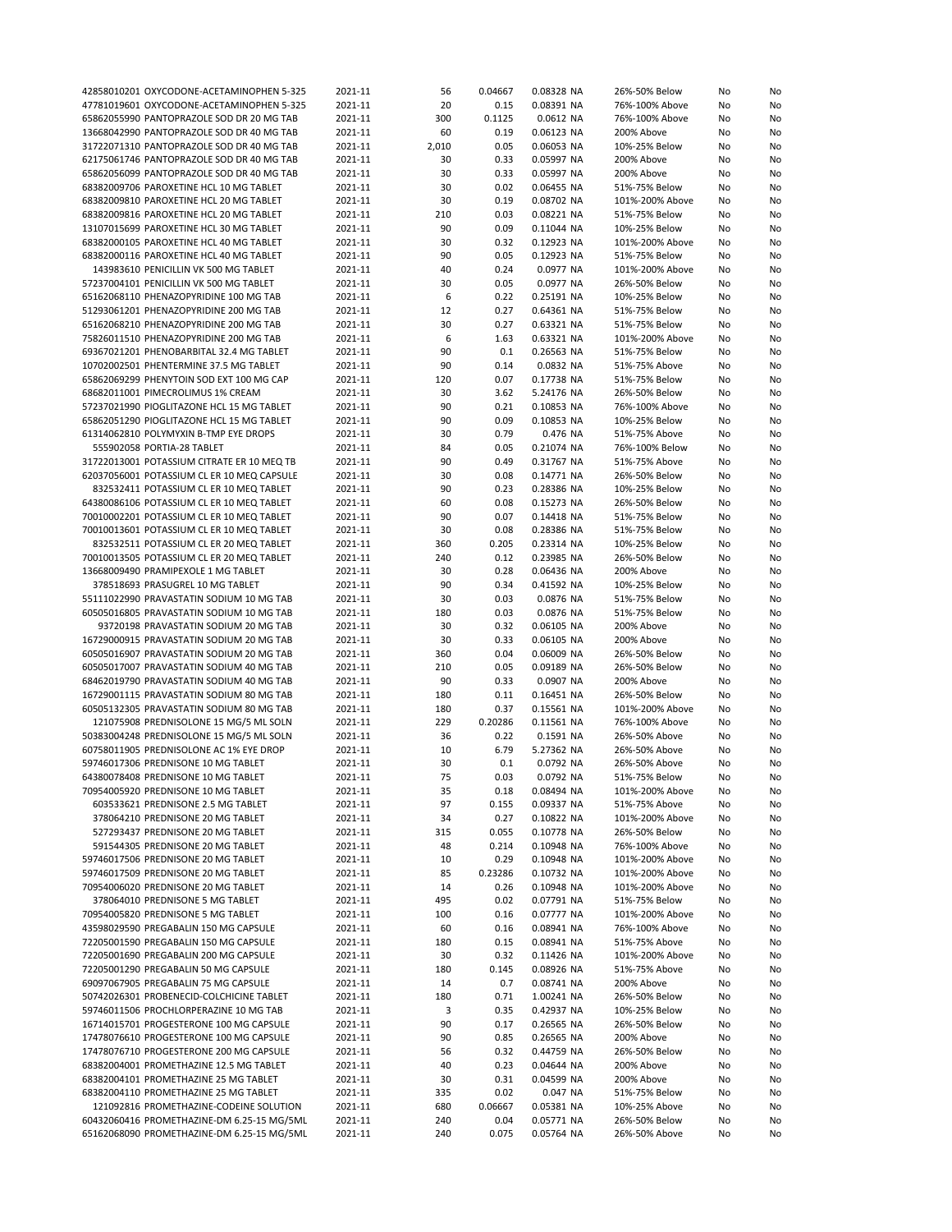| | | | | | | | | |
|---|---|---|---|---|---|---|---|---|
| 42858010201 OXYCODONE-ACETAMINOPHEN 5-325 | 2021-11 | 56 | 0.04667 | 0.08328 | NA | 26%-50% Below | No | No |
| 47781019601 OXYCODONE-ACETAMINOPHEN 5-325 | 2021-11 | 20 | 0.15 | 0.08391 | NA | 76%-100% Above | No | No |
| 65862055990 PANTOPRAZOLE SOD DR 20 MG TAB | 2021-11 | 300 | 0.1125 | 0.0612 | NA | 76%-100% Above | No | No |
| 13668042990 PANTOPRAZOLE SOD DR 40 MG TAB | 2021-11 | 60 | 0.19 | 0.06123 | NA | 200% Above | No | No |
| 31722071310 PANTOPRAZOLE SOD DR 40 MG TAB | 2021-11 | 2,010 | 0.05 | 0.06053 | NA | 10%-25% Below | No | No |
| 62175061746 PANTOPRAZOLE SOD DR 40 MG TAB | 2021-11 | 30 | 0.33 | 0.05997 | NA | 200% Above | No | No |
| 65862056099 PANTOPRAZOLE SOD DR 40 MG TAB | 2021-11 | 30 | 0.33 | 0.05997 | NA | 200% Above | No | No |
| 68382009706 PAROXETINE HCL 10 MG TABLET | 2021-11 | 30 | 0.02 | 0.06455 | NA | 51%-75% Below | No | No |
| 68382009810 PAROXETINE HCL 20 MG TABLET | 2021-11 | 30 | 0.19 | 0.08702 | NA | 101%-200% Above | No | No |
| 68382009816 PAROXETINE HCL 20 MG TABLET | 2021-11 | 210 | 0.03 | 0.08221 | NA | 51%-75% Below | No | No |
| 13107015699 PAROXETINE HCL 30 MG TABLET | 2021-11 | 90 | 0.09 | 0.11044 | NA | 10%-25% Below | No | No |
| 68382000105 PAROXETINE HCL 40 MG TABLET | 2021-11 | 30 | 0.32 | 0.12923 | NA | 101%-200% Above | No | No |
| 68382000116 PAROXETINE HCL 40 MG TABLET | 2021-11 | 90 | 0.05 | 0.12923 | NA | 51%-75% Below | No | No |
| 143983610 PENICILLIN VK 500 MG TABLET | 2021-11 | 40 | 0.24 | 0.0977 | NA | 101%-200% Above | No | No |
| 57237004101 PENICILLIN VK 500 MG TABLET | 2021-11 | 30 | 0.05 | 0.0977 | NA | 26%-50% Below | No | No |
| 65162068110 PHENAZOPYRIDINE 100 MG TAB | 2021-11 | 6 | 0.22 | 0.25191 | NA | 10%-25% Below | No | No |
| 51293061201 PHENAZOPYRIDINE 200 MG TAB | 2021-11 | 12 | 0.27 | 0.64361 | NA | 51%-75% Below | No | No |
| 65162068210 PHENAZOPYRIDINE 200 MG TAB | 2021-11 | 30 | 0.27 | 0.63321 | NA | 51%-75% Below | No | No |
| 75826011510 PHENAZOPYRIDINE 200 MG TAB | 2021-11 | 6 | 1.63 | 0.63321 | NA | 101%-200% Above | No | No |
| 69367021201 PHENOBARBITAL 32.4 MG TABLET | 2021-11 | 90 | 0.1 | 0.26563 | NA | 51%-75% Below | No | No |
| 10702002501 PHENTERMINE 37.5 MG TABLET | 2021-11 | 90 | 0.14 | 0.0832 | NA | 51%-75% Above | No | No |
| 65862069299 PHENYTOIN SOD EXT 100 MG CAP | 2021-11 | 120 | 0.07 | 0.17738 | NA | 51%-75% Below | No | No |
| 68682011001 PIMECROLIMUS 1% CREAM | 2021-11 | 30 | 3.62 | 5.24176 | NA | 26%-50% Below | No | No |
| 57237021990 PIOGLITAZONE HCL 15 MG TABLET | 2021-11 | 90 | 0.21 | 0.10853 | NA | 76%-100% Above | No | No |
| 65862051290 PIOGLITAZONE HCL 15 MG TABLET | 2021-11 | 90 | 0.09 | 0.10853 | NA | 10%-25% Below | No | No |
| 61314062810 POLYMYXIN B-TMP EYE DROPS | 2021-11 | 30 | 0.79 | 0.476 | NA | 51%-75% Above | No | No |
| 555902058 PORTIA-28 TABLET | 2021-11 | 84 | 0.05 | 0.21074 | NA | 76%-100% Below | No | No |
| 31722013001 POTASSIUM CITRATE ER 10 MEQ TB | 2021-11 | 90 | 0.49 | 0.31767 | NA | 51%-75% Above | No | No |
| 62037056001 POTASSIUM CL ER 10 MEQ CAPSULE | 2021-11 | 30 | 0.08 | 0.14771 | NA | 26%-50% Below | No | No |
| 832532411 POTASSIUM CL ER 10 MEQ TABLET | 2021-11 | 90 | 0.23 | 0.28386 | NA | 10%-25% Below | No | No |
| 64380086106 POTASSIUM CL ER 10 MEQ TABLET | 2021-11 | 60 | 0.08 | 0.15273 | NA | 26%-50% Below | No | No |
| 70010002201 POTASSIUM CL ER 10 MEQ TABLET | 2021-11 | 90 | 0.07 | 0.14418 | NA | 51%-75% Below | No | No |
| 70010013601 POTASSIUM CL ER 10 MEQ TABLET | 2021-11 | 30 | 0.08 | 0.28386 | NA | 51%-75% Below | No | No |
| 832532511 POTASSIUM CL ER 20 MEQ TABLET | 2021-11 | 360 | 0.205 | 0.23314 | NA | 10%-25% Below | No | No |
| 70010013505 POTASSIUM CL ER 20 MEQ TABLET | 2021-11 | 240 | 0.12 | 0.23985 | NA | 26%-50% Below | No | No |
| 13668009490 PRAMIPEXOLE 1 MG TABLET | 2021-11 | 30 | 0.28 | 0.06436 | NA | 200% Above | No | No |
| 378518693 PRASUGREL 10 MG TABLET | 2021-11 | 90 | 0.34 | 0.41592 | NA | 10%-25% Below | No | No |
| 55111022990 PRAVASTATIN SODIUM 10 MG TAB | 2021-11 | 30 | 0.03 | 0.0876 | NA | 51%-75% Below | No | No |
| 60505016805 PRAVASTATIN SODIUM 10 MG TAB | 2021-11 | 180 | 0.03 | 0.0876 | NA | 51%-75% Below | No | No |
| 93720198 PRAVASTATIN SODIUM 20 MG TAB | 2021-11 | 30 | 0.32 | 0.06105 | NA | 200% Above | No | No |
| 16729000915 PRAVASTATIN SODIUM 20 MG TAB | 2021-11 | 30 | 0.33 | 0.06105 | NA | 200% Above | No | No |
| 60505016907 PRAVASTATIN SODIUM 20 MG TAB | 2021-11 | 360 | 0.04 | 0.06009 | NA | 26%-50% Below | No | No |
| 60505017007 PRAVASTATIN SODIUM 40 MG TAB | 2021-11 | 210 | 0.05 | 0.09189 | NA | 26%-50% Below | No | No |
| 68462019790 PRAVASTATIN SODIUM 40 MG TAB | 2021-11 | 90 | 0.33 | 0.0907 | NA | 200% Above | No | No |
| 16729001115 PRAVASTATIN SODIUM 80 MG TAB | 2021-11 | 180 | 0.11 | 0.16451 | NA | 26%-50% Below | No | No |
| 60505132305 PRAVASTATIN SODIUM 80 MG TAB | 2021-11 | 180 | 0.37 | 0.15561 | NA | 101%-200% Above | No | No |
| 121075908 PREDNISOLONE 15 MG/5 ML SOLN | 2021-11 | 229 | 0.20286 | 0.11561 | NA | 76%-100% Above | No | No |
| 50383004248 PREDNISOLONE 15 MG/5 ML SOLN | 2021-11 | 36 | 0.22 | 0.1591 | NA | 26%-50% Above | No | No |
| 60758011905 PREDNISOLONE AC 1% EYE DROP | 2021-11 | 10 | 6.79 | 5.27362 | NA | 26%-50% Above | No | No |
| 59746017306 PREDNISONE 10 MG TABLET | 2021-11 | 30 | 0.1 | 0.0792 | NA | 26%-50% Above | No | No |
| 64380078408 PREDNISONE 10 MG TABLET | 2021-11 | 75 | 0.03 | 0.0792 | NA | 51%-75% Below | No | No |
| 70954005920 PREDNISONE 10 MG TABLET | 2021-11 | 35 | 0.18 | 0.08494 | NA | 101%-200% Above | No | No |
| 603533621 PREDNISONE 2.5 MG TABLET | 2021-11 | 97 | 0.155 | 0.09337 | NA | 51%-75% Above | No | No |
| 378064210 PREDNISONE 20 MG TABLET | 2021-11 | 34 | 0.27 | 0.10822 | NA | 101%-200% Above | No | No |
| 527293437 PREDNISONE 20 MG TABLET | 2021-11 | 315 | 0.055 | 0.10778 | NA | 26%-50% Below | No | No |
| 591544305 PREDNISONE 20 MG TABLET | 2021-11 | 48 | 0.214 | 0.10948 | NA | 76%-100% Above | No | No |
| 59746017506 PREDNISONE 20 MG TABLET | 2021-11 | 10 | 0.29 | 0.10948 | NA | 101%-200% Above | No | No |
| 59746017509 PREDNISONE 20 MG TABLET | 2021-11 | 85 | 0.23286 | 0.10732 | NA | 101%-200% Above | No | No |
| 70954006020 PREDNISONE 20 MG TABLET | 2021-11 | 14 | 0.26 | 0.10948 | NA | 101%-200% Above | No | No |
| 378064010 PREDNISONE 5 MG TABLET | 2021-11 | 495 | 0.02 | 0.07791 | NA | 51%-75% Below | No | No |
| 70954005820 PREDNISONE 5 MG TABLET | 2021-11 | 100 | 0.16 | 0.07777 | NA | 101%-200% Above | No | No |
| 43598029590 PREGABALIN 150 MG CAPSULE | 2021-11 | 60 | 0.16 | 0.08941 | NA | 76%-100% Above | No | No |
| 72205001590 PREGABALIN 150 MG CAPSULE | 2021-11 | 180 | 0.15 | 0.08941 | NA | 51%-75% Above | No | No |
| 72205001690 PREGABALIN 200 MG CAPSULE | 2021-11 | 30 | 0.32 | 0.11426 | NA | 101%-200% Above | No | No |
| 72205001290 PREGABALIN 50 MG CAPSULE | 2021-11 | 180 | 0.145 | 0.08926 | NA | 51%-75% Above | No | No |
| 69097067905 PREGABALIN 75 MG CAPSULE | 2021-11 | 14 | 0.7 | 0.08741 | NA | 200% Above | No | No |
| 50742026301 PROBENECID-COLCHICINE TABLET | 2021-11 | 180 | 0.71 | 1.00241 | NA | 26%-50% Below | No | No |
| 59746011506 PROCHLORPERAZINE 10 MG TAB | 2021-11 | 3 | 0.35 | 0.42937 | NA | 10%-25% Below | No | No |
| 16714015701 PROGESTERONE 100 MG CAPSULE | 2021-11 | 90 | 0.17 | 0.26565 | NA | 26%-50% Below | No | No |
| 17478076610 PROGESTERONE 100 MG CAPSULE | 2021-11 | 90 | 0.85 | 0.26565 | NA | 200% Above | No | No |
| 17478076710 PROGESTERONE 200 MG CAPSULE | 2021-11 | 56 | 0.32 | 0.44759 | NA | 26%-50% Below | No | No |
| 68382004001 PROMETHAZINE 12.5 MG TABLET | 2021-11 | 40 | 0.23 | 0.04644 | NA | 200% Above | No | No |
| 68382004101 PROMETHAZINE 25 MG TABLET | 2021-11 | 30 | 0.31 | 0.04599 | NA | 200% Above | No | No |
| 68382004110 PROMETHAZINE 25 MG TABLET | 2021-11 | 335 | 0.02 | 0.047 | NA | 51%-75% Below | No | No |
| 121092816 PROMETHAZINE-CODEINE SOLUTION | 2021-11 | 680 | 0.06667 | 0.05381 | NA | 10%-25% Above | No | No |
| 60432060416 PROMETHAZINE-DM 6.25-15 MG/5ML | 2021-11 | 240 | 0.04 | 0.05771 | NA | 26%-50% Below | No | No |
| 65162068090 PROMETHAZINE-DM 6.25-15 MG/5ML | 2021-11 | 240 | 0.075 | 0.05764 | NA | 26%-50% Above | No | No |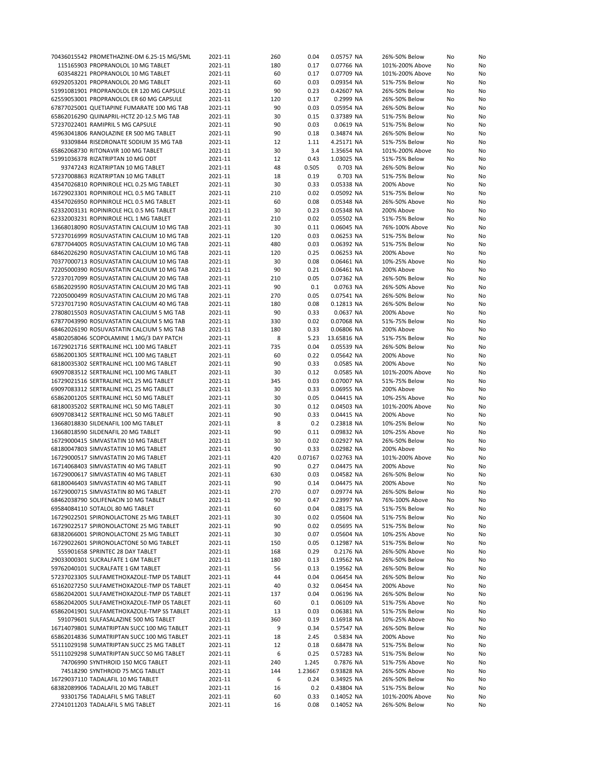| | | | | | | | | |
|---|---|---|---|---|---|---|---|---|
| 70436015542 PROMETHAZINE-DM 6.25-15 MG/5ML | 2021-11 | 260 | 0.04 | 0.05757 | NA | 26%-50% Below | No | No |
| 115165903 PROPRANOLOL 10 MG TABLET | 2021-11 | 180 | 0.17 | 0.07766 | NA | 101%-200% Above | No | No |
| 603548221 PROPRANOLOL 10 MG TABLET | 2021-11 | 60 | 0.17 | 0.07709 | NA | 101%-200% Above | No | No |
| 69292053201 PROPRANOLOL 20 MG TABLET | 2021-11 | 60 | 0.03 | 0.09354 | NA | 51%-75% Below | No | No |
| 51991081901 PROPRANOLOL ER 120 MG CAPSULE | 2021-11 | 90 | 0.23 | 0.42607 | NA | 26%-50% Below | No | No |
| 62559053001 PROPRANOLOL ER 60 MG CAPSULE | 2021-11 | 120 | 0.17 | 0.2999 | NA | 26%-50% Below | No | No |
| 67877025001 QUETIAPINE FUMARATE 100 MG TAB | 2021-11 | 90 | 0.03 | 0.05954 | NA | 26%-50% Below | No | No |
| 65862016290 QUINAPRIL-HCTZ 20-12.5 MG TAB | 2021-11 | 30 | 0.15 | 0.37389 | NA | 51%-75% Below | No | No |
| 57237022401 RAMIPRIL 5 MG CAPSULE | 2021-11 | 90 | 0.03 | 0.0619 | NA | 51%-75% Below | No | No |
| 45963041806 RANOLAZINE ER 500 MG TABLET | 2021-11 | 90 | 0.18 | 0.34874 | NA | 26%-50% Below | No | No |
| 93309844 RISEDRONATE SODIUM 35 MG TAB | 2021-11 | 12 | 1.11 | 4.25171 | NA | 51%-75% Below | No | No |
| 65862068730 RITONAVIR 100 MG TABLET | 2021-11 | 30 | 3.4 | 1.35654 | NA | 101%-200% Above | No | No |
| 51991036378 RIZATRIPTAN 10 MG ODT | 2021-11 | 12 | 0.43 | 1.03025 | NA | 51%-75% Below | No | No |
| 93747243 RIZATRIPTAN 10 MG TABLET | 2021-11 | 48 | 0.505 | 0.703 | NA | 26%-50% Below | No | No |
| 57237008863 RIZATRIPTAN 10 MG TABLET | 2021-11 | 18 | 0.19 | 0.703 | NA | 51%-75% Below | No | No |
| 43547026810 ROPINIROLE HCL 0.25 MG TABLET | 2021-11 | 30 | 0.33 | 0.05338 | NA | 200% Above | No | No |
| 16729023301 ROPINIROLE HCL 0.5 MG TABLET | 2021-11 | 210 | 0.02 | 0.05092 | NA | 51%-75% Below | No | No |
| 43547026950 ROPINIROLE HCL 0.5 MG TABLET | 2021-11 | 60 | 0.08 | 0.05348 | NA | 26%-50% Above | No | No |
| 62332003131 ROPINIROLE HCL 0.5 MG TABLET | 2021-11 | 30 | 0.23 | 0.05348 | NA | 200% Above | No | No |
| 62332003231 ROPINIROLE HCL 1 MG TABLET | 2021-11 | 210 | 0.02 | 0.05502 | NA | 51%-75% Below | No | No |
| 13668018090 ROSUVASTATIN CALCIUM 10 MG TAB | 2021-11 | 30 | 0.11 | 0.06045 | NA | 76%-100% Above | No | No |
| 57237016999 ROSUVASTATIN CALCIUM 10 MG TAB | 2021-11 | 120 | 0.03 | 0.06253 | NA | 51%-75% Below | No | No |
| 67877044005 ROSUVASTATIN CALCIUM 10 MG TAB | 2021-11 | 480 | 0.03 | 0.06392 | NA | 51%-75% Below | No | No |
| 68462026290 ROSUVASTATIN CALCIUM 10 MG TAB | 2021-11 | 120 | 0.25 | 0.06253 | NA | 200% Above | No | No |
| 70377000713 ROSUVASTATIN CALCIUM 10 MG TAB | 2021-11 | 30 | 0.08 | 0.06461 | NA | 10%-25% Above | No | No |
| 72205000390 ROSUVASTATIN CALCIUM 10 MG TAB | 2021-11 | 90 | 0.21 | 0.06461 | NA | 200% Above | No | No |
| 57237017099 ROSUVASTATIN CALCIUM 20 MG TAB | 2021-11 | 210 | 0.05 | 0.07362 | NA | 26%-50% Below | No | No |
| 65862029590 ROSUVASTATIN CALCIUM 20 MG TAB | 2021-11 | 90 | 0.1 | 0.0763 | NA | 26%-50% Above | No | No |
| 72205000499 ROSUVASTATIN CALCIUM 20 MG TAB | 2021-11 | 270 | 0.05 | 0.07541 | NA | 26%-50% Below | No | No |
| 57237017190 ROSUVASTATIN CALCIUM 40 MG TAB | 2021-11 | 180 | 0.08 | 0.12813 | NA | 26%-50% Below | No | No |
| 27808015503 ROSUVASTATIN CALCIUM 5 MG TAB | 2021-11 | 90 | 0.33 | 0.0637 | NA | 200% Above | No | No |
| 67877043990 ROSUVASTATIN CALCIUM 5 MG TAB | 2021-11 | 330 | 0.02 | 0.07068 | NA | 51%-75% Below | No | No |
| 68462026190 ROSUVASTATIN CALCIUM 5 MG TAB | 2021-11 | 180 | 0.33 | 0.06806 | NA | 200% Above | No | No |
| 45802058046 SCOPOLAMINE 1 MG/3 DAY PATCH | 2021-11 | 8 | 5.23 | 13.65816 | NA | 51%-75% Below | No | No |
| 16729021716 SERTRALINE HCL 100 MG TABLET | 2021-11 | 735 | 0.04 | 0.05539 | NA | 26%-50% Below | No | No |
| 65862001305 SERTRALINE HCL 100 MG TABLET | 2021-11 | 60 | 0.22 | 0.05642 | NA | 200% Above | No | No |
| 68180035302 SERTRALINE HCL 100 MG TABLET | 2021-11 | 90 | 0.33 | 0.0585 | NA | 200% Above | No | No |
| 69097083512 SERTRALINE HCL 100 MG TABLET | 2021-11 | 30 | 0.12 | 0.0585 | NA | 101%-200% Above | No | No |
| 16729021516 SERTRALINE HCL 25 MG TABLET | 2021-11 | 345 | 0.03 | 0.07007 | NA | 51%-75% Below | No | No |
| 69097083312 SERTRALINE HCL 25 MG TABLET | 2021-11 | 30 | 0.33 | 0.06955 | NA | 200% Above | No | No |
| 65862001205 SERTRALINE HCL 50 MG TABLET | 2021-11 | 30 | 0.05 | 0.04415 | NA | 10%-25% Above | No | No |
| 68180035202 SERTRALINE HCL 50 MG TABLET | 2021-11 | 30 | 0.12 | 0.04503 | NA | 101%-200% Above | No | No |
| 69097083412 SERTRALINE HCL 50 MG TABLET | 2021-11 | 90 | 0.33 | 0.04415 | NA | 200% Above | No | No |
| 13668018830 SILDENAFIL 100 MG TABLET | 2021-11 | 8 | 0.2 | 0.23818 | NA | 10%-25% Below | No | No |
| 13668018590 SILDENAFIL 20 MG TABLET | 2021-11 | 90 | 0.11 | 0.09832 | NA | 10%-25% Above | No | No |
| 16729000415 SIMVASTATIN 10 MG TABLET | 2021-11 | 30 | 0.02 | 0.02927 | NA | 26%-50% Below | No | No |
| 68180047803 SIMVASTATIN 10 MG TABLET | 2021-11 | 90 | 0.33 | 0.02982 | NA | 200% Above | No | No |
| 16729000517 SIMVASTATIN 20 MG TABLET | 2021-11 | 420 | 0.07167 | 0.02763 | NA | 101%-200% Above | No | No |
| 16714068403 SIMVASTATIN 40 MG TABLET | 2021-11 | 90 | 0.27 | 0.04475 | NA | 200% Above | No | No |
| 16729000617 SIMVASTATIN 40 MG TABLET | 2021-11 | 630 | 0.03 | 0.04582 | NA | 26%-50% Below | No | No |
| 68180046403 SIMVASTATIN 40 MG TABLET | 2021-11 | 90 | 0.14 | 0.04475 | NA | 200% Above | No | No |
| 16729000715 SIMVASTATIN 80 MG TABLET | 2021-11 | 270 | 0.07 | 0.09774 | NA | 26%-50% Below | No | No |
| 68462038790 SOLIFENACIN 10 MG TABLET | 2021-11 | 90 | 0.47 | 0.23997 | NA | 76%-100% Above | No | No |
| 69584084110 SOTALOL 80 MG TABLET | 2021-11 | 60 | 0.04 | 0.08175 | NA | 51%-75% Below | No | No |
| 16729022501 SPIRONOLACTONE 25 MG TABLET | 2021-11 | 30 | 0.02 | 0.05604 | NA | 51%-75% Below | No | No |
| 16729022517 SPIRONOLACTONE 25 MG TABLET | 2021-11 | 90 | 0.02 | 0.05695 | NA | 51%-75% Below | No | No |
| 68382066001 SPIRONOLACTONE 25 MG TABLET | 2021-11 | 30 | 0.07 | 0.05604 | NA | 10%-25% Above | No | No |
| 16729022601 SPIRONOLACTONE 50 MG TABLET | 2021-11 | 150 | 0.05 | 0.12987 | NA | 51%-75% Below | No | No |
| 555901658 SPRINTEC 28 DAY TABLET | 2021-11 | 168 | 0.29 | 0.2176 | NA | 26%-50% Above | No | No |
| 29033000301 SUCRALFATE 1 GM TABLET | 2021-11 | 180 | 0.13 | 0.19562 | NA | 26%-50% Below | No | No |
| 59762040101 SUCRALFATE 1 GM TABLET | 2021-11 | 56 | 0.13 | 0.19562 | NA | 26%-50% Below | No | No |
| 57237023305 SULFAMETHOXAZOLE-TMP DS TABLET | 2021-11 | 44 | 0.04 | 0.06454 | NA | 26%-50% Below | No | No |
| 65162027250 SULFAMETHOXAZOLE-TMP DS TABLET | 2021-11 | 40 | 0.32 | 0.06454 | NA | 200% Above | No | No |
| 65862042001 SULFAMETHOXAZOLE-TMP DS TABLET | 2021-11 | 137 | 0.04 | 0.06196 | NA | 26%-50% Below | No | No |
| 65862042005 SULFAMETHOXAZOLE-TMP DS TABLET | 2021-11 | 60 | 0.1 | 0.06109 | NA | 51%-75% Above | No | No |
| 65862041901 SULFAMETHOXAZOLE-TMP SS TABLET | 2021-11 | 13 | 0.03 | 0.06381 | NA | 51%-75% Below | No | No |
| 591079601 SULFASALAZINE 500 MG TABLET | 2021-11 | 360 | 0.19 | 0.16918 | NA | 10%-25% Above | No | No |
| 16714079801 SUMATRIPTAN SUCC 100 MG TABLET | 2021-11 | 9 | 0.34 | 0.57547 | NA | 26%-50% Below | No | No |
| 65862014836 SUMATRIPTAN SUCC 100 MG TABLET | 2021-11 | 18 | 2.45 | 0.5834 | NA | 200% Above | No | No |
| 55111029198 SUMATRIPTAN SUCC 25 MG TABLET | 2021-11 | 12 | 0.18 | 0.68478 | NA | 51%-75% Below | No | No |
| 55111029298 SUMATRIPTAN SUCC 50 MG TABLET | 2021-11 | 6 | 0.25 | 0.57283 | NA | 51%-75% Below | No | No |
| 74706990 SYNTHROID 150 MCG TABLET | 2021-11 | 240 | 1.245 | 0.7876 | NA | 51%-75% Above | No | No |
| 74518290 SYNTHROID 75 MCG TABLET | 2021-11 | 144 | 1.23667 | 0.93828 | NA | 26%-50% Above | No | No |
| 16729037110 TADALAFIL 10 MG TABLET | 2021-11 | 6 | 0.24 | 0.34925 | NA | 26%-50% Below | No | No |
| 68382089906 TADALAFIL 20 MG TABLET | 2021-11 | 16 | 0.2 | 0.43804 | NA | 51%-75% Below | No | No |
| 93301756 TADALAFIL 5 MG TABLET | 2021-11 | 60 | 0.33 | 0.14052 | NA | 101%-200% Above | No | No |
| 27241011203 TADALAFIL 5 MG TABLET | 2021-11 | 16 | 0.08 | 0.14052 | NA | 26%-50% Below | No | No |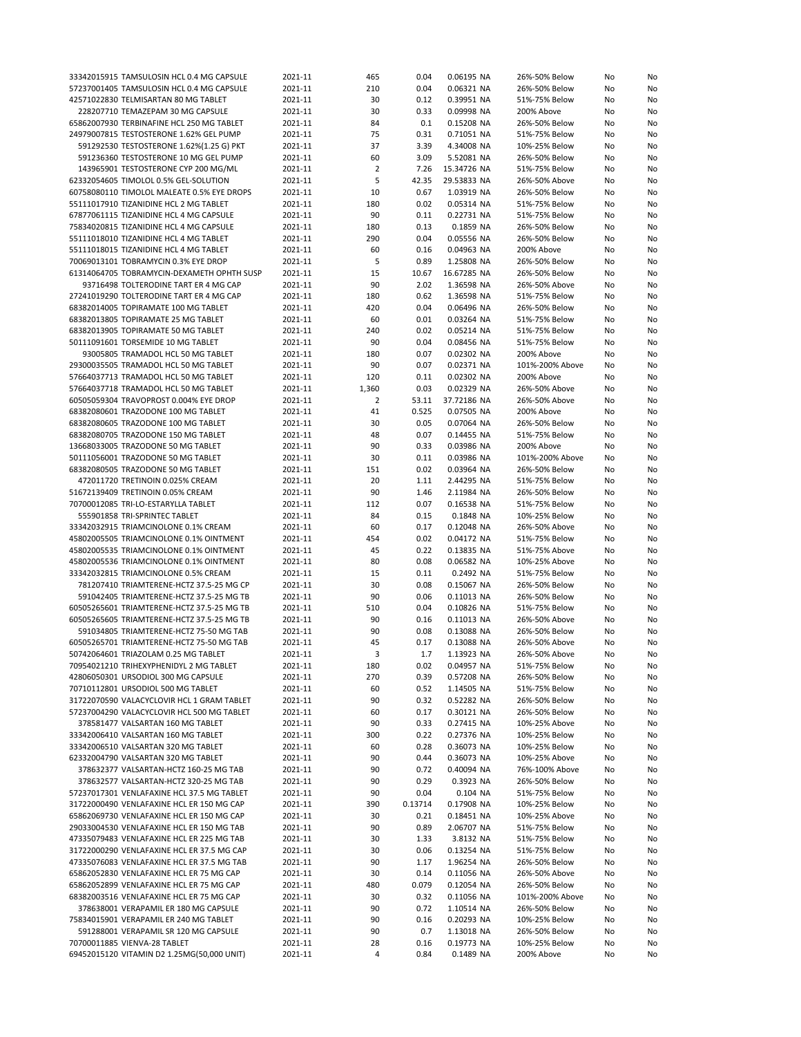| | | | | | | | | |
|---|---|---|---|---|---|---|---|---|
| 33342015915 TAMSULOSIN HCL 0.4 MG CAPSULE | 2021-11 | 465 | 0.04 | 0.06195 NA | | 26%-50% Below | No | No |
| 57237001405 TAMSULOSIN HCL 0.4 MG CAPSULE | 2021-11 | 210 | 0.04 | 0.06321 NA | | 26%-50% Below | No | No |
| 42571022830 TELMISARTAN 80 MG TABLET | 2021-11 | 30 | 0.12 | 0.39951 NA | | 51%-75% Below | No | No |
| 228207710 TEMAZEPAM 30 MG CAPSULE | 2021-11 | 30 | 0.33 | 0.09998 NA | | 200% Above | No | No |
| 65862007930 TERBINAFINE HCL 250 MG TABLET | 2021-11 | 84 | 0.1 | 0.15208 NA | | 26%-50% Below | No | No |
| 24979007815 TESTOSTERONE 1.62% GEL PUMP | 2021-11 | 75 | 0.31 | 0.71051 NA | | 51%-75% Below | No | No |
| 591292530 TESTOSTERONE 1.62%(1.25 G) PKT | 2021-11 | 37 | 3.39 | 4.34008 NA | | 10%-25% Below | No | No |
| 591236360 TESTOSTERONE 10 MG GEL PUMP | 2021-11 | 60 | 3.09 | 5.52081 NA | | 26%-50% Below | No | No |
| 143965901 TESTOSTERONE CYP 200 MG/ML | 2021-11 | 2 | 7.26 | 15.34726 NA | | 51%-75% Below | No | No |
| 62332054605 TIMOLOL 0.5% GEL-SOLUTION | 2021-11 | 5 | 42.35 | 29.53833 NA | | 26%-50% Above | No | No |
| 60758080110 TIMOLOL MALEATE 0.5% EYE DROPS | 2021-11 | 10 | 0.67 | 1.03919 NA | | 26%-50% Below | No | No |
| 55111017910 TIZANIDINE HCL 2 MG TABLET | 2021-11 | 180 | 0.02 | 0.05314 NA | | 51%-75% Below | No | No |
| 67877061115 TIZANIDINE HCL 4 MG CAPSULE | 2021-11 | 90 | 0.11 | 0.22731 NA | | 51%-75% Below | No | No |
| 75834020815 TIZANIDINE HCL 4 MG CAPSULE | 2021-11 | 180 | 0.13 | 0.1859 NA | | 26%-50% Below | No | No |
| 55111018010 TIZANIDINE HCL 4 MG TABLET | 2021-11 | 290 | 0.04 | 0.05556 NA | | 26%-50% Below | No | No |
| 55111018015 TIZANIDINE HCL 4 MG TABLET | 2021-11 | 60 | 0.16 | 0.04963 NA | | 200% Above | No | No |
| 70069013101 TOBRAMYCIN 0.3% EYE DROP | 2021-11 | 5 | 0.89 | 1.25808 NA | | 26%-50% Below | No | No |
| 61314064705 TOBRAMYCIN-DEXAMETH OPHTH SUSP | 2021-11 | 15 | 10.67 | 16.67285 NA | | 26%-50% Below | No | No |
| 93716498 TOLTERODINE TART ER 4 MG CAP | 2021-11 | 90 | 2.02 | 1.36598 NA | | 26%-50% Above | No | No |
| 27241019290 TOLTERODINE TART ER 4 MG CAP | 2021-11 | 180 | 0.62 | 1.36598 NA | | 51%-75% Below | No | No |
| 68382014005 TOPIRAMATE 100 MG TABLET | 2021-11 | 420 | 0.04 | 0.06496 NA | | 26%-50% Below | No | No |
| 68382013805 TOPIRAMATE 25 MG TABLET | 2021-11 | 60 | 0.01 | 0.03264 NA | | 51%-75% Below | No | No |
| 68382013905 TOPIRAMATE 50 MG TABLET | 2021-11 | 240 | 0.02 | 0.05214 NA | | 51%-75% Below | No | No |
| 50111091601 TORSEMIDE 10 MG TABLET | 2021-11 | 90 | 0.04 | 0.08456 NA | | 51%-75% Below | No | No |
| 93005805 TRAMADOL HCL 50 MG TABLET | 2021-11 | 180 | 0.07 | 0.02302 NA | | 200% Above | No | No |
| 29300035505 TRAMADOL HCL 50 MG TABLET | 2021-11 | 90 | 0.07 | 0.02371 NA | | 101%-200% Above | No | No |
| 57664037713 TRAMADOL HCL 50 MG TABLET | 2021-11 | 120 | 0.11 | 0.02302 NA | | 200% Above | No | No |
| 57664037718 TRAMADOL HCL 50 MG TABLET | 2021-11 | 1,360 | 0.03 | 0.02329 NA | | 26%-50% Above | No | No |
| 60505059304 TRAVOPROST 0.004% EYE DROP | 2021-11 | 2 | 53.11 | 37.72186 NA | | 26%-50% Above | No | No |
| 68382080601 TRAZODONE 100 MG TABLET | 2021-11 | 41 | 0.525 | 0.07505 NA | | 200% Above | No | No |
| 68382080605 TRAZODONE 100 MG TABLET | 2021-11 | 30 | 0.05 | 0.07064 NA | | 26%-50% Below | No | No |
| 68382080705 TRAZODONE 150 MG TABLET | 2021-11 | 48 | 0.07 | 0.14455 NA | | 51%-75% Below | No | No |
| 13668033005 TRAZODONE 50 MG TABLET | 2021-11 | 90 | 0.33 | 0.03986 NA | | 200% Above | No | No |
| 50111056001 TRAZODONE 50 MG TABLET | 2021-11 | 30 | 0.11 | 0.03986 NA | | 101%-200% Above | No | No |
| 68382080505 TRAZODONE 50 MG TABLET | 2021-11 | 151 | 0.02 | 0.03964 NA | | 26%-50% Below | No | No |
| 472011720 TRETINOIN 0.025% CREAM | 2021-11 | 20 | 1.11 | 2.44295 NA | | 51%-75% Below | No | No |
| 51672139409 TRETINOIN 0.05% CREAM | 2021-11 | 90 | 1.46 | 2.11984 NA | | 26%-50% Below | No | No |
| 70700012085 TRI-LO-ESTARYLLA TABLET | 2021-11 | 112 | 0.07 | 0.16538 NA | | 51%-75% Below | No | No |
| 555901858 TRI-SPRINTEC TABLET | 2021-11 | 84 | 0.15 | 0.1848 NA | | 10%-25% Below | No | No |
| 33342032915 TRIAMCINOLONE 0.1% CREAM | 2021-11 | 60 | 0.17 | 0.12048 NA | | 26%-50% Above | No | No |
| 45802005505 TRIAMCINOLONE 0.1% OINTMENT | 2021-11 | 454 | 0.02 | 0.04172 NA | | 51%-75% Below | No | No |
| 45802005535 TRIAMCINOLONE 0.1% OINTMENT | 2021-11 | 45 | 0.22 | 0.13835 NA | | 51%-75% Above | No | No |
| 45802005536 TRIAMCINOLONE 0.1% OINTMENT | 2021-11 | 80 | 0.08 | 0.06582 NA | | 10%-25% Above | No | No |
| 33342032815 TRIAMCINOLONE 0.5% CREAM | 2021-11 | 15 | 0.11 | 0.2492 NA | | 51%-75% Below | No | No |
| 781207410 TRIAMTERENE-HCTZ 37.5-25 MG CP | 2021-11 | 30 | 0.08 | 0.15067 NA | | 26%-50% Below | No | No |
| 591042405 TRIAMTERENE-HCTZ 37.5-25 MG TB | 2021-11 | 90 | 0.06 | 0.11013 NA | | 26%-50% Below | No | No |
| 60505265601 TRIAMTERENE-HCTZ 37.5-25 MG TB | 2021-11 | 510 | 0.04 | 0.10826 NA | | 51%-75% Below | No | No |
| 60505265605 TRIAMTERENE-HCTZ 37.5-25 MG TB | 2021-11 | 90 | 0.16 | 0.11013 NA | | 26%-50% Above | No | No |
| 591034805 TRIAMTERENE-HCTZ 75-50 MG TAB | 2021-11 | 90 | 0.08 | 0.13088 NA | | 26%-50% Below | No | No |
| 60505265701 TRIAMTERENE-HCTZ 75-50 MG TAB | 2021-11 | 45 | 0.17 | 0.13088 NA | | 26%-50% Above | No | No |
| 50742064601 TRIAZOLAM 0.25 MG TABLET | 2021-11 | 3 | 1.7 | 1.13923 NA | | 26%-50% Above | No | No |
| 70954021210 TRIHEXYPHENIDYL 2 MG TABLET | 2021-11 | 180 | 0.02 | 0.04957 NA | | 51%-75% Below | No | No |
| 42806050301 URSODIOL 300 MG CAPSULE | 2021-11 | 270 | 0.39 | 0.57208 NA | | 26%-50% Below | No | No |
| 70710112801 URSODIOL 500 MG TABLET | 2021-11 | 60 | 0.52 | 1.14505 NA | | 51%-75% Below | No | No |
| 31722070590 VALACYCLOVIR HCL 1 GRAM TABLET | 2021-11 | 90 | 0.32 | 0.52282 NA | | 26%-50% Below | No | No |
| 57237004290 VALACYCLOVIR HCL 500 MG TABLET | 2021-11 | 60 | 0.17 | 0.30121 NA | | 26%-50% Below | No | No |
| 378581477 VALSARTAN 160 MG TABLET | 2021-11 | 90 | 0.33 | 0.27415 NA | | 10%-25% Above | No | No |
| 33342006410 VALSARTAN 160 MG TABLET | 2021-11 | 300 | 0.22 | 0.27376 NA | | 10%-25% Below | No | No |
| 33342006510 VALSARTAN 320 MG TABLET | 2021-11 | 60 | 0.28 | 0.36073 NA | | 10%-25% Below | No | No |
| 62332004790 VALSARTAN 320 MG TABLET | 2021-11 | 90 | 0.44 | 0.36073 NA | | 10%-25% Above | No | No |
| 378632377 VALSARTAN-HCTZ 160-25 MG TAB | 2021-11 | 90 | 0.72 | 0.40094 NA | | 76%-100% Above | No | No |
| 378632577 VALSARTAN-HCTZ 320-25 MG TAB | 2021-11 | 90 | 0.29 | 0.3923 NA | | 26%-50% Below | No | No |
| 57237017301 VENLAFAXINE HCL 37.5 MG TABLET | 2021-11 | 90 | 0.04 | 0.104 NA | | 51%-75% Below | No | No |
| 31722000490 VENLAFAXINE HCL ER 150 MG CAP | 2021-11 | 390 | 0.13714 | 0.17908 NA | | 10%-25% Below | No | No |
| 65862069730 VENLAFAXINE HCL ER 150 MG CAP | 2021-11 | 30 | 0.21 | 0.18451 NA | | 10%-25% Above | No | No |
| 29033004530 VENLAFAXINE HCL ER 150 MG TAB | 2021-11 | 90 | 0.89 | 2.06707 NA | | 51%-75% Below | No | No |
| 47335079483 VENLAFAXINE HCL ER 225 MG TAB | 2021-11 | 30 | 1.33 | 3.8132 NA | | 51%-75% Below | No | No |
| 31722000290 VENLAFAXINE HCL ER 37.5 MG CAP | 2021-11 | 30 | 0.06 | 0.13254 NA | | 51%-75% Below | No | No |
| 47335076083 VENLAFAXINE HCL ER 37.5 MG TAB | 2021-11 | 90 | 1.17 | 1.96254 NA | | 26%-50% Below | No | No |
| 65862052830 VENLAFAXINE HCL ER 75 MG CAP | 2021-11 | 30 | 0.14 | 0.11056 NA | | 26%-50% Above | No | No |
| 65862052899 VENLAFAXINE HCL ER 75 MG CAP | 2021-11 | 480 | 0.079 | 0.12054 NA | | 26%-50% Below | No | No |
| 68382003516 VENLAFAXINE HCL ER 75 MG CAP | 2021-11 | 30 | 0.32 | 0.11056 NA | | 101%-200% Above | No | No |
| 378638001 VERAPAMIL ER 180 MG CAPSULE | 2021-11 | 90 | 0.72 | 1.10514 NA | | 26%-50% Below | No | No |
| 75834015901 VERAPAMIL ER 240 MG TABLET | 2021-11 | 90 | 0.16 | 0.20293 NA | | 10%-25% Below | No | No |
| 591288001 VERAPAMIL SR 120 MG CAPSULE | 2021-11 | 90 | 0.7 | 1.13018 NA | | 26%-50% Below | No | No |
| 70700011885 VIENVA-28 TABLET | 2021-11 | 28 | 0.16 | 0.19773 NA | | 10%-25% Below | No | No |
| 69452015120 VITAMIN D2 1.25MG(50,000 UNIT) | 2021-11 | 4 | 0.84 | 0.1489 NA | | 200% Above | No | No |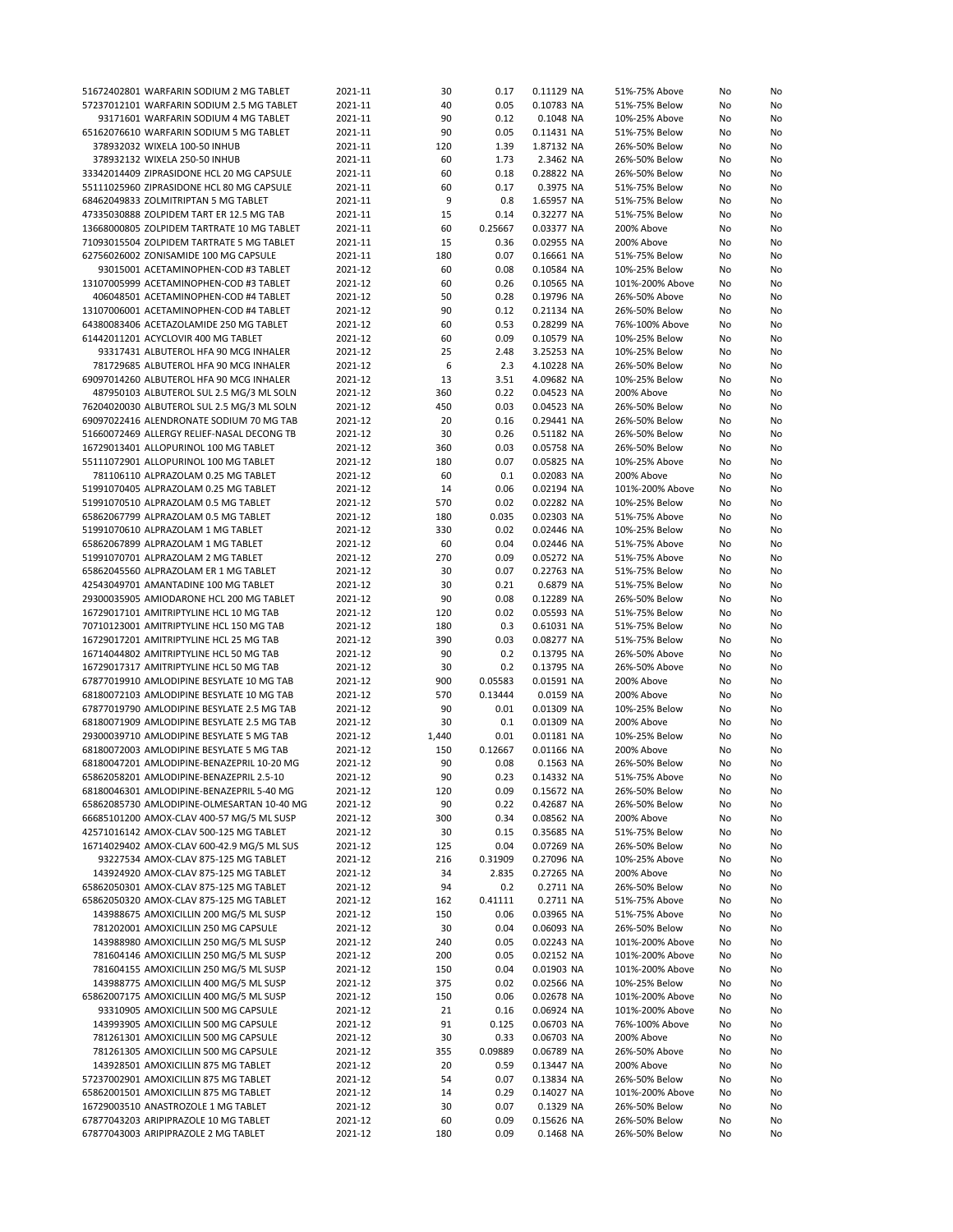| | | | | | | | |
|---|---|---|---|---|---|---|---|
| 51672402801 WARFARIN SODIUM 2 MG TABLET | 2021-11 | 30 | 0.17 | 0.11129 NA | 51%-75% Above | No | No |
| 57237012101 WARFARIN SODIUM 2.5 MG TABLET | 2021-11 | 40 | 0.05 | 0.10783 NA | 51%-75% Below | No | No |
| 93171601 WARFARIN SODIUM 4 MG TABLET | 2021-11 | 90 | 0.12 | 0.1048 NA | 10%-25% Above | No | No |
| 65162076610 WARFARIN SODIUM 5 MG TABLET | 2021-11 | 90 | 0.05 | 0.11431 NA | 51%-75% Below | No | No |
| 378932032 WIXELA 100-50 INHUB | 2021-11 | 120 | 1.39 | 1.87132 NA | 26%-50% Below | No | No |
| 378932132 WIXELA 250-50 INHUB | 2021-11 | 60 | 1.73 | 2.3462 NA | 26%-50% Below | No | No |
| 33342014409 ZIPRASIDONE HCL 20 MG CAPSULE | 2021-11 | 60 | 0.18 | 0.28822 NA | 26%-50% Below | No | No |
| 55111025960 ZIPRASIDONE HCL 80 MG CAPSULE | 2021-11 | 60 | 0.17 | 0.3975 NA | 51%-75% Below | No | No |
| 68462049833 ZOLMITRIPTAN 5 MG TABLET | 2021-11 | 9 | 0.8 | 1.65957 NA | 51%-75% Below | No | No |
| 47335030888 ZOLPIDEM TART ER 12.5 MG TAB | 2021-11 | 15 | 0.14 | 0.32277 NA | 51%-75% Below | No | No |
| 13668000805 ZOLPIDEM TARTRATE 10 MG TABLET | 2021-11 | 60 | 0.25667 | 0.03377 NA | 200% Above | No | No |
| 71093015504 ZOLPIDEM TARTRATE 5 MG TABLET | 2021-11 | 15 | 0.36 | 0.02955 NA | 200% Above | No | No |
| 62756026002 ZONISAMIDE 100 MG CAPSULE | 2021-11 | 180 | 0.07 | 0.16661 NA | 51%-75% Below | No | No |
| 93015001 ACETAMINOPHEN-COD #3 TABLET | 2021-12 | 60 | 0.08 | 0.10584 NA | 10%-25% Below | No | No |
| 13107005999 ACETAMINOPHEN-COD #3 TABLET | 2021-12 | 60 | 0.26 | 0.10565 NA | 101%-200% Above | No | No |
| 406048501 ACETAMINOPHEN-COD #4 TABLET | 2021-12 | 50 | 0.28 | 0.19796 NA | 26%-50% Above | No | No |
| 13107006001 ACETAMINOPHEN-COD #4 TABLET | 2021-12 | 90 | 0.12 | 0.21134 NA | 26%-50% Below | No | No |
| 64380083406 ACETAZOLAMIDE 250 MG TABLET | 2021-12 | 60 | 0.53 | 0.28299 NA | 76%-100% Above | No | No |
| 61442011201 ACYCLOVIR 400 MG TABLET | 2021-12 | 60 | 0.09 | 0.10579 NA | 10%-25% Below | No | No |
| 93317431 ALBUTEROL HFA 90 MCG INHALER | 2021-12 | 25 | 2.48 | 3.25253 NA | 10%-25% Below | No | No |
| 781729685 ALBUTEROL HFA 90 MCG INHALER | 2021-12 | 6 | 2.3 | 4.10228 NA | 26%-50% Below | No | No |
| 69097014260 ALBUTEROL HFA 90 MCG INHALER | 2021-12 | 13 | 3.51 | 4.09682 NA | 10%-25% Below | No | No |
| 487950103 ALBUTEROL SUL 2.5 MG/3 ML SOLN | 2021-12 | 360 | 0.22 | 0.04523 NA | 200% Above | No | No |
| 76204020030 ALBUTEROL SUL 2.5 MG/3 ML SOLN | 2021-12 | 450 | 0.03 | 0.04523 NA | 26%-50% Below | No | No |
| 69097022416 ALENDRONATE SODIUM 70 MG TAB | 2021-12 | 20 | 0.16 | 0.29441 NA | 26%-50% Below | No | No |
| 51660072469 ALLERGY RELIEF-NASAL DECONG TB | 2021-12 | 30 | 0.26 | 0.51182 NA | 26%-50% Below | No | No |
| 16729013401 ALLOPURINOL 100 MG TABLET | 2021-12 | 360 | 0.03 | 0.05758 NA | 26%-50% Below | No | No |
| 55111072901 ALLOPURINOL 100 MG TABLET | 2021-12 | 180 | 0.07 | 0.05825 NA | 10%-25% Above | No | No |
| 781106110 ALPRAZOLAM 0.25 MG TABLET | 2021-12 | 60 | 0.1 | 0.02083 NA | 200% Above | No | No |
| 51991070405 ALPRAZOLAM 0.25 MG TABLET | 2021-12 | 14 | 0.06 | 0.02194 NA | 101%-200% Above | No | No |
| 51991070510 ALPRAZOLAM 0.5 MG TABLET | 2021-12 | 570 | 0.02 | 0.02282 NA | 10%-25% Below | No | No |
| 65862067799 ALPRAZOLAM 0.5 MG TABLET | 2021-12 | 180 | 0.035 | 0.02303 NA | 51%-75% Above | No | No |
| 51991070610 ALPRAZOLAM 1 MG TABLET | 2021-12 | 330 | 0.02 | 0.02446 NA | 10%-25% Below | No | No |
| 65862067899 ALPRAZOLAM 1 MG TABLET | 2021-12 | 60 | 0.04 | 0.02446 NA | 51%-75% Above | No | No |
| 51991070701 ALPRAZOLAM 2 MG TABLET | 2021-12 | 270 | 0.09 | 0.05272 NA | 51%-75% Above | No | No |
| 65862045560 ALPRAZOLAM ER 1 MG TABLET | 2021-12 | 30 | 0.07 | 0.22763 NA | 51%-75% Below | No | No |
| 42543049701 AMANTADINE 100 MG TABLET | 2021-12 | 30 | 0.21 | 0.6879 NA | 51%-75% Below | No | No |
| 29300035905 AMIODARONE HCL 200 MG TABLET | 2021-12 | 90 | 0.08 | 0.12289 NA | 26%-50% Below | No | No |
| 16729017101 AMITRIPTYLINE HCL 10 MG TAB | 2021-12 | 120 | 0.02 | 0.05593 NA | 51%-75% Below | No | No |
| 70710123001 AMITRIPTYLINE HCL 150 MG TAB | 2021-12 | 180 | 0.3 | 0.61031 NA | 51%-75% Below | No | No |
| 16729017201 AMITRIPTYLINE HCL 25 MG TAB | 2021-12 | 390 | 0.03 | 0.08277 NA | 51%-75% Below | No | No |
| 16714044802 AMITRIPTYLINE HCL 50 MG TAB | 2021-12 | 90 | 0.2 | 0.13795 NA | 26%-50% Above | No | No |
| 16729017317 AMITRIPTYLINE HCL 50 MG TAB | 2021-12 | 30 | 0.2 | 0.13795 NA | 26%-50% Above | No | No |
| 67877019910 AMLODIPINE BESYLATE 10 MG TAB | 2021-12 | 900 | 0.05583 | 0.01591 NA | 200% Above | No | No |
| 68180072103 AMLODIPINE BESYLATE 10 MG TAB | 2021-12 | 570 | 0.13444 | 0.0159 NA | 200% Above | No | No |
| 67877019790 AMLODIPINE BESYLATE 2.5 MG TAB | 2021-12 | 90 | 0.01 | 0.01309 NA | 10%-25% Below | No | No |
| 68180071909 AMLODIPINE BESYLATE 2.5 MG TAB | 2021-12 | 30 | 0.1 | 0.01309 NA | 200% Above | No | No |
| 29300039710 AMLODIPINE BESYLATE 5 MG TAB | 2021-12 | 1,440 | 0.01 | 0.01181 NA | 10%-25% Below | No | No |
| 68180072003 AMLODIPINE BESYLATE 5 MG TAB | 2021-12 | 150 | 0.12667 | 0.01166 NA | 200% Above | No | No |
| 68180047201 AMLODIPINE-BENAZEPRIL 10-20 MG | 2021-12 | 90 | 0.08 | 0.1563 NA | 26%-50% Below | No | No |
| 65862058201 AMLODIPINE-BENAZEPRIL 2.5-10 | 2021-12 | 90 | 0.23 | 0.14332 NA | 51%-75% Above | No | No |
| 68180046301 AMLODIPINE-BENAZEPRIL 5-40 MG | 2021-12 | 120 | 0.09 | 0.15672 NA | 26%-50% Below | No | No |
| 65862085730 AMLODIPINE-OLMESARTAN 10-40 MG | 2021-12 | 90 | 0.22 | 0.42687 NA | 26%-50% Below | No | No |
| 66685101200 AMOX-CLAV 400-57 MG/5 ML SUSP | 2021-12 | 300 | 0.34 | 0.08562 NA | 200% Above | No | No |
| 42571016142 AMOX-CLAV 500-125 MG TABLET | 2021-12 | 30 | 0.15 | 0.35685 NA | 51%-75% Below | No | No |
| 16714029402 AMOX-CLAV 600-42.9 MG/5 ML SUS | 2021-12 | 125 | 0.04 | 0.07269 NA | 26%-50% Below | No | No |
| 93227534 AMOX-CLAV 875-125 MG TABLET | 2021-12 | 216 | 0.31909 | 0.27096 NA | 10%-25% Above | No | No |
| 143924920 AMOX-CLAV 875-125 MG TABLET | 2021-12 | 34 | 2.835 | 0.27265 NA | 200% Above | No | No |
| 65862050301 AMOX-CLAV 875-125 MG TABLET | 2021-12 | 94 | 0.2 | 0.2711 NA | 26%-50% Below | No | No |
| 65862050320 AMOX-CLAV 875-125 MG TABLET | 2021-12 | 162 | 0.41111 | 0.2711 NA | 51%-75% Above | No | No |
| 143988675 AMOXICILLIN 200 MG/5 ML SUSP | 2021-12 | 150 | 0.06 | 0.03965 NA | 51%-75% Above | No | No |
| 781202001 AMOXICILLIN 250 MG CAPSULE | 2021-12 | 30 | 0.04 | 0.06093 NA | 26%-50% Below | No | No |
| 143988980 AMOXICILLIN 250 MG/5 ML SUSP | 2021-12 | 240 | 0.05 | 0.02243 NA | 101%-200% Above | No | No |
| 781604146 AMOXICILLIN 250 MG/5 ML SUSP | 2021-12 | 200 | 0.05 | 0.02152 NA | 101%-200% Above | No | No |
| 781604155 AMOXICILLIN 250 MG/5 ML SUSP | 2021-12 | 150 | 0.04 | 0.01903 NA | 101%-200% Above | No | No |
| 143988775 AMOXICILLIN 400 MG/5 ML SUSP | 2021-12 | 375 | 0.02 | 0.02566 NA | 10%-25% Below | No | No |
| 65862007175 AMOXICILLIN 400 MG/5 ML SUSP | 2021-12 | 150 | 0.06 | 0.02678 NA | 101%-200% Above | No | No |
| 93310905 AMOXICILLIN 500 MG CAPSULE | 2021-12 | 21 | 0.16 | 0.06924 NA | 101%-200% Above | No | No |
| 143993905 AMOXICILLIN 500 MG CAPSULE | 2021-12 | 91 | 0.125 | 0.06703 NA | 76%-100% Above | No | No |
| 781261301 AMOXICILLIN 500 MG CAPSULE | 2021-12 | 30 | 0.33 | 0.06703 NA | 200% Above | No | No |
| 781261305 AMOXICILLIN 500 MG CAPSULE | 2021-12 | 355 | 0.09889 | 0.06789 NA | 26%-50% Above | No | No |
| 143928501 AMOXICILLIN 875 MG TABLET | 2021-12 | 20 | 0.59 | 0.13447 NA | 200% Above | No | No |
| 57237002901 AMOXICILLIN 875 MG TABLET | 2021-12 | 54 | 0.07 | 0.13834 NA | 26%-50% Below | No | No |
| 65862001501 AMOXICILLIN 875 MG TABLET | 2021-12 | 14 | 0.29 | 0.14027 NA | 101%-200% Above | No | No |
| 16729003510 ANASTROZOLE 1 MG TABLET | 2021-12 | 30 | 0.07 | 0.1329 NA | 26%-50% Below | No | No |
| 67877043203 ARIPIPRAZOLE 10 MG TABLET | 2021-12 | 60 | 0.09 | 0.15626 NA | 26%-50% Below | No | No |
| 67877043003 ARIPIPRAZOLE 2 MG TABLET | 2021-12 | 180 | 0.09 | 0.1468 NA | 26%-50% Below | No | No |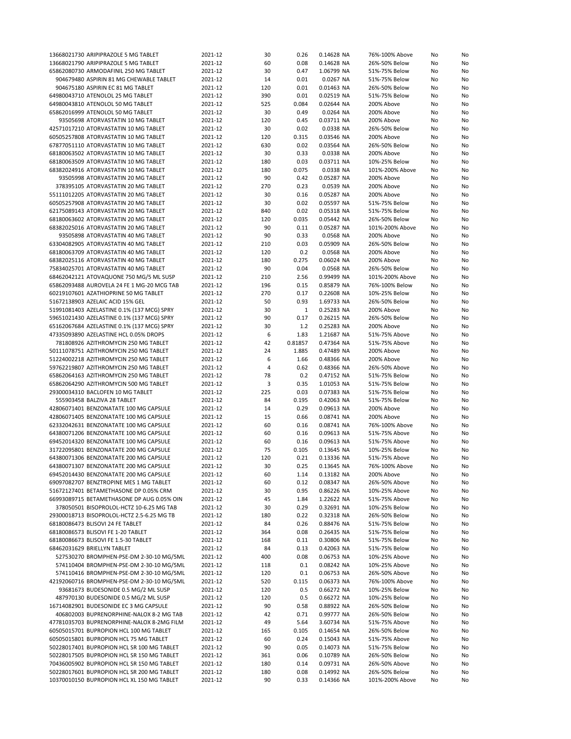| | | | | | | | | |
|---|---|---|---|---|---|---|---|---|
| 13668021730 | ARIPIPRAZOLE 5 MG TABLET | 2021-12 | 30 | 0.26 | 0.14628 | NA | 76%-100% Above | No | No |
| 13668021790 | ARIPIPRAZOLE 5 MG TABLET | 2021-12 | 60 | 0.08 | 0.14628 | NA | 26%-50% Below | No | No |
| 65862080730 | ARMODAFINIL 250 MG TABLET | 2021-12 | 30 | 0.47 | 1.06799 | NA | 51%-75% Below | No | No |
| 904679480 | ASPIRIN 81 MG CHEWABLE TABLET | 2021-12 | 14 | 0.01 | 0.0267 | NA | 51%-75% Below | No | No |
| 904675180 | ASPIRIN EC 81 MG TABLET | 2021-12 | 120 | 0.01 | 0.01463 | NA | 26%-50% Below | No | No |
| 64980043710 | ATENOLOL 25 MG TABLET | 2021-12 | 390 | 0.01 | 0.02519 | NA | 51%-75% Below | No | No |
| 64980043810 | ATENOLOL 50 MG TABLET | 2021-12 | 525 | 0.084 | 0.02644 | NA | 200% Above | No | No |
| 65862016999 | ATENOLOL 50 MG TABLET | 2021-12 | 30 | 0.49 | 0.0264 | NA | 200% Above | No | No |
| 93505698 | ATORVASTATIN 10 MG TABLET | 2021-12 | 120 | 0.45 | 0.03711 | NA | 200% Above | No | No |
| 42571017210 | ATORVASTATIN 10 MG TABLET | 2021-12 | 30 | 0.02 | 0.0338 | NA | 26%-50% Below | No | No |
| 60505257808 | ATORVASTATIN 10 MG TABLET | 2021-12 | 120 | 0.315 | 0.03546 | NA | 200% Above | No | No |
| 67877051110 | ATORVASTATIN 10 MG TABLET | 2021-12 | 630 | 0.02 | 0.03564 | NA | 26%-50% Below | No | No |
| 68180063502 | ATORVASTATIN 10 MG TABLET | 2021-12 | 30 | 0.33 | 0.0338 | NA | 200% Above | No | No |
| 68180063509 | ATORVASTATIN 10 MG TABLET | 2021-12 | 180 | 0.03 | 0.03711 | NA | 10%-25% Below | No | No |
| 68382024916 | ATORVASTATIN 10 MG TABLET | 2021-12 | 180 | 0.075 | 0.0338 | NA | 101%-200% Above | No | No |
| 93505998 | ATORVASTATIN 20 MG TABLET | 2021-12 | 90 | 0.42 | 0.05287 | NA | 200% Above | No | No |
| 378395105 | ATORVASTATIN 20 MG TABLET | 2021-12 | 270 | 0.23 | 0.0539 | NA | 200% Above | No | No |
| 55111012205 | ATORVASTATIN 20 MG TABLET | 2021-12 | 30 | 0.16 | 0.05287 | NA | 200% Above | No | No |
| 60505257908 | ATORVASTATIN 20 MG TABLET | 2021-12 | 30 | 0.02 | 0.05597 | NA | 51%-75% Below | No | No |
| 62175089143 | ATORVASTATIN 20 MG TABLET | 2021-12 | 840 | 0.02 | 0.05318 | NA | 51%-75% Below | No | No |
| 68180063602 | ATORVASTATIN 20 MG TABLET | 2021-12 | 120 | 0.035 | 0.05442 | NA | 26%-50% Below | No | No |
| 68382025016 | ATORVASTATIN 20 MG TABLET | 2021-12 | 90 | 0.11 | 0.05287 | NA | 101%-200% Above | No | No |
| 93505898 | ATORVASTATIN 40 MG TABLET | 2021-12 | 90 | 0.33 | 0.0568 | NA | 200% Above | No | No |
| 63304082905 | ATORVASTATIN 40 MG TABLET | 2021-12 | 210 | 0.03 | 0.05909 | NA | 26%-50% Below | No | No |
| 68180063709 | ATORVASTATIN 40 MG TABLET | 2021-12 | 120 | 0.2 | 0.0568 | NA | 200% Above | No | No |
| 68382025116 | ATORVASTATIN 40 MG TABLET | 2021-12 | 180 | 0.275 | 0.06024 | NA | 200% Above | No | No |
| 75834025701 | ATORVASTATIN 40 MG TABLET | 2021-12 | 90 | 0.04 | 0.0568 | NA | 26%-50% Below | No | No |
| 68462021221 | ATOVAQUONE 750 MG/5 ML SUSP | 2021-12 | 210 | 2.56 | 0.99499 | NA | 101%-200% Above | No | No |
| 65862093488 | AUROVELA 24 FE 1 MG-20 MCG TAB | 2021-12 | 196 | 0.15 | 0.85879 | NA | 76%-100% Below | No | No |
| 60219107601 | AZATHIOPRINE 50 MG TABLET | 2021-12 | 270 | 0.17 | 0.22608 | NA | 10%-25% Below | No | No |
| 51672138903 | AZELAIC ACID 15% GEL | 2021-12 | 50 | 0.93 | 1.69733 | NA | 26%-50% Below | No | No |
| 51991081403 | AZELASTINE 0.1% (137 MCG) SPRY | 2021-12 | 30 | 1 | 0.25283 | NA | 200% Above | No | No |
| 59651021430 | AZELASTINE 0.1% (137 MCG) SPRY | 2021-12 | 90 | 0.17 | 0.26215 | NA | 26%-50% Below | No | No |
| 65162067684 | AZELASTINE 0.1% (137 MCG) SPRY | 2021-12 | 30 | 1.2 | 0.25283 | NA | 200% Above | No | No |
| 47335093890 | AZELASTINE HCL 0.05% DROPS | 2021-12 | 6 | 1.83 | 1.21687 | NA | 51%-75% Above | No | No |
| 781808926 | AZITHROMYCIN 250 MG TABLET | 2021-12 | 42 | 0.81857 | 0.47364 | NA | 51%-75% Above | No | No |
| 50111078751 | AZITHROMYCIN 250 MG TABLET | 2021-12 | 24 | 1.885 | 0.47489 | NA | 200% Above | No | No |
| 51224002218 | AZITHROMYCIN 250 MG TABLET | 2021-12 | 6 | 1.66 | 0.48366 | NA | 200% Above | No | No |
| 59762219807 | AZITHROMYCIN 250 MG TABLET | 2021-12 | 4 | 0.62 | 0.48366 | NA | 26%-50% Above | No | No |
| 65862064163 | AZITHROMYCIN 250 MG TABLET | 2021-12 | 78 | 0.2 | 0.47152 | NA | 51%-75% Below | No | No |
| 65862064290 | AZITHROMYCIN 500 MG TABLET | 2021-12 | 3 | 0.35 | 1.01053 | NA | 51%-75% Below | No | No |
| 29300034310 | BACLOFEN 10 MG TABLET | 2021-12 | 225 | 0.03 | 0.07383 | NA | 51%-75% Below | No | No |
| 555903458 | BALZIVA 28 TABLET | 2021-12 | 84 | 0.195 | 0.42063 | NA | 51%-75% Below | No | No |
| 42806071401 | BENZONATATE 100 MG CAPSULE | 2021-12 | 14 | 0.29 | 0.09613 | NA | 200% Above | No | No |
| 42806071405 | BENZONATATE 100 MG CAPSULE | 2021-12 | 15 | 0.66 | 0.08741 | NA | 200% Above | No | No |
| 62332042631 | BENZONATATE 100 MG CAPSULE | 2021-12 | 60 | 0.16 | 0.08741 | NA | 76%-100% Above | No | No |
| 64380071206 | BENZONATATE 100 MG CAPSULE | 2021-12 | 60 | 0.16 | 0.09613 | NA | 51%-75% Above | No | No |
| 69452014320 | BENZONATATE 100 MG CAPSULE | 2021-12 | 60 | 0.16 | 0.09613 | NA | 51%-75% Above | No | No |
| 31722095801 | BENZONATATE 200 MG CAPSULE | 2021-12 | 75 | 0.105 | 0.13645 | NA | 10%-25% Below | No | No |
| 64380071306 | BENZONATATE 200 MG CAPSULE | 2021-12 | 120 | 0.21 | 0.13336 | NA | 51%-75% Above | No | No |
| 64380071307 | BENZONATATE 200 MG CAPSULE | 2021-12 | 30 | 0.25 | 0.13645 | NA | 76%-100% Above | No | No |
| 69452014430 | BENZONATATE 200 MG CAPSULE | 2021-12 | 60 | 1.14 | 0.13182 | NA | 200% Above | No | No |
| 69097082707 | BENZTROPINE MES 1 MG TABLET | 2021-12 | 60 | 0.12 | 0.08347 | NA | 26%-50% Above | No | No |
| 51672127401 | BETAMETHASONE DP 0.05% CRM | 2021-12 | 30 | 0.95 | 0.86226 | NA | 10%-25% Above | No | No |
| 66993089715 | BETAMETHASONE DP AUG 0.05% OIN | 2021-12 | 45 | 1.84 | 1.22622 | NA | 51%-75% Above | No | No |
| 378050501 | BISOPROLOL-HCTZ 10-6.25 MG TAB | 2021-12 | 30 | 0.29 | 0.32691 | NA | 10%-25% Below | No | No |
| 29300018713 | BISOPROLOL-HCTZ 2.5-6.25 MG TB | 2021-12 | 180 | 0.22 | 0.32318 | NA | 26%-50% Below | No | No |
| 68180086473 | BLISOVI 24 FE TABLET | 2021-12 | 84 | 0.26 | 0.88476 | NA | 51%-75% Below | No | No |
| 68180086573 | BLISOVI FE 1-20 TABLET | 2021-12 | 364 | 0.08 | 0.26435 | NA | 51%-75% Below | No | No |
| 68180086673 | BLISOVI FE 1.5-30 TABLET | 2021-12 | 168 | 0.11 | 0.30806 | NA | 51%-75% Below | No | No |
| 68462031629 | BRIELLYN TABLET | 2021-12 | 84 | 0.13 | 0.42063 | NA | 51%-75% Below | No | No |
| 527530270 | BROMPHEN-PSE-DM 2-30-10 MG/5ML | 2021-12 | 400 | 0.08 | 0.06753 | NA | 10%-25% Above | No | No |
| 574110404 | BROMPHEN-PSE-DM 2-30-10 MG/5ML | 2021-12 | 118 | 0.1 | 0.08242 | NA | 10%-25% Above | No | No |
| 574110416 | BROMPHEN-PSE-DM 2-30-10 MG/5ML | 2021-12 | 120 | 0.1 | 0.06753 | NA | 26%-50% Above | No | No |
| 42192060716 | BROMPHEN-PSE-DM 2-30-10 MG/5ML | 2021-12 | 520 | 0.115 | 0.06373 | NA | 76%-100% Above | No | No |
| 93681673 | BUDESONIDE 0.5 MG/2 ML SUSP | 2021-12 | 120 | 0.5 | 0.66272 | NA | 10%-25% Below | No | No |
| 487970130 | BUDESONIDE 0.5 MG/2 ML SUSP | 2021-12 | 120 | 0.5 | 0.66272 | NA | 10%-25% Below | No | No |
| 16714082901 | BUDESONIDE EC 3 MG CAPSULE | 2021-12 | 90 | 0.58 | 0.88922 | NA | 26%-50% Below | No | No |
| 406802003 | BUPRENORPHINE-NALOX 8-2 MG TAB | 2021-12 | 42 | 0.71 | 0.99777 | NA | 26%-50% Below | No | No |
| 47781035703 | BUPRENORPHINE-NALOX 8-2MG FILM | 2021-12 | 49 | 5.64 | 3.60734 | NA | 51%-75% Above | No | No |
| 60505015701 | BUPROPION HCL 100 MG TABLET | 2021-12 | 165 | 0.105 | 0.14654 | NA | 26%-50% Below | No | No |
| 60505015801 | BUPROPION HCL 75 MG TABLET | 2021-12 | 60 | 0.24 | 0.15043 | NA | 51%-75% Above | No | No |
| 50228017401 | BUPROPION HCL SR 100 MG TABLET | 2021-12 | 90 | 0.05 | 0.14073 | NA | 51%-75% Below | No | No |
| 50228017505 | BUPROPION HCL SR 150 MG TABLET | 2021-12 | 361 | 0.06 | 0.10789 | NA | 26%-50% Below | No | No |
| 70436005902 | BUPROPION HCL SR 150 MG TABLET | 2021-12 | 180 | 0.14 | 0.09731 | NA | 26%-50% Above | No | No |
| 50228017601 | BUPROPION HCL SR 200 MG TABLET | 2021-12 | 180 | 0.08 | 0.14992 | NA | 26%-50% Below | No | No |
| 10370010150 | BUPROPION HCL XL 150 MG TABLET | 2021-12 | 90 | 0.33 | 0.14366 | NA | 101%-200% Above | No | No |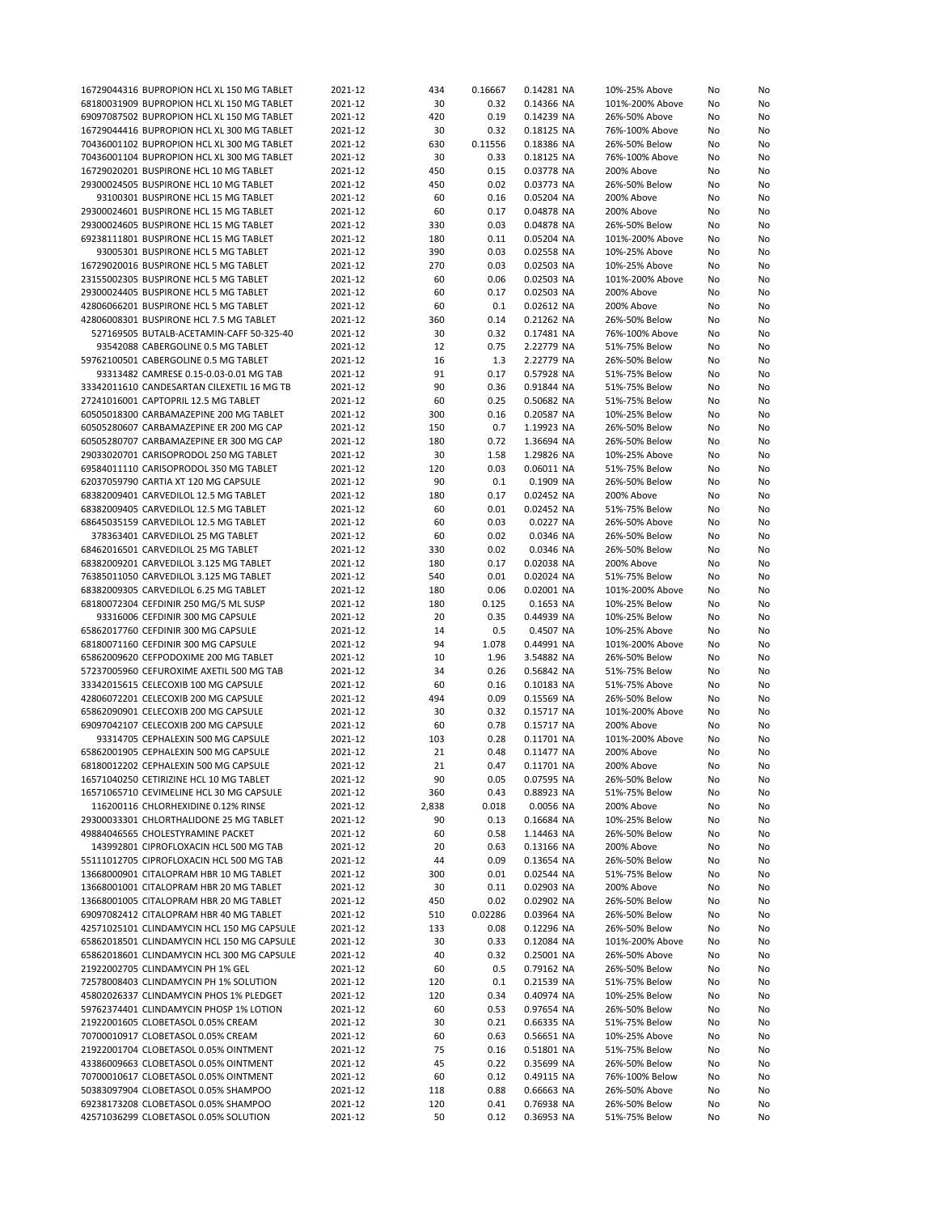| | | | | | | | | |
|---|---|---|---|---|---|---|---|---|
| 16729044316 BUPROPION HCL XL 150 MG TABLET | 2021-12 | 434 | 0.16667 | 0.14281 | NA | 10%-25% Above | No | No |
| 68180031909 BUPROPION HCL XL 150 MG TABLET | 2021-12 | 30 | 0.32 | 0.14366 | NA | 101%-200% Above | No | No |
| 69097087502 BUPROPION HCL XL 150 MG TABLET | 2021-12 | 420 | 0.19 | 0.14239 | NA | 26%-50% Above | No | No |
| 16729044416 BUPROPION HCL XL 300 MG TABLET | 2021-12 | 30 | 0.32 | 0.18125 | NA | 76%-100% Above | No | No |
| 70436001102 BUPROPION HCL XL 300 MG TABLET | 2021-12 | 630 | 0.11556 | 0.18386 | NA | 26%-50% Below | No | No |
| 70436001104 BUPROPION HCL XL 300 MG TABLET | 2021-12 | 30 | 0.33 | 0.18125 | NA | 76%-100% Above | No | No |
| 16729020201 BUSPIRONE HCL 10 MG TABLET | 2021-12 | 450 | 0.15 | 0.03778 | NA | 200% Above | No | No |
| 29300024505 BUSPIRONE HCL 10 MG TABLET | 2021-12 | 450 | 0.02 | 0.03773 | NA | 26%-50% Below | No | No |
| 93100301 BUSPIRONE HCL 15 MG TABLET | 2021-12 | 60 | 0.16 | 0.05204 | NA | 200% Above | No | No |
| 29300024601 BUSPIRONE HCL 15 MG TABLET | 2021-12 | 60 | 0.17 | 0.04878 | NA | 200% Above | No | No |
| 29300024605 BUSPIRONE HCL 15 MG TABLET | 2021-12 | 330 | 0.03 | 0.04878 | NA | 26%-50% Below | No | No |
| 69238111801 BUSPIRONE HCL 15 MG TABLET | 2021-12 | 180 | 0.11 | 0.05204 | NA | 101%-200% Above | No | No |
| 93005301 BUSPIRONE HCL 5 MG TABLET | 2021-12 | 390 | 0.03 | 0.02558 | NA | 10%-25% Above | No | No |
| 16729020016 BUSPIRONE HCL 5 MG TABLET | 2021-12 | 270 | 0.03 | 0.02503 | NA | 10%-25% Above | No | No |
| 23155002305 BUSPIRONE HCL 5 MG TABLET | 2021-12 | 60 | 0.06 | 0.02503 | NA | 101%-200% Above | No | No |
| 29300024405 BUSPIRONE HCL 5 MG TABLET | 2021-12 | 60 | 0.17 | 0.02503 | NA | 200% Above | No | No |
| 42806066201 BUSPIRONE HCL 5 MG TABLET | 2021-12 | 60 | 0.1 | 0.02612 | NA | 200% Above | No | No |
| 42806008301 BUSPIRONE HCL 7.5 MG TABLET | 2021-12 | 360 | 0.14 | 0.21262 | NA | 26%-50% Below | No | No |
| 527169505 BUTALB-ACETAMIN-CAFF 50-325-40 | 2021-12 | 30 | 0.32 | 0.17481 | NA | 76%-100% Above | No | No |
| 93542088 CABERGOLINE 0.5 MG TABLET | 2021-12 | 12 | 0.75 | 2.22779 | NA | 51%-75% Below | No | No |
| 59762100501 CABERGOLINE 0.5 MG TABLET | 2021-12 | 16 | 1.3 | 2.22779 | NA | 26%-50% Below | No | No |
| 93313482 CAMRESE 0.15-0.03-0.01 MG TAB | 2021-12 | 91 | 0.17 | 0.57928 | NA | 51%-75% Below | No | No |
| 33342011610 CANDESARTAN CILEXETIL 16 MG TB | 2021-12 | 90 | 0.36 | 0.91844 | NA | 51%-75% Below | No | No |
| 27241016001 CAPTOPRIL 12.5 MG TABLET | 2021-12 | 60 | 0.25 | 0.50682 | NA | 51%-75% Below | No | No |
| 60505018300 CARBAMAZEPINE 200 MG TABLET | 2021-12 | 300 | 0.16 | 0.20587 | NA | 10%-25% Below | No | No |
| 60505280607 CARBAMAZEPINE ER 200 MG CAP | 2021-12 | 150 | 0.7 | 1.19923 | NA | 26%-50% Below | No | No |
| 60505280707 CARBAMAZEPINE ER 300 MG CAP | 2021-12 | 180 | 0.72 | 1.36694 | NA | 26%-50% Below | No | No |
| 29033020701 CARISOPRODOL 250 MG TABLET | 2021-12 | 30 | 1.58 | 1.29826 | NA | 10%-25% Above | No | No |
| 69584011110 CARISOPRODOL 350 MG TABLET | 2021-12 | 120 | 0.03 | 0.06011 | NA | 51%-75% Below | No | No |
| 62037059790 CARTIA XT 120 MG CAPSULE | 2021-12 | 90 | 0.1 | 0.1909 | NA | 26%-50% Below | No | No |
| 68382009401 CARVEDILOL 12.5 MG TABLET | 2021-12 | 180 | 0.17 | 0.02452 | NA | 200% Above | No | No |
| 68382009405 CARVEDILOL 12.5 MG TABLET | 2021-12 | 60 | 0.01 | 0.02452 | NA | 51%-75% Below | No | No |
| 68645035159 CARVEDILOL 12.5 MG TABLET | 2021-12 | 60 | 0.03 | 0.0227 | NA | 26%-50% Above | No | No |
| 378363401 CARVEDILOL 25 MG TABLET | 2021-12 | 60 | 0.02 | 0.0346 | NA | 26%-50% Below | No | No |
| 68462016501 CARVEDILOL 25 MG TABLET | 2021-12 | 330 | 0.02 | 0.0346 | NA | 26%-50% Below | No | No |
| 68382009201 CARVEDILOL 3.125 MG TABLET | 2021-12 | 180 | 0.17 | 0.02038 | NA | 200% Above | No | No |
| 76385011050 CARVEDILOL 3.125 MG TABLET | 2021-12 | 540 | 0.01 | 0.02024 | NA | 51%-75% Below | No | No |
| 68382009305 CARVEDILOL 6.25 MG TABLET | 2021-12 | 180 | 0.06 | 0.02001 | NA | 101%-200% Above | No | No |
| 68180072304 CEFDINIR 250 MG/5 ML SUSP | 2021-12 | 180 | 0.125 | 0.1653 | NA | 10%-25% Below | No | No |
| 93316006 CEFDINIR 300 MG CAPSULE | 2021-12 | 20 | 0.35 | 0.44939 | NA | 10%-25% Below | No | No |
| 65862017760 CEFDINIR 300 MG CAPSULE | 2021-12 | 14 | 0.5 | 0.4507 | NA | 10%-25% Above | No | No |
| 68180071160 CEFDINIR 300 MG CAPSULE | 2021-12 | 94 | 1.078 | 0.44991 | NA | 101%-200% Above | No | No |
| 65862009620 CEFPODOXIME 200 MG TABLET | 2021-12 | 10 | 1.96 | 3.54882 | NA | 26%-50% Below | No | No |
| 57237005960 CEFUROXIME AXETIL 500 MG TAB | 2021-12 | 34 | 0.26 | 0.56842 | NA | 51%-75% Below | No | No |
| 33342015615 CELECOXIB 100 MG CAPSULE | 2021-12 | 60 | 0.16 | 0.10183 | NA | 51%-75% Above | No | No |
| 42806072201 CELECOXIB 200 MG CAPSULE | 2021-12 | 494 | 0.09 | 0.15569 | NA | 26%-50% Below | No | No |
| 65862090901 CELECOXIB 200 MG CAPSULE | 2021-12 | 30 | 0.32 | 0.15717 | NA | 101%-200% Above | No | No |
| 69097042107 CELECOXIB 200 MG CAPSULE | 2021-12 | 60 | 0.78 | 0.15717 | NA | 200% Above | No | No |
| 93314705 CEPHALEXIN 500 MG CAPSULE | 2021-12 | 103 | 0.28 | 0.11701 | NA | 101%-200% Above | No | No |
| 65862001905 CEPHALEXIN 500 MG CAPSULE | 2021-12 | 21 | 0.48 | 0.11477 | NA | 200% Above | No | No |
| 68180012202 CEPHALEXIN 500 MG CAPSULE | 2021-12 | 21 | 0.47 | 0.11701 | NA | 200% Above | No | No |
| 16571040250 CETIRIZINE HCL 10 MG TABLET | 2021-12 | 90 | 0.05 | 0.07595 | NA | 26%-50% Below | No | No |
| 16571065710 CEVIMELINE HCL 30 MG CAPSULE | 2021-12 | 360 | 0.43 | 0.88923 | NA | 51%-75% Below | No | No |
| 116200116 CHLORHEXIDINE 0.12% RINSE | 2021-12 | 2,838 | 0.018 | 0.0056 | NA | 200% Above | No | No |
| 29300033301 CHLORTHALIDONE 25 MG TABLET | 2021-12 | 90 | 0.13 | 0.16684 | NA | 10%-25% Below | No | No |
| 49884046565 CHOLESTYRAMINE PACKET | 2021-12 | 60 | 0.58 | 1.14463 | NA | 26%-50% Below | No | No |
| 143992801 CIPROFLOXACIN HCL 500 MG TAB | 2021-12 | 20 | 0.63 | 0.13166 | NA | 200% Above | No | No |
| 55111012705 CIPROFLOXACIN HCL 500 MG TAB | 2021-12 | 44 | 0.09 | 0.13654 | NA | 26%-50% Below | No | No |
| 13668000901 CITALOPRAM HBR 10 MG TABLET | 2021-12 | 300 | 0.01 | 0.02544 | NA | 51%-75% Below | No | No |
| 13668001001 CITALOPRAM HBR 20 MG TABLET | 2021-12 | 30 | 0.11 | 0.02903 | NA | 200% Above | No | No |
| 13668001005 CITALOPRAM HBR 20 MG TABLET | 2021-12 | 450 | 0.02 | 0.02902 | NA | 26%-50% Below | No | No |
| 69097082412 CITALOPRAM HBR 40 MG TABLET | 2021-12 | 510 | 0.02286 | 0.03964 | NA | 26%-50% Below | No | No |
| 42571025101 CLINDAMYCIN HCL 150 MG CAPSULE | 2021-12 | 133 | 0.08 | 0.12296 | NA | 26%-50% Below | No | No |
| 65862018501 CLINDAMYCIN HCL 150 MG CAPSULE | 2021-12 | 30 | 0.33 | 0.12084 | NA | 101%-200% Above | No | No |
| 65862018601 CLINDAMYCIN HCL 300 MG CAPSULE | 2021-12 | 40 | 0.32 | 0.25001 | NA | 26%-50% Above | No | No |
| 21922002705 CLINDAMYCIN PH 1% GEL | 2021-12 | 60 | 0.5 | 0.79162 | NA | 26%-50% Below | No | No |
| 72578008403 CLINDAMYCIN PH 1% SOLUTION | 2021-12 | 120 | 0.1 | 0.21539 | NA | 51%-75% Below | No | No |
| 45802026337 CLINDAMYCIN PHOS 1% PLEDGET | 2021-12 | 120 | 0.34 | 0.40974 | NA | 10%-25% Below | No | No |
| 59762374401 CLINDAMYCIN PHOSP 1% LOTION | 2021-12 | 60 | 0.53 | 0.97654 | NA | 26%-50% Below | No | No |
| 21922001605 CLOBETASOL 0.05% CREAM | 2021-12 | 30 | 0.21 | 0.66335 | NA | 51%-75% Below | No | No |
| 70700010917 CLOBETASOL 0.05% CREAM | 2021-12 | 60 | 0.63 | 0.56651 | NA | 10%-25% Above | No | No |
| 21922001704 CLOBETASOL 0.05% OINTMENT | 2021-12 | 75 | 0.16 | 0.51801 | NA | 51%-75% Below | No | No |
| 43386009663 CLOBETASOL 0.05% OINTMENT | 2021-12 | 45 | 0.22 | 0.35699 | NA | 26%-50% Below | No | No |
| 70700010617 CLOBETASOL 0.05% OINTMENT | 2021-12 | 60 | 0.12 | 0.49115 | NA | 76%-100% Below | No | No |
| 50383097904 CLOBETASOL 0.05% SHAMPOO | 2021-12 | 118 | 0.88 | 0.66663 | NA | 26%-50% Above | No | No |
| 69238173208 CLOBETASOL 0.05% SHAMPOO | 2021-12 | 120 | 0.41 | 0.76938 | NA | 26%-50% Below | No | No |
| 42571036299 CLOBETASOL 0.05% SOLUTION | 2021-12 | 50 | 0.12 | 0.36953 | NA | 51%-75% Below | No | No |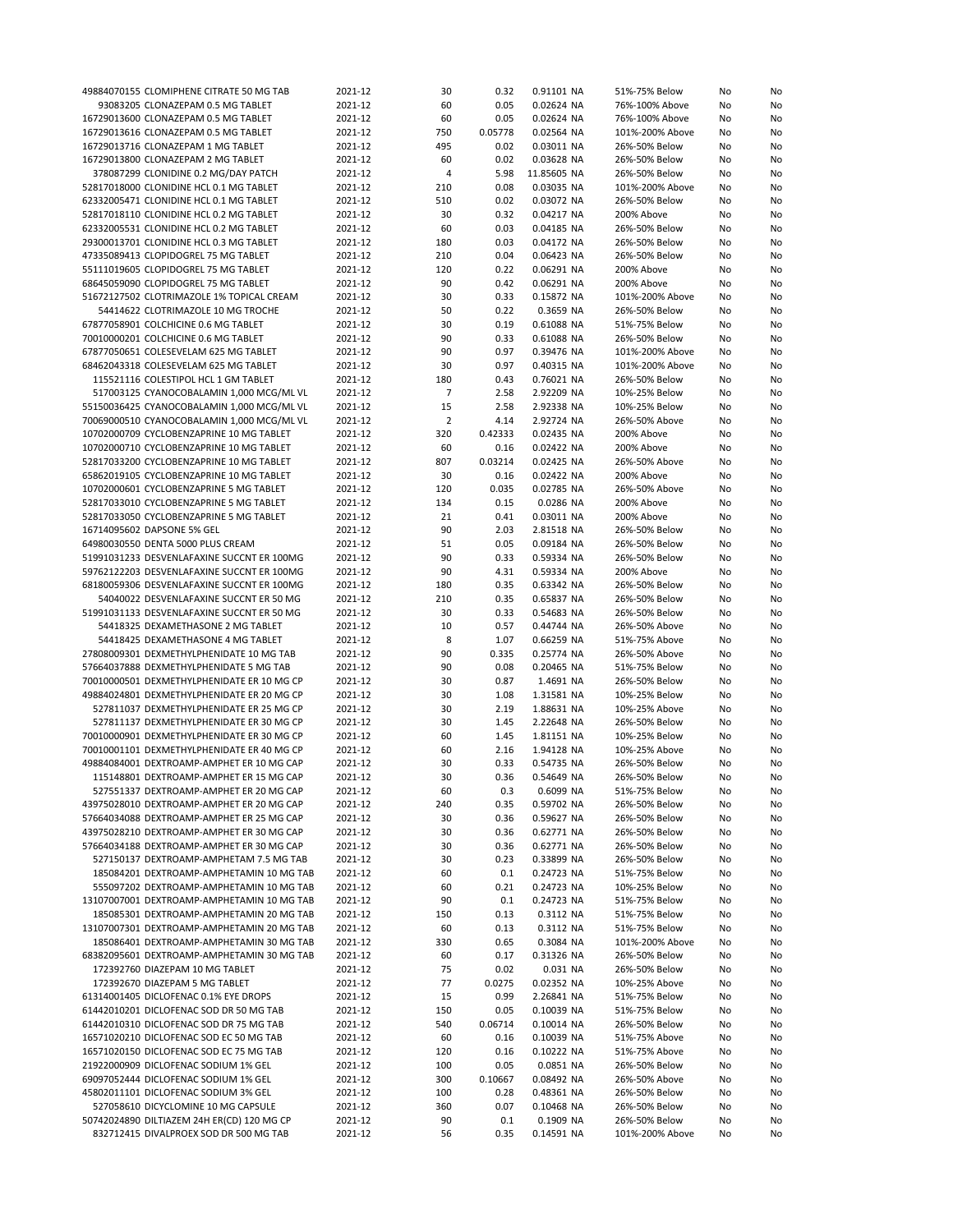| | | | | | | | | |
|---|---|---|---|---|---|---|---|---|
| 49884070155 CLOMIPHENE CITRATE 50 MG TAB | 2021-12 | 30 | 0.32 | 0.91101 | NA | 51%-75% Below | No | No |
| 93083205 CLONAZEPAM 0.5 MG TABLET | 2021-12 | 60 | 0.05 | 0.02624 | NA | 76%-100% Above | No | No |
| 16729013600 CLONAZEPAM 0.5 MG TABLET | 2021-12 | 60 | 0.05 | 0.02624 | NA | 76%-100% Above | No | No |
| 16729013616 CLONAZEPAM 0.5 MG TABLET | 2021-12 | 750 | 0.05778 | 0.02564 | NA | 101%-200% Above | No | No |
| 16729013716 CLONAZEPAM 1 MG TABLET | 2021-12 | 495 | 0.02 | 0.03011 | NA | 26%-50% Below | No | No |
| 16729013800 CLONAZEPAM 2 MG TABLET | 2021-12 | 60 | 0.02 | 0.03628 | NA | 26%-50% Below | No | No |
| 378087299 CLONIDINE 0.2 MG/DAY PATCH | 2021-12 | 4 | 5.98 | 11.85605 | NA | 26%-50% Below | No | No |
| 52817018000 CLONIDINE HCL 0.1 MG TABLET | 2021-12 | 210 | 0.08 | 0.03035 | NA | 101%-200% Above | No | No |
| 62332005471 CLONIDINE HCL 0.1 MG TABLET | 2021-12 | 510 | 0.02 | 0.03072 | NA | 26%-50% Below | No | No |
| 52817018110 CLONIDINE HCL 0.2 MG TABLET | 2021-12 | 30 | 0.32 | 0.04217 | NA | 200% Above | No | No |
| 62332005531 CLONIDINE HCL 0.2 MG TABLET | 2021-12 | 60 | 0.03 | 0.04185 | NA | 26%-50% Below | No | No |
| 29300013701 CLONIDINE HCL 0.3 MG TABLET | 2021-12 | 180 | 0.03 | 0.04172 | NA | 26%-50% Below | No | No |
| 47335089413 CLOPIDOGREL 75 MG TABLET | 2021-12 | 210 | 0.04 | 0.06423 | NA | 26%-50% Below | No | No |
| 55111019605 CLOPIDOGREL 75 MG TABLET | 2021-12 | 120 | 0.22 | 0.06291 | NA | 200% Above | No | No |
| 68645059090 CLOPIDOGREL 75 MG TABLET | 2021-12 | 90 | 0.42 | 0.06291 | NA | 200% Above | No | No |
| 51672127502 CLOTRIMAZOLE 1% TOPICAL CREAM | 2021-12 | 30 | 0.33 | 0.15872 | NA | 101%-200% Above | No | No |
| 54414622 CLOTRIMAZOLE 10 MG TROCHE | 2021-12 | 50 | 0.22 | 0.3659 | NA | 26%-50% Below | No | No |
| 67877058901 COLCHICINE 0.6 MG TABLET | 2021-12 | 30 | 0.19 | 0.61088 | NA | 51%-75% Below | No | No |
| 70010000201 COLCHICINE 0.6 MG TABLET | 2021-12 | 90 | 0.33 | 0.61088 | NA | 26%-50% Below | No | No |
| 67877050651 COLESEVELAM 625 MG TABLET | 2021-12 | 90 | 0.97 | 0.39476 | NA | 101%-200% Above | No | No |
| 68462043318 COLESEVELAM 625 MG TABLET | 2021-12 | 30 | 0.97 | 0.40315 | NA | 101%-200% Above | No | No |
| 115521116 COLESTIPOL HCL 1 GM TABLET | 2021-12 | 180 | 0.43 | 0.76021 | NA | 26%-50% Below | No | No |
| 517003125 CYANOCOBALAMIN 1,000 MCG/ML VL | 2021-12 | 7 | 2.58 | 2.92209 | NA | 10%-25% Below | No | No |
| 55150036425 CYANOCOBALAMIN 1,000 MCG/ML VL | 2021-12 | 15 | 2.58 | 2.92338 | NA | 10%-25% Below | No | No |
| 70069000510 CYANOCOBALAMIN 1,000 MCG/ML VL | 2021-12 | 2 | 4.14 | 2.92724 | NA | 26%-50% Above | No | No |
| 10702000709 CYCLOBENZAPRINE 10 MG TABLET | 2021-12 | 320 | 0.42333 | 0.02435 | NA | 200% Above | No | No |
| 10702000710 CYCLOBENZAPRINE 10 MG TABLET | 2021-12 | 60 | 0.16 | 0.02422 | NA | 200% Above | No | No |
| 52817033200 CYCLOBENZAPRINE 10 MG TABLET | 2021-12 | 807 | 0.03214 | 0.02425 | NA | 26%-50% Above | No | No |
| 65862019105 CYCLOBENZAPRINE 10 MG TABLET | 2021-12 | 30 | 0.16 | 0.02422 | NA | 200% Above | No | No |
| 10702000601 CYCLOBENZAPRINE 5 MG TABLET | 2021-12 | 120 | 0.035 | 0.02785 | NA | 26%-50% Above | No | No |
| 52817033010 CYCLOBENZAPRINE 5 MG TABLET | 2021-12 | 134 | 0.15 | 0.0286 | NA | 200% Above | No | No |
| 52817033050 CYCLOBENZAPRINE 5 MG TABLET | 2021-12 | 21 | 0.41 | 0.03011 | NA | 200% Above | No | No |
| 16714095602 DAPSONE 5% GEL | 2021-12 | 90 | 2.03 | 2.81518 | NA | 26%-50% Below | No | No |
| 64980030550 DENTA 5000 PLUS CREAM | 2021-12 | 51 | 0.05 | 0.09184 | NA | 26%-50% Below | No | No |
| 51991031233 DESVENLAFAXINE SUCCNT ER 100MG | 2021-12 | 90 | 0.33 | 0.59334 | NA | 26%-50% Below | No | No |
| 59762122203 DESVENLAFAXINE SUCCNT ER 100MG | 2021-12 | 90 | 4.31 | 0.59334 | NA | 200% Above | No | No |
| 68180059306 DESVENLAFAXINE SUCCNT ER 100MG | 2021-12 | 180 | 0.35 | 0.63342 | NA | 26%-50% Below | No | No |
| 54040022 DESVENLAFAXINE SUCCNT ER 50 MG | 2021-12 | 210 | 0.35 | 0.65837 | NA | 26%-50% Below | No | No |
| 51991031133 DESVENLAFAXINE SUCCNT ER 50 MG | 2021-12 | 30 | 0.33 | 0.54683 | NA | 26%-50% Below | No | No |
| 54418325 DEXAMETHASONE 2 MG TABLET | 2021-12 | 10 | 0.57 | 0.44744 | NA | 26%-50% Above | No | No |
| 54418425 DEXAMETHASONE 4 MG TABLET | 2021-12 | 8 | 1.07 | 0.66259 | NA | 51%-75% Above | No | No |
| 27808009301 DEXMETHYLPHENIDATE 10 MG TAB | 2021-12 | 90 | 0.335 | 0.25774 | NA | 26%-50% Above | No | No |
| 57664037888 DEXMETHYLPHENIDATE 5 MG TAB | 2021-12 | 90 | 0.08 | 0.20465 | NA | 51%-75% Below | No | No |
| 70010000501 DEXMETHYLPHENIDATE ER 10 MG CP | 2021-12 | 30 | 0.87 | 1.4691 | NA | 26%-50% Below | No | No |
| 49884024801 DEXMETHYLPHENIDATE ER 20 MG CP | 2021-12 | 30 | 1.08 | 1.31581 | NA | 10%-25% Below | No | No |
| 527811037 DEXMETHYLPHENIDATE ER 25 MG CP | 2021-12 | 30 | 2.19 | 1.88631 | NA | 10%-25% Above | No | No |
| 527811137 DEXMETHYLPHENIDATE ER 30 MG CP | 2021-12 | 30 | 1.45 | 2.22648 | NA | 26%-50% Below | No | No |
| 70010000901 DEXMETHYLPHENIDATE ER 30 MG CP | 2021-12 | 60 | 1.45 | 1.81151 | NA | 10%-25% Below | No | No |
| 70010001101 DEXMETHYLPHENIDATE ER 40 MG CP | 2021-12 | 60 | 2.16 | 1.94128 | NA | 10%-25% Above | No | No |
| 49884084001 DEXTROAMP-AMPHET ER 10 MG CAP | 2021-12 | 30 | 0.33 | 0.54735 | NA | 26%-50% Below | No | No |
| 115148801 DEXTROAMP-AMPHET ER 15 MG CAP | 2021-12 | 30 | 0.36 | 0.54649 | NA | 26%-50% Below | No | No |
| 527551337 DEXTROAMP-AMPHET ER 20 MG CAP | 2021-12 | 60 | 0.3 | 0.6099 | NA | 51%-75% Below | No | No |
| 43975028010 DEXTROAMP-AMPHET ER 20 MG CAP | 2021-12 | 240 | 0.35 | 0.59702 | NA | 26%-50% Below | No | No |
| 57664034088 DEXTROAMP-AMPHET ER 25 MG CAP | 2021-12 | 30 | 0.36 | 0.59627 | NA | 26%-50% Below | No | No |
| 43975028210 DEXTROAMP-AMPHET ER 30 MG CAP | 2021-12 | 30 | 0.36 | 0.62771 | NA | 26%-50% Below | No | No |
| 57664034188 DEXTROAMP-AMPHET ER 30 MG CAP | 2021-12 | 30 | 0.36 | 0.62771 | NA | 26%-50% Below | No | No |
| 527150137 DEXTROAMP-AMPHETAM 7.5 MG TAB | 2021-12 | 30 | 0.23 | 0.33899 | NA | 26%-50% Below | No | No |
| 185084201 DEXTROAMP-AMPHETAMIN 10 MG TAB | 2021-12 | 60 | 0.1 | 0.24723 | NA | 51%-75% Below | No | No |
| 555097202 DEXTROAMP-AMPHETAMIN 10 MG TAB | 2021-12 | 60 | 0.21 | 0.24723 | NA | 10%-25% Below | No | No |
| 13107007001 DEXTROAMP-AMPHETAMIN 10 MG TAB | 2021-12 | 90 | 0.1 | 0.24723 | NA | 51%-75% Below | No | No |
| 185085301 DEXTROAMP-AMPHETAMIN 20 MG TAB | 2021-12 | 150 | 0.13 | 0.3112 | NA | 51%-75% Below | No | No |
| 13107007301 DEXTROAMP-AMPHETAMIN 20 MG TAB | 2021-12 | 60 | 0.13 | 0.3112 | NA | 51%-75% Below | No | No |
| 185086401 DEXTROAMP-AMPHETAMIN 30 MG TAB | 2021-12 | 330 | 0.65 | 0.3084 | NA | 101%-200% Above | No | No |
| 68382095601 DEXTROAMP-AMPHETAMIN 30 MG TAB | 2021-12 | 60 | 0.17 | 0.31326 | NA | 26%-50% Below | No | No |
| 172392760 DIAZEPAM 10 MG TABLET | 2021-12 | 75 | 0.02 | 0.031 | NA | 26%-50% Below | No | No |
| 172392670 DIAZEPAM 5 MG TABLET | 2021-12 | 77 | 0.0275 | 0.02352 | NA | 10%-25% Above | No | No |
| 61314001405 DICLOFENAC 0.1% EYE DROPS | 2021-12 | 15 | 0.99 | 2.26841 | NA | 51%-75% Below | No | No |
| 61442010201 DICLOFENAC SOD DR 50 MG TAB | 2021-12 | 150 | 0.05 | 0.10039 | NA | 51%-75% Below | No | No |
| 61442010310 DICLOFENAC SOD DR 75 MG TAB | 2021-12 | 540 | 0.06714 | 0.10014 | NA | 26%-50% Below | No | No |
| 16571020210 DICLOFENAC SOD EC 50 MG TAB | 2021-12 | 60 | 0.16 | 0.10039 | NA | 51%-75% Above | No | No |
| 16571020150 DICLOFENAC SOD EC 75 MG TAB | 2021-12 | 120 | 0.16 | 0.10222 | NA | 51%-75% Above | No | No |
| 21922000909 DICLOFENAC SODIUM 1% GEL | 2021-12 | 100 | 0.05 | 0.0851 | NA | 26%-50% Below | No | No |
| 69097052444 DICLOFENAC SODIUM 1% GEL | 2021-12 | 300 | 0.10667 | 0.08492 | NA | 26%-50% Above | No | No |
| 45802011101 DICLOFENAC SODIUM 3% GEL | 2021-12 | 100 | 0.28 | 0.48361 | NA | 26%-50% Below | No | No |
| 527058610 DICYCLOMINE 10 MG CAPSULE | 2021-12 | 360 | 0.07 | 0.10468 | NA | 26%-50% Below | No | No |
| 50742024890 DILTIAZEM 24H ER(CD) 120 MG CP | 2021-12 | 90 | 0.1 | 0.1909 | NA | 26%-50% Below | No | No |
| 832712415 DIVALPROEX SOD DR 500 MG TAB | 2021-12 | 56 | 0.35 | 0.14591 | NA | 101%-200% Above | No | No |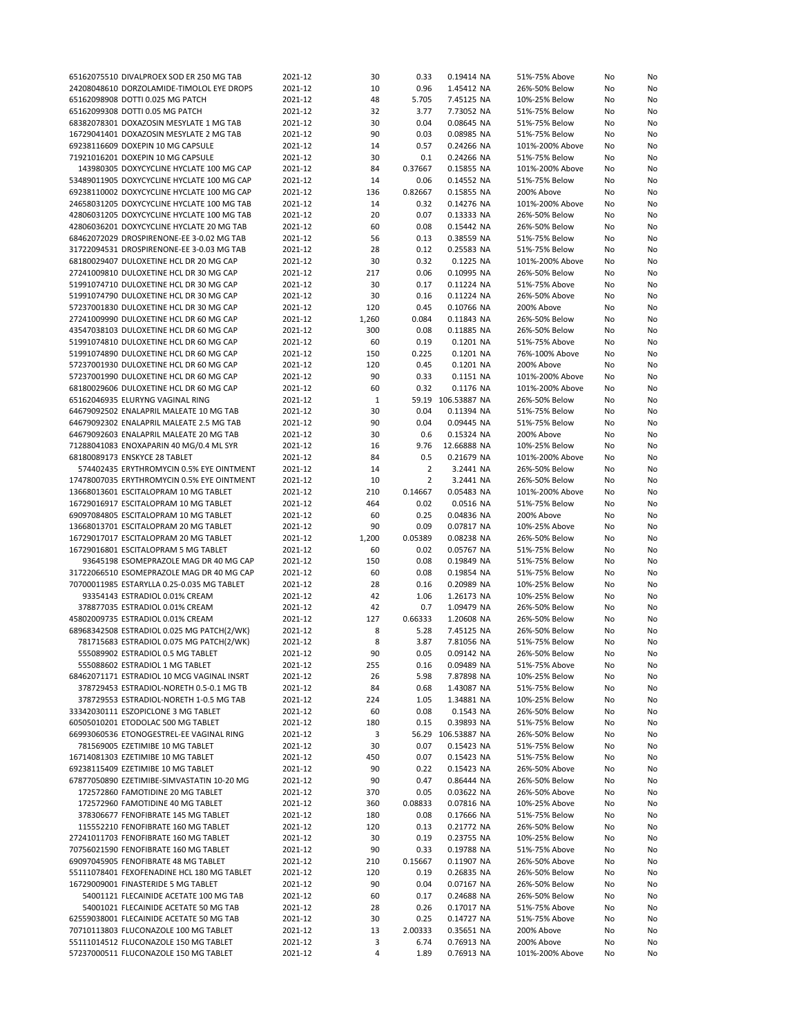| | | | | | | | | |
|---|---|---|---|---|---|---|---|---|
| 65162075510 | DIVALPROEX SOD ER 250 MG TAB | 2021-12 | 30 | 0.33 | 0.19414 NA | 51%-75% Above | No | No |
| 24208048610 | DORZOLAMIDE-TIMOLOL EYE DROPS | 2021-12 | 10 | 0.96 | 1.45412 NA | 26%-50% Below | No | No |
| 65162098908 | DOTTI 0.025 MG PATCH | 2021-12 | 48 | 5.705 | 7.45125 NA | 10%-25% Below | No | No |
| 65162099308 | DOTTI 0.05 MG PATCH | 2021-12 | 32 | 3.77 | 7.73052 NA | 51%-75% Below | No | No |
| 68382078301 | DOXAZOSIN MESYLATE 1 MG TAB | 2021-12 | 30 | 0.04 | 0.08645 NA | 51%-75% Below | No | No |
| 16729041401 | DOXAZOSIN MESYLATE 2 MG TAB | 2021-12 | 90 | 0.03 | 0.08985 NA | 51%-75% Below | No | No |
| 69238116609 | DOXEPIN 10 MG CAPSULE | 2021-12 | 14 | 0.57 | 0.24266 NA | 101%-200% Above | No | No |
| 71921016201 | DOXEPIN 10 MG CAPSULE | 2021-12 | 30 | 0.1 | 0.24266 NA | 51%-75% Below | No | No |
| 143980305 | DOXYCYCLINE HYCLATE 100 MG CAP | 2021-12 | 84 | 0.37667 | 0.15855 NA | 101%-200% Above | No | No |
| 53489011905 | DOXYCYCLINE HYCLATE 100 MG CAP | 2021-12 | 14 | 0.06 | 0.14552 NA | 51%-75% Below | No | No |
| 69238110002 | DOXYCYCLINE HYCLATE 100 MG CAP | 2021-12 | 136 | 0.82667 | 0.15855 NA | 200% Above | No | No |
| 24658031205 | DOXYCYCLINE HYCLATE 100 MG TAB | 2021-12 | 14 | 0.32 | 0.14276 NA | 101%-200% Above | No | No |
| 42806031205 | DOXYCYCLINE HYCLATE 100 MG TAB | 2021-12 | 20 | 0.07 | 0.13333 NA | 26%-50% Below | No | No |
| 42806036201 | DOXYCYCLINE HYCLATE 20 MG TAB | 2021-12 | 60 | 0.08 | 0.15442 NA | 26%-50% Below | No | No |
| 68462072029 | DROSPIRENONE-EE 3-0.02 MG TAB | 2021-12 | 56 | 0.13 | 0.38559 NA | 51%-75% Below | No | No |
| 31722094531 | DROSPIRENONE-EE 3-0.03 MG TAB | 2021-12 | 28 | 0.12 | 0.25583 NA | 51%-75% Below | No | No |
| 68180029407 | DULOXETINE HCL DR 20 MG CAP | 2021-12 | 30 | 0.32 | 0.1225 NA | 101%-200% Above | No | No |
| 27241009810 | DULOXETINE HCL DR 30 MG CAP | 2021-12 | 217 | 0.06 | 0.10995 NA | 26%-50% Below | No | No |
| 51991074710 | DULOXETINE HCL DR 30 MG CAP | 2021-12 | 30 | 0.17 | 0.11224 NA | 51%-75% Above | No | No |
| 51991074790 | DULOXETINE HCL DR 30 MG CAP | 2021-12 | 30 | 0.16 | 0.11224 NA | 26%-50% Above | No | No |
| 57237001830 | DULOXETINE HCL DR 30 MG CAP | 2021-12 | 120 | 0.45 | 0.10766 NA | 200% Above | No | No |
| 27241009990 | DULOXETINE HCL DR 60 MG CAP | 2021-12 | 1,260 | 0.084 | 0.11843 NA | 26%-50% Below | No | No |
| 43547038103 | DULOXETINE HCL DR 60 MG CAP | 2021-12 | 300 | 0.08 | 0.11885 NA | 26%-50% Below | No | No |
| 51991074810 | DULOXETINE HCL DR 60 MG CAP | 2021-12 | 60 | 0.19 | 0.1201 NA | 51%-75% Above | No | No |
| 51991074890 | DULOXETINE HCL DR 60 MG CAP | 2021-12 | 150 | 0.225 | 0.1201 NA | 76%-100% Above | No | No |
| 57237001930 | DULOXETINE HCL DR 60 MG CAP | 2021-12 | 120 | 0.45 | 0.1201 NA | 200% Above | No | No |
| 57237001990 | DULOXETINE HCL DR 60 MG CAP | 2021-12 | 90 | 0.33 | 0.1151 NA | 101%-200% Above | No | No |
| 68180029606 | DULOXETINE HCL DR 60 MG CAP | 2021-12 | 60 | 0.32 | 0.1176 NA | 101%-200% Above | No | No |
| 65162046935 | ELURYNG VAGINAL RING | 2021-12 | 1 | 59.19 | 106.53887 NA | 26%-50% Below | No | No |
| 64679092502 | ENALAPRIL MALEATE 10 MG TAB | 2021-12 | 30 | 0.04 | 0.11394 NA | 51%-75% Below | No | No |
| 64679092302 | ENALAPRIL MALEATE 2.5 MG TAB | 2021-12 | 90 | 0.04 | 0.09445 NA | 51%-75% Below | No | No |
| 64679092603 | ENALAPRIL MALEATE 20 MG TAB | 2021-12 | 30 | 0.6 | 0.15324 NA | 200% Above | No | No |
| 71288041083 | ENOXAPARIN 40 MG/0.4 ML SYR | 2021-12 | 16 | 9.76 | 12.66888 NA | 10%-25% Below | No | No |
| 68180089173 | ENSKYCE 28 TABLET | 2021-12 | 84 | 0.5 | 0.21679 NA | 101%-200% Above | No | No |
| 574402435 | ERYTHROMYCIN 0.5% EYE OINTMENT | 2021-12 | 14 | 2 | 3.2441 NA | 26%-50% Below | No | No |
| 17478007035 | ERYTHROMYCIN 0.5% EYE OINTMENT | 2021-12 | 10 | 2 | 3.2441 NA | 26%-50% Below | No | No |
| 13668013601 | ESCITALOPRAM 10 MG TABLET | 2021-12 | 210 | 0.14667 | 0.05483 NA | 101%-200% Above | No | No |
| 16729016917 | ESCITALOPRAM 10 MG TABLET | 2021-12 | 464 | 0.02 | 0.0516 NA | 51%-75% Below | No | No |
| 69097084805 | ESCITALOPRAM 10 MG TABLET | 2021-12 | 60 | 0.25 | 0.04836 NA | 200% Above | No | No |
| 13668013701 | ESCITALOPRAM 20 MG TABLET | 2021-12 | 90 | 0.09 | 0.07817 NA | 10%-25% Above | No | No |
| 16729017017 | ESCITALOPRAM 20 MG TABLET | 2021-12 | 1,200 | 0.05389 | 0.08238 NA | 26%-50% Below | No | No |
| 16729016801 | ESCITALOPRAM 5 MG TABLET | 2021-12 | 60 | 0.02 | 0.05767 NA | 51%-75% Below | No | No |
| 93645198 | ESOMEPRAZOLE MAG DR 40 MG CAP | 2021-12 | 150 | 0.08 | 0.19849 NA | 51%-75% Below | No | No |
| 31722066510 | ESOMEPRAZOLE MAG DR 40 MG CAP | 2021-12 | 60 | 0.08 | 0.19854 NA | 51%-75% Below | No | No |
| 70700011985 | ESTARYLLA 0.25-0.035 MG TABLET | 2021-12 | 28 | 0.16 | 0.20989 NA | 10%-25% Below | No | No |
| 93354143 | ESTRADIOL 0.01% CREAM | 2021-12 | 42 | 1.06 | 1.26173 NA | 10%-25% Below | No | No |
| 378877035 | ESTRADIOL 0.01% CREAM | 2021-12 | 42 | 0.7 | 1.09479 NA | 26%-50% Below | No | No |
| 45802009735 | ESTRADIOL 0.01% CREAM | 2021-12 | 127 | 0.66333 | 1.20608 NA | 26%-50% Below | No | No |
| 68968342508 | ESTRADIOL 0.025 MG PATCH(2/WK) | 2021-12 | 8 | 5.28 | 7.45125 NA | 26%-50% Below | No | No |
| 781715683 | ESTRADIOL 0.075 MG PATCH(2/WK) | 2021-12 | 8 | 3.87 | 7.81056 NA | 51%-75% Below | No | No |
| 555089902 | ESTRADIOL 0.5 MG TABLET | 2021-12 | 90 | 0.05 | 0.09142 NA | 26%-50% Below | No | No |
| 555088602 | ESTRADIOL 1 MG TABLET | 2021-12 | 255 | 0.16 | 0.09489 NA | 51%-75% Above | No | No |
| 68462071171 | ESTRADIOL 10 MCG VAGINAL INSRT | 2021-12 | 26 | 5.98 | 7.87898 NA | 10%-25% Below | No | No |
| 378729453 | ESTRADIOL-NORETH 0.5-0.1 MG TB | 2021-12 | 84 | 0.68 | 1.43087 NA | 51%-75% Below | No | No |
| 378729553 | ESTRADIOL-NORETH 1-0.5 MG TAB | 2021-12 | 224 | 1.05 | 1.34881 NA | 10%-25% Below | No | No |
| 33342030111 | ESZOPICLONE 3 MG TABLET | 2021-12 | 60 | 0.08 | 0.1543 NA | 26%-50% Below | No | No |
| 60505010201 | ETODOLAC 500 MG TABLET | 2021-12 | 180 | 0.15 | 0.39893 NA | 51%-75% Below | No | No |
| 66993060536 | ETONOGESTREL-EE VAGINAL RING | 2021-12 | 3 | 56.29 | 106.53887 NA | 26%-50% Below | No | No |
| 781569005 | EZETIMIBE 10 MG TABLET | 2021-12 | 30 | 0.07 | 0.15423 NA | 51%-75% Below | No | No |
| 16714081303 | EZETIMIBE 10 MG TABLET | 2021-12 | 450 | 0.07 | 0.15423 NA | 51%-75% Below | No | No |
| 69238115409 | EZETIMIBE 10 MG TABLET | 2021-12 | 90 | 0.22 | 0.15423 NA | 26%-50% Above | No | No |
| 67877050890 | EZETIMIBE-SIMVASTATIN 10-20 MG | 2021-12 | 90 | 0.47 | 0.86444 NA | 26%-50% Below | No | No |
| 172572860 | FAMOTIDINE 20 MG TABLET | 2021-12 | 370 | 0.05 | 0.03622 NA | 26%-50% Above | No | No |
| 172572960 | FAMOTIDINE 40 MG TABLET | 2021-12 | 360 | 0.08833 | 0.07816 NA | 10%-25% Above | No | No |
| 378306677 | FENOFIBRATE 145 MG TABLET | 2021-12 | 180 | 0.08 | 0.17666 NA | 51%-75% Below | No | No |
| 115552210 | FENOFIBRATE 160 MG TABLET | 2021-12 | 120 | 0.13 | 0.21772 NA | 26%-50% Below | No | No |
| 27241011703 | FENOFIBRATE 160 MG TABLET | 2021-12 | 30 | 0.19 | 0.23755 NA | 10%-25% Below | No | No |
| 70756021590 | FENOFIBRATE 160 MG TABLET | 2021-12 | 90 | 0.33 | 0.19788 NA | 51%-75% Above | No | No |
| 69097045905 | FENOFIBRATE 48 MG TABLET | 2021-12 | 210 | 0.15667 | 0.11907 NA | 26%-50% Above | No | No |
| 55111078401 | FEXOFENADINE HCL 180 MG TABLET | 2021-12 | 120 | 0.19 | 0.26835 NA | 26%-50% Below | No | No |
| 16729009001 | FINASTERIDE 5 MG TABLET | 2021-12 | 90 | 0.04 | 0.07167 NA | 26%-50% Below | No | No |
| 54001121 | FLECAINIDE ACETATE 100 MG TAB | 2021-12 | 60 | 0.17 | 0.24688 NA | 26%-50% Below | No | No |
| 54001021 | FLECAINIDE ACETATE 50 MG TAB | 2021-12 | 28 | 0.26 | 0.17017 NA | 51%-75% Above | No | No |
| 62559038001 | FLECAINIDE ACETATE 50 MG TAB | 2021-12 | 30 | 0.25 | 0.14727 NA | 51%-75% Above | No | No |
| 70710113803 | FLUCONAZOLE 100 MG TABLET | 2021-12 | 13 | 2.00333 | 0.35651 NA | 200% Above | No | No |
| 55111014512 | FLUCONAZOLE 150 MG TABLET | 2021-12 | 3 | 6.74 | 0.76913 NA | 200% Above | No | No |
| 57237000511 | FLUCONAZOLE 150 MG TABLET | 2021-12 | 4 | 1.89 | 0.76913 NA | 101%-200% Above | No | No |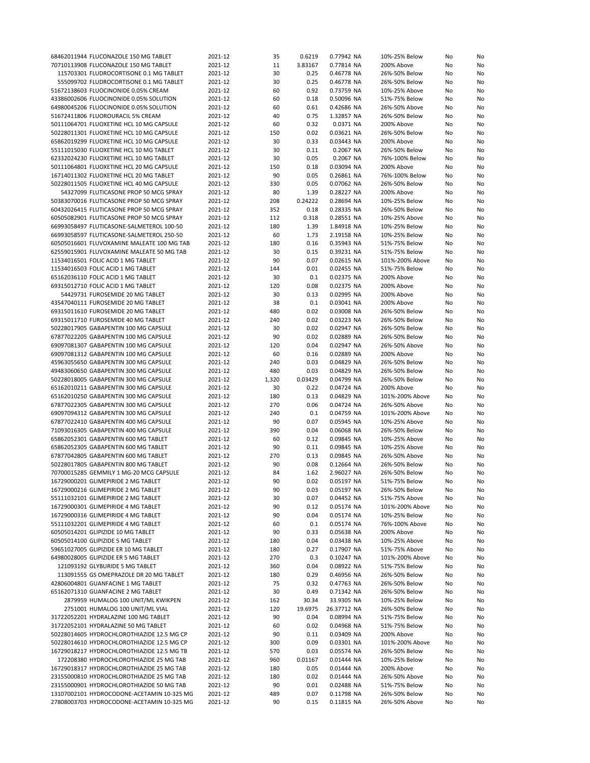| | | | | | | | | |
|---|---|---|---|---|---|---|---|---|
| 68462011944 | FLUCONAZOLE 150 MG TABLET | 2021-12 | 35 | 0.6219 | 0.77942 NA | 10%-25% Below | No | No |
| 70710113908 | FLUCONAZOLE 150 MG TABLET | 2021-12 | 11 | 3.83167 | 0.77814 NA | 200% Above | No | No |
| 115703301 | FLUDROCORTISONE 0.1 MG TABLET | 2021-12 | 30 | 0.25 | 0.46778 NA | 26%-50% Below | No | No |
| 555099702 | FLUDROCORTISONE 0.1 MG TABLET | 2021-12 | 30 | 0.25 | 0.46778 NA | 26%-50% Below | No | No |
| 51672138603 | FLUOCINONIDE 0.05% CREAM | 2021-12 | 60 | 0.92 | 0.73759 NA | 10%-25% Above | No | No |
| 43386002606 | FLUOCINONIDE 0.05% SOLUTION | 2021-12 | 60 | 0.18 | 0.50096 NA | 51%-75% Below | No | No |
| 64980045206 | FLUOCINONIDE 0.05% SOLUTION | 2021-12 | 60 | 0.61 | 0.42686 NA | 26%-50% Above | No | No |
| 51672411806 | FLUOROURACIL 5% CREAM | 2021-12 | 40 | 0.75 | 1.32857 NA | 26%-50% Below | No | No |
| 50111064701 | FLUOXETINE HCL 10 MG CAPSULE | 2021-12 | 60 | 0.32 | 0.0371 NA | 200% Above | No | No |
| 50228011301 | FLUOXETINE HCL 10 MG CAPSULE | 2021-12 | 150 | 0.02 | 0.03621 NA | 26%-50% Below | No | No |
| 65862019299 | FLUOXETINE HCL 10 MG CAPSULE | 2021-12 | 30 | 0.33 | 0.03443 NA | 200% Above | No | No |
| 55111015030 | FLUOXETINE HCL 10 MG TABLET | 2021-12 | 30 | 0.11 | 0.2067 NA | 26%-50% Below | No | No |
| 62332024230 | FLUOXETINE HCL 10 MG TABLET | 2021-12 | 30 | 0.05 | 0.2067 NA | 76%-100% Below | No | No |
| 50111064801 | FLUOXETINE HCL 20 MG CAPSULE | 2021-12 | 150 | 0.18 | 0.03094 NA | 200% Above | No | No |
| 16714011302 | FLUOXETINE HCL 20 MG TABLET | 2021-12 | 90 | 0.05 | 0.26861 NA | 76%-100% Below | No | No |
| 50228011505 | FLUOXETINE HCL 40 MG CAPSULE | 2021-12 | 330 | 0.05 | 0.07062 NA | 26%-50% Below | No | No |
| 54327099 | FLUTICASONE PROP 50 MCG SPRAY | 2021-12 | 80 | 1.39 | 0.28227 NA | 200% Above | No | No |
| 50383070016 | FLUTICASONE PROP 50 MCG SPRAY | 2021-12 | 208 | 0.24222 | 0.28694 NA | 10%-25% Below | No | No |
| 60432026415 | FLUTICASONE PROP 50 MCG SPRAY | 2021-12 | 352 | 0.18 | 0.28335 NA | 26%-50% Below | No | No |
| 60505082901 | FLUTICASONE PROP 50 MCG SPRAY | 2021-12 | 112 | 0.318 | 0.28551 NA | 10%-25% Above | No | No |
| 66993058497 | FLUTICASONE-SALMETEROL 100-50 | 2021-12 | 180 | 1.39 | 1.84918 NA | 10%-25% Below | No | No |
| 66993058597 | FLUTICASONE-SALMETEROL 250-50 | 2021-12 | 60 | 1.73 | 2.19158 NA | 10%-25% Below | No | No |
| 60505016601 | FLUVOXAMINE MALEATE 100 MG TAB | 2021-12 | 180 | 0.16 | 0.35943 NA | 51%-75% Below | No | No |
| 62559015901 | FLUVOXAMINE MALEATE 50 MG TAB | 2021-12 | 30 | 0.15 | 0.39231 NA | 51%-75% Below | No | No |
| 11534016501 | FOLIC ACID 1 MG TABLET | 2021-12 | 90 | 0.07 | 0.02615 NA | 101%-200% Above | No | No |
| 11534016503 | FOLIC ACID 1 MG TABLET | 2021-12 | 144 | 0.01 | 0.02455 NA | 51%-75% Below | No | No |
| 65162036110 | FOLIC ACID 1 MG TABLET | 2021-12 | 30 | 0.1 | 0.02375 NA | 200% Above | No | No |
| 69315012710 | FOLIC ACID 1 MG TABLET | 2021-12 | 120 | 0.08 | 0.02375 NA | 200% Above | No | No |
| 54429731 | FUROSEMIDE 20 MG TABLET | 2021-12 | 30 | 0.13 | 0.02995 NA | 200% Above | No | No |
| 43547040111 | FUROSEMIDE 20 MG TABLET | 2021-12 | 38 | 0.1 | 0.03041 NA | 200% Above | No | No |
| 69315011610 | FUROSEMIDE 20 MG TABLET | 2021-12 | 480 | 0.02 | 0.03008 NA | 26%-50% Below | No | No |
| 69315011710 | FUROSEMIDE 40 MG TABLET | 2021-12 | 240 | 0.02 | 0.03223 NA | 26%-50% Below | No | No |
| 50228017905 | GABAPENTIN 100 MG CAPSULE | 2021-12 | 30 | 0.02 | 0.02947 NA | 26%-50% Below | No | No |
| 67877022205 | GABAPENTIN 100 MG CAPSULE | 2021-12 | 90 | 0.02 | 0.02889 NA | 26%-50% Below | No | No |
| 69097081307 | GABAPENTIN 100 MG CAPSULE | 2021-12 | 120 | 0.04 | 0.02947 NA | 26%-50% Above | No | No |
| 69097081312 | GABAPENTIN 100 MG CAPSULE | 2021-12 | 60 | 0.16 | 0.02889 NA | 200% Above | No | No |
| 45963055650 | GABAPENTIN 300 MG CAPSULE | 2021-12 | 240 | 0.03 | 0.04829 NA | 26%-50% Below | No | No |
| 49483060650 | GABAPENTIN 300 MG CAPSULE | 2021-12 | 480 | 0.03 | 0.04829 NA | 26%-50% Below | No | No |
| 50228018005 | GABAPENTIN 300 MG CAPSULE | 2021-12 | 1,320 | 0.03429 | 0.04799 NA | 26%-50% Below | No | No |
| 65162010211 | GABAPENTIN 300 MG CAPSULE | 2021-12 | 30 | 0.22 | 0.04724 NA | 200% Above | No | No |
| 65162010250 | GABAPENTIN 300 MG CAPSULE | 2021-12 | 180 | 0.13 | 0.04829 NA | 101%-200% Above | No | No |
| 67877022305 | GABAPENTIN 300 MG CAPSULE | 2021-12 | 270 | 0.06 | 0.04724 NA | 26%-50% Above | No | No |
| 69097094312 | GABAPENTIN 300 MG CAPSULE | 2021-12 | 240 | 0.1 | 0.04759 NA | 101%-200% Above | No | No |
| 67877022410 | GABAPENTIN 400 MG CAPSULE | 2021-12 | 90 | 0.07 | 0.05945 NA | 10%-25% Above | No | No |
| 71093016305 | GABAPENTIN 400 MG CAPSULE | 2021-12 | 390 | 0.04 | 0.06068 NA | 26%-50% Below | No | No |
| 65862052301 | GABAPENTIN 600 MG TABLET | 2021-12 | 60 | 0.12 | 0.09845 NA | 10%-25% Above | No | No |
| 65862052305 | GABAPENTIN 600 MG TABLET | 2021-12 | 90 | 0.11 | 0.09845 NA | 10%-25% Above | No | No |
| 67877042805 | GABAPENTIN 600 MG TABLET | 2021-12 | 270 | 0.13 | 0.09845 NA | 26%-50% Above | No | No |
| 50228017805 | GABAPENTIN 800 MG TABLET | 2021-12 | 90 | 0.08 | 0.12664 NA | 26%-50% Below | No | No |
| 70700015285 | GEMMILY 1 MG-20 MCG CAPSULE | 2021-12 | 84 | 1.62 | 2.96027 NA | 26%-50% Below | No | No |
| 16729000201 | GLIMEPIRIDE 2 MG TABLET | 2021-12 | 90 | 0.02 | 0.05197 NA | 51%-75% Below | No | No |
| 16729000216 | GLIMEPIRIDE 2 MG TABLET | 2021-12 | 90 | 0.03 | 0.05197 NA | 26%-50% Below | No | No |
| 55111032101 | GLIMEPIRIDE 2 MG TABLET | 2021-12 | 30 | 0.07 | 0.04452 NA | 51%-75% Above | No | No |
| 16729000301 | GLIMEPIRIDE 4 MG TABLET | 2021-12 | 90 | 0.12 | 0.05174 NA | 101%-200% Above | No | No |
| 16729000316 | GLIMEPIRIDE 4 MG TABLET | 2021-12 | 90 | 0.04 | 0.05174 NA | 10%-25% Below | No | No |
| 55111032201 | GLIMEPIRIDE 4 MG TABLET | 2021-12 | 60 | 0.1 | 0.05174 NA | 76%-100% Above | No | No |
| 60505014201 | GLIPIZIDE 10 MG TABLET | 2021-12 | 90 | 0.33 | 0.05638 NA | 200% Above | No | No |
| 60505014100 | GLIPIZIDE 5 MG TABLET | 2021-12 | 180 | 0.04 | 0.03438 NA | 10%-25% Above | No | No |
| 59651027005 | GLIPIZIDE ER 10 MG TABLET | 2021-12 | 180 | 0.27 | 0.17907 NA | 51%-75% Above | No | No |
| 64980028005 | GLIPIZIDE ER 5 MG TABLET | 2021-12 | 270 | 0.3 | 0.10247 NA | 101%-200% Above | No | No |
| 121093192 | GLYBURIDE 5 MG TABLET | 2021-12 | 360 | 0.04 | 0.08922 NA | 51%-75% Below | No | No |
| 113091555 | GS OMEPRAZOLE DR 20 MG TABLET | 2021-12 | 180 | 0.29 | 0.46956 NA | 26%-50% Below | No | No |
| 42806004801 | GUANFACINE 1 MG TABLET | 2021-12 | 75 | 0.32 | 0.47763 NA | 26%-50% Below | No | No |
| 65162071310 | GUANFACINE 2 MG TABLET | 2021-12 | 30 | 0.49 | 0.71342 NA | 26%-50% Below | No | No |
| 2879959 | HUMALOG 100 UNIT/ML KWIKPEN | 2021-12 | 162 | 30.34 | 33.9305 NA | 10%-25% Below | No | No |
| 2751001 | HUMALOG 100 UNIT/ML VIAL | 2021-12 | 120 | 19.6975 | 26.37712 NA | 26%-50% Below | No | No |
| 31722052201 | HYDRALAZINE 100 MG TABLET | 2021-12 | 90 | 0.04 | 0.08994 NA | 51%-75% Below | No | No |
| 31722052101 | HYDRALAZINE 50 MG TABLET | 2021-12 | 60 | 0.02 | 0.04968 NA | 51%-75% Below | No | No |
| 50228014605 | HYDROCHLOROTHIAZIDE 12.5 MG CP | 2021-12 | 90 | 0.11 | 0.03409 NA | 200% Above | No | No |
| 50228014610 | HYDROCHLOROTHIAZIDE 12.5 MG CP | 2021-12 | 300 | 0.09 | 0.03301 NA | 101%-200% Above | No | No |
| 16729018217 | HYDROCHLOROTHIAZIDE 12.5 MG TB | 2021-12 | 570 | 0.03 | 0.05574 NA | 26%-50% Below | No | No |
| 172208380 | HYDROCHLOROTHIAZIDE 25 MG TAB | 2021-12 | 960 | 0.01167 | 0.01444 NA | 10%-25% Below | No | No |
| 16729018317 | HYDROCHLOROTHIAZIDE 25 MG TAB | 2021-12 | 180 | 0.05 | 0.01444 NA | 200% Above | No | No |
| 23155000810 | HYDROCHLOROTHIAZIDE 25 MG TAB | 2021-12 | 180 | 0.02 | 0.01444 NA | 26%-50% Above | No | No |
| 23155000901 | HYDROCHLOROTHIAZIDE 50 MG TAB | 2021-12 | 90 | 0.01 | 0.02488 NA | 51%-75% Below | No | No |
| 13107002101 | HYDROCODONE-ACETAMIN 10-325 MG | 2021-12 | 489 | 0.07 | 0.11798 NA | 26%-50% Below | No | No |
| 27808003703 | HYDROCODONE-ACETAMIN 10-325 MG | 2021-12 | 90 | 0.15 | 0.11815 NA | 26%-50% Above | No | No |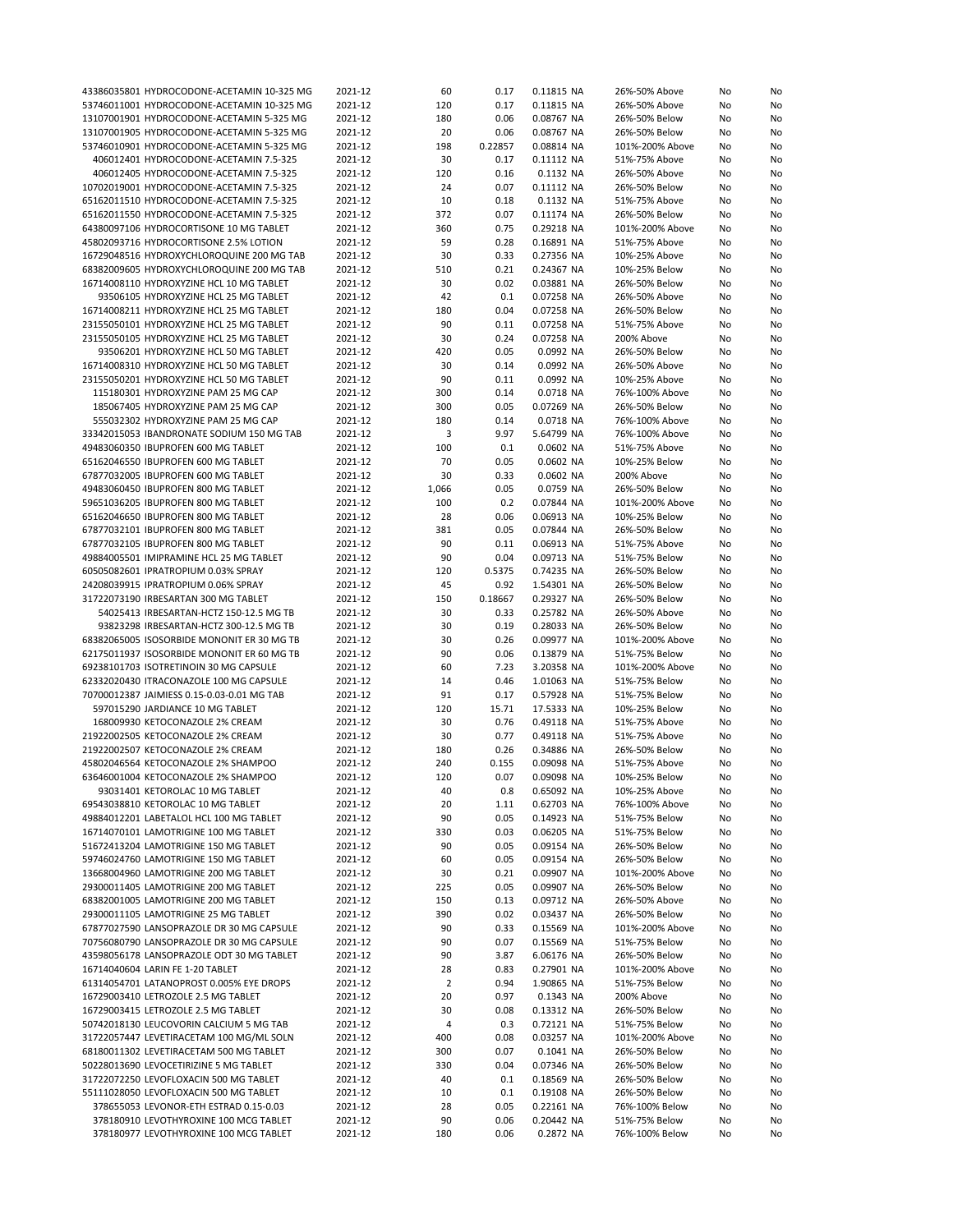| | | | | | | | | |
|---|---|---|---|---|---|---|---|---|
| 43386035801 HYDROCODONE-ACETAMIN 10-325 MG | 2021-12 | 60 | 0.17 | 0.11815 | NA | 26%-50% Above | No | No |
| 53746011001 HYDROCODONE-ACETAMIN 10-325 MG | 2021-12 | 120 | 0.17 | 0.11815 | NA | 26%-50% Above | No | No |
| 13107001901 HYDROCODONE-ACETAMIN 5-325 MG | 2021-12 | 180 | 0.06 | 0.08767 | NA | 26%-50% Below | No | No |
| 13107001905 HYDROCODONE-ACETAMIN 5-325 MG | 2021-12 | 20 | 0.06 | 0.08767 | NA | 26%-50% Below | No | No |
| 53746010901 HYDROCODONE-ACETAMIN 5-325 MG | 2021-12 | 198 | 0.22857 | 0.08814 | NA | 101%-200% Above | No | No |
| 406012401 HYDROCODONE-ACETAMIN 7.5-325 | 2021-12 | 30 | 0.17 | 0.11112 | NA | 51%-75% Above | No | No |
| 406012405 HYDROCODONE-ACETAMIN 7.5-325 | 2021-12 | 120 | 0.16 | 0.1132 | NA | 26%-50% Above | No | No |
| 10702019001 HYDROCODONE-ACETAMIN 7.5-325 | 2021-12 | 24 | 0.07 | 0.11112 | NA | 26%-50% Below | No | No |
| 65162011510 HYDROCODONE-ACETAMIN 7.5-325 | 2021-12 | 10 | 0.18 | 0.1132 | NA | 51%-75% Above | No | No |
| 65162011550 HYDROCODONE-ACETAMIN 7.5-325 | 2021-12 | 372 | 0.07 | 0.11174 | NA | 26%-50% Below | No | No |
| 64380097106 HYDROCORTISONE 10 MG TABLET | 2021-12 | 360 | 0.75 | 0.29218 | NA | 101%-200% Above | No | No |
| 45802093716 HYDROCORTISONE 2.5% LOTION | 2021-12 | 59 | 0.28 | 0.16891 | NA | 51%-75% Above | No | No |
| 16729048516 HYDROXYCHLOROQUINE 200 MG TAB | 2021-12 | 30 | 0.33 | 0.27356 | NA | 10%-25% Above | No | No |
| 68382009605 HYDROXYCHLOROQUINE 200 MG TAB | 2021-12 | 510 | 0.21 | 0.24367 | NA | 10%-25% Below | No | No |
| 16714008110 HYDROXYZINE HCL 10 MG TABLET | 2021-12 | 30 | 0.02 | 0.03881 | NA | 26%-50% Below | No | No |
| 93506105 HYDROXYZINE HCL 25 MG TABLET | 2021-12 | 42 | 0.1 | 0.07258 | NA | 26%-50% Above | No | No |
| 16714008211 HYDROXYZINE HCL 25 MG TABLET | 2021-12 | 180 | 0.04 | 0.07258 | NA | 26%-50% Below | No | No |
| 23155050101 HYDROXYZINE HCL 25 MG TABLET | 2021-12 | 90 | 0.11 | 0.07258 | NA | 51%-75% Above | No | No |
| 23155050105 HYDROXYZINE HCL 25 MG TABLET | 2021-12 | 30 | 0.24 | 0.07258 | NA | 200% Above | No | No |
| 93506201 HYDROXYZINE HCL 50 MG TABLET | 2021-12 | 420 | 0.05 | 0.0992 | NA | 26%-50% Below | No | No |
| 16714008310 HYDROXYZINE HCL 50 MG TABLET | 2021-12 | 30 | 0.14 | 0.0992 | NA | 26%-50% Above | No | No |
| 23155050201 HYDROXYZINE HCL 50 MG TABLET | 2021-12 | 90 | 0.11 | 0.0992 | NA | 10%-25% Above | No | No |
| 115180301 HYDROXYZINE PAM 25 MG CAP | 2021-12 | 300 | 0.14 | 0.0718 | NA | 76%-100% Above | No | No |
| 185067405 HYDROXYZINE PAM 25 MG CAP | 2021-12 | 300 | 0.05 | 0.07269 | NA | 26%-50% Below | No | No |
| 555032302 HYDROXYZINE PAM 25 MG CAP | 2021-12 | 180 | 0.14 | 0.0718 | NA | 76%-100% Above | No | No |
| 33342015053 IBANDRONATE SODIUM 150 MG TAB | 2021-12 | 3 | 9.97 | 5.64799 | NA | 76%-100% Above | No | No |
| 49483060350 IBUPROFEN 600 MG TABLET | 2021-12 | 100 | 0.1 | 0.0602 | NA | 51%-75% Above | No | No |
| 65162046550 IBUPROFEN 600 MG TABLET | 2021-12 | 70 | 0.05 | 0.0602 | NA | 10%-25% Below | No | No |
| 67877032005 IBUPROFEN 600 MG TABLET | 2021-12 | 30 | 0.33 | 0.0602 | NA | 200% Above | No | No |
| 49483060450 IBUPROFEN 800 MG TABLET | 2021-12 | 1,066 | 0.05 | 0.0759 | NA | 26%-50% Below | No | No |
| 59651036205 IBUPROFEN 800 MG TABLET | 2021-12 | 100 | 0.2 | 0.07844 | NA | 101%-200% Above | No | No |
| 65162046650 IBUPROFEN 800 MG TABLET | 2021-12 | 28 | 0.06 | 0.06913 | NA | 10%-25% Below | No | No |
| 67877032101 IBUPROFEN 800 MG TABLET | 2021-12 | 381 | 0.05 | 0.07844 | NA | 26%-50% Below | No | No |
| 67877032105 IBUPROFEN 800 MG TABLET | 2021-12 | 90 | 0.11 | 0.06913 | NA | 51%-75% Above | No | No |
| 49884005501 IMIPRAMINE HCL 25 MG TABLET | 2021-12 | 90 | 0.04 | 0.09713 | NA | 51%-75% Below | No | No |
| 60505082601 IPRATROPIUM 0.03% SPRAY | 2021-12 | 120 | 0.5375 | 0.74235 | NA | 26%-50% Below | No | No |
| 24208039915 IPRATROPIUM 0.06% SPRAY | 2021-12 | 45 | 0.92 | 1.54301 | NA | 26%-50% Below | No | No |
| 31722073190 IRBESARTAN 300 MG TABLET | 2021-12 | 150 | 0.18667 | 0.29327 | NA | 26%-50% Below | No | No |
| 54025413 IRBESARTAN-HCTZ 150-12.5 MG TB | 2021-12 | 30 | 0.33 | 0.25782 | NA | 26%-50% Above | No | No |
| 93823298 IRBESARTAN-HCTZ 300-12.5 MG TB | 2021-12 | 30 | 0.19 | 0.28033 | NA | 26%-50% Below | No | No |
| 68382065005 ISOSORBIDE MONONIT ER 30 MG TB | 2021-12 | 30 | 0.26 | 0.09977 | NA | 101%-200% Above | No | No |
| 62175011937 ISOSORBIDE MONONIT ER 60 MG TB | 2021-12 | 90 | 0.06 | 0.13879 | NA | 51%-75% Below | No | No |
| 69238101703 ISOTRETINOIN 30 MG CAPSULE | 2021-12 | 60 | 7.23 | 3.20358 | NA | 101%-200% Above | No | No |
| 62332020430 ITRACONAZOLE 100 MG CAPSULE | 2021-12 | 14 | 0.46 | 1.01063 | NA | 51%-75% Below | No | No |
| 70700012387 JAIMIESS 0.15-0.03-0.01 MG TAB | 2021-12 | 91 | 0.17 | 0.57928 | NA | 51%-75% Below | No | No |
| 597015290 JARDIANCE 10 MG TABLET | 2021-12 | 120 | 15.71 | 17.5333 | NA | 10%-25% Below | No | No |
| 168009930 KETOCONAZOLE 2% CREAM | 2021-12 | 30 | 0.76 | 0.49118 | NA | 51%-75% Above | No | No |
| 21922002505 KETOCONAZOLE 2% CREAM | 2021-12 | 30 | 0.77 | 0.49118 | NA | 51%-75% Above | No | No |
| 21922002507 KETOCONAZOLE 2% CREAM | 2021-12 | 180 | 0.26 | 0.34886 | NA | 26%-50% Below | No | No |
| 45802046564 KETOCONAZOLE 2% SHAMPOO | 2021-12 | 240 | 0.155 | 0.09098 | NA | 51%-75% Above | No | No |
| 63646001004 KETOCONAZOLE 2% SHAMPOO | 2021-12 | 120 | 0.07 | 0.09098 | NA | 10%-25% Below | No | No |
| 93031401 KETOROLAC 10 MG TABLET | 2021-12 | 40 | 0.8 | 0.65092 | NA | 10%-25% Above | No | No |
| 69543038810 KETOROLAC 10 MG TABLET | 2021-12 | 20 | 1.11 | 0.62703 | NA | 76%-100% Above | No | No |
| 49884012201 LABETALOL HCL 100 MG TABLET | 2021-12 | 90 | 0.05 | 0.14923 | NA | 51%-75% Below | No | No |
| 16714070101 LAMOTRIGINE 100 MG TABLET | 2021-12 | 330 | 0.03 | 0.06205 | NA | 51%-75% Below | No | No |
| 51672413204 LAMOTRIGINE 150 MG TABLET | 2021-12 | 90 | 0.05 | 0.09154 | NA | 26%-50% Below | No | No |
| 59746024760 LAMOTRIGINE 150 MG TABLET | 2021-12 | 60 | 0.05 | 0.09154 | NA | 26%-50% Below | No | No |
| 13668004960 LAMOTRIGINE 200 MG TABLET | 2021-12 | 30 | 0.21 | 0.09907 | NA | 101%-200% Above | No | No |
| 29300011405 LAMOTRIGINE 200 MG TABLET | 2021-12 | 225 | 0.05 | 0.09907 | NA | 26%-50% Below | No | No |
| 68382001005 LAMOTRIGINE 200 MG TABLET | 2021-12 | 150 | 0.13 | 0.09712 | NA | 26%-50% Above | No | No |
| 29300011105 LAMOTRIGINE 25 MG TABLET | 2021-12 | 390 | 0.02 | 0.03437 | NA | 26%-50% Below | No | No |
| 67877027590 LANSOPRAZOLE DR 30 MG CAPSULE | 2021-12 | 90 | 0.33 | 0.15569 | NA | 101%-200% Above | No | No |
| 70756080790 LANSOPRAZOLE DR 30 MG CAPSULE | 2021-12 | 90 | 0.07 | 0.15569 | NA | 51%-75% Below | No | No |
| 43598056178 LANSOPRAZOLE ODT 30 MG TABLET | 2021-12 | 90 | 3.87 | 6.06176 | NA | 26%-50% Below | No | No |
| 16714040604 LARIN FE 1-20 TABLET | 2021-12 | 28 | 0.83 | 0.27901 | NA | 101%-200% Above | No | No |
| 61314054701 LATANOPROST 0.005% EYE DROPS | 2021-12 | 2 | 0.94 | 1.90865 | NA | 51%-75% Below | No | No |
| 16729003410 LETROZOLE 2.5 MG TABLET | 2021-12 | 20 | 0.97 | 0.1343 | NA | 200% Above | No | No |
| 16729003415 LETROZOLE 2.5 MG TABLET | 2021-12 | 30 | 0.08 | 0.13312 | NA | 26%-50% Below | No | No |
| 50742018130 LEUCOVORIN CALCIUM 5 MG TAB | 2021-12 | 4 | 0.3 | 0.72121 | NA | 51%-75% Below | No | No |
| 31722057447 LEVETIRACETAM 100 MG/ML SOLN | 2021-12 | 400 | 0.08 | 0.03257 | NA | 101%-200% Above | No | No |
| 68180011302 LEVETIRACETAM 500 MG TABLET | 2021-12 | 300 | 0.07 | 0.1041 | NA | 26%-50% Below | No | No |
| 50228013690 LEVOCETIRIZINE 5 MG TABLET | 2021-12 | 330 | 0.04 | 0.07346 | NA | 26%-50% Below | No | No |
| 31722072250 LEVOFLOXACIN 500 MG TABLET | 2021-12 | 40 | 0.1 | 0.18569 | NA | 26%-50% Below | No | No |
| 55111028050 LEVOFLOXACIN 500 MG TABLET | 2021-12 | 10 | 0.1 | 0.19108 | NA | 26%-50% Below | No | No |
| 378655053 LEVONOR-ETH ESTRAD 0.15-0.03 | 2021-12 | 28 | 0.05 | 0.22161 | NA | 76%-100% Below | No | No |
| 378180910 LEVOTHYROXINE 100 MCG TABLET | 2021-12 | 90 | 0.06 | 0.20442 | NA | 51%-75% Below | No | No |
| 378180977 LEVOTHYROXINE 100 MCG TABLET | 2021-12 | 180 | 0.06 | 0.2872 | NA | 76%-100% Below | No | No |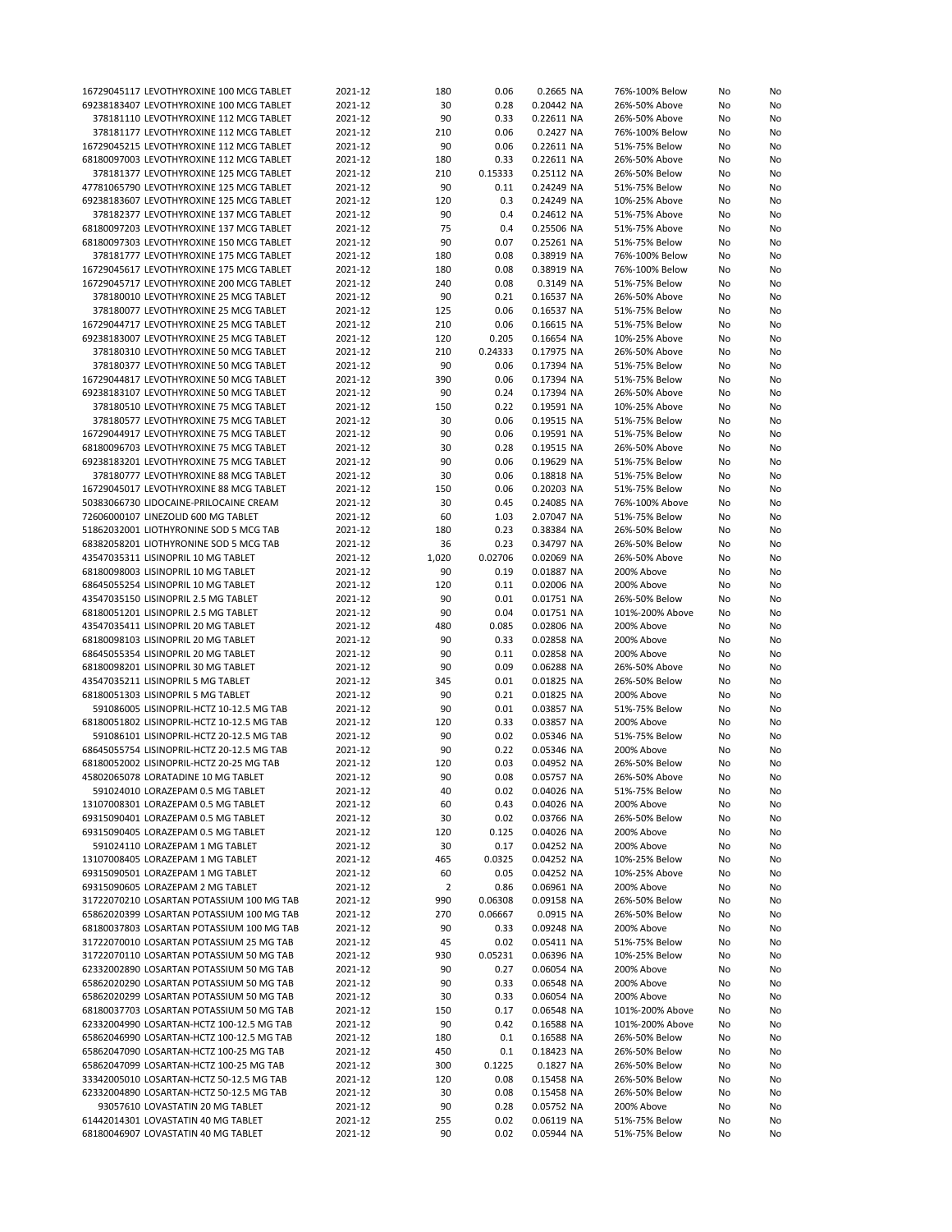| | | | | | | | |
|---|---|---|---|---|---|---|---|
| 16729045117 LEVOTHYROXINE 100 MCG TABLET | 2021-12 | 180 | 0.06 | 0.2665 NA | 76%-100% Below | No | No |
| 69238183407 LEVOTHYROXINE 100 MCG TABLET | 2021-12 | 30 | 0.28 | 0.20442 NA | 26%-50% Above | No | No |
| 378181110 LEVOTHYROXINE 112 MCG TABLET | 2021-12 | 90 | 0.33 | 0.22611 NA | 26%-50% Above | No | No |
| 378181177 LEVOTHYROXINE 112 MCG TABLET | 2021-12 | 210 | 0.06 | 0.2427 NA | 76%-100% Below | No | No |
| 16729045215 LEVOTHYROXINE 112 MCG TABLET | 2021-12 | 90 | 0.06 | 0.22611 NA | 51%-75% Below | No | No |
| 68180097003 LEVOTHYROXINE 112 MCG TABLET | 2021-12 | 180 | 0.33 | 0.22611 NA | 26%-50% Above | No | No |
| 378181377 LEVOTHYROXINE 125 MCG TABLET | 2021-12 | 210 | 0.15333 | 0.25112 NA | 26%-50% Below | No | No |
| 47781065790 LEVOTHYROXINE 125 MCG TABLET | 2021-12 | 90 | 0.11 | 0.24249 NA | 51%-75% Below | No | No |
| 69238183607 LEVOTHYROXINE 125 MCG TABLET | 2021-12 | 120 | 0.3 | 0.24249 NA | 10%-25% Above | No | No |
| 378182377 LEVOTHYROXINE 137 MCG TABLET | 2021-12 | 90 | 0.4 | 0.24612 NA | 51%-75% Above | No | No |
| 68180097203 LEVOTHYROXINE 137 MCG TABLET | 2021-12 | 75 | 0.4 | 0.25506 NA | 51%-75% Above | No | No |
| 68180097303 LEVOTHYROXINE 150 MCG TABLET | 2021-12 | 90 | 0.07 | 0.25261 NA | 51%-75% Below | No | No |
| 378181777 LEVOTHYROXINE 175 MCG TABLET | 2021-12 | 180 | 0.08 | 0.38919 NA | 76%-100% Below | No | No |
| 16729045617 LEVOTHYROXINE 175 MCG TABLET | 2021-12 | 180 | 0.08 | 0.38919 NA | 76%-100% Below | No | No |
| 16729045717 LEVOTHYROXINE 200 MCG TABLET | 2021-12 | 240 | 0.08 | 0.3149 NA | 51%-75% Below | No | No |
| 378180010 LEVOTHYROXINE 25 MCG TABLET | 2021-12 | 90 | 0.21 | 0.16537 NA | 26%-50% Above | No | No |
| 378180077 LEVOTHYROXINE 25 MCG TABLET | 2021-12 | 125 | 0.06 | 0.16537 NA | 51%-75% Below | No | No |
| 16729044717 LEVOTHYROXINE 25 MCG TABLET | 2021-12 | 210 | 0.06 | 0.16615 NA | 51%-75% Below | No | No |
| 69238183007 LEVOTHYROXINE 25 MCG TABLET | 2021-12 | 120 | 0.205 | 0.16654 NA | 10%-25% Above | No | No |
| 378180310 LEVOTHYROXINE 50 MCG TABLET | 2021-12 | 210 | 0.24333 | 0.17975 NA | 26%-50% Above | No | No |
| 378180377 LEVOTHYROXINE 50 MCG TABLET | 2021-12 | 90 | 0.06 | 0.17394 NA | 51%-75% Below | No | No |
| 16729044817 LEVOTHYROXINE 50 MCG TABLET | 2021-12 | 390 | 0.06 | 0.17394 NA | 51%-75% Below | No | No |
| 69238183107 LEVOTHYROXINE 50 MCG TABLET | 2021-12 | 90 | 0.24 | 0.17394 NA | 26%-50% Above | No | No |
| 378180510 LEVOTHYROXINE 75 MCG TABLET | 2021-12 | 150 | 0.22 | 0.19591 NA | 10%-25% Above | No | No |
| 378180577 LEVOTHYROXINE 75 MCG TABLET | 2021-12 | 30 | 0.06 | 0.19515 NA | 51%-75% Below | No | No |
| 16729044917 LEVOTHYROXINE 75 MCG TABLET | 2021-12 | 90 | 0.06 | 0.19591 NA | 51%-75% Below | No | No |
| 68180096703 LEVOTHYROXINE 75 MCG TABLET | 2021-12 | 30 | 0.28 | 0.19515 NA | 26%-50% Above | No | No |
| 69238183201 LEVOTHYROXINE 75 MCG TABLET | 2021-12 | 90 | 0.06 | 0.19629 NA | 51%-75% Below | No | No |
| 378180777 LEVOTHYROXINE 88 MCG TABLET | 2021-12 | 30 | 0.06 | 0.18818 NA | 51%-75% Below | No | No |
| 16729045017 LEVOTHYROXINE 88 MCG TABLET | 2021-12 | 150 | 0.06 | 0.20203 NA | 51%-75% Below | No | No |
| 50383066730 LIDOCAINE-PRILOCAINE CREAM | 2021-12 | 30 | 0.45 | 0.24085 NA | 76%-100% Above | No | No |
| 72606000107 LINEZOLID 600 MG TABLET | 2021-12 | 60 | 1.03 | 2.07047 NA | 51%-75% Below | No | No |
| 51862032001 LIOTHYRONINE SOD 5 MCG TAB | 2021-12 | 180 | 0.23 | 0.38384 NA | 26%-50% Below | No | No |
| 68382058201 LIOTHYRONINE SOD 5 MCG TAB | 2021-12 | 36 | 0.23 | 0.34797 NA | 26%-50% Below | No | No |
| 43547035311 LISINOPRIL 10 MG TABLET | 2021-12 | 1,020 | 0.02706 | 0.02069 NA | 26%-50% Above | No | No |
| 68180098003 LISINOPRIL 10 MG TABLET | 2021-12 | 90 | 0.19 | 0.01887 NA | 200% Above | No | No |
| 68645055254 LISINOPRIL 10 MG TABLET | 2021-12 | 120 | 0.11 | 0.02006 NA | 200% Above | No | No |
| 43547035150 LISINOPRIL 2.5 MG TABLET | 2021-12 | 90 | 0.01 | 0.01751 NA | 26%-50% Below | No | No |
| 68180051201 LISINOPRIL 2.5 MG TABLET | 2021-12 | 90 | 0.04 | 0.01751 NA | 101%-200% Above | No | No |
| 43547035411 LISINOPRIL 20 MG TABLET | 2021-12 | 480 | 0.085 | 0.02806 NA | 200% Above | No | No |
| 68180098103 LISINOPRIL 20 MG TABLET | 2021-12 | 90 | 0.33 | 0.02858 NA | 200% Above | No | No |
| 68645055354 LISINOPRIL 20 MG TABLET | 2021-12 | 90 | 0.11 | 0.02858 NA | 200% Above | No | No |
| 68180098201 LISINOPRIL 30 MG TABLET | 2021-12 | 90 | 0.09 | 0.06288 NA | 26%-50% Above | No | No |
| 43547035211 LISINOPRIL 5 MG TABLET | 2021-12 | 345 | 0.01 | 0.01825 NA | 26%-50% Below | No | No |
| 68180051303 LISINOPRIL 5 MG TABLET | 2021-12 | 90 | 0.21 | 0.01825 NA | 200% Above | No | No |
| 591086005 LISINOPRIL-HCTZ 10-12.5 MG TAB | 2021-12 | 90 | 0.01 | 0.03857 NA | 51%-75% Below | No | No |
| 68180051802 LISINOPRIL-HCTZ 10-12.5 MG TAB | 2021-12 | 120 | 0.33 | 0.03857 NA | 200% Above | No | No |
| 591086101 LISINOPRIL-HCTZ 20-12.5 MG TAB | 2021-12 | 90 | 0.02 | 0.05346 NA | 51%-75% Below | No | No |
| 68645055754 LISINOPRIL-HCTZ 20-12.5 MG TAB | 2021-12 | 90 | 0.22 | 0.05346 NA | 200% Above | No | No |
| 68180052002 LISINOPRIL-HCTZ 20-25 MG TAB | 2021-12 | 120 | 0.03 | 0.04952 NA | 26%-50% Below | No | No |
| 45802065078 LORATADINE 10 MG TABLET | 2021-12 | 90 | 0.08 | 0.05757 NA | 26%-50% Above | No | No |
| 591024010 LORAZEPAM 0.5 MG TABLET | 2021-12 | 40 | 0.02 | 0.04026 NA | 51%-75% Below | No | No |
| 13107008301 LORAZEPAM 0.5 MG TABLET | 2021-12 | 60 | 0.43 | 0.04026 NA | 200% Above | No | No |
| 69315090401 LORAZEPAM 0.5 MG TABLET | 2021-12 | 30 | 0.02 | 0.03766 NA | 26%-50% Below | No | No |
| 69315090405 LORAZEPAM 0.5 MG TABLET | 2021-12 | 120 | 0.125 | 0.04026 NA | 200% Above | No | No |
| 591024110 LORAZEPAM 1 MG TABLET | 2021-12 | 30 | 0.17 | 0.04252 NA | 200% Above | No | No |
| 13107008405 LORAZEPAM 1 MG TABLET | 2021-12 | 465 | 0.0325 | 0.04252 NA | 10%-25% Below | No | No |
| 69315090501 LORAZEPAM 1 MG TABLET | 2021-12 | 60 | 0.05 | 0.04252 NA | 10%-25% Above | No | No |
| 69315090605 LORAZEPAM 2 MG TABLET | 2021-12 | 2 | 0.86 | 0.06961 NA | 200% Above | No | No |
| 31722070210 LOSARTAN POTASSIUM 100 MG TAB | 2021-12 | 990 | 0.06308 | 0.09158 NA | 26%-50% Below | No | No |
| 65862020399 LOSARTAN POTASSIUM 100 MG TAB | 2021-12 | 270 | 0.06667 | 0.0915 NA | 26%-50% Below | No | No |
| 68180037803 LOSARTAN POTASSIUM 100 MG TAB | 2021-12 | 90 | 0.33 | 0.09248 NA | 200% Above | No | No |
| 31722070010 LOSARTAN POTASSIUM 25 MG TAB | 2021-12 | 45 | 0.02 | 0.05411 NA | 51%-75% Below | No | No |
| 31722070110 LOSARTAN POTASSIUM 50 MG TAB | 2021-12 | 930 | 0.05231 | 0.06396 NA | 10%-25% Below | No | No |
| 62332002890 LOSARTAN POTASSIUM 50 MG TAB | 2021-12 | 90 | 0.27 | 0.06054 NA | 200% Above | No | No |
| 65862020290 LOSARTAN POTASSIUM 50 MG TAB | 2021-12 | 90 | 0.33 | 0.06548 NA | 200% Above | No | No |
| 65862020299 LOSARTAN POTASSIUM 50 MG TAB | 2021-12 | 30 | 0.33 | 0.06054 NA | 200% Above | No | No |
| 68180037703 LOSARTAN POTASSIUM 50 MG TAB | 2021-12 | 150 | 0.17 | 0.06548 NA | 101%-200% Above | No | No |
| 62332004990 LOSARTAN-HCTZ 100-12.5 MG TAB | 2021-12 | 90 | 0.42 | 0.16588 NA | 101%-200% Above | No | No |
| 65862046990 LOSARTAN-HCTZ 100-12.5 MG TAB | 2021-12 | 180 | 0.1 | 0.16588 NA | 26%-50% Below | No | No |
| 65862047090 LOSARTAN-HCTZ 100-25 MG TAB | 2021-12 | 450 | 0.1 | 0.18423 NA | 26%-50% Below | No | No |
| 65862047099 LOSARTAN-HCTZ 100-25 MG TAB | 2021-12 | 300 | 0.1225 | 0.1827 NA | 26%-50% Below | No | No |
| 33342005010 LOSARTAN-HCTZ 50-12.5 MG TAB | 2021-12 | 120 | 0.08 | 0.15458 NA | 26%-50% Below | No | No |
| 62332004890 LOSARTAN-HCTZ 50-12.5 MG TAB | 2021-12 | 30 | 0.08 | 0.15458 NA | 26%-50% Below | No | No |
| 93057610 LOVASTATIN 20 MG TABLET | 2021-12 | 90 | 0.28 | 0.05752 NA | 200% Above | No | No |
| 61442014301 LOVASTATIN 40 MG TABLET | 2021-12 | 255 | 0.02 | 0.06119 NA | 51%-75% Below | No | No |
| 68180046907 LOVASTATIN 40 MG TABLET | 2021-12 | 90 | 0.02 | 0.05944 NA | 51%-75% Below | No | No |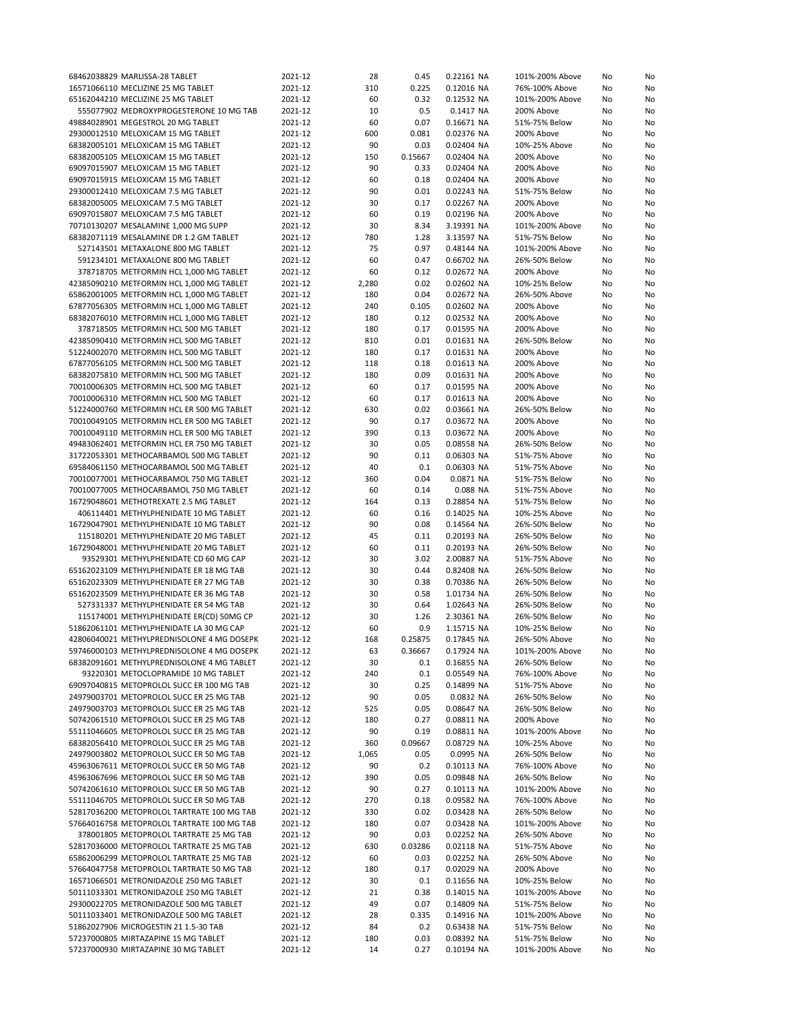| | | | | | | | | |
|---|---|---|---|---|---|---|---|---|
| 68462038829 MARLISSA-28 TABLET | 2021-12 | 28 | 0.45 | 0.22161 NA | 101%-200% Above | No | No |
| 16571066110 MECLIZINE 25 MG TABLET | 2021-12 | 310 | 0.225 | 0.12016 NA | 76%-100% Above | No | No |
| 65162044210 MECLIZINE 25 MG TABLET | 2021-12 | 60 | 0.32 | 0.12532 NA | 101%-200% Above | No | No |
| 555077902 MEDROXYPROGESTERONE 10 MG TAB | 2021-12 | 10 | 0.5 | 0.1417 NA | 200% Above | No | No |
| 49884028901 MEGESTROL 20 MG TABLET | 2021-12 | 60 | 0.07 | 0.16671 NA | 51%-75% Below | No | No |
| 29300012510 MELOXICAM 15 MG TABLET | 2021-12 | 600 | 0.081 | 0.02376 NA | 200% Above | No | No |
| 68382005101 MELOXICAM 15 MG TABLET | 2021-12 | 90 | 0.03 | 0.02404 NA | 10%-25% Above | No | No |
| 68382005105 MELOXICAM 15 MG TABLET | 2021-12 | 150 | 0.15667 | 0.02404 NA | 200% Above | No | No |
| 69097015907 MELOXICAM 15 MG TABLET | 2021-12 | 90 | 0.33 | 0.02404 NA | 200% Above | No | No |
| 69097015915 MELOXICAM 15 MG TABLET | 2021-12 | 60 | 0.18 | 0.02404 NA | 200% Above | No | No |
| 29300012410 MELOXICAM 7.5 MG TABLET | 2021-12 | 90 | 0.01 | 0.02243 NA | 51%-75% Below | No | No |
| 68382005005 MELOXICAM 7.5 MG TABLET | 2021-12 | 30 | 0.17 | 0.02267 NA | 200% Above | No | No |
| 69097015807 MELOXICAM 7.5 MG TABLET | 2021-12 | 60 | 0.19 | 0.02196 NA | 200% Above | No | No |
| 70710130207 MESALAMINE 1,000 MG SUPP | 2021-12 | 30 | 8.34 | 3.19391 NA | 101%-200% Above | No | No |
| 68382071119 MESALAMINE DR 1.2 GM TABLET | 2021-12 | 780 | 1.28 | 3.13597 NA | 51%-75% Below | No | No |
| 527143501 METAXALONE 800 MG TABLET | 2021-12 | 75 | 0.97 | 0.48144 NA | 101%-200% Above | No | No |
| 591234101 METAXALONE 800 MG TABLET | 2021-12 | 60 | 0.47 | 0.66702 NA | 26%-50% Below | No | No |
| 378718705 METFORMIN HCL 1,000 MG TABLET | 2021-12 | 60 | 0.12 | 0.02672 NA | 200% Above | No | No |
| 42385090210 METFORMIN HCL 1,000 MG TABLET | 2021-12 | 2,280 | 0.02 | 0.02602 NA | 10%-25% Below | No | No |
| 65862001005 METFORMIN HCL 1,000 MG TABLET | 2021-12 | 180 | 0.04 | 0.02672 NA | 26%-50% Above | No | No |
| 67877056305 METFORMIN HCL 1,000 MG TABLET | 2021-12 | 240 | 0.105 | 0.02602 NA | 200% Above | No | No |
| 68382076010 METFORMIN HCL 1,000 MG TABLET | 2021-12 | 180 | 0.12 | 0.02532 NA | 200% Above | No | No |
| 378718505 METFORMIN HCL 500 MG TABLET | 2021-12 | 180 | 0.17 | 0.01595 NA | 200% Above | No | No |
| 42385090410 METFORMIN HCL 500 MG TABLET | 2021-12 | 810 | 0.01 | 0.01631 NA | 26%-50% Below | No | No |
| 51224002070 METFORMIN HCL 500 MG TABLET | 2021-12 | 180 | 0.17 | 0.01631 NA | 200% Above | No | No |
| 67877056105 METFORMIN HCL 500 MG TABLET | 2021-12 | 118 | 0.18 | 0.01613 NA | 200% Above | No | No |
| 68382075810 METFORMIN HCL 500 MG TABLET | 2021-12 | 180 | 0.09 | 0.01631 NA | 200% Above | No | No |
| 70010006305 METFORMIN HCL 500 MG TABLET | 2021-12 | 60 | 0.17 | 0.01595 NA | 200% Above | No | No |
| 70010006310 METFORMIN HCL 500 MG TABLET | 2021-12 | 60 | 0.17 | 0.01613 NA | 200% Above | No | No |
| 51224000760 METFORMIN HCL ER 500 MG TABLET | 2021-12 | 630 | 0.02 | 0.03661 NA | 26%-50% Below | No | No |
| 70010049105 METFORMIN HCL ER 500 MG TABLET | 2021-12 | 90 | 0.17 | 0.03672 NA | 200% Above | No | No |
| 70010049110 METFORMIN HCL ER 500 MG TABLET | 2021-12 | 390 | 0.13 | 0.03672 NA | 200% Above | No | No |
| 49483062401 METFORMIN HCL ER 750 MG TABLET | 2021-12 | 30 | 0.05 | 0.08558 NA | 26%-50% Below | No | No |
| 31722053301 METHOCARBAMOL 500 MG TABLET | 2021-12 | 90 | 0.11 | 0.06303 NA | 51%-75% Above | No | No |
| 69584061150 METHOCARBAMOL 500 MG TABLET | 2021-12 | 40 | 0.1 | 0.06303 NA | 51%-75% Above | No | No |
| 70010077001 METHOCARBAMOL 750 MG TABLET | 2021-12 | 360 | 0.04 | 0.0871 NA | 51%-75% Below | No | No |
| 70010077005 METHOCARBAMOL 750 MG TABLET | 2021-12 | 60 | 0.14 | 0.088 NA | 51%-75% Above | No | No |
| 16729048601 METHOTREXATE 2.5 MG TABLET | 2021-12 | 164 | 0.13 | 0.28854 NA | 51%-75% Below | No | No |
| 406114401 METHYLPHENIDATE 10 MG TABLET | 2021-12 | 60 | 0.16 | 0.14025 NA | 10%-25% Above | No | No |
| 16729047901 METHYLPHENIDATE 10 MG TABLET | 2021-12 | 90 | 0.08 | 0.14564 NA | 26%-50% Below | No | No |
| 115180201 METHYLPHENIDATE 20 MG TABLET | 2021-12 | 45 | 0.11 | 0.20193 NA | 26%-50% Below | No | No |
| 16729048001 METHYLPHENIDATE 20 MG TABLET | 2021-12 | 60 | 0.11 | 0.20193 NA | 26%-50% Below | No | No |
| 93529301 METHYLPHENIDATE CD 60 MG CAP | 2021-12 | 30 | 3.02 | 2.00887 NA | 51%-75% Above | No | No |
| 65162023109 METHYLPHENIDATE ER 18 MG TAB | 2021-12 | 30 | 0.44 | 0.82408 NA | 26%-50% Below | No | No |
| 65162023309 METHYLPHENIDATE ER 27 MG TAB | 2021-12 | 30 | 0.38 | 0.70386 NA | 26%-50% Below | No | No |
| 65162023509 METHYLPHENIDATE ER 36 MG TAB | 2021-12 | 30 | 0.58 | 1.01734 NA | 26%-50% Below | No | No |
| 527331337 METHYLPHENIDATE ER 54 MG TAB | 2021-12 | 30 | 0.64 | 1.02643 NA | 26%-50% Below | No | No |
| 115174001 METHYLPHENIDATE ER(CD) 50MG CP | 2021-12 | 30 | 1.26 | 2.30361 NA | 26%-50% Below | No | No |
| 51862061101 METHYLPHENIDATE LA 30 MG CAP | 2021-12 | 60 | 0.9 | 1.15715 NA | 10%-25% Below | No | No |
| 42806040021 METHYLPREDNISOLONE 4 MG DOSEPK | 2021-12 | 168 | 0.25875 | 0.17845 NA | 26%-50% Above | No | No |
| 59746000103 METHYLPREDNISOLONE 4 MG DOSEPK | 2021-12 | 63 | 0.36667 | 0.17924 NA | 101%-200% Above | No | No |
| 68382091601 METHYLPREDNISOLONE 4 MG TABLET | 2021-12 | 30 | 0.1 | 0.16855 NA | 26%-50% Below | No | No |
| 93220301 METOCLOPRAMIDE 10 MG TABLET | 2021-12 | 240 | 0.1 | 0.05549 NA | 76%-100% Above | No | No |
| 69097040815 METOPROLOL SUCC ER 100 MG TAB | 2021-12 | 30 | 0.25 | 0.14899 NA | 51%-75% Above | No | No |
| 24979003701 METOPROLOL SUCC ER 25 MG TAB | 2021-12 | 90 | 0.05 | 0.0832 NA | 26%-50% Below | No | No |
| 24979003703 METOPROLOL SUCC ER 25 MG TAB | 2021-12 | 525 | 0.05 | 0.08647 NA | 26%-50% Below | No | No |
| 50742061510 METOPROLOL SUCC ER 25 MG TAB | 2021-12 | 180 | 0.27 | 0.08811 NA | 200% Above | No | No |
| 55111046605 METOPROLOL SUCC ER 25 MG TAB | 2021-12 | 90 | 0.19 | 0.08811 NA | 101%-200% Above | No | No |
| 68382056410 METOPROLOL SUCC ER 25 MG TAB | 2021-12 | 360 | 0.09667 | 0.08729 NA | 10%-25% Above | No | No |
| 24979003802 METOPROLOL SUCC ER 50 MG TAB | 2021-12 | 1,065 | 0.05 | 0.0995 NA | 26%-50% Below | No | No |
| 45963067611 METOPROLOL SUCC ER 50 MG TAB | 2021-12 | 90 | 0.2 | 0.10113 NA | 76%-100% Above | No | No |
| 45963067696 METOPROLOL SUCC ER 50 MG TAB | 2021-12 | 390 | 0.05 | 0.09848 NA | 26%-50% Below | No | No |
| 50742061610 METOPROLOL SUCC ER 50 MG TAB | 2021-12 | 90 | 0.27 | 0.10113 NA | 101%-200% Above | No | No |
| 55111046705 METOPROLOL SUCC ER 50 MG TAB | 2021-12 | 270 | 0.18 | 0.09582 NA | 76%-100% Above | No | No |
| 52817036200 METOPROLOL TARTRATE 100 MG TAB | 2021-12 | 330 | 0.02 | 0.03428 NA | 26%-50% Below | No | No |
| 57664016758 METOPROLOL TARTRATE 100 MG TAB | 2021-12 | 180 | 0.07 | 0.03428 NA | 101%-200% Above | No | No |
| 378001805 METOPROLOL TARTRATE 25 MG TAB | 2021-12 | 90 | 0.03 | 0.02252 NA | 26%-50% Above | No | No |
| 52817036000 METOPROLOL TARTRATE 25 MG TAB | 2021-12 | 630 | 0.03286 | 0.02118 NA | 51%-75% Above | No | No |
| 65862006299 METOPROLOL TARTRATE 25 MG TAB | 2021-12 | 60 | 0.03 | 0.02252 NA | 26%-50% Above | No | No |
| 57664047758 METOPROLOL TARTRATE 50 MG TAB | 2021-12 | 180 | 0.17 | 0.02029 NA | 200% Above | No | No |
| 16571066501 METRONIDAZOLE 250 MG TABLET | 2021-12 | 30 | 0.1 | 0.11656 NA | 10%-25% Below | No | No |
| 50111033301 METRONIDAZOLE 250 MG TABLET | 2021-12 | 21 | 0.38 | 0.14015 NA | 101%-200% Above | No | No |
| 29300022705 METRONIDAZOLE 500 MG TABLET | 2021-12 | 49 | 0.07 | 0.14809 NA | 51%-75% Below | No | No |
| 50111033401 METRONIDAZOLE 500 MG TABLET | 2021-12 | 28 | 0.335 | 0.14916 NA | 101%-200% Above | No | No |
| 51862027906 MICROGESTIN 21 1.5-30 TAB | 2021-12 | 84 | 0.2 | 0.63438 NA | 51%-75% Below | No | No |
| 57237000805 MIRTAZAPINE 15 MG TABLET | 2021-12 | 180 | 0.03 | 0.08392 NA | 51%-75% Below | No | No |
| 57237000930 MIRTAZAPINE 30 MG TABLET | 2021-12 | 14 | 0.27 | 0.10194 NA | 101%-200% Above | No | No |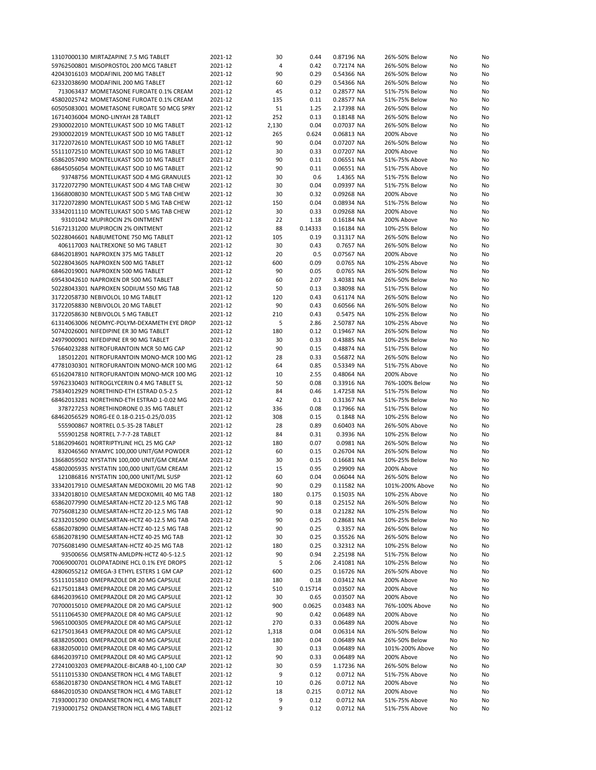| | | | | | | | | |
|---|---|---|---|---|---|---|---|---|
| 13107000130 | MIRTAZAPINE 7.5 MG TABLET | 2021-12 | 30 | 0.44 | 0.87196 NA | 26%-50% Below | No | No |
| 59762500801 | MISOPROSTOL 200 MCG TABLET | 2021-12 | 4 | 0.42 | 0.72174 NA | 26%-50% Below | No | No |
| 42043016103 | MODAFINIL 200 MG TABLET | 2021-12 | 90 | 0.29 | 0.54366 NA | 26%-50% Below | No | No |
| 62332038690 | MODAFINIL 200 MG TABLET | 2021-12 | 60 | 0.29 | 0.54366 NA | 26%-50% Below | No | No |
| 713063437 | MOMETASONE FUROATE 0.1% CREAM | 2021-12 | 45 | 0.12 | 0.28577 NA | 51%-75% Below | No | No |
| 45802025742 | MOMETASONE FUROATE 0.1% CREAM | 2021-12 | 135 | 0.11 | 0.28577 NA | 51%-75% Below | No | No |
| 60505083001 | MOMETASONE FUROATE 50 MCG SPRY | 2021-12 | 51 | 1.25 | 2.17398 NA | 26%-50% Below | No | No |
| 16714036004 | MONO-LINYAH 28 TABLET | 2021-12 | 252 | 0.13 | 0.18148 NA | 26%-50% Below | No | No |
| 29300022010 | MONTELUKAST SOD 10 MG TABLET | 2021-12 | 2,130 | 0.04 | 0.07037 NA | 26%-50% Below | No | No |
| 29300022019 | MONTELUKAST SOD 10 MG TABLET | 2021-12 | 265 | 0.624 | 0.06813 NA | 200% Above | No | No |
| 31722072610 | MONTELUKAST SOD 10 MG TABLET | 2021-12 | 90 | 0.04 | 0.07207 NA | 26%-50% Below | No | No |
| 55111072510 | MONTELUKAST SOD 10 MG TABLET | 2021-12 | 30 | 0.33 | 0.07207 NA | 200% Above | No | No |
| 65862057490 | MONTELUKAST SOD 10 MG TABLET | 2021-12 | 90 | 0.11 | 0.06551 NA | 51%-75% Above | No | No |
| 68645056054 | MONTELUKAST SOD 10 MG TABLET | 2021-12 | 90 | 0.11 | 0.06551 NA | 51%-75% Above | No | No |
| 93748756 | MONTELUKAST SOD 4 MG GRANULES | 2021-12 | 30 | 0.6 | 1.4365 NA | 51%-75% Below | No | No |
| 31722072790 | MONTELUKAST SOD 4 MG TAB CHEW | 2021-12 | 30 | 0.04 | 0.09397 NA | 51%-75% Below | No | No |
| 13668008030 | MONTELUKAST SOD 5 MG TAB CHEW | 2021-12 | 30 | 0.32 | 0.09268 NA | 200% Above | No | No |
| 31722072890 | MONTELUKAST SOD 5 MG TAB CHEW | 2021-12 | 150 | 0.04 | 0.08934 NA | 51%-75% Below | No | No |
| 33342011110 | MONTELUKAST SOD 5 MG TAB CHEW | 2021-12 | 30 | 0.33 | 0.09268 NA | 200% Above | No | No |
| 93101042 | MUPIROCIN 2% OINTMENT | 2021-12 | 22 | 1.18 | 0.16184 NA | 200% Above | No | No |
| 51672131200 | MUPIROCIN 2% OINTMENT | 2021-12 | 88 | 0.14333 | 0.16184 NA | 10%-25% Below | No | No |
| 50228046601 | NABUMETONE 750 MG TABLET | 2021-12 | 105 | 0.19 | 0.31317 NA | 26%-50% Below | No | No |
| 406117003 | NALTREXONE 50 MG TABLET | 2021-12 | 30 | 0.43 | 0.7657 NA | 26%-50% Below | No | No |
| 68462018901 | NAPROXEN 375 MG TABLET | 2021-12 | 20 | 0.5 | 0.07567 NA | 200% Above | No | No |
| 50228043605 | NAPROXEN 500 MG TABLET | 2021-12 | 600 | 0.09 | 0.0765 NA | 10%-25% Above | No | No |
| 68462019001 | NAPROXEN 500 MG TABLET | 2021-12 | 90 | 0.05 | 0.0765 NA | 26%-50% Below | No | No |
| 69543042610 | NAPROXEN DR 500 MG TABLET | 2021-12 | 60 | 2.07 | 3.40381 NA | 26%-50% Below | No | No |
| 50228043301 | NAPROXEN SODIUM 550 MG TAB | 2021-12 | 50 | 0.13 | 0.38098 NA | 51%-75% Below | No | No |
| 31722058730 | NEBIVOLOL 10 MG TABLET | 2021-12 | 120 | 0.43 | 0.61174 NA | 26%-50% Below | No | No |
| 31722058830 | NEBIVOLOL 20 MG TABLET | 2021-12 | 90 | 0.43 | 0.60566 NA | 26%-50% Below | No | No |
| 31722058630 | NEBIVOLOL 5 MG TABLET | 2021-12 | 210 | 0.43 | 0.5475 NA | 10%-25% Below | No | No |
| 61314063006 | NEOMYC-POLYM-DEXAMETH EYE DROP | 2021-12 | 5 | 2.86 | 2.50787 NA | 10%-25% Above | No | No |
| 50742026001 | NIFEDIPINE ER 30 MG TABLET | 2021-12 | 180 | 0.12 | 0.19467 NA | 26%-50% Below | No | No |
| 24979000901 | NIFEDIPINE ER 90 MG TABLET | 2021-12 | 30 | 0.33 | 0.43885 NA | 10%-25% Below | No | No |
| 57664023288 | NITROFURANTOIN MCR 50 MG CAP | 2021-12 | 90 | 0.15 | 0.48874 NA | 51%-75% Below | No | No |
| 185012201 | NITROFURANTOIN MONO-MCR 100 MG | 2021-12 | 28 | 0.33 | 0.56872 NA | 26%-50% Below | No | No |
| 47781030301 | NITROFURANTOIN MONO-MCR 100 MG | 2021-12 | 64 | 0.85 | 0.53349 NA | 51%-75% Above | No | No |
| 65162047810 | NITROFURANTOIN MONO-MCR 100 MG | 2021-12 | 10 | 2.55 | 0.48064 NA | 200% Above | No | No |
| 59762330403 | NITROGLYCERIN 0.4 MG TABLET SL | 2021-12 | 50 | 0.08 | 0.33916 NA | 76%-100% Below | No | No |
| 75834012929 | NORETHIND-ETH ESTRAD 0.5-2.5 | 2021-12 | 84 | 0.46 | 1.47258 NA | 51%-75% Below | No | No |
| 68462013281 | NORETHIND-ETH ESTRAD 1-0.02 MG | 2021-12 | 42 | 0.1 | 0.31367 NA | 51%-75% Below | No | No |
| 378727253 | NORETHINDRONE 0.35 MG TABLET | 2021-12 | 336 | 0.08 | 0.17966 NA | 51%-75% Below | No | No |
| 68462056529 | NORG-EE 0.18-0.215-0.25/0.035 | 2021-12 | 308 | 0.15 | 0.1848 NA | 10%-25% Below | No | No |
| 555900867 | NORTREL 0.5-35-28 TABLET | 2021-12 | 28 | 0.89 | 0.60403 NA | 26%-50% Above | No | No |
| 555901258 | NORTREL 7-7-7-28 TABLET | 2021-12 | 84 | 0.31 | 0.3936 NA | 10%-25% Below | No | No |
| 51862094601 | NORTRIPTYLINE HCL 25 MG CAP | 2021-12 | 180 | 0.07 | 0.0981 NA | 26%-50% Below | No | No |
| 832046560 | NYAMYC 100,000 UNIT/GM POWDER | 2021-12 | 60 | 0.15 | 0.26704 NA | 26%-50% Below | No | No |
| 13668059502 | NYSTATIN 100,000 UNIT/GM CREAM | 2021-12 | 30 | 0.15 | 0.16681 NA | 10%-25% Below | No | No |
| 45802005935 | NYSTATIN 100,000 UNIT/GM CREAM | 2021-12 | 15 | 0.95 | 0.29909 NA | 200% Above | No | No |
| 121086816 | NYSTATIN 100,000 UNIT/ML SUSP | 2021-12 | 60 | 0.04 | 0.06044 NA | 26%-50% Below | No | No |
| 33342017910 | OLMESARTAN MEDOXOMIL 20 MG TAB | 2021-12 | 90 | 0.29 | 0.11582 NA | 101%-200% Above | No | No |
| 33342018010 | OLMESARTAN MEDOXOMIL 40 MG TAB | 2021-12 | 180 | 0.175 | 0.15035 NA | 10%-25% Above | No | No |
| 65862077990 | OLMESARTAN-HCTZ 20-12.5 MG TAB | 2021-12 | 90 | 0.18 | 0.25152 NA | 26%-50% Below | No | No |
| 70756081230 | OLMESARTAN-HCTZ 20-12.5 MG TAB | 2021-12 | 90 | 0.18 | 0.21282 NA | 10%-25% Below | No | No |
| 62332015090 | OLMESARTAN-HCTZ 40-12.5 MG TAB | 2021-12 | 90 | 0.25 | 0.28681 NA | 10%-25% Below | No | No |
| 65862078090 | OLMESARTAN-HCTZ 40-12.5 MG TAB | 2021-12 | 90 | 0.25 | 0.3357 NA | 26%-50% Below | No | No |
| 65862078190 | OLMESARTAN-HCTZ 40-25 MG TAB | 2021-12 | 30 | 0.25 | 0.35526 NA | 26%-50% Below | No | No |
| 70756081490 | OLMESARTAN-HCTZ 40-25 MG TAB | 2021-12 | 180 | 0.25 | 0.32312 NA | 10%-25% Below | No | No |
| 93500656 | OLMSRTN-AMLDPN-HCTZ 40-5-12.5 | 2021-12 | 90 | 0.94 | 2.25198 NA | 51%-75% Below | No | No |
| 70069000701 | OLOPATADINE HCL 0.1% EYE DROPS | 2021-12 | 5 | 2.06 | 2.41081 NA | 10%-25% Below | No | No |
| 42806055212 | OMEGA-3 ETHYL ESTERS 1 GM CAP | 2021-12 | 600 | 0.25 | 0.16726 NA | 26%-50% Above | No | No |
| 55111015810 | OMEPRAZOLE DR 20 MG CAPSULE | 2021-12 | 180 | 0.18 | 0.03412 NA | 200% Above | No | No |
| 62175011843 | OMEPRAZOLE DR 20 MG CAPSULE | 2021-12 | 510 | 0.15714 | 0.03507 NA | 200% Above | No | No |
| 68462039610 | OMEPRAZOLE DR 20 MG CAPSULE | 2021-12 | 30 | 0.65 | 0.03507 NA | 200% Above | No | No |
| 70700015010 | OMEPRAZOLE DR 20 MG CAPSULE | 2021-12 | 900 | 0.0625 | 0.03483 NA | 76%-100% Above | No | No |
| 55111064530 | OMEPRAZOLE DR 40 MG CAPSULE | 2021-12 | 90 | 0.42 | 0.06489 NA | 200% Above | No | No |
| 59651000305 | OMEPRAZOLE DR 40 MG CAPSULE | 2021-12 | 270 | 0.33 | 0.06489 NA | 200% Above | No | No |
| 62175013643 | OMEPRAZOLE DR 40 MG CAPSULE | 2021-12 | 1,318 | 0.04 | 0.06314 NA | 26%-50% Below | No | No |
| 68382050001 | OMEPRAZOLE DR 40 MG CAPSULE | 2021-12 | 180 | 0.04 | 0.06489 NA | 26%-50% Below | No | No |
| 68382050010 | OMEPRAZOLE DR 40 MG CAPSULE | 2021-12 | 30 | 0.13 | 0.06489 NA | 101%-200% Above | No | No |
| 68462039710 | OMEPRAZOLE DR 40 MG CAPSULE | 2021-12 | 90 | 0.33 | 0.06489 NA | 200% Above | No | No |
| 27241003203 | OMEPRAZOLE-BICARB 40-1,100 CAP | 2021-12 | 30 | 0.59 | 1.17236 NA | 26%-50% Below | No | No |
| 55111015330 | ONDANSETRON HCL 4 MG TABLET | 2021-12 | 9 | 0.12 | 0.0712 NA | 51%-75% Above | No | No |
| 65862018730 | ONDANSETRON HCL 4 MG TABLET | 2021-12 | 10 | 0.26 | 0.0712 NA | 200% Above | No | No |
| 68462010530 | ONDANSETRON HCL 4 MG TABLET | 2021-12 | 18 | 0.215 | 0.0712 NA | 200% Above | No | No |
| 71930001730 | ONDANSETRON HCL 4 MG TABLET | 2021-12 | 9 | 0.12 | 0.0712 NA | 51%-75% Above | No | No |
| 71930001752 | ONDANSETRON HCL 4 MG TABLET | 2021-12 | 9 | 0.12 | 0.0712 NA | 51%-75% Above | No | No |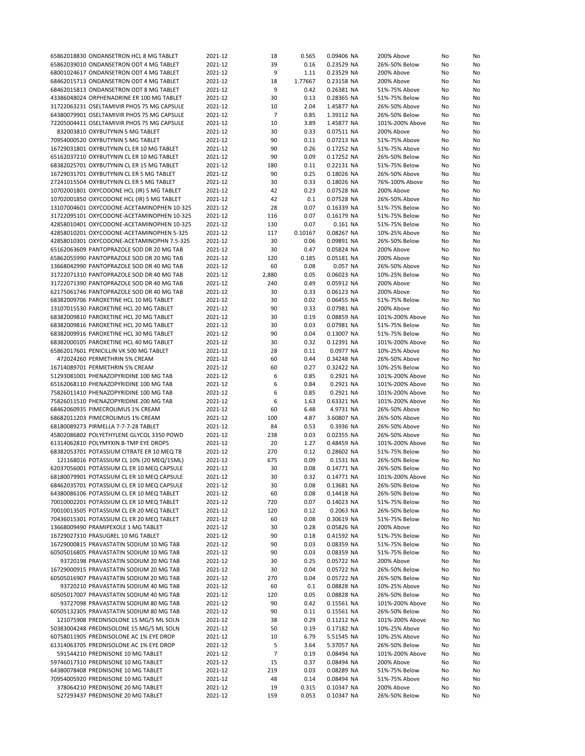| | | | | | | | | |
|---|---|---|---|---|---|---|---|---|
| 65862018830 | ONDANSETRON HCL 8 MG TABLET | 2021-12 | 18 | 0.565 | 0.09406 NA | 200% Above | No | No |
| 65862039010 | ONDANSETRON ODT 4 MG TABLET | 2021-12 | 39 | 0.16 | 0.23529 NA | 26%-50% Below | No | No |
| 68001024617 | ONDANSETRON ODT 4 MG TABLET | 2021-12 | 9 | 1.11 | 0.23529 NA | 200% Above | No | No |
| 68462015713 | ONDANSETRON ODT 4 MG TABLET | 2021-12 | 18 | 1.77667 | 0.23158 NA | 200% Above | No | No |
| 68462015813 | ONDANSETRON ODT 8 MG TABLET | 2021-12 | 9 | 0.42 | 0.26381 NA | 51%-75% Above | No | No |
| 43386048024 | ORPHENADRINE ER 100 MG TABLET | 2021-12 | 30 | 0.13 | 0.28365 NA | 51%-75% Below | No | No |
| 31722063231 | OSELTAMIVIR PHOS 75 MG CAPSULE | 2021-12 | 10 | 2.04 | 1.45877 NA | 26%-50% Above | No | No |
| 64380079901 | OSELTAMIVIR PHOS 75 MG CAPSULE | 2021-12 | 7 | 0.85 | 1.39112 NA | 26%-50% Below | No | No |
| 72205004411 | OSELTAMIVIR PHOS 75 MG CAPSULE | 2021-12 | 10 | 3.89 | 1.45877 NA | 101%-200% Above | No | No |
| 832003810 | OXYBUTYNIN 5 MG TABLET | 2021-12 | 30 | 0.33 | 0.07511 NA | 200% Above | No | No |
| 70954000520 | OXYBUTYNIN 5 MG TABLET | 2021-12 | 90 | 0.11 | 0.07213 NA | 51%-75% Above | No | No |
| 16729031801 | OXYBUTYNIN CL ER 10 MG TABLET | 2021-12 | 90 | 0.26 | 0.17252 NA | 51%-75% Above | No | No |
| 65162037210 | OXYBUTYNIN CL ER 10 MG TABLET | 2021-12 | 90 | 0.09 | 0.17252 NA | 26%-50% Below | No | No |
| 68382025701 | OXYBUTYNIN CL ER 15 MG TABLET | 2021-12 | 180 | 0.11 | 0.22131 NA | 51%-75% Below | No | No |
| 16729031701 | OXYBUTYNIN CL ER 5 MG TABLET | 2021-12 | 90 | 0.25 | 0.18026 NA | 26%-50% Above | No | No |
| 27241015504 | OXYBUTYNIN CL ER 5 MG TABLET | 2021-12 | 30 | 0.33 | 0.18026 NA | 76%-100% Above | No | No |
| 10702001801 | OXYCODONE HCL (IR) 5 MG TABLET | 2021-12 | 42 | 0.23 | 0.07528 NA | 200% Above | No | No |
| 10702001850 | OXYCODONE HCL (IR) 5 MG TABLET | 2021-12 | 42 | 0.1 | 0.07528 NA | 26%-50% Above | No | No |
| 13107004601 | OXYCODONE-ACETAMINOPHEN 10-325 | 2021-12 | 28 | 0.07 | 0.16339 NA | 51%-75% Below | No | No |
| 31722095101 | OXYCODONE-ACETAMINOPHEN 10-325 | 2021-12 | 116 | 0.07 | 0.16179 NA | 51%-75% Below | No | No |
| 42858010401 | OXYCODONE-ACETAMINOPHEN 10-325 | 2021-12 | 130 | 0.07 | 0.161 NA | 51%-75% Below | No | No |
| 42858010201 | OXYCODONE-ACETAMINOPHEN 5-325 | 2021-12 | 117 | 0.10167 | 0.08267 NA | 10%-25% Above | No | No |
| 42858010301 | OXYCODONE-ACETAMINOPHN 7.5-325 | 2021-12 | 30 | 0.06 | 0.09891 NA | 26%-50% Below | No | No |
| 65162063609 | PANTOPRAZOLE SOD DR 20 MG TAB | 2021-12 | 30 | 0.47 | 0.05824 NA | 200% Above | No | No |
| 65862055990 | PANTOPRAZOLE SOD DR 20 MG TAB | 2021-12 | 120 | 0.185 | 0.05181 NA | 200% Above | No | No |
| 13668042990 | PANTOPRAZOLE SOD DR 40 MG TAB | 2021-12 | 60 | 0.08 | 0.057 NA | 26%-50% Above | No | No |
| 31722071310 | PANTOPRAZOLE SOD DR 40 MG TAB | 2021-12 | 2,880 | 0.05 | 0.06023 NA | 10%-25% Below | No | No |
| 31722071390 | PANTOPRAZOLE SOD DR 40 MG TAB | 2021-12 | 240 | 0.49 | 0.05912 NA | 200% Above | No | No |
| 62175061746 | PANTOPRAZOLE SOD DR 40 MG TAB | 2021-12 | 30 | 0.33 | 0.06123 NA | 200% Above | No | No |
| 68382009706 | PAROXETINE HCL 10 MG TABLET | 2021-12 | 30 | 0.02 | 0.06455 NA | 51%-75% Below | No | No |
| 13107015530 | PAROXETINE HCL 20 MG TABLET | 2021-12 | 90 | 0.33 | 0.07981 NA | 200% Above | No | No |
| 68382009810 | PAROXETINE HCL 20 MG TABLET | 2021-12 | 30 | 0.19 | 0.08859 NA | 101%-200% Above | No | No |
| 68382009816 | PAROXETINE HCL 20 MG TABLET | 2021-12 | 30 | 0.03 | 0.07981 NA | 51%-75% Below | No | No |
| 68382009916 | PAROXETINE HCL 30 MG TABLET | 2021-12 | 90 | 0.04 | 0.13007 NA | 51%-75% Below | No | No |
| 68382000105 | PAROXETINE HCL 40 MG TABLET | 2021-12 | 30 | 0.32 | 0.12391 NA | 101%-200% Above | No | No |
| 65862017601 | PENICILLIN VK 500 MG TABLET | 2021-12 | 28 | 0.11 | 0.0977 NA | 10%-25% Above | No | No |
| 472024260 | PERMETHRIN 5% CREAM | 2021-12 | 60 | 0.44 | 0.34248 NA | 26%-50% Above | No | No |
| 16714089701 | PERMETHRIN 5% CREAM | 2021-12 | 60 | 0.27 | 0.32422 NA | 10%-25% Below | No | No |
| 51293081001 | PHENAZOPYRIDINE 100 MG TAB | 2021-12 | 6 | 0.85 | 0.2921 NA | 101%-200% Above | No | No |
| 65162068110 | PHENAZOPYRIDINE 100 MG TAB | 2021-12 | 6 | 0.84 | 0.2921 NA | 101%-200% Above | No | No |
| 75826011410 | PHENAZOPYRIDINE 100 MG TAB | 2021-12 | 6 | 0.85 | 0.2921 NA | 101%-200% Above | No | No |
| 75826011510 | PHENAZOPYRIDINE 200 MG TAB | 2021-12 | 6 | 1.63 | 0.63321 NA | 101%-200% Above | No | No |
| 68462060935 | PIMECROLIMUS 1% CREAM | 2021-12 | 60 | 6.48 | 4.9731 NA | 26%-50% Above | No | No |
| 68682011203 | PIMECROLIMUS 1% CREAM | 2021-12 | 100 | 4.87 | 3.60807 NA | 26%-50% Above | No | No |
| 68180089273 | PIRMELLA 7-7-7-28 TABLET | 2021-12 | 84 | 0.53 | 0.3936 NA | 26%-50% Above | No | No |
| 45802086802 | POLYETHYLENE GLYCOL 3350 POWD | 2021-12 | 238 | 0.03 | 0.02355 NA | 26%-50% Above | No | No |
| 61314062810 | POLYMYXIN B-TMP EYE DROPS | 2021-12 | 20 | 1.27 | 0.48459 NA | 101%-200% Above | No | No |
| 68382053701 | POTASSIUM CITRATE ER 10 MEQ TB | 2021-12 | 270 | 0.12 | 0.28602 NA | 51%-75% Below | No | No |
| 121168016 | POTASSIUM CL 10% (20 MEQ/15ML) | 2021-12 | 675 | 0.09 | 0.1531 NA | 26%-50% Below | No | No |
| 62037056001 | POTASSIUM CL ER 10 MEQ CAPSULE | 2021-12 | 30 | 0.08 | 0.14771 NA | 26%-50% Below | No | No |
| 68180079901 | POTASSIUM CL ER 10 MEQ CAPSULE | 2021-12 | 30 | 0.32 | 0.14771 NA | 101%-200% Above | No | No |
| 68462035701 | POTASSIUM CL ER 10 MEQ CAPSULE | 2021-12 | 30 | 0.08 | 0.13681 NA | 26%-50% Below | No | No |
| 64380086106 | POTASSIUM CL ER 10 MEQ TABLET | 2021-12 | 60 | 0.08 | 0.14418 NA | 26%-50% Below | No | No |
| 70010002201 | POTASSIUM CL ER 10 MEQ TABLET | 2021-12 | 720 | 0.07 | 0.14023 NA | 51%-75% Below | No | No |
| 70010013505 | POTASSIUM CL ER 20 MEQ TABLET | 2021-12 | 120 | 0.12 | 0.2063 NA | 26%-50% Below | No | No |
| 70436015301 | POTASSIUM CL ER 20 MEQ TABLET | 2021-12 | 60 | 0.08 | 0.30619 NA | 51%-75% Below | No | No |
| 13668009490 | PRAMIPEXOLE 1 MG TABLET | 2021-12 | 30 | 0.28 | 0.05826 NA | 200% Above | No | No |
| 16729027310 | PRASUGREL 10 MG TABLET | 2021-12 | 90 | 0.18 | 0.41592 NA | 51%-75% Below | No | No |
| 16729000815 | PRAVASTATIN SODIUM 10 MG TAB | 2021-12 | 90 | 0.03 | 0.08359 NA | 51%-75% Below | No | No |
| 60505016805 | PRAVASTATIN SODIUM 10 MG TAB | 2021-12 | 90 | 0.03 | 0.08359 NA | 51%-75% Below | No | No |
| 93720198 | PRAVASTATIN SODIUM 20 MG TAB | 2021-12 | 30 | 0.25 | 0.05722 NA | 200% Above | No | No |
| 16729000915 | PRAVASTATIN SODIUM 20 MG TAB | 2021-12 | 30 | 0.04 | 0.05722 NA | 26%-50% Below | No | No |
| 60505016907 | PRAVASTATIN SODIUM 20 MG TAB | 2021-12 | 270 | 0.04 | 0.05722 NA | 26%-50% Below | No | No |
| 93720210 | PRAVASTATIN SODIUM 40 MG TAB | 2021-12 | 60 | 0.1 | 0.08828 NA | 10%-25% Above | No | No |
| 60505017007 | PRAVASTATIN SODIUM 40 MG TAB | 2021-12 | 120 | 0.05 | 0.08828 NA | 26%-50% Below | No | No |
| 93727098 | PRAVASTATIN SODIUM 80 MG TAB | 2021-12 | 90 | 0.42 | 0.15561 NA | 101%-200% Above | No | No |
| 60505132305 | PRAVASTATIN SODIUM 80 MG TAB | 2021-12 | 90 | 0.11 | 0.15561 NA | 26%-50% Below | No | No |
| 121075908 | PREDNISOLONE 15 MG/5 ML SOLN | 2021-12 | 38 | 0.29 | 0.11212 NA | 101%-200% Above | No | No |
| 50383004248 | PREDNISOLONE 15 MG/5 ML SOLN | 2021-12 | 50 | 0.19 | 0.17182 NA | 10%-25% Above | No | No |
| 60758011905 | PREDNISOLONE AC 1% EYE DROP | 2021-12 | 10 | 6.79 | 5.51545 NA | 10%-25% Above | No | No |
| 61314063705 | PREDNISOLONE AC 1% EYE DROP | 2021-12 | 5 | 3.64 | 5.37057 NA | 26%-50% Below | No | No |
| 591544210 | PREDNISONE 10 MG TABLET | 2021-12 | 7 | 0.19 | 0.08494 NA | 101%-200% Above | No | No |
| 59746017310 | PREDNISONE 10 MG TABLET | 2021-12 | 15 | 0.37 | 0.08494 NA | 200% Above | No | No |
| 64380078408 | PREDNISONE 10 MG TABLET | 2021-12 | 219 | 0.03 | 0.08289 NA | 51%-75% Below | No | No |
| 70954005920 | PREDNISONE 10 MG TABLET | 2021-12 | 48 | 0.14 | 0.08494 NA | 51%-75% Above | No | No |
| 378064210 | PREDNISONE 20 MG TABLET | 2021-12 | 19 | 0.315 | 0.10347 NA | 200% Above | No | No |
| 527293437 | PREDNISONE 20 MG TABLET | 2021-12 | 159 | 0.053 | 0.10347 NA | 26%-50% Below | No | No |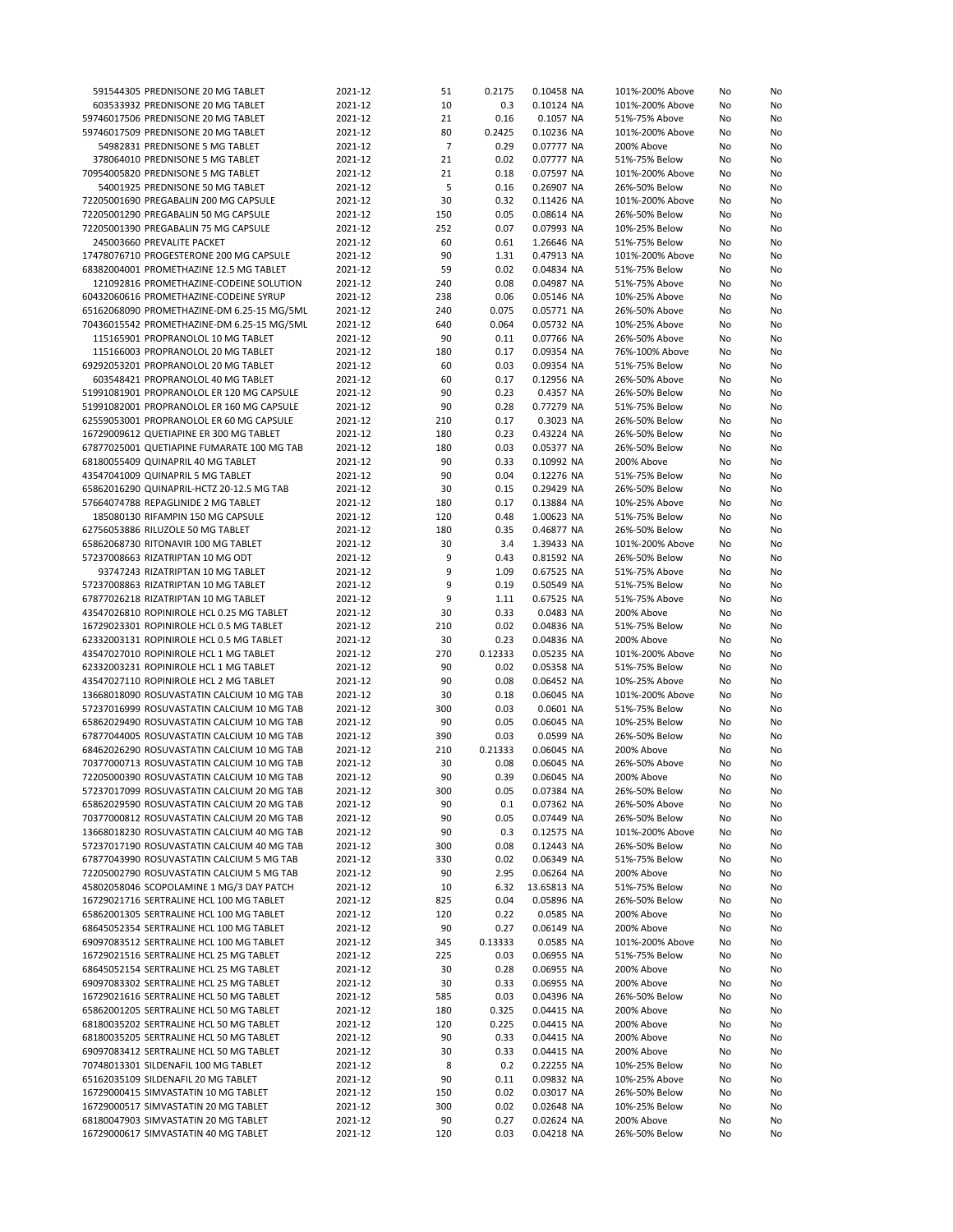| | | | | | | | | |
|---|---|---|---|---|---|---|---|---|
| 591544305 | PREDNISONE 20 MG TABLET | 2021-12 | 51 | 0.2175 | 0.10458 | NA | 101%-200% Above | No | No |
| 603533932 | PREDNISONE 20 MG TABLET | 2021-12 | 10 | 0.3 | 0.10124 | NA | 101%-200% Above | No | No |
| 59746017506 | PREDNISONE 20 MG TABLET | 2021-12 | 21 | 0.16 | 0.1057 | NA | 51%-75% Above | No | No |
| 59746017509 | PREDNISONE 20 MG TABLET | 2021-12 | 80 | 0.2425 | 0.10236 | NA | 101%-200% Above | No | No |
| 54982831 | PREDNISONE 5 MG TABLET | 2021-12 | 7 | 0.29 | 0.07777 | NA | 200% Above | No | No |
| 378064010 | PREDNISONE 5 MG TABLET | 2021-12 | 21 | 0.02 | 0.07777 | NA | 51%-75% Below | No | No |
| 70954005820 | PREDNISONE 5 MG TABLET | 2021-12 | 21 | 0.18 | 0.07597 | NA | 101%-200% Above | No | No |
| 54001925 | PREDNISONE 50 MG TABLET | 2021-12 | 5 | 0.16 | 0.26907 | NA | 26%-50% Below | No | No |
| 72205001690 | PREGABALIN 200 MG CAPSULE | 2021-12 | 30 | 0.32 | 0.11426 | NA | 101%-200% Above | No | No |
| 72205001290 | PREGABALIN 50 MG CAPSULE | 2021-12 | 150 | 0.05 | 0.08614 | NA | 26%-50% Below | No | No |
| 72205001390 | PREGABALIN 75 MG CAPSULE | 2021-12 | 252 | 0.07 | 0.07993 | NA | 10%-25% Below | No | No |
| 245003660 | PREVALITE PACKET | 2021-12 | 60 | 0.61 | 1.26646 | NA | 51%-75% Below | No | No |
| 17478076710 | PROGESTERONE 200 MG CAPSULE | 2021-12 | 90 | 1.31 | 0.47913 | NA | 101%-200% Above | No | No |
| 68382004001 | PROMETHAZINE 12.5 MG TABLET | 2021-12 | 59 | 0.02 | 0.04834 | NA | 51%-75% Below | No | No |
| 121092816 | PROMETHAZINE-CODEINE SOLUTION | 2021-12 | 240 | 0.08 | 0.04987 | NA | 51%-75% Above | No | No |
| 60432060616 | PROMETHAZINE-CODEINE SYRUP | 2021-12 | 238 | 0.06 | 0.05146 | NA | 10%-25% Above | No | No |
| 65162068090 | PROMETHAZINE-DM 6.25-15 MG/5ML | 2021-12 | 240 | 0.075 | 0.05771 | NA | 26%-50% Above | No | No |
| 70436015542 | PROMETHAZINE-DM 6.25-15 MG/5ML | 2021-12 | 640 | 0.064 | 0.05732 | NA | 10%-25% Above | No | No |
| 115165901 | PROPRANOLOL 10 MG TABLET | 2021-12 | 90 | 0.11 | 0.07766 | NA | 26%-50% Above | No | No |
| 115166003 | PROPRANOLOL 20 MG TABLET | 2021-12 | 180 | 0.17 | 0.09354 | NA | 76%-100% Above | No | No |
| 69292053201 | PROPRANOLOL 20 MG TABLET | 2021-12 | 60 | 0.03 | 0.09354 | NA | 51%-75% Below | No | No |
| 603548421 | PROPRANOLOL 40 MG TABLET | 2021-12 | 60 | 0.17 | 0.12956 | NA | 26%-50% Above | No | No |
| 51991081901 | PROPRANOLOL ER 120 MG CAPSULE | 2021-12 | 90 | 0.23 | 0.4357 | NA | 26%-50% Below | No | No |
| 51991082001 | PROPRANOLOL ER 160 MG CAPSULE | 2021-12 | 90 | 0.28 | 0.77279 | NA | 51%-75% Below | No | No |
| 62559053001 | PROPRANOLOL ER 60 MG CAPSULE | 2021-12 | 210 | 0.17 | 0.3023 | NA | 26%-50% Below | No | No |
| 16729009612 | QUETIAPINE ER 300 MG TABLET | 2021-12 | 180 | 0.23 | 0.43224 | NA | 26%-50% Below | No | No |
| 67877025001 | QUETIAPINE FUMARATE 100 MG TAB | 2021-12 | 180 | 0.03 | 0.05377 | NA | 26%-50% Below | No | No |
| 68180055409 | QUINAPRIL 40 MG TABLET | 2021-12 | 90 | 0.33 | 0.10992 | NA | 200% Above | No | No |
| 43547041009 | QUINAPRIL 5 MG TABLET | 2021-12 | 90 | 0.04 | 0.12276 | NA | 51%-75% Below | No | No |
| 65862016290 | QUINAPRIL-HCTZ 20-12.5 MG TAB | 2021-12 | 30 | 0.15 | 0.29429 | NA | 26%-50% Below | No | No |
| 57664074788 | REPAGLINIDE 2 MG TABLET | 2021-12 | 180 | 0.17 | 0.13884 | NA | 10%-25% Above | No | No |
| 185080130 | RIFAMPIN 150 MG CAPSULE | 2021-12 | 120 | 0.48 | 1.00623 | NA | 51%-75% Below | No | No |
| 62756053886 | RILUZOLE 50 MG TABLET | 2021-12 | 180 | 0.35 | 0.46877 | NA | 26%-50% Below | No | No |
| 65862068730 | RITONAVIR 100 MG TABLET | 2021-12 | 30 | 3.4 | 1.39433 | NA | 101%-200% Above | No | No |
| 57237008663 | RIZATRIPTAN 10 MG ODT | 2021-12 | 9 | 0.43 | 0.81592 | NA | 26%-50% Below | No | No |
| 93747243 | RIZATRIPTAN 10 MG TABLET | 2021-12 | 9 | 1.09 | 0.67525 | NA | 51%-75% Above | No | No |
| 57237008863 | RIZATRIPTAN 10 MG TABLET | 2021-12 | 9 | 0.19 | 0.50549 | NA | 51%-75% Below | No | No |
| 67877026218 | RIZATRIPTAN 10 MG TABLET | 2021-12 | 9 | 1.11 | 0.67525 | NA | 51%-75% Above | No | No |
| 43547026810 | ROPINIROLE HCL 0.25 MG TABLET | 2021-12 | 30 | 0.33 | 0.0483 | NA | 200% Above | No | No |
| 16729023301 | ROPINIROLE HCL 0.5 MG TABLET | 2021-12 | 210 | 0.02 | 0.04836 | NA | 51%-75% Below | No | No |
| 62332003131 | ROPINIROLE HCL 0.5 MG TABLET | 2021-12 | 30 | 0.23 | 0.04836 | NA | 200% Above | No | No |
| 43547027010 | ROPINIROLE HCL 1 MG TABLET | 2021-12 | 270 | 0.12333 | 0.05235 | NA | 101%-200% Above | No | No |
| 62332003231 | ROPINIROLE HCL 1 MG TABLET | 2021-12 | 90 | 0.02 | 0.05358 | NA | 51%-75% Below | No | No |
| 43547027110 | ROPINIROLE HCL 2 MG TABLET | 2021-12 | 90 | 0.08 | 0.06452 | NA | 10%-25% Above | No | No |
| 13668018090 | ROSUVASTATIN CALCIUM 10 MG TAB | 2021-12 | 30 | 0.18 | 0.06045 | NA | 101%-200% Above | No | No |
| 57237016999 | ROSUVASTATIN CALCIUM 10 MG TAB | 2021-12 | 300 | 0.03 | 0.0601 | NA | 51%-75% Below | No | No |
| 65862029490 | ROSUVASTATIN CALCIUM 10 MG TAB | 2021-12 | 90 | 0.05 | 0.06045 | NA | 10%-25% Below | No | No |
| 67877044005 | ROSUVASTATIN CALCIUM 10 MG TAB | 2021-12 | 390 | 0.03 | 0.0599 | NA | 26%-50% Below | No | No |
| 68462026290 | ROSUVASTATIN CALCIUM 10 MG TAB | 2021-12 | 210 | 0.21333 | 0.06045 | NA | 200% Above | No | No |
| 70377000713 | ROSUVASTATIN CALCIUM 10 MG TAB | 2021-12 | 30 | 0.08 | 0.06045 | NA | 26%-50% Above | No | No |
| 72205000390 | ROSUVASTATIN CALCIUM 10 MG TAB | 2021-12 | 90 | 0.39 | 0.06045 | NA | 200% Above | No | No |
| 57237017099 | ROSUVASTATIN CALCIUM 20 MG TAB | 2021-12 | 300 | 0.05 | 0.07384 | NA | 26%-50% Below | No | No |
| 65862029590 | ROSUVASTATIN CALCIUM 20 MG TAB | 2021-12 | 90 | 0.1 | 0.07362 | NA | 26%-50% Above | No | No |
| 70377000812 | ROSUVASTATIN CALCIUM 20 MG TAB | 2021-12 | 90 | 0.05 | 0.07449 | NA | 26%-50% Below | No | No |
| 13668018230 | ROSUVASTATIN CALCIUM 40 MG TAB | 2021-12 | 90 | 0.3 | 0.12575 | NA | 101%-200% Above | No | No |
| 57237017190 | ROSUVASTATIN CALCIUM 40 MG TAB | 2021-12 | 300 | 0.08 | 0.12443 | NA | 26%-50% Below | No | No |
| 67877043990 | ROSUVASTATIN CALCIUM 5 MG TAB | 2021-12 | 330 | 0.02 | 0.06349 | NA | 51%-75% Below | No | No |
| 72205002790 | ROSUVASTATIN CALCIUM 5 MG TAB | 2021-12 | 90 | 2.95 | 0.06264 | NA | 200% Above | No | No |
| 45802058046 | SCOPOLAMINE 1 MG/3 DAY PATCH | 2021-12 | 10 | 6.32 | 13.65813 | NA | 51%-75% Below | No | No |
| 16729021716 | SERTRALINE HCL 100 MG TABLET | 2021-12 | 825 | 0.04 | 0.05896 | NA | 26%-50% Below | No | No |
| 65862001305 | SERTRALINE HCL 100 MG TABLET | 2021-12 | 120 | 0.22 | 0.0585 | NA | 200% Above | No | No |
| 68645052354 | SERTRALINE HCL 100 MG TABLET | 2021-12 | 90 | 0.27 | 0.06149 | NA | 200% Above | No | No |
| 69097083512 | SERTRALINE HCL 100 MG TABLET | 2021-12 | 345 | 0.13333 | 0.0585 | NA | 101%-200% Above | No | No |
| 16729021516 | SERTRALINE HCL 25 MG TABLET | 2021-12 | 225 | 0.03 | 0.06955 | NA | 51%-75% Below | No | No |
| 68645052154 | SERTRALINE HCL 25 MG TABLET | 2021-12 | 30 | 0.28 | 0.06955 | NA | 200% Above | No | No |
| 69097083302 | SERTRALINE HCL 25 MG TABLET | 2021-12 | 30 | 0.33 | 0.06955 | NA | 200% Above | No | No |
| 16729021616 | SERTRALINE HCL 50 MG TABLET | 2021-12 | 585 | 0.03 | 0.04396 | NA | 26%-50% Below | No | No |
| 65862001205 | SERTRALINE HCL 50 MG TABLET | 2021-12 | 180 | 0.325 | 0.04415 | NA | 200% Above | No | No |
| 68180035202 | SERTRALINE HCL 50 MG TABLET | 2021-12 | 120 | 0.225 | 0.04415 | NA | 200% Above | No | No |
| 68180035205 | SERTRALINE HCL 50 MG TABLET | 2021-12 | 90 | 0.33 | 0.04415 | NA | 200% Above | No | No |
| 69097083412 | SERTRALINE HCL 50 MG TABLET | 2021-12 | 30 | 0.33 | 0.04415 | NA | 200% Above | No | No |
| 70748013301 | SILDENAFIL 100 MG TABLET | 2021-12 | 8 | 0.2 | 0.22255 | NA | 10%-25% Below | No | No |
| 65162035109 | SILDENAFIL 20 MG TABLET | 2021-12 | 90 | 0.11 | 0.09832 | NA | 10%-25% Above | No | No |
| 16729000415 | SIMVASTATIN 10 MG TABLET | 2021-12 | 150 | 0.02 | 0.03017 | NA | 26%-50% Below | No | No |
| 16729000517 | SIMVASTATIN 20 MG TABLET | 2021-12 | 300 | 0.02 | 0.02648 | NA | 10%-25% Below | No | No |
| 68180047903 | SIMVASTATIN 20 MG TABLET | 2021-12 | 90 | 0.27 | 0.02624 | NA | 200% Above | No | No |
| 16729000617 | SIMVASTATIN 40 MG TABLET | 2021-12 | 120 | 0.03 | 0.04218 | NA | 26%-50% Below | No | No |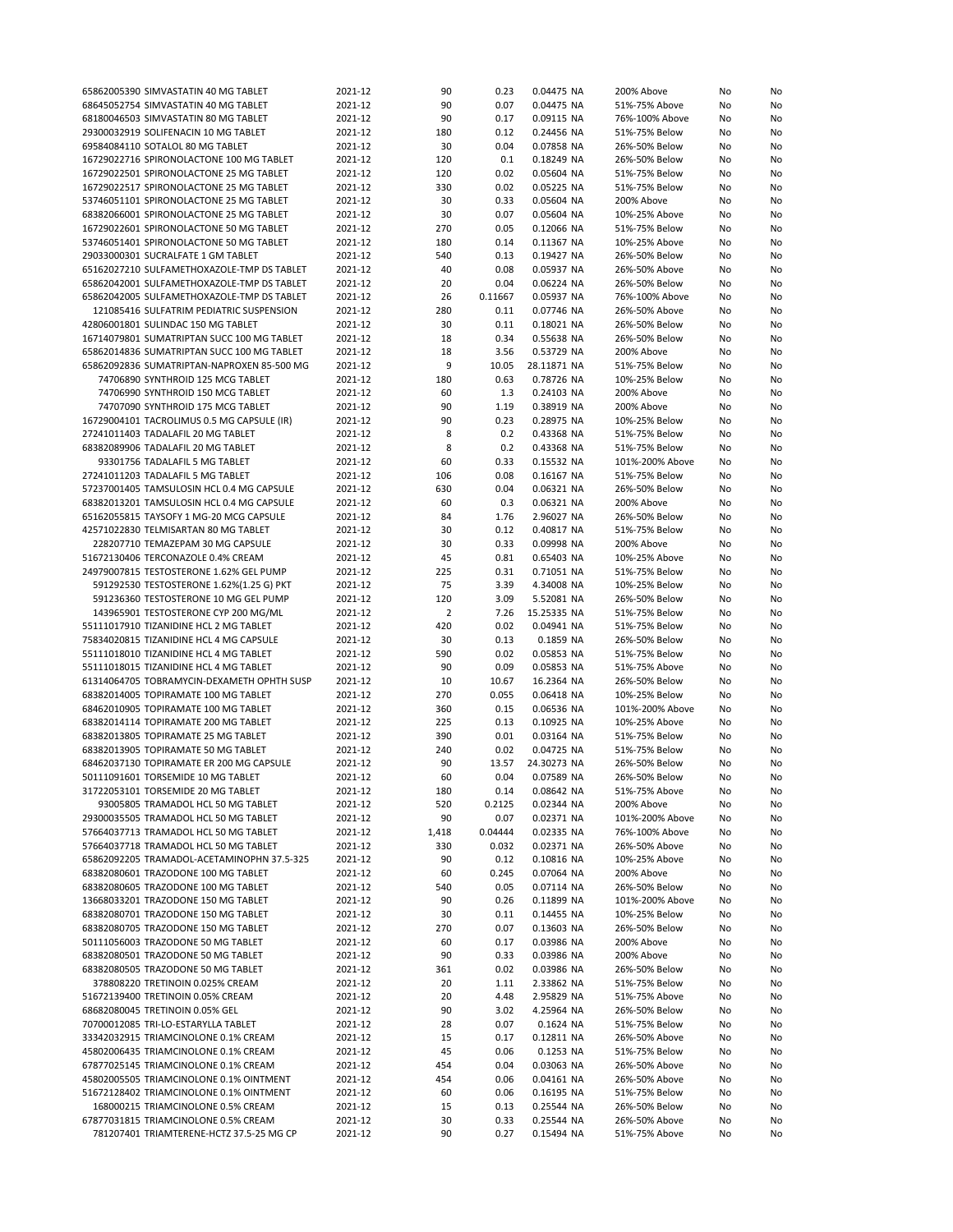| | | | | | | | | |
|---|---|---|---|---|---|---|---|---|
| 65862005390 SIMVASTATIN 40 MG TABLET | 2021-12 | 90 | 0.23 | 0.04475 | NA | 200% Above | No | No |
| 68645052754 SIMVASTATIN 40 MG TABLET | 2021-12 | 90 | 0.07 | 0.04475 | NA | 51%-75% Above | No | No |
| 68180046503 SIMVASTATIN 80 MG TABLET | 2021-12 | 90 | 0.17 | 0.09115 | NA | 76%-100% Above | No | No |
| 29300032919 SOLIFENACIN 10 MG TABLET | 2021-12 | 180 | 0.12 | 0.24456 | NA | 51%-75% Below | No | No |
| 69584084110 SOTALOL 80 MG TABLET | 2021-12 | 30 | 0.04 | 0.07858 | NA | 26%-50% Below | No | No |
| 16729022716 SPIRONOLACTONE 100 MG TABLET | 2021-12 | 120 | 0.1 | 0.18249 | NA | 26%-50% Below | No | No |
| 16729022501 SPIRONOLACTONE 25 MG TABLET | 2021-12 | 120 | 0.02 | 0.05604 | NA | 51%-75% Below | No | No |
| 16729022517 SPIRONOLACTONE 25 MG TABLET | 2021-12 | 330 | 0.02 | 0.05225 | NA | 51%-75% Below | No | No |
| 53746051101 SPIRONOLACTONE 25 MG TABLET | 2021-12 | 30 | 0.33 | 0.05604 | NA | 200% Above | No | No |
| 68382066001 SPIRONOLACTONE 25 MG TABLET | 2021-12 | 30 | 0.07 | 0.05604 | NA | 10%-25% Above | No | No |
| 16729022601 SPIRONOLACTONE 50 MG TABLET | 2021-12 | 270 | 0.05 | 0.12066 | NA | 51%-75% Below | No | No |
| 53746051401 SPIRONOLACTONE 50 MG TABLET | 2021-12 | 180 | 0.14 | 0.11367 | NA | 10%-25% Above | No | No |
| 29033000301 SUCRALFATE 1 GM TABLET | 2021-12 | 540 | 0.13 | 0.19427 | NA | 26%-50% Below | No | No |
| 65162027210 SULFAMETHOXAZOLE-TMP DS TABLET | 2021-12 | 40 | 0.08 | 0.05937 | NA | 26%-50% Above | No | No |
| 65862042001 SULFAMETHOXAZOLE-TMP DS TABLET | 2021-12 | 20 | 0.04 | 0.06224 | NA | 26%-50% Below | No | No |
| 65862042005 SULFAMETHOXAZOLE-TMP DS TABLET | 2021-12 | 26 | 0.11667 | 0.05937 | NA | 76%-100% Above | No | No |
| 121085416 SULFATRIM PEDIATRIC SUSPENSION | 2021-12 | 280 | 0.11 | 0.07746 | NA | 26%-50% Above | No | No |
| 42806001801 SULINDAC 150 MG TABLET | 2021-12 | 30 | 0.11 | 0.18021 | NA | 26%-50% Below | No | No |
| 16714079801 SUMATRIPTAN SUCC 100 MG TABLET | 2021-12 | 18 | 0.34 | 0.55638 | NA | 26%-50% Below | No | No |
| 65862014836 SUMATRIPTAN SUCC 100 MG TABLET | 2021-12 | 18 | 3.56 | 0.53729 | NA | 200% Above | No | No |
| 65862092836 SUMATRIPTAN-NAPROXEN 85-500 MG | 2021-12 | 9 | 10.05 | 28.11871 | NA | 51%-75% Below | No | No |
| 74706890 SYNTHROID 125 MCG TABLET | 2021-12 | 180 | 0.63 | 0.78726 | NA | 10%-25% Below | No | No |
| 74706990 SYNTHROID 150 MCG TABLET | 2021-12 | 60 | 1.3 | 0.24103 | NA | 200% Above | No | No |
| 74707090 SYNTHROID 175 MCG TABLET | 2021-12 | 90 | 1.19 | 0.38919 | NA | 200% Above | No | No |
| 16729004101 TACROLIMUS 0.5 MG CAPSULE (IR) | 2021-12 | 90 | 0.23 | 0.28975 | NA | 10%-25% Below | No | No |
| 27241011403 TADALAFIL 20 MG TABLET | 2021-12 | 8 | 0.2 | 0.43368 | NA | 51%-75% Below | No | No |
| 68382089906 TADALAFIL 20 MG TABLET | 2021-12 | 8 | 0.2 | 0.43368 | NA | 51%-75% Below | No | No |
| 93301756 TADALAFIL 5 MG TABLET | 2021-12 | 60 | 0.33 | 0.15532 | NA | 101%-200% Above | No | No |
| 27241011203 TADALAFIL 5 MG TABLET | 2021-12 | 106 | 0.08 | 0.16167 | NA | 51%-75% Below | No | No |
| 57237001405 TAMSULOSIN HCL 0.4 MG CAPSULE | 2021-12 | 630 | 0.04 | 0.06321 | NA | 26%-50% Below | No | No |
| 68382013201 TAMSULOSIN HCL 0.4 MG CAPSULE | 2021-12 | 60 | 0.3 | 0.06321 | NA | 200% Above | No | No |
| 65162055815 TAYSOFY 1 MG-20 MCG CAPSULE | 2021-12 | 84 | 1.76 | 2.96027 | NA | 26%-50% Below | No | No |
| 42571022830 TELMISARTAN 80 MG TABLET | 2021-12 | 30 | 0.12 | 0.40817 | NA | 51%-75% Below | No | No |
| 228207710 TEMAZEPAM 30 MG CAPSULE | 2021-12 | 30 | 0.33 | 0.09998 | NA | 200% Above | No | No |
| 51672130406 TERCONAZOLE 0.4% CREAM | 2021-12 | 45 | 0.81 | 0.65403 | NA | 10%-25% Above | No | No |
| 24979007815 TESTOSTERONE 1.62% GEL PUMP | 2021-12 | 225 | 0.31 | 0.71051 | NA | 51%-75% Below | No | No |
| 591292530 TESTOSTERONE 1.62%(1.25 G) PKT | 2021-12 | 75 | 3.39 | 4.34008 | NA | 10%-25% Below | No | No |
| 591236360 TESTOSTERONE 10 MG GEL PUMP | 2021-12 | 120 | 3.09 | 5.52081 | NA | 26%-50% Below | No | No |
| 143965901 TESTOSTERONE CYP 200 MG/ML | 2021-12 | 2 | 7.26 | 15.25335 | NA | 51%-75% Below | No | No |
| 55111017910 TIZANIDINE HCL 2 MG TABLET | 2021-12 | 420 | 0.02 | 0.04941 | NA | 51%-75% Below | No | No |
| 75834020815 TIZANIDINE HCL 4 MG CAPSULE | 2021-12 | 30 | 0.13 | 0.1859 | NA | 26%-50% Below | No | No |
| 55111018010 TIZANIDINE HCL 4 MG TABLET | 2021-12 | 590 | 0.02 | 0.05853 | NA | 51%-75% Below | No | No |
| 55111018015 TIZANIDINE HCL 4 MG TABLET | 2021-12 | 90 | 0.09 | 0.05853 | NA | 51%-75% Above | No | No |
| 61314064705 TOBRAMYCIN-DEXAMETH OPHTH SUSP | 2021-12 | 10 | 10.67 | 16.2364 | NA | 26%-50% Below | No | No |
| 68382014005 TOPIRAMATE 100 MG TABLET | 2021-12 | 270 | 0.055 | 0.06418 | NA | 10%-25% Below | No | No |
| 68462010905 TOPIRAMATE 100 MG TABLET | 2021-12 | 360 | 0.15 | 0.06536 | NA | 101%-200% Above | No | No |
| 68382014114 TOPIRAMATE 200 MG TABLET | 2021-12 | 225 | 0.13 | 0.10925 | NA | 10%-25% Above | No | No |
| 68382013805 TOPIRAMATE 25 MG TABLET | 2021-12 | 390 | 0.01 | 0.03164 | NA | 51%-75% Below | No | No |
| 68382013905 TOPIRAMATE 50 MG TABLET | 2021-12 | 240 | 0.02 | 0.04725 | NA | 51%-75% Below | No | No |
| 68462037130 TOPIRAMATE ER 200 MG CAPSULE | 2021-12 | 90 | 13.57 | 24.30273 | NA | 26%-50% Below | No | No |
| 50111091601 TORSEMIDE 10 MG TABLET | 2021-12 | 60 | 0.04 | 0.07589 | NA | 26%-50% Below | No | No |
| 31722053101 TORSEMIDE 20 MG TABLET | 2021-12 | 180 | 0.14 | 0.08642 | NA | 51%-75% Above | No | No |
| 93005805 TRAMADOL HCL 50 MG TABLET | 2021-12 | 520 | 0.2125 | 0.02344 | NA | 200% Above | No | No |
| 29300035505 TRAMADOL HCL 50 MG TABLET | 2021-12 | 90 | 0.07 | 0.02371 | NA | 101%-200% Above | No | No |
| 57664037713 TRAMADOL HCL 50 MG TABLET | 2021-12 | 1,418 | 0.04444 | 0.02335 | NA | 76%-100% Above | No | No |
| 57664037718 TRAMADOL HCL 50 MG TABLET | 2021-12 | 330 | 0.032 | 0.02371 | NA | 26%-50% Above | No | No |
| 65862092205 TRAMADOL-ACETAMINOPHN 37.5-325 | 2021-12 | 90 | 0.12 | 0.10816 | NA | 10%-25% Above | No | No |
| 68382080601 TRAZODONE 100 MG TABLET | 2021-12 | 60 | 0.245 | 0.07064 | NA | 200% Above | No | No |
| 68382080605 TRAZODONE 100 MG TABLET | 2021-12 | 540 | 0.05 | 0.07114 | NA | 26%-50% Below | No | No |
| 13668033201 TRAZODONE 150 MG TABLET | 2021-12 | 90 | 0.26 | 0.11899 | NA | 101%-200% Above | No | No |
| 68382080701 TRAZODONE 150 MG TABLET | 2021-12 | 30 | 0.11 | 0.14455 | NA | 10%-25% Below | No | No |
| 68382080705 TRAZODONE 150 MG TABLET | 2021-12 | 270 | 0.07 | 0.13603 | NA | 26%-50% Below | No | No |
| 50111056003 TRAZODONE 50 MG TABLET | 2021-12 | 60 | 0.17 | 0.03986 | NA | 200% Above | No | No |
| 68382080501 TRAZODONE 50 MG TABLET | 2021-12 | 90 | 0.33 | 0.03986 | NA | 200% Above | No | No |
| 68382080505 TRAZODONE 50 MG TABLET | 2021-12 | 361 | 0.02 | 0.03986 | NA | 26%-50% Below | No | No |
| 378808220 TRETINOIN 0.025% CREAM | 2021-12 | 20 | 1.11 | 2.33862 | NA | 51%-75% Below | No | No |
| 51672139400 TRETINOIN 0.05% CREAM | 2021-12 | 20 | 4.48 | 2.95829 | NA | 51%-75% Above | No | No |
| 68682080045 TRETINOIN 0.05% GEL | 2021-12 | 90 | 3.02 | 4.25964 | NA | 26%-50% Below | No | No |
| 70700012085 TRI-LO-ESTARYLLA TABLET | 2021-12 | 28 | 0.07 | 0.1624 | NA | 51%-75% Below | No | No |
| 33342032915 TRIAMCINOLONE 0.1% CREAM | 2021-12 | 15 | 0.17 | 0.12811 | NA | 26%-50% Above | No | No |
| 45802006435 TRIAMCINOLONE 0.1% CREAM | 2021-12 | 45 | 0.06 | 0.1253 | NA | 51%-75% Below | No | No |
| 67877025145 TRIAMCINOLONE 0.1% CREAM | 2021-12 | 454 | 0.04 | 0.03063 | NA | 26%-50% Above | No | No |
| 45802005505 TRIAMCINOLONE 0.1% OINTMENT | 2021-12 | 454 | 0.06 | 0.04161 | NA | 26%-50% Above | No | No |
| 51672128402 TRIAMCINOLONE 0.1% OINTMENT | 2021-12 | 60 | 0.06 | 0.16195 | NA | 51%-75% Below | No | No |
| 168000215 TRIAMCINOLONE 0.5% CREAM | 2021-12 | 15 | 0.13 | 0.25544 | NA | 26%-50% Below | No | No |
| 67877031815 TRIAMCINOLONE 0.5% CREAM | 2021-12 | 30 | 0.33 | 0.25544 | NA | 26%-50% Above | No | No |
| 781207401 TRIAMTERENE-HCTZ 37.5-25 MG CP | 2021-12 | 90 | 0.27 | 0.15494 | NA | 51%-75% Above | No | No |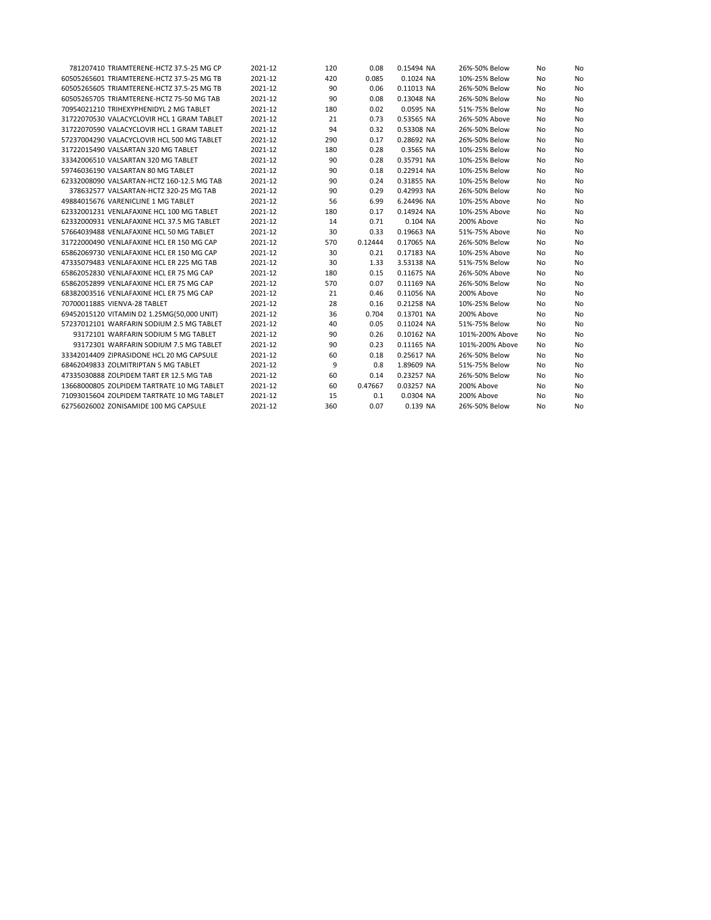| | | | | | | | | | |
|---|---|---|---|---|---|---|---|---|---|
| 781207410 | TRIAMTERENE-HCTZ 37.5-25 MG CP | 2021-12 | 120 | 0.08 | 0.15494 | NA | 26%-50% Below | No | No |
| 60505265601 | TRIAMTERENE-HCTZ 37.5-25 MG TB | 2021-12 | 420 | 0.085 | 0.1024 | NA | 10%-25% Below | No | No |
| 60505265605 | TRIAMTERENE-HCTZ 37.5-25 MG TB | 2021-12 | 90 | 0.06 | 0.11013 | NA | 26%-50% Below | No | No |
| 60505265705 | TRIAMTERENE-HCTZ 75-50 MG TAB | 2021-12 | 90 | 0.08 | 0.13048 | NA | 26%-50% Below | No | No |
| 70954021210 | TRIHEXYPHENIDYL 2 MG TABLET | 2021-12 | 180 | 0.02 | 0.0595 | NA | 51%-75% Below | No | No |
| 31722070530 | VALACYCLOVIR HCL 1 GRAM TABLET | 2021-12 | 21 | 0.73 | 0.53565 | NA | 26%-50% Above | No | No |
| 31722070590 | VALACYCLOVIR HCL 1 GRAM TABLET | 2021-12 | 94 | 0.32 | 0.53308 | NA | 26%-50% Below | No | No |
| 57237004290 | VALACYCLOVIR HCL 500 MG TABLET | 2021-12 | 290 | 0.17 | 0.28692 | NA | 26%-50% Below | No | No |
| 31722015490 | VALSARTAN 320 MG TABLET | 2021-12 | 180 | 0.28 | 0.3565 | NA | 10%-25% Below | No | No |
| 33342006510 | VALSARTAN 320 MG TABLET | 2021-12 | 90 | 0.28 | 0.35791 | NA | 10%-25% Below | No | No |
| 59746036190 | VALSARTAN 80 MG TABLET | 2021-12 | 90 | 0.18 | 0.22914 | NA | 10%-25% Below | No | No |
| 62332008090 | VALSARTAN-HCTZ 160-12.5 MG TAB | 2021-12 | 90 | 0.24 | 0.31855 | NA | 10%-25% Below | No | No |
| 378632577 | VALSARTAN-HCTZ 320-25 MG TAB | 2021-12 | 90 | 0.29 | 0.42993 | NA | 26%-50% Below | No | No |
| 49884015676 | VARENICLINE 1 MG TABLET | 2021-12 | 56 | 6.99 | 6.24496 | NA | 10%-25% Above | No | No |
| 62332001231 | VENLAFAXINE HCL 100 MG TABLET | 2021-12 | 180 | 0.17 | 0.14924 | NA | 10%-25% Above | No | No |
| 62332000931 | VENLAFAXINE HCL 37.5 MG TABLET | 2021-12 | 14 | 0.71 | 0.104 | NA | 200% Above | No | No |
| 57664039488 | VENLAFAXINE HCL 50 MG TABLET | 2021-12 | 30 | 0.33 | 0.19663 | NA | 51%-75% Above | No | No |
| 31722000490 | VENLAFAXINE HCL ER 150 MG CAP | 2021-12 | 570 | 0.12444 | 0.17065 | NA | 26%-50% Below | No | No |
| 65862069730 | VENLAFAXINE HCL ER 150 MG CAP | 2021-12 | 30 | 0.21 | 0.17183 | NA | 10%-25% Above | No | No |
| 47335079483 | VENLAFAXINE HCL ER 225 MG TAB | 2021-12 | 30 | 1.33 | 3.53138 | NA | 51%-75% Below | No | No |
| 65862052830 | VENLAFAXINE HCL ER 75 MG CAP | 2021-12 | 180 | 0.15 | 0.11675 | NA | 26%-50% Above | No | No |
| 65862052899 | VENLAFAXINE HCL ER 75 MG CAP | 2021-12 | 570 | 0.07 | 0.11169 | NA | 26%-50% Below | No | No |
| 68382003516 | VENLAFAXINE HCL ER 75 MG CAP | 2021-12 | 21 | 0.46 | 0.11056 | NA | 200% Above | No | No |
| 70700011885 | VIENVA-28 TABLET | 2021-12 | 28 | 0.16 | 0.21258 | NA | 10%-25% Below | No | No |
| 69452015120 | VITAMIN D2 1.25MG(50,000 UNIT) | 2021-12 | 36 | 0.704 | 0.13701 | NA | 200% Above | No | No |
| 57237012101 | WARFARIN SODIUM 2.5 MG TABLET | 2021-12 | 40 | 0.05 | 0.11024 | NA | 51%-75% Below | No | No |
| 93172101 | WARFARIN SODIUM 5 MG TABLET | 2021-12 | 90 | 0.26 | 0.10162 | NA | 101%-200% Above | No | No |
| 93172301 | WARFARIN SODIUM 7.5 MG TABLET | 2021-12 | 90 | 0.23 | 0.11165 | NA | 101%-200% Above | No | No |
| 33342014409 | ZIPRASIDONE HCL 20 MG CAPSULE | 2021-12 | 60 | 0.18 | 0.25617 | NA | 26%-50% Below | No | No |
| 68462049833 | ZOLMITRIPTAN 5 MG TABLET | 2021-12 | 9 | 0.8 | 1.89609 | NA | 51%-75% Below | No | No |
| 47335030888 | ZOLPIDEM TART ER 12.5 MG TAB | 2021-12 | 60 | 0.14 | 0.23257 | NA | 26%-50% Below | No | No |
| 13668000805 | ZOLPIDEM TARTRATE 10 MG TABLET | 2021-12 | 60 | 0.47667 | 0.03257 | NA | 200% Above | No | No |
| 71093015604 | ZOLPIDEM TARTRATE 10 MG TABLET | 2021-12 | 15 | 0.1 | 0.0304 | NA | 200% Above | No | No |
| 62756026002 | ZONISAMIDE 100 MG CAPSULE | 2021-12 | 360 | 0.07 | 0.139 | NA | 26%-50% Below | No | No |